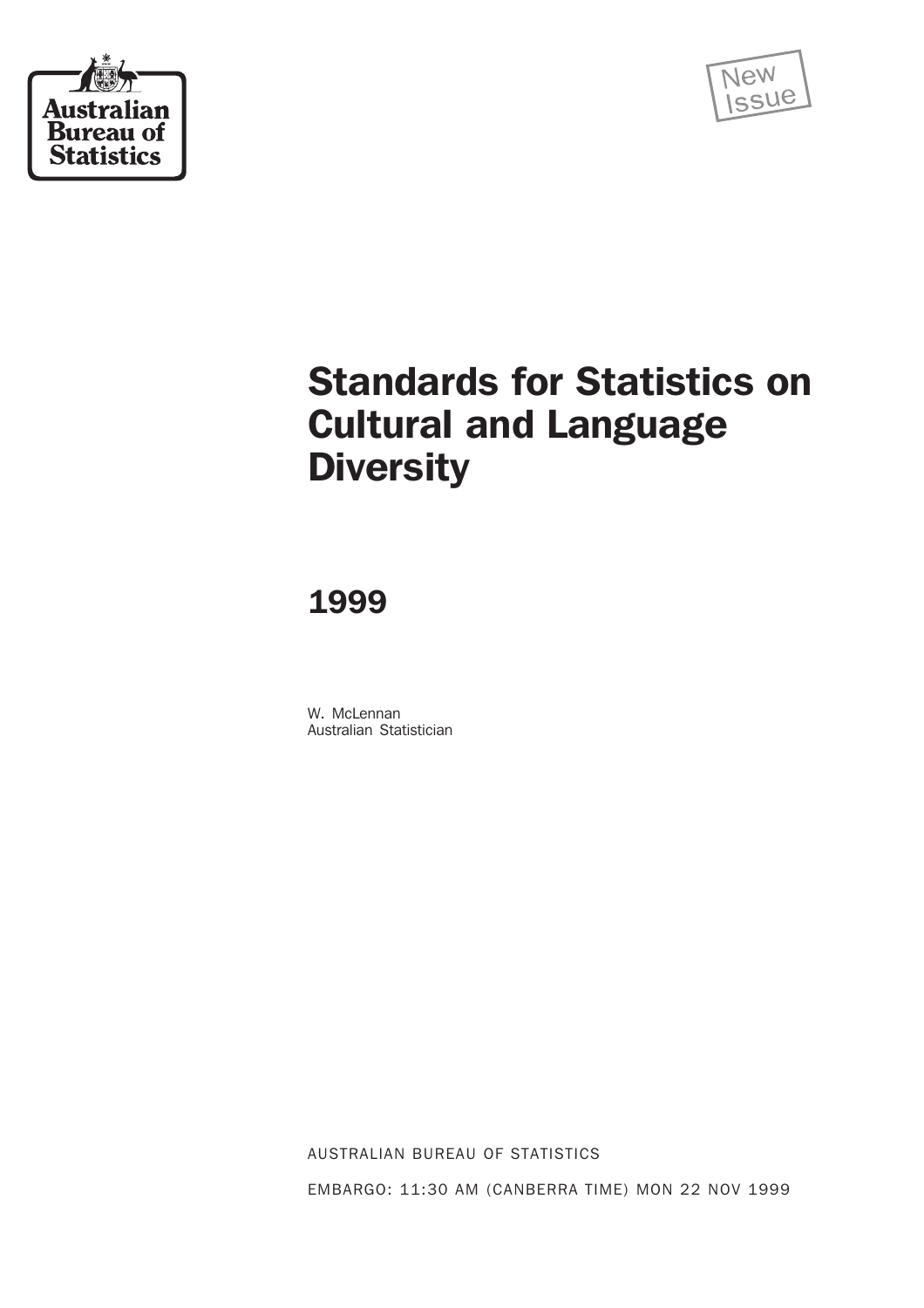Australian Bureau of Statistics

New Issue

# Standards for Statistics on Cultural and Language Diversity

## 1999

W. McLennan
Australian Statistician

AUSTRALIAN BUREAU OF STATISTICS

EMBARGO: 11:30 AM (CANBERRA TIME) MON 22 NOV 1999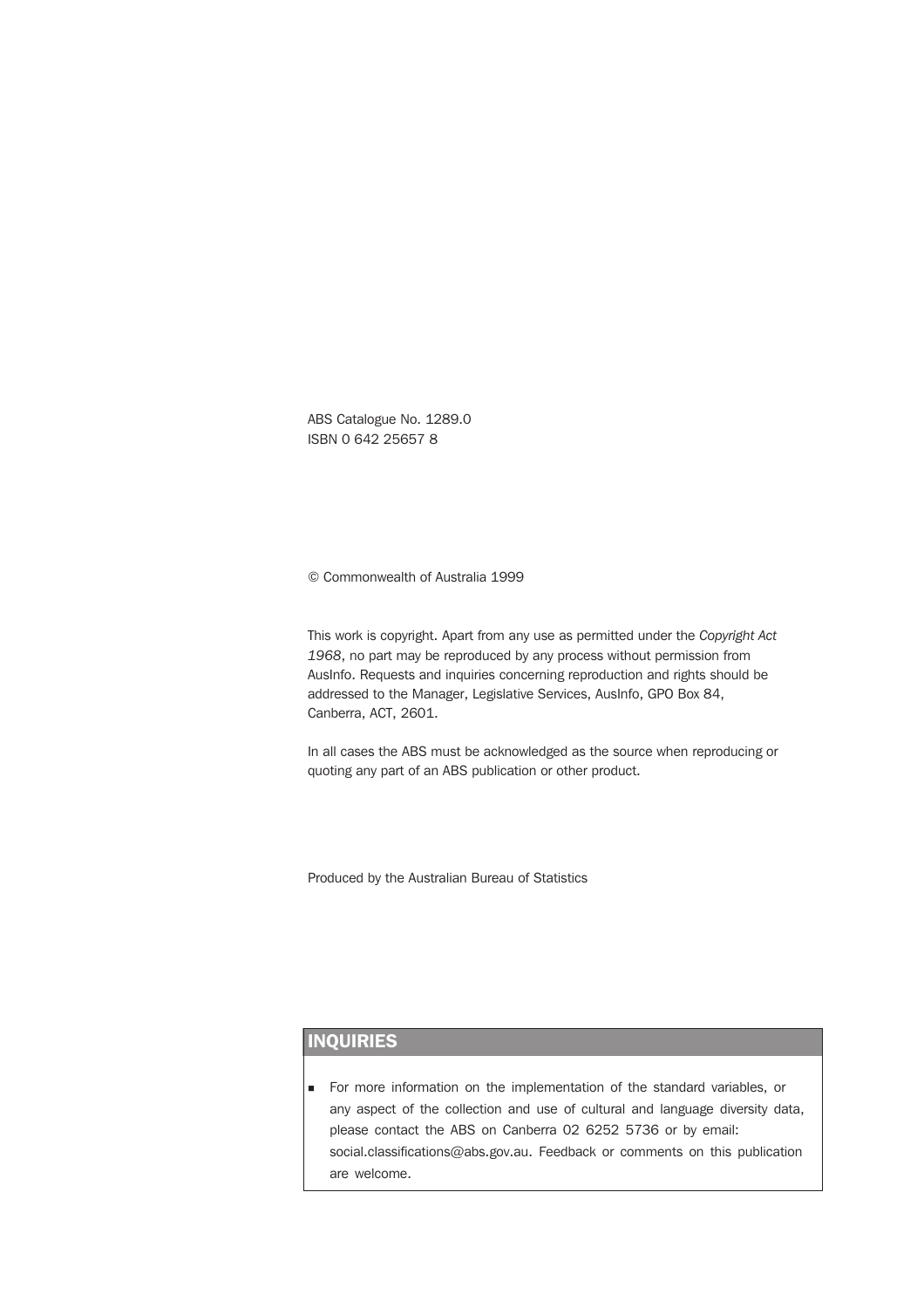ABS Catalogue No. 1289.0
ISBN 0 642 25657 8

© Commonwealth of Australia 1999

This work is copyright. Apart from any use as permitted under the *Copyright Act 1968*, no part may be reproduced by any process without permission from AusInfo. Requests and inquiries concerning reproduction and rights should be addressed to the Manager, Legislative Services, AusInfo, GPO Box 84, Canberra, ACT, 2601.

In all cases the ABS must be acknowledged as the source when reproducing or quoting any part of an ABS publication or other product.

Produced by the Australian Bureau of Statistics

## INQUIRIES

- For more information on the implementation of the standard variables, or any aspect of the collection and use of cultural and language diversity data, please contact the ABS on Canberra 02 6252 5736 or by email: social.classifications@abs.gov.au. Feedback or comments on this publication are welcome.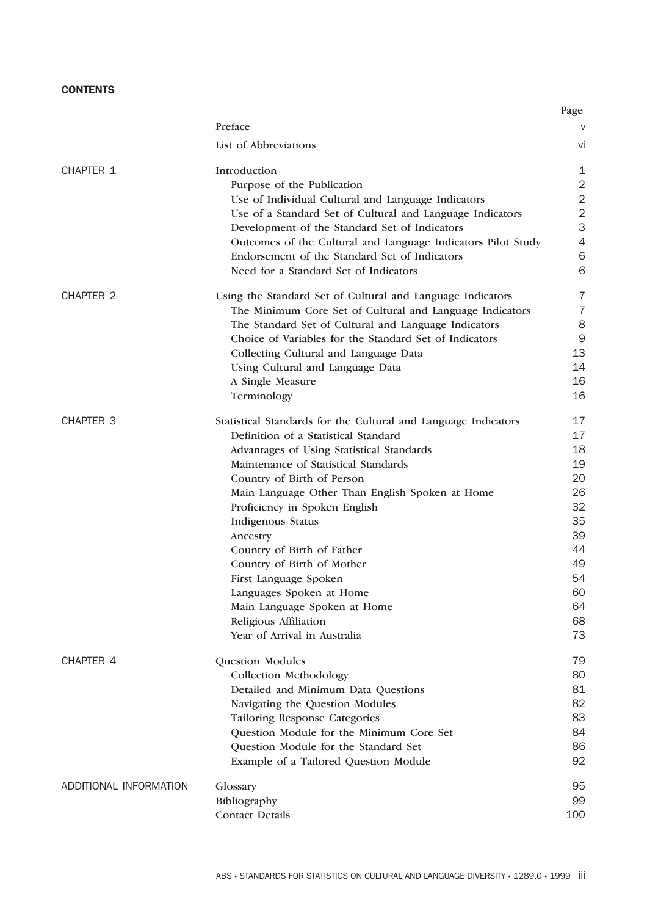# CONTENTS

| | | Page |
|---|---|---|
| | Preface | v |
| | List of Abbreviations | vi |
| CHAPTER 1 | Introduction | 1 |
| | Purpose of the Publication | 2 |
| | Use of Individual Cultural and Language Indicators | 2 |
| | Use of a Standard Set of Cultural and Language Indicators | 2 |
| | Development of the Standard Set of Indicators | 3 |
| | Outcomes of the Cultural and Language Indicators Pilot Study | 4 |
| | Endorsement of the Standard Set of Indicators | 6 |
| | Need for a Standard Set of Indicators | 6 |
| CHAPTER 2 | Using the Standard Set of Cultural and Language Indicators | 7 |
| | The Minimum Core Set of Cultural and Language Indicators | 7 |
| | The Standard Set of Cultural and Language Indicators | 8 |
| | Choice of Variables for the Standard Set of Indicators | 9 |
| | Collecting Cultural and Language Data | 13 |
| | Using Cultural and Language Data | 14 |
| | A Single Measure | 16 |
| | Terminology | 16 |
| CHAPTER 3 | Statistical Standards for the Cultural and Language Indicators | 17 |
| | Definition of a Statistical Standard | 17 |
| | Advantages of Using Statistical Standards | 18 |
| | Maintenance of Statistical Standards | 19 |
| | Country of Birth of Person | 20 |
| | Main Language Other Than English Spoken at Home | 26 |
| | Proficiency in Spoken English | 32 |
| | Indigenous Status | 35 |
| | Ancestry | 39 |
| | Country of Birth of Father | 44 |
| | Country of Birth of Mother | 49 |
| | First Language Spoken | 54 |
| | Languages Spoken at Home | 60 |
| | Main Language Spoken at Home | 64 |
| | Religious Affiliation | 68 |
| | Year of Arrival in Australia | 73 |
| CHAPTER 4 | Question Modules | 79 |
| | Collection Methodology | 80 |
| | Detailed and Minimum Data Questions | 81 |
| | Navigating the Question Modules | 82 |
| | Tailoring Response Categories | 83 |
| | Question Module for the Minimum Core Set | 84 |
| | Question Module for the Standard Set | 86 |
| | Example of a Tailored Question Module | 92 |
| ADDITIONAL INFORMATION | Glossary | 95 |
| | Bibliography | 99 |
| | Contact Details | 100 |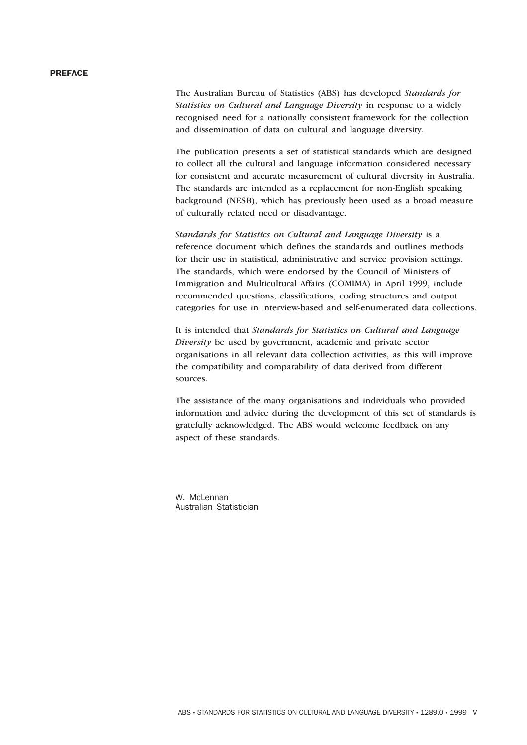## PREFACE

The Australian Bureau of Statistics (ABS) has developed *Standards for Statistics on Cultural and Language Diversity* in response to a widely recognised need for a nationally consistent framework for the collection and dissemination of data on cultural and language diversity.

The publication presents a set of statistical standards which are designed to collect all the cultural and language information considered necessary for consistent and accurate measurement of cultural diversity in Australia. The standards are intended as a replacement for non-English speaking background (NESB), which has previously been used as a broad measure of culturally related need or disadvantage.

*Standards for Statistics on Cultural and Language Diversity* is a reference document which defines the standards and outlines methods for their use in statistical, administrative and service provision settings. The standards, which were endorsed by the Council of Ministers of Immigration and Multicultural Affairs (COMIMA) in April 1999, include recommended questions, classifications, coding structures and output categories for use in interview-based and self-enumerated data collections.

It is intended that *Standards for Statistics on Cultural and Language Diversity* be used by government, academic and private sector organisations in all relevant data collection activities, as this will improve the compatibility and comparability of data derived from different sources.

The assistance of the many organisations and individuals who provided information and advice during the development of this set of standards is gratefully acknowledged. The ABS would welcome feedback on any aspect of these standards.

W. McLennan
Australian Statistician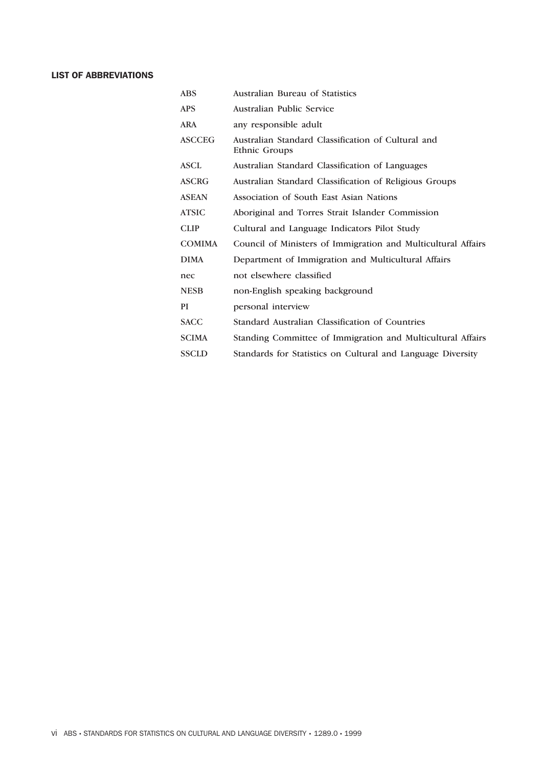## LIST OF ABBREVIATIONS

| | |
|---|---|
| ABS | Australian Bureau of Statistics |
| APS | Australian Public Service |
| ARA | any responsible adult |
| ASCCEG | Australian Standard Classification of Cultural and Ethnic Groups |
| ASCL | Australian Standard Classification of Languages |
| ASCRG | Australian Standard Classification of Religious Groups |
| ASEAN | Association of South East Asian Nations |
| ATSIC | Aboriginal and Torres Strait Islander Commission |
| CLIP | Cultural and Language Indicators Pilot Study |
| COMIMA | Council of Ministers of Immigration and Multicultural Affairs |
| DIMA | Department of Immigration and Multicultural Affairs |
| nec | not elsewhere classified |
| NESB | non-English speaking background |
| PI | personal interview |
| SACC | Standard Australian Classification of Countries |
| SCIMA | Standing Committee of Immigration and Multicultural Affairs |
| SSCLD | Standards for Statistics on Cultural and Language Diversity |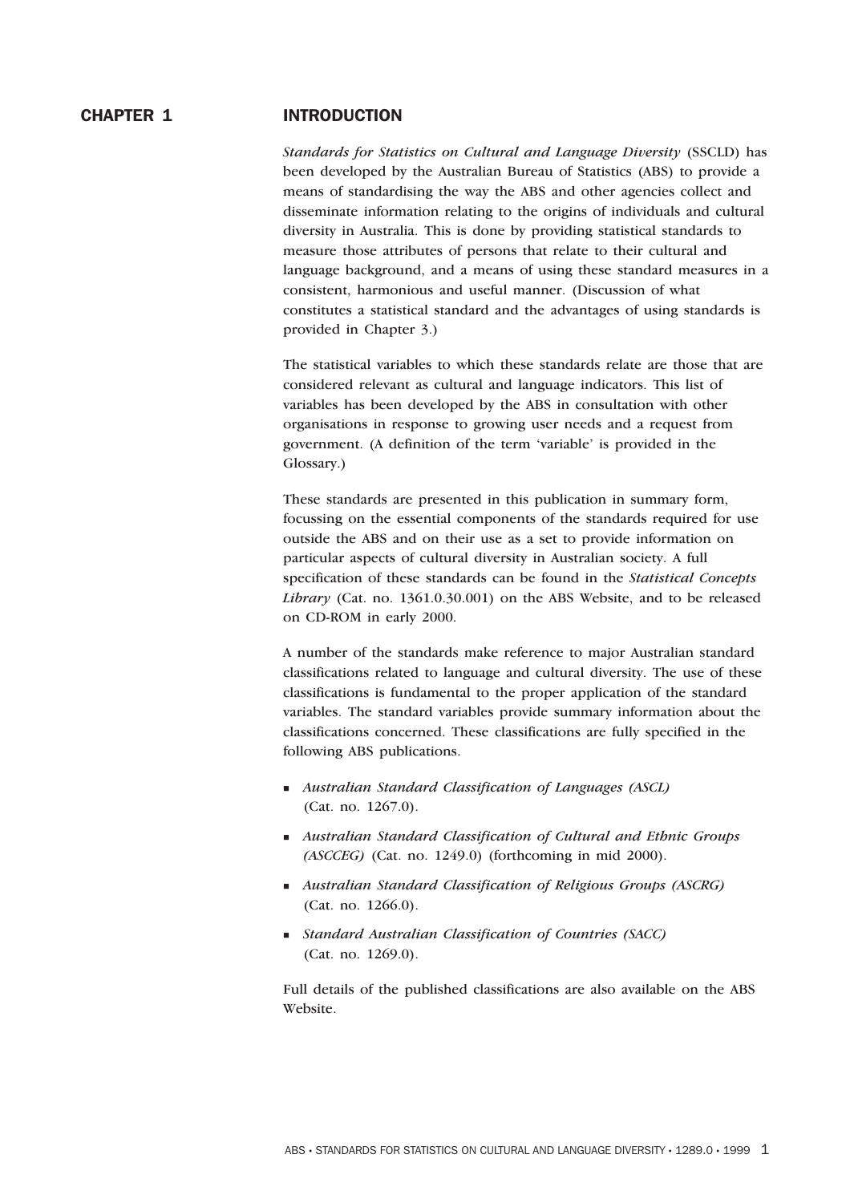# CHAPTER 1 INTRODUCTION

*Standards for Statistics on Cultural and Language Diversity* (SSCLD) has been developed by the Australian Bureau of Statistics (ABS) to provide a means of standardising the way the ABS and other agencies collect and disseminate information relating to the origins of individuals and cultural diversity in Australia. This is done by providing statistical standards to measure those attributes of persons that relate to their cultural and language background, and a means of using these standard measures in a consistent, harmonious and useful manner. (Discussion of what constitutes a statistical standard and the advantages of using standards is provided in Chapter 3.)

The statistical variables to which these standards relate are those that are considered relevant as cultural and language indicators. This list of variables has been developed by the ABS in consultation with other organisations in response to growing user needs and a request from government. (A definition of the term 'variable' is provided in the Glossary.)

These standards are presented in this publication in summary form, focussing on the essential components of the standards required for use outside the ABS and on their use as a set to provide information on particular aspects of cultural diversity in Australian society. A full specification of these standards can be found in the *Statistical Concepts Library* (Cat. no. 1361.0.30.001) on the ABS Website, and to be released on CD-ROM in early 2000.

A number of the standards make reference to major Australian standard classifications related to language and cultural diversity. The use of these classifications is fundamental to the proper application of the standard variables. The standard variables provide summary information about the classifications concerned. These classifications are fully specified in the following ABS publications.

- *Australian Standard Classification of Languages (ASCL)* (Cat. no. 1267.0).
- *Australian Standard Classification of Cultural and Ethnic Groups (ASCCEG)* (Cat. no. 1249.0) (forthcoming in mid 2000).
- *Australian Standard Classification of Religious Groups (ASCRG)* (Cat. no. 1266.0).
- *Standard Australian Classification of Countries (SACC)* (Cat. no. 1269.0).

Full details of the published classifications are also available on the ABS Website.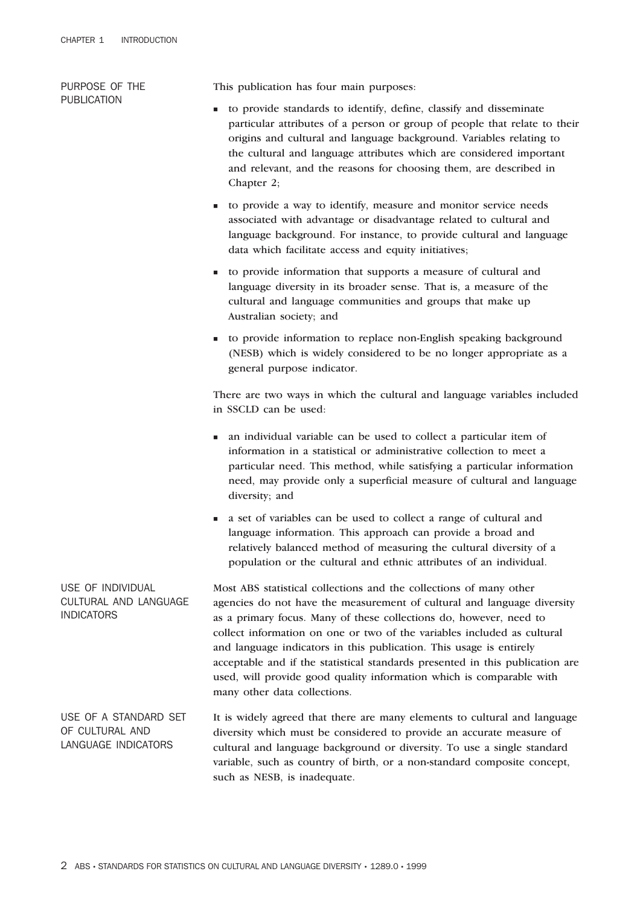## PURPOSE OF THE PUBLICATION

This publication has four main purposes:

- to provide standards to identify, define, classify and disseminate particular attributes of a person or group of people that relate to their origins and cultural and language background. Variables relating to the cultural and language attributes which are considered important and relevant, and the reasons for choosing them, are described in Chapter 2;
- to provide a way to identify, measure and monitor service needs associated with advantage or disadvantage related to cultural and language background. For instance, to provide cultural and language data which facilitate access and equity initiatives;
- to provide information that supports a measure of cultural and language diversity in its broader sense. That is, a measure of the cultural and language communities and groups that make up Australian society; and
- to provide information to replace non-English speaking background (NESB) which is widely considered to be no longer appropriate as a general purpose indicator.

There are two ways in which the cultural and language variables included in SSCLD can be used:

- an individual variable can be used to collect a particular item of information in a statistical or administrative collection to meet a particular need. This method, while satisfying a particular information need, may provide only a superficial measure of cultural and language diversity; and
- a set of variables can be used to collect a range of cultural and language information. This approach can provide a broad and relatively balanced method of measuring the cultural diversity of a population or the cultural and ethnic attributes of an individual.

## USE OF INDIVIDUAL CULTURAL AND LANGUAGE INDICATORS

Most ABS statistical collections and the collections of many other agencies do not have the measurement of cultural and language diversity as a primary focus. Many of these collections do, however, need to collect information on one or two of the variables included as cultural and language indicators in this publication. This usage is entirely acceptable and if the statistical standards presented in this publication are used, will provide good quality information which is comparable with many other data collections.

## USE OF A STANDARD SET OF CULTURAL AND LANGUAGE INDICATORS

It is widely agreed that there are many elements to cultural and language diversity which must be considered to provide an accurate measure of cultural and language background or diversity. To use a single standard variable, such as country of birth, or a non-standard composite concept, such as NESB, is inadequate.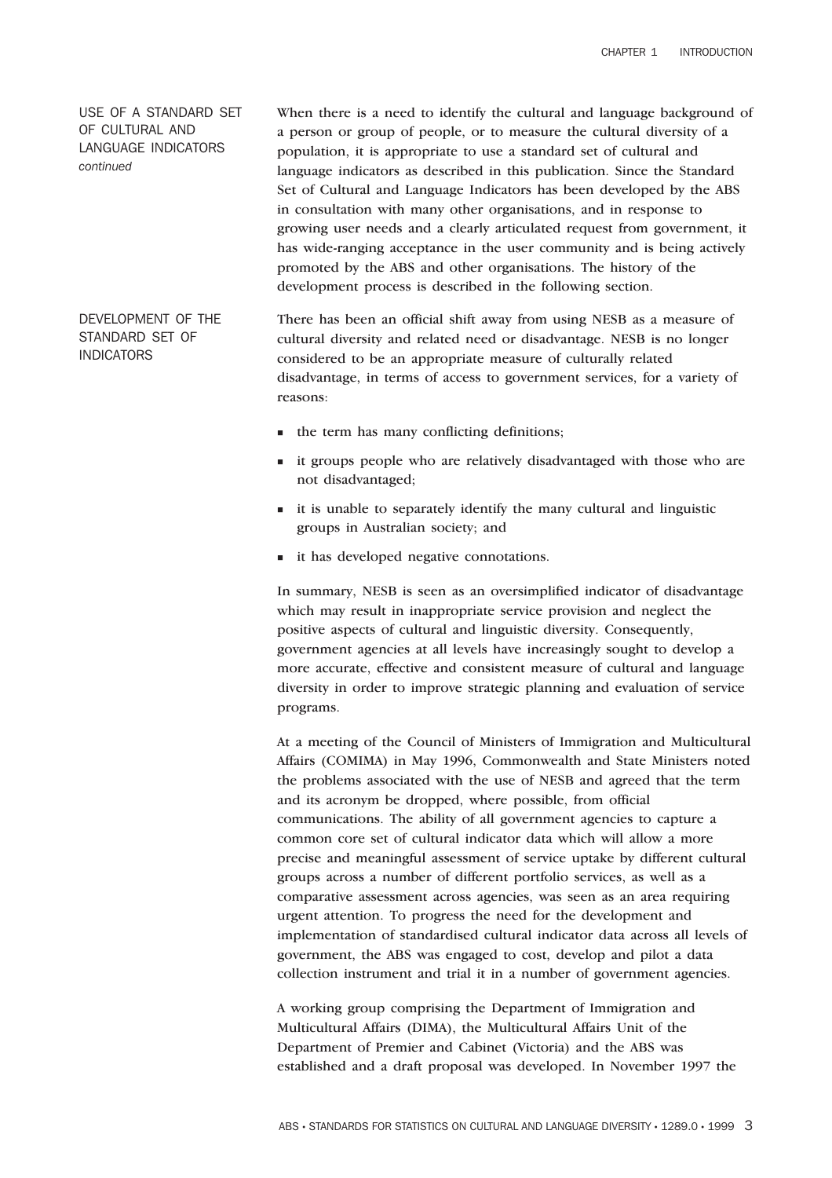## USE OF A STANDARD SET OF CULTURAL AND LANGUAGE INDICATORS *continued*

When there is a need to identify the cultural and language background of a person or group of people, or to measure the cultural diversity of a population, it is appropriate to use a standard set of cultural and language indicators as described in this publication. Since the Standard Set of Cultural and Language Indicators has been developed by the ABS in consultation with many other organisations, and in response to growing user needs and a clearly articulated request from government, it has wide-ranging acceptance in the user community and is being actively promoted by the ABS and other organisations. The history of the development process is described in the following section.

## DEVELOPMENT OF THE STANDARD SET OF INDICATORS

There has been an official shift away from using NESB as a measure of cultural diversity and related need or disadvantage. NESB is no longer considered to be an appropriate measure of culturally related disadvantage, in terms of access to government services, for a variety of reasons:

- the term has many conflicting definitions;
- it groups people who are relatively disadvantaged with those who are not disadvantaged;
- it is unable to separately identify the many cultural and linguistic groups in Australian society; and
- it has developed negative connotations.

In summary, NESB is seen as an oversimplified indicator of disadvantage which may result in inappropriate service provision and neglect the positive aspects of cultural and linguistic diversity. Consequently, government agencies at all levels have increasingly sought to develop a more accurate, effective and consistent measure of cultural and language diversity in order to improve strategic planning and evaluation of service programs.

At a meeting of the Council of Ministers of Immigration and Multicultural Affairs (COMIMA) in May 1996, Commonwealth and State Ministers noted the problems associated with the use of NESB and agreed that the term and its acronym be dropped, where possible, from official communications. The ability of all government agencies to capture a common core set of cultural indicator data which will allow a more precise and meaningful assessment of service uptake by different cultural groups across a number of different portfolio services, as well as a comparative assessment across agencies, was seen as an area requiring urgent attention. To progress the need for the development and implementation of standardised cultural indicator data across all levels of government, the ABS was engaged to cost, develop and pilot a data collection instrument and trial it in a number of government agencies.

A working group comprising the Department of Immigration and Multicultural Affairs (DIMA), the Multicultural Affairs Unit of the Department of Premier and Cabinet (Victoria) and the ABS was established and a draft proposal was developed. In November 1997 the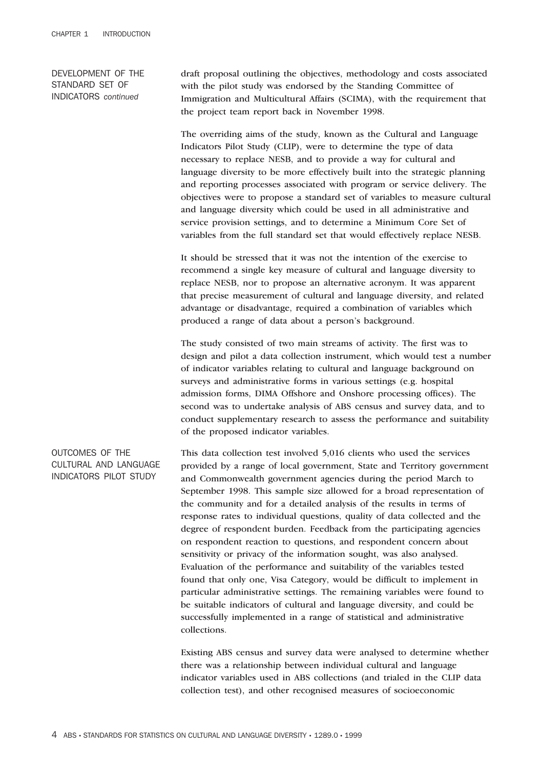## DEVELOPMENT OF THE STANDARD SET OF INDICATORS *continued*

draft proposal outlining the objectives, methodology and costs associated with the pilot study was endorsed by the Standing Committee of Immigration and Multicultural Affairs (SCIMA), with the requirement that the project team report back in November 1998.

The overriding aims of the study, known as the Cultural and Language Indicators Pilot Study (CLIP), were to determine the type of data necessary to replace NESB, and to provide a way for cultural and language diversity to be more effectively built into the strategic planning and reporting processes associated with program or service delivery. The objectives were to propose a standard set of variables to measure cultural and language diversity which could be used in all administrative and service provision settings, and to determine a Minimum Core Set of variables from the full standard set that would effectively replace NESB.

It should be stressed that it was not the intention of the exercise to recommend a single key measure of cultural and language diversity to replace NESB, nor to propose an alternative acronym. It was apparent that precise measurement of cultural and language diversity, and related advantage or disadvantage, required a combination of variables which produced a range of data about a person's background.

The study consisted of two main streams of activity. The first was to design and pilot a data collection instrument, which would test a number of indicator variables relating to cultural and language background on surveys and administrative forms in various settings (e.g. hospital admission forms, DIMA Offshore and Onshore processing offices). The second was to undertake analysis of ABS census and survey data, and to conduct supplementary research to assess the performance and suitability of the proposed indicator variables.

## OUTCOMES OF THE CULTURAL AND LANGUAGE INDICATORS PILOT STUDY

This data collection test involved 5,016 clients who used the services provided by a range of local government, State and Territory government and Commonwealth government agencies during the period March to September 1998. This sample size allowed for a broad representation of the community and for a detailed analysis of the results in terms of response rates to individual questions, quality of data collected and the degree of respondent burden. Feedback from the participating agencies on respondent reaction to questions, and respondent concern about sensitivity or privacy of the information sought, was also analysed. Evaluation of the performance and suitability of the variables tested found that only one, Visa Category, would be difficult to implement in particular administrative settings. The remaining variables were found to be suitable indicators of cultural and language diversity, and could be successfully implemented in a range of statistical and administrative collections.

Existing ABS census and survey data were analysed to determine whether there was a relationship between individual cultural and language indicator variables used in ABS collections (and trialed in the CLIP data collection test), and other recognised measures of socioeconomic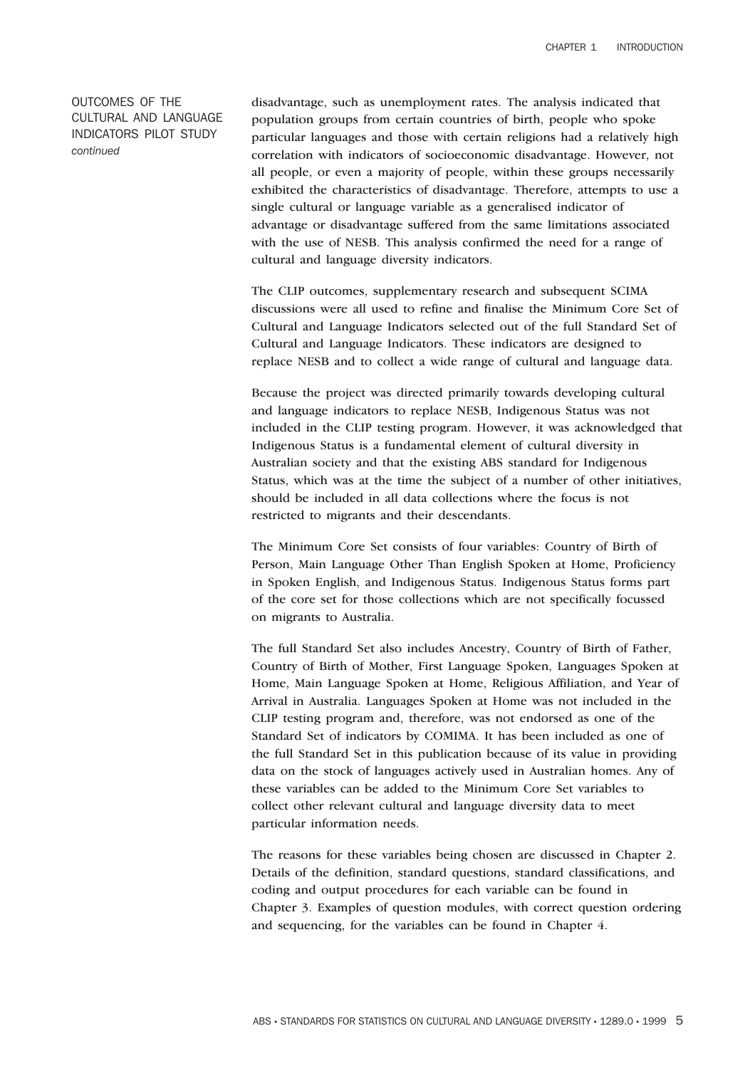### OUTCOMES OF THE CULTURAL AND LANGUAGE INDICATORS PILOT STUDY *continued*

disadvantage, such as unemployment rates. The analysis indicated that population groups from certain countries of birth, people who spoke particular languages and those with certain religions had a relatively high correlation with indicators of socioeconomic disadvantage. However, not all people, or even a majority of people, within these groups necessarily exhibited the characteristics of disadvantage. Therefore, attempts to use a single cultural or language variable as a generalised indicator of advantage or disadvantage suffered from the same limitations associated with the use of NESB. This analysis confirmed the need for a range of cultural and language diversity indicators.

The CLIP outcomes, supplementary research and subsequent SCIMA discussions were all used to refine and finalise the Minimum Core Set of Cultural and Language Indicators selected out of the full Standard Set of Cultural and Language Indicators. These indicators are designed to replace NESB and to collect a wide range of cultural and language data.

Because the project was directed primarily towards developing cultural and language indicators to replace NESB, Indigenous Status was not included in the CLIP testing program. However, it was acknowledged that Indigenous Status is a fundamental element of cultural diversity in Australian society and that the existing ABS standard for Indigenous Status, which was at the time the subject of a number of other initiatives, should be included in all data collections where the focus is not restricted to migrants and their descendants.

The Minimum Core Set consists of four variables: Country of Birth of Person, Main Language Other Than English Spoken at Home, Proficiency in Spoken English, and Indigenous Status. Indigenous Status forms part of the core set for those collections which are not specifically focussed on migrants to Australia.

The full Standard Set also includes Ancestry, Country of Birth of Father, Country of Birth of Mother, First Language Spoken, Languages Spoken at Home, Main Language Spoken at Home, Religious Affiliation, and Year of Arrival in Australia. Languages Spoken at Home was not included in the CLIP testing program and, therefore, was not endorsed as one of the Standard Set of indicators by COMIMA. It has been included as one of the full Standard Set in this publication because of its value in providing data on the stock of languages actively used in Australian homes. Any of these variables can be added to the Minimum Core Set variables to collect other relevant cultural and language diversity data to meet particular information needs.

The reasons for these variables being chosen are discussed in Chapter 2. Details of the definition, standard questions, standard classifications, and coding and output procedures for each variable can be found in Chapter 3. Examples of question modules, with correct question ordering and sequencing, for the variables can be found in Chapter 4.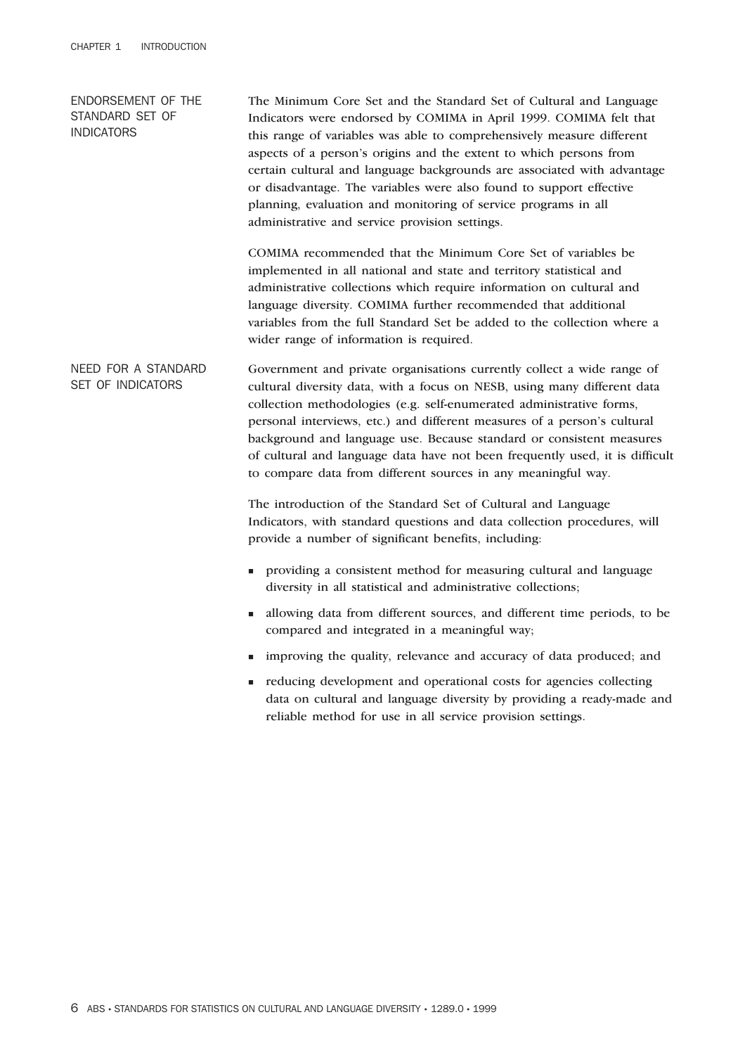## ENDORSEMENT OF THE STANDARD SET OF INDICATORS

The Minimum Core Set and the Standard Set of Cultural and Language Indicators were endorsed by COMIMA in April 1999. COMIMA felt that this range of variables was able to comprehensively measure different aspects of a person's origins and the extent to which persons from certain cultural and language backgrounds are associated with advantage or disadvantage. The variables were also found to support effective planning, evaluation and monitoring of service programs in all administrative and service provision settings.

COMIMA recommended that the Minimum Core Set of variables be implemented in all national and state and territory statistical and administrative collections which require information on cultural and language diversity. COMIMA further recommended that additional variables from the full Standard Set be added to the collection where a wider range of information is required.

## NEED FOR A STANDARD SET OF INDICATORS

Government and private organisations currently collect a wide range of cultural diversity data, with a focus on NESB, using many different data collection methodologies (e.g. self-enumerated administrative forms, personal interviews, etc.) and different measures of a person's cultural background and language use. Because standard or consistent measures of cultural and language data have not been frequently used, it is difficult to compare data from different sources in any meaningful way.

The introduction of the Standard Set of Cultural and Language Indicators, with standard questions and data collection procedures, will provide a number of significant benefits, including:

- providing a consistent method for measuring cultural and language diversity in all statistical and administrative collections;
- allowing data from different sources, and different time periods, to be compared and integrated in a meaningful way;
- improving the quality, relevance and accuracy of data produced; and
- reducing development and operational costs for agencies collecting data on cultural and language diversity by providing a ready-made and reliable method for use in all service provision settings.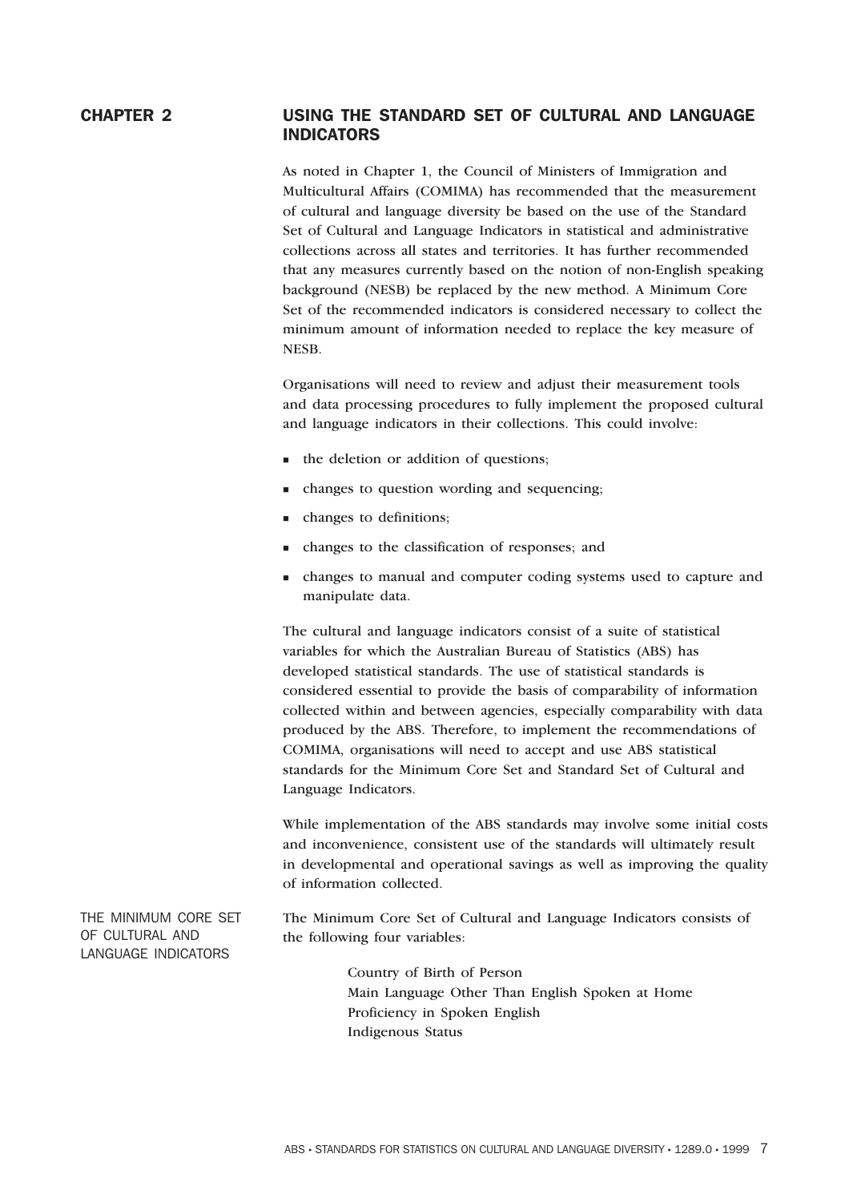# CHAPTER 2 USING THE STANDARD SET OF CULTURAL AND LANGUAGE INDICATORS

As noted in Chapter 1, the Council of Ministers of Immigration and Multicultural Affairs (COMIMA) has recommended that the measurement of cultural and language diversity be based on the use of the Standard Set of Cultural and Language Indicators in statistical and administrative collections across all states and territories. It has further recommended that any measures currently based on the notion of non-English speaking background (NESB) be replaced by the new method. A Minimum Core Set of the recommended indicators is considered necessary to collect the minimum amount of information needed to replace the key measure of NESB.

Organisations will need to review and adjust their measurement tools and data processing procedures to fully implement the proposed cultural and language indicators in their collections. This could involve:

- the deletion or addition of questions;
- changes to question wording and sequencing;
- changes to definitions;
- changes to the classification of responses; and
- changes to manual and computer coding systems used to capture and manipulate data.

The cultural and language indicators consist of a suite of statistical variables for which the Australian Bureau of Statistics (ABS) has developed statistical standards. The use of statistical standards is considered essential to provide the basis of comparability of information collected within and between agencies, especially comparability with data produced by the ABS. Therefore, to implement the recommendations of COMIMA, organisations will need to accept and use ABS statistical standards for the Minimum Core Set and Standard Set of Cultural and Language Indicators.

While implementation of the ABS standards may involve some initial costs and inconvenience, consistent use of the standards will ultimately result in developmental and operational savings as well as improving the quality of information collected.

## THE MINIMUM CORE SET OF CULTURAL AND LANGUAGE INDICATORS

The Minimum Core Set of Cultural and Language Indicators consists of the following four variables:

Country of Birth of Person
Main Language Other Than English Spoken at Home
Proficiency in Spoken English
Indigenous Status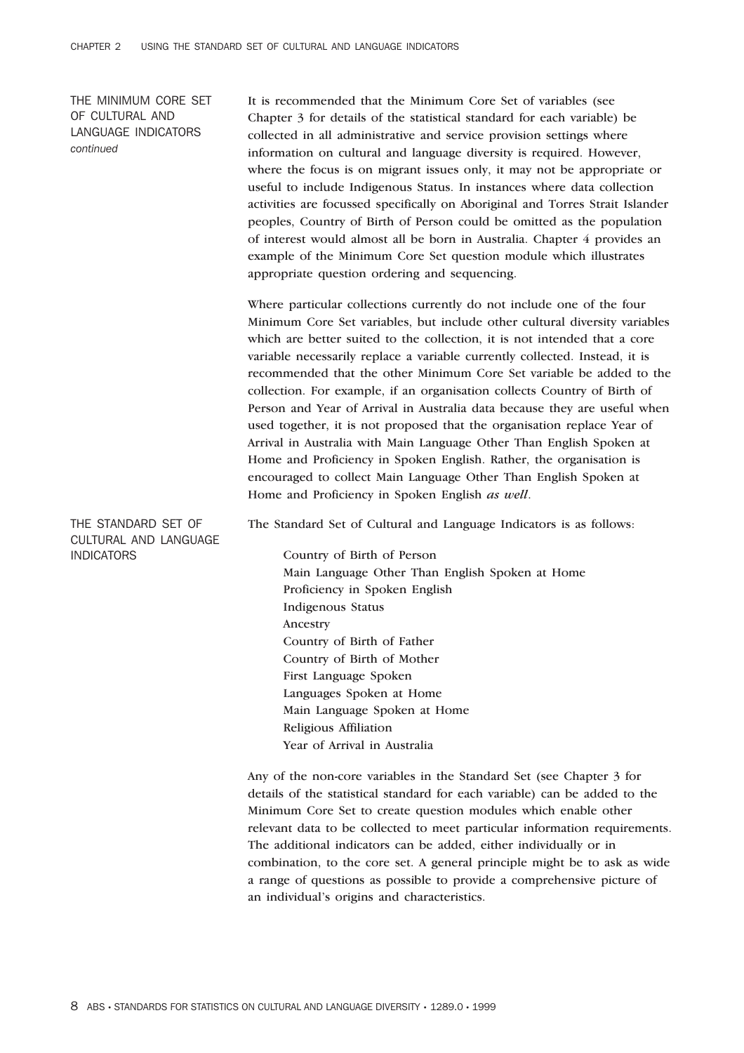## THE MINIMUM CORE SET OF CULTURAL AND LANGUAGE INDICATORS *continued*

It is recommended that the Minimum Core Set of variables (see Chapter 3 for details of the statistical standard for each variable) be collected in all administrative and service provision settings where information on cultural and language diversity is required. However, where the focus is on migrant issues only, it may not be appropriate or useful to include Indigenous Status. In instances where data collection activities are focussed specifically on Aboriginal and Torres Strait Islander peoples, Country of Birth of Person could be omitted as the population of interest would almost all be born in Australia. Chapter 4 provides an example of the Minimum Core Set question module which illustrates appropriate question ordering and sequencing.

Where particular collections currently do not include one of the four Minimum Core Set variables, but include other cultural diversity variables which are better suited to the collection, it is not intended that a core variable necessarily replace a variable currently collected. Instead, it is recommended that the other Minimum Core Set variable be added to the collection. For example, if an organisation collects Country of Birth of Person and Year of Arrival in Australia data because they are useful when used together, it is not proposed that the organisation replace Year of Arrival in Australia with Main Language Other Than English Spoken at Home and Proficiency in Spoken English. Rather, the organisation is encouraged to collect Main Language Other Than English Spoken at Home and Proficiency in Spoken English *as well*.

## THE STANDARD SET OF CULTURAL AND LANGUAGE INDICATORS

The Standard Set of Cultural and Language Indicators is as follows:

- Country of Birth of Person
- Main Language Other Than English Spoken at Home
- Proficiency in Spoken English
- Indigenous Status
- Ancestry
- Country of Birth of Father
- Country of Birth of Mother
- First Language Spoken
- Languages Spoken at Home
- Main Language Spoken at Home
- Religious Affiliation
- Year of Arrival in Australia

Any of the non-core variables in the Standard Set (see Chapter 3 for details of the statistical standard for each variable) can be added to the Minimum Core Set to create question modules which enable other relevant data to be collected to meet particular information requirements. The additional indicators can be added, either individually or in combination, to the core set. A general principle might be to ask as wide a range of questions as possible to provide a comprehensive picture of an individual's origins and characteristics.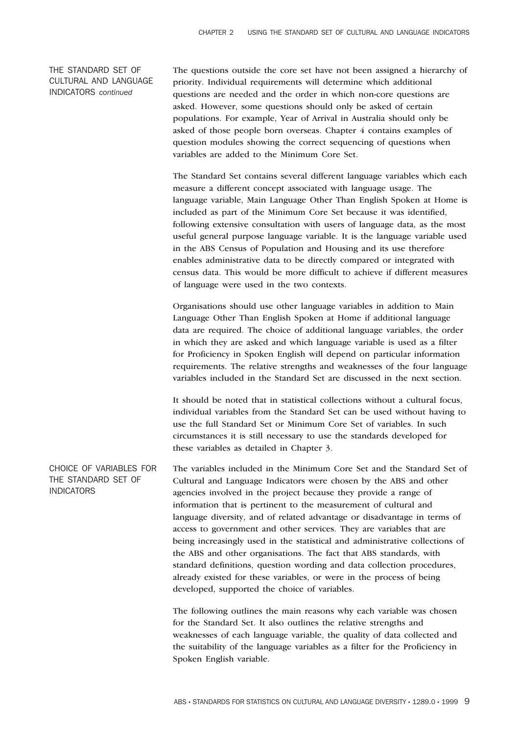## THE STANDARD SET OF CULTURAL AND LANGUAGE INDICATORS *continued*

The questions outside the core set have not been assigned a hierarchy of priority. Individual requirements will determine which additional questions are needed and the order in which non-core questions are asked. However, some questions should only be asked of certain populations. For example, Year of Arrival in Australia should only be asked of those people born overseas. Chapter 4 contains examples of question modules showing the correct sequencing of questions when variables are added to the Minimum Core Set.

The Standard Set contains several different language variables which each measure a different concept associated with language usage. The language variable, Main Language Other Than English Spoken at Home is included as part of the Minimum Core Set because it was identified, following extensive consultation with users of language data, as the most useful general purpose language variable. It is the language variable used in the ABS Census of Population and Housing and its use therefore enables administrative data to be directly compared or integrated with census data. This would be more difficult to achieve if different measures of language were used in the two contexts.

Organisations should use other language variables in addition to Main Language Other Than English Spoken at Home if additional language data are required. The choice of additional language variables, the order in which they are asked and which language variable is used as a filter for Proficiency in Spoken English will depend on particular information requirements. The relative strengths and weaknesses of the four language variables included in the Standard Set are discussed in the next section.

It should be noted that in statistical collections without a cultural focus, individual variables from the Standard Set can be used without having to use the full Standard Set or Minimum Core Set of variables. In such circumstances it is still necessary to use the standards developed for these variables as detailed in Chapter 3.

## CHOICE OF VARIABLES FOR THE STANDARD SET OF INDICATORS

The variables included in the Minimum Core Set and the Standard Set of Cultural and Language Indicators were chosen by the ABS and other agencies involved in the project because they provide a range of information that is pertinent to the measurement of cultural and language diversity, and of related advantage or disadvantage in terms of access to government and other services. They are variables that are being increasingly used in the statistical and administrative collections of the ABS and other organisations. The fact that ABS standards, with standard definitions, question wording and data collection procedures, already existed for these variables, or were in the process of being developed, supported the choice of variables.

The following outlines the main reasons why each variable was chosen for the Standard Set. It also outlines the relative strengths and weaknesses of each language variable, the quality of data collected and the suitability of the language variables as a filter for the Proficiency in Spoken English variable.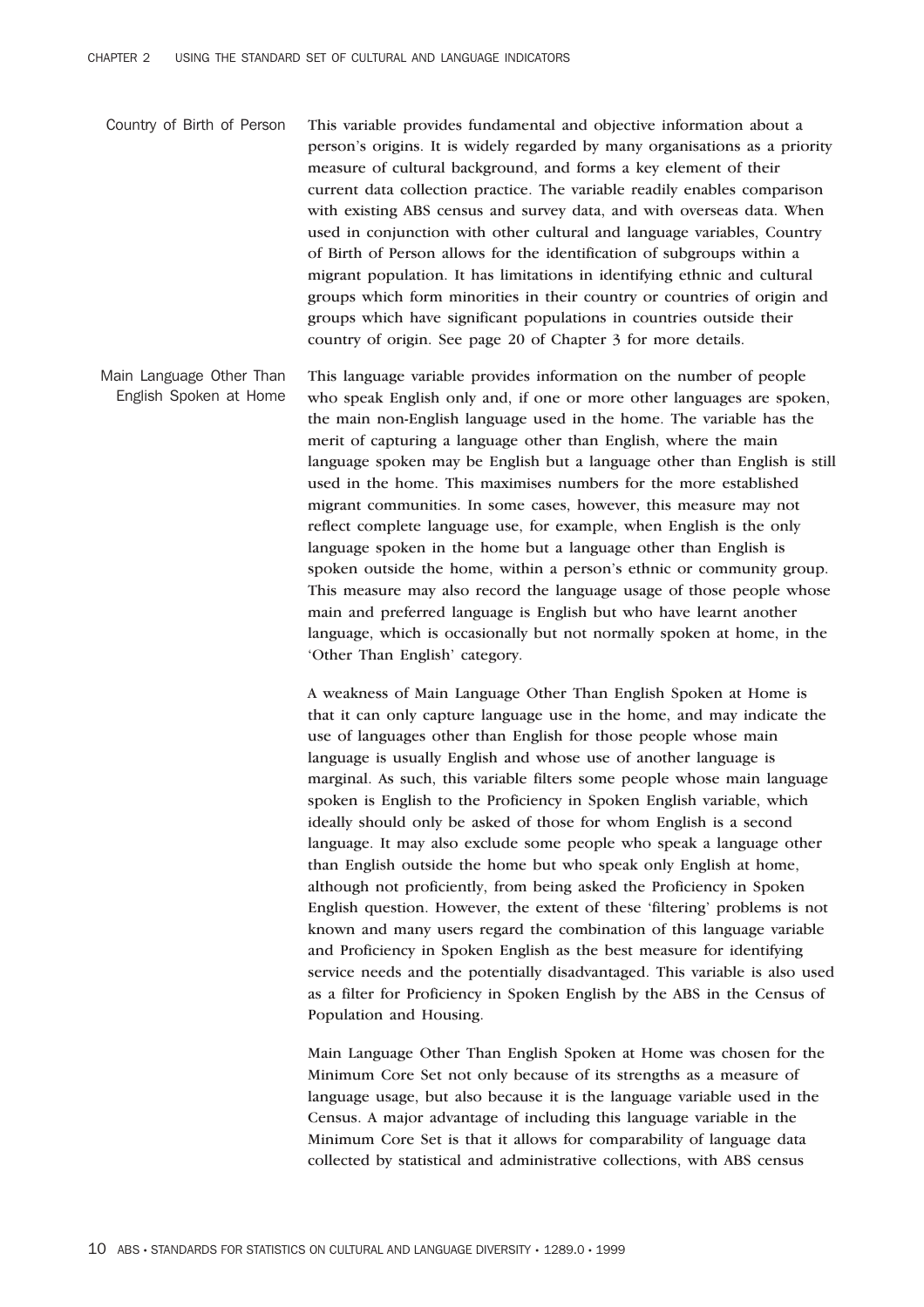**Country of Birth of Person**

This variable provides fundamental and objective information about a person's origins. It is widely regarded by many organisations as a priority measure of cultural background, and forms a key element of their current data collection practice. The variable readily enables comparison with existing ABS census and survey data, and with overseas data. When used in conjunction with other cultural and language variables, Country of Birth of Person allows for the identification of subgroups within a migrant population. It has limitations in identifying ethnic and cultural groups which form minorities in their country or countries of origin and groups which have significant populations in countries outside their country of origin. See page 20 of Chapter 3 for more details.

**Main Language Other Than English Spoken at Home**

This language variable provides information on the number of people who speak English only and, if one or more other languages are spoken, the main non-English language used in the home. The variable has the merit of capturing a language other than English, where the main language spoken may be English but a language other than English is still used in the home. This maximises numbers for the more established migrant communities. In some cases, however, this measure may not reflect complete language use, for example, when English is the only language spoken in the home but a language other than English is spoken outside the home, within a person's ethnic or community group. This measure may also record the language usage of those people whose main and preferred language is English but who have learnt another language, which is occasionally but not normally spoken at home, in the 'Other Than English' category.

A weakness of Main Language Other Than English Spoken at Home is that it can only capture language use in the home, and may indicate the use of languages other than English for those people whose main language is usually English and whose use of another language is marginal. As such, this variable filters some people whose main language spoken is English to the Proficiency in Spoken English variable, which ideally should only be asked of those for whom English is a second language. It may also exclude some people who speak a language other than English outside the home but who speak only English at home, although not proficiently, from being asked the Proficiency in Spoken English question. However, the extent of these 'filtering' problems is not known and many users regard the combination of this language variable and Proficiency in Spoken English as the best measure for identifying service needs and the potentially disadvantaged. This variable is also used as a filter for Proficiency in Spoken English by the ABS in the Census of Population and Housing.

Main Language Other Than English Spoken at Home was chosen for the Minimum Core Set not only because of its strengths as a measure of language usage, but also because it is the language variable used in the Census. A major advantage of including this language variable in the Minimum Core Set is that it allows for comparability of language data collected by statistical and administrative collections, with ABS census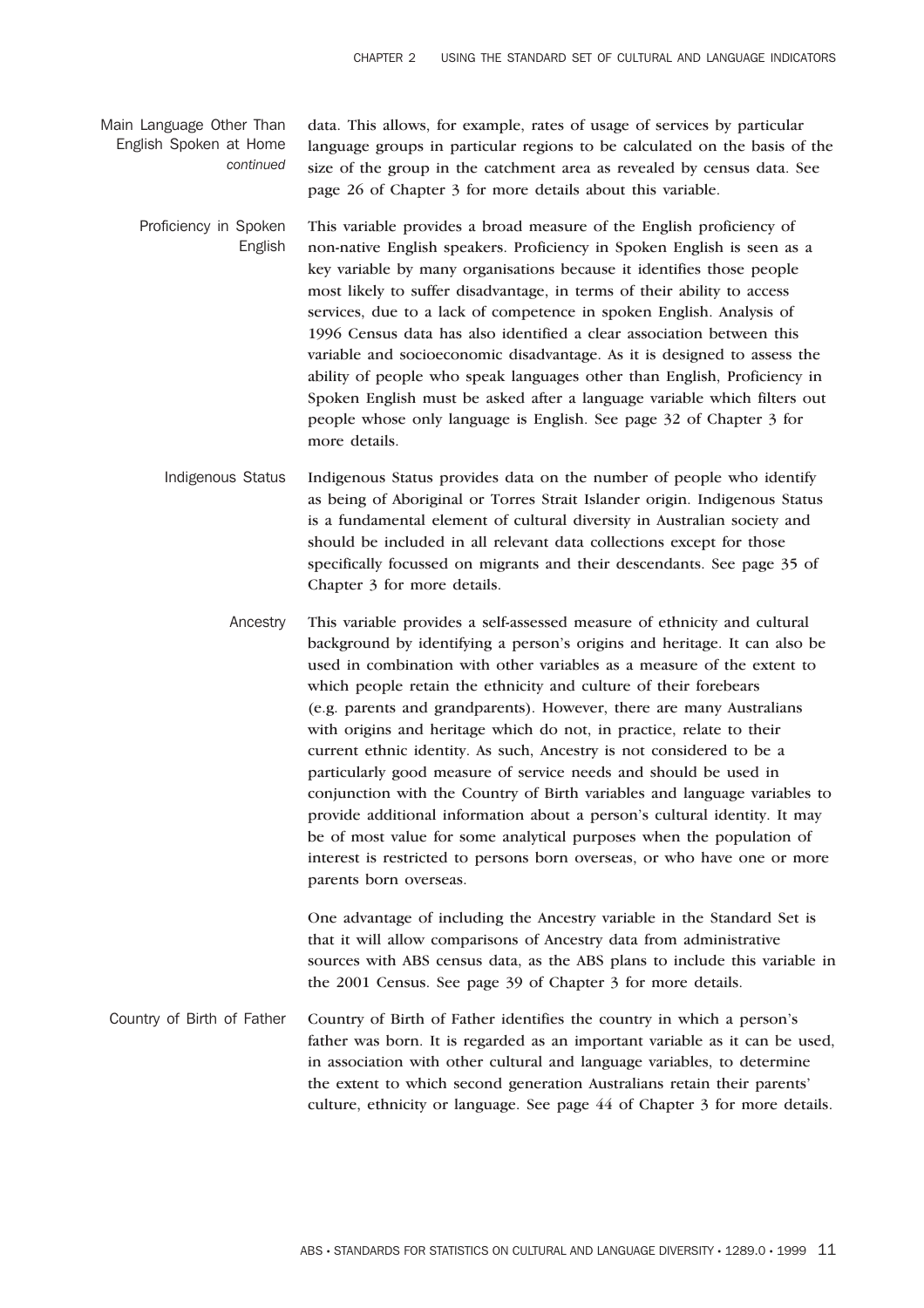#### Main Language Other Than English Spoken at Home *continued*

data. This allows, for example, rates of usage of services by particular language groups in particular regions to be calculated on the basis of the size of the group in the catchment area as revealed by census data. See page 26 of Chapter 3 for more details about this variable.

#### Proficiency in Spoken English

This variable provides a broad measure of the English proficiency of non-native English speakers. Proficiency in Spoken English is seen as a key variable by many organisations because it identifies those people most likely to suffer disadvantage, in terms of their ability to access services, due to a lack of competence in spoken English. Analysis of 1996 Census data has also identified a clear association between this variable and socioeconomic disadvantage. As it is designed to assess the ability of people who speak languages other than English, Proficiency in Spoken English must be asked after a language variable which filters out people whose only language is English. See page 32 of Chapter 3 for more details.

#### Indigenous Status

Indigenous Status provides data on the number of people who identify as being of Aboriginal or Torres Strait Islander origin. Indigenous Status is a fundamental element of cultural diversity in Australian society and should be included in all relevant data collections except for those specifically focussed on migrants and their descendants. See page 35 of Chapter 3 for more details.

#### Ancestry

This variable provides a self-assessed measure of ethnicity and cultural background by identifying a person's origins and heritage. It can also be used in combination with other variables as a measure of the extent to which people retain the ethnicity and culture of their forebears (e.g. parents and grandparents). However, there are many Australians with origins and heritage which do not, in practice, relate to their current ethnic identity. As such, Ancestry is not considered to be a particularly good measure of service needs and should be used in conjunction with the Country of Birth variables and language variables to provide additional information about a person's cultural identity. It may be of most value for some analytical purposes when the population of interest is restricted to persons born overseas, or who have one or more parents born overseas.

One advantage of including the Ancestry variable in the Standard Set is that it will allow comparisons of Ancestry data from administrative sources with ABS census data, as the ABS plans to include this variable in the 2001 Census. See page 39 of Chapter 3 for more details.

#### Country of Birth of Father

Country of Birth of Father identifies the country in which a person's father was born. It is regarded as an important variable as it can be used, in association with other cultural and language variables, to determine the extent to which second generation Australians retain their parents' culture, ethnicity or language. See page 44 of Chapter 3 for more details.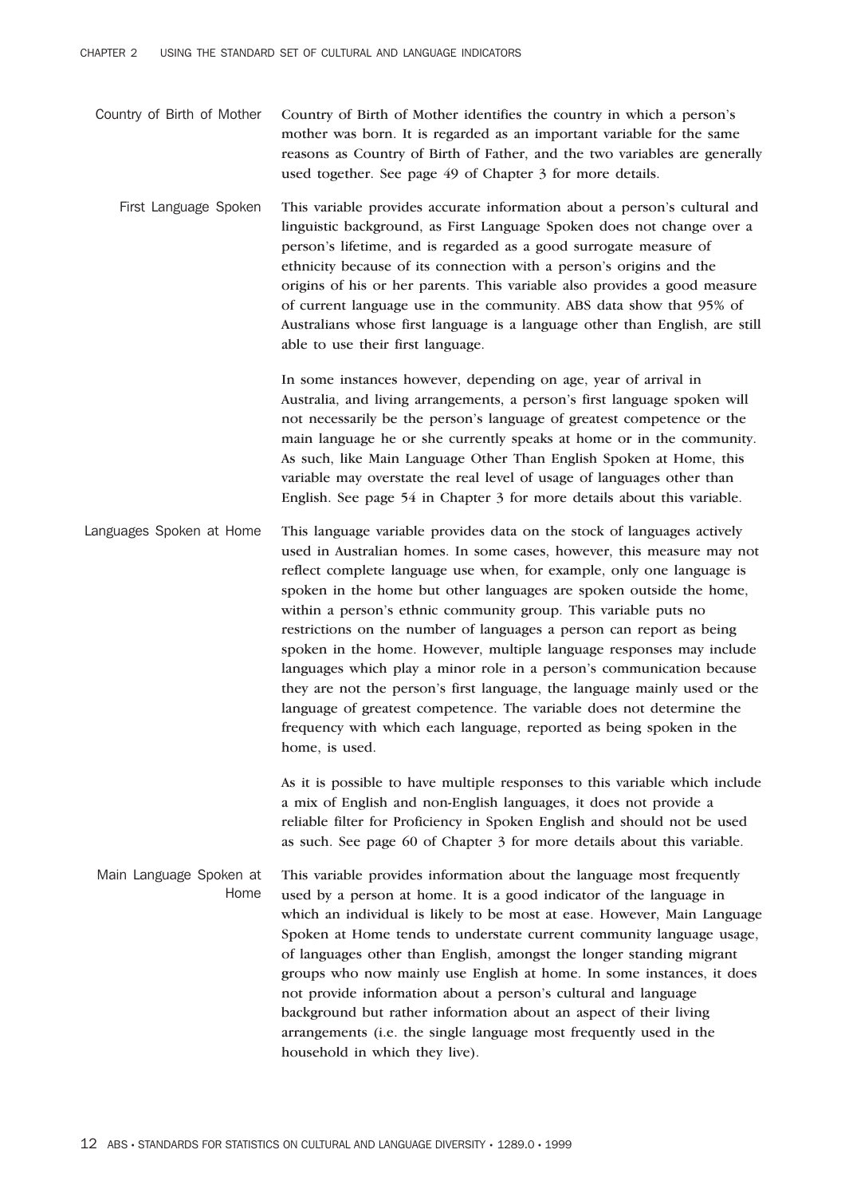**Country of Birth of Mother**

Country of Birth of Mother identifies the country in which a person's mother was born. It is regarded as an important variable for the same reasons as Country of Birth of Father, and the two variables are generally used together. See page 49 of Chapter 3 for more details.

**First Language Spoken**

This variable provides accurate information about a person's cultural and linguistic background, as First Language Spoken does not change over a person's lifetime, and is regarded as a good surrogate measure of ethnicity because of its connection with a person's origins and the origins of his or her parents. This variable also provides a good measure of current language use in the community. ABS data show that 95% of Australians whose first language is a language other than English, are still able to use their first language.

In some instances however, depending on age, year of arrival in Australia, and living arrangements, a person's first language spoken will not necessarily be the person's language of greatest competence or the main language he or she currently speaks at home or in the community. As such, like Main Language Other Than English Spoken at Home, this variable may overstate the real level of usage of languages other than English. See page 54 in Chapter 3 for more details about this variable.

**Languages Spoken at Home**

This language variable provides data on the stock of languages actively used in Australian homes. In some cases, however, this measure may not reflect complete language use when, for example, only one language is spoken in the home but other languages are spoken outside the home, within a person's ethnic community group. This variable puts no restrictions on the number of languages a person can report as being spoken in the home. However, multiple language responses may include languages which play a minor role in a person's communication because they are not the person's first language, the language mainly used or the language of greatest competence. The variable does not determine the frequency with which each language, reported as being spoken in the home, is used.

As it is possible to have multiple responses to this variable which include a mix of English and non-English languages, it does not provide a reliable filter for Proficiency in Spoken English and should not be used as such. See page 60 of Chapter 3 for more details about this variable.

**Main Language Spoken at Home**

This variable provides information about the language most frequently used by a person at home. It is a good indicator of the language in which an individual is likely to be most at ease. However, Main Language Spoken at Home tends to understate current community language usage, of languages other than English, amongst the longer standing migrant groups who now mainly use English at home. In some instances, it does not provide information about a person's cultural and language background but rather information about an aspect of their living arrangements (i.e. the single language most frequently used in the household in which they live).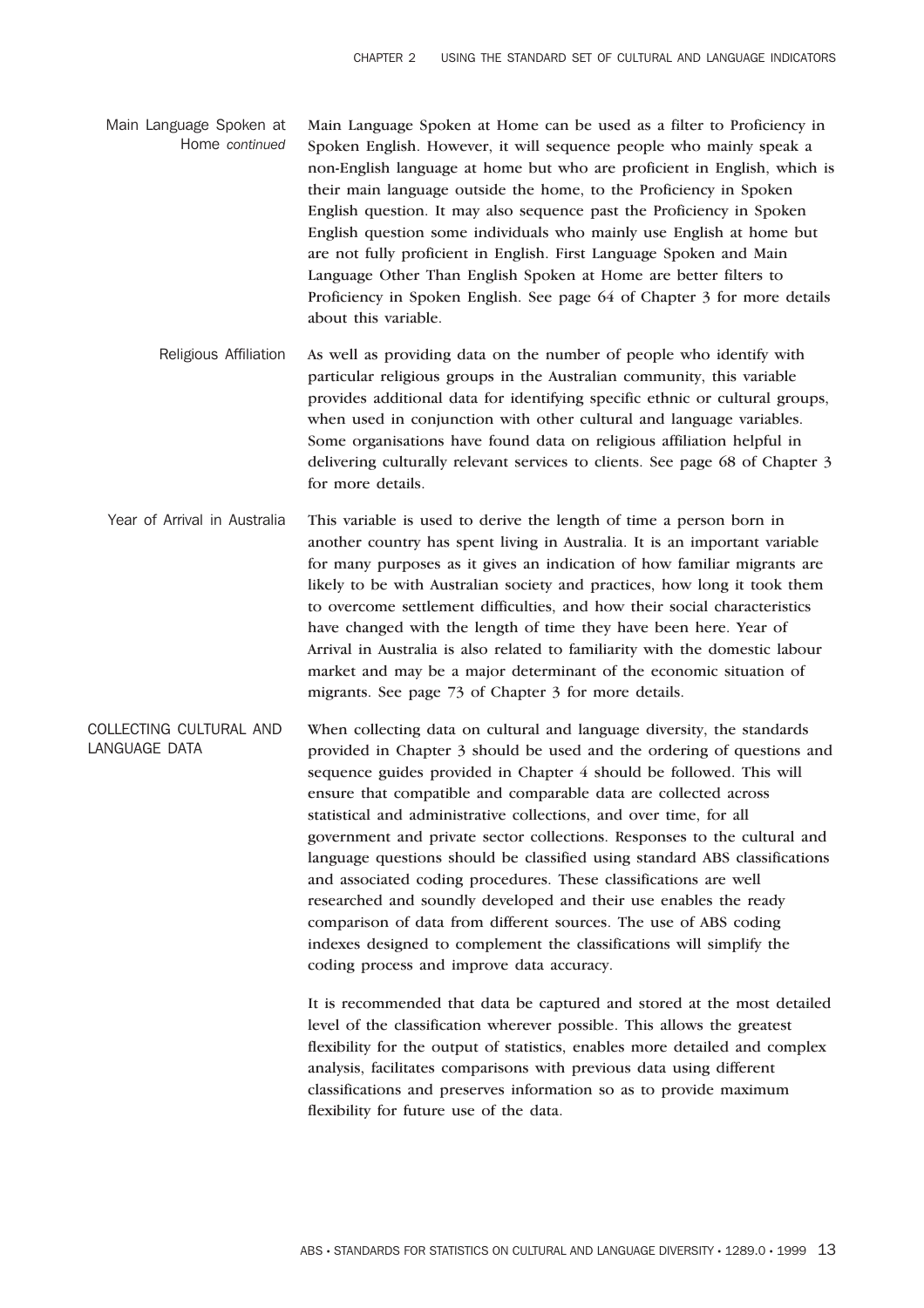### Main Language Spoken at Home *continued*

Main Language Spoken at Home can be used as a filter to Proficiency in Spoken English. However, it will sequence people who mainly speak a non-English language at home but who are proficient in English, which is their main language outside the home, to the Proficiency in Spoken English question. It may also sequence past the Proficiency in Spoken English question some individuals who mainly use English at home but are not fully proficient in English. First Language Spoken and Main Language Other Than English Spoken at Home are better filters to Proficiency in Spoken English. See page 64 of Chapter 3 for more details about this variable.

### Religious Affiliation

As well as providing data on the number of people who identify with particular religious groups in the Australian community, this variable provides additional data for identifying specific ethnic or cultural groups, when used in conjunction with other cultural and language variables. Some organisations have found data on religious affiliation helpful in delivering culturally relevant services to clients. See page 68 of Chapter 3 for more details.

### Year of Arrival in Australia

This variable is used to derive the length of time a person born in another country has spent living in Australia. It is an important variable for many purposes as it gives an indication of how familiar migrants are likely to be with Australian society and practices, how long it took them to overcome settlement difficulties, and how their social characteristics have changed with the length of time they have been here. Year of Arrival in Australia is also related to familiarity with the domestic labour market and may be a major determinant of the economic situation of migrants. See page 73 of Chapter 3 for more details.

## COLLECTING CULTURAL AND LANGUAGE DATA

When collecting data on cultural and language diversity, the standards provided in Chapter 3 should be used and the ordering of questions and sequence guides provided in Chapter 4 should be followed. This will ensure that compatible and comparable data are collected across statistical and administrative collections, and over time, for all government and private sector collections. Responses to the cultural and language questions should be classified using standard ABS classifications and associated coding procedures. These classifications are well researched and soundly developed and their use enables the ready comparison of data from different sources. The use of ABS coding indexes designed to complement the classifications will simplify the coding process and improve data accuracy.

It is recommended that data be captured and stored at the most detailed level of the classification wherever possible. This allows the greatest flexibility for the output of statistics, enables more detailed and complex analysis, facilitates comparisons with previous data using different classifications and preserves information so as to provide maximum flexibility for future use of the data.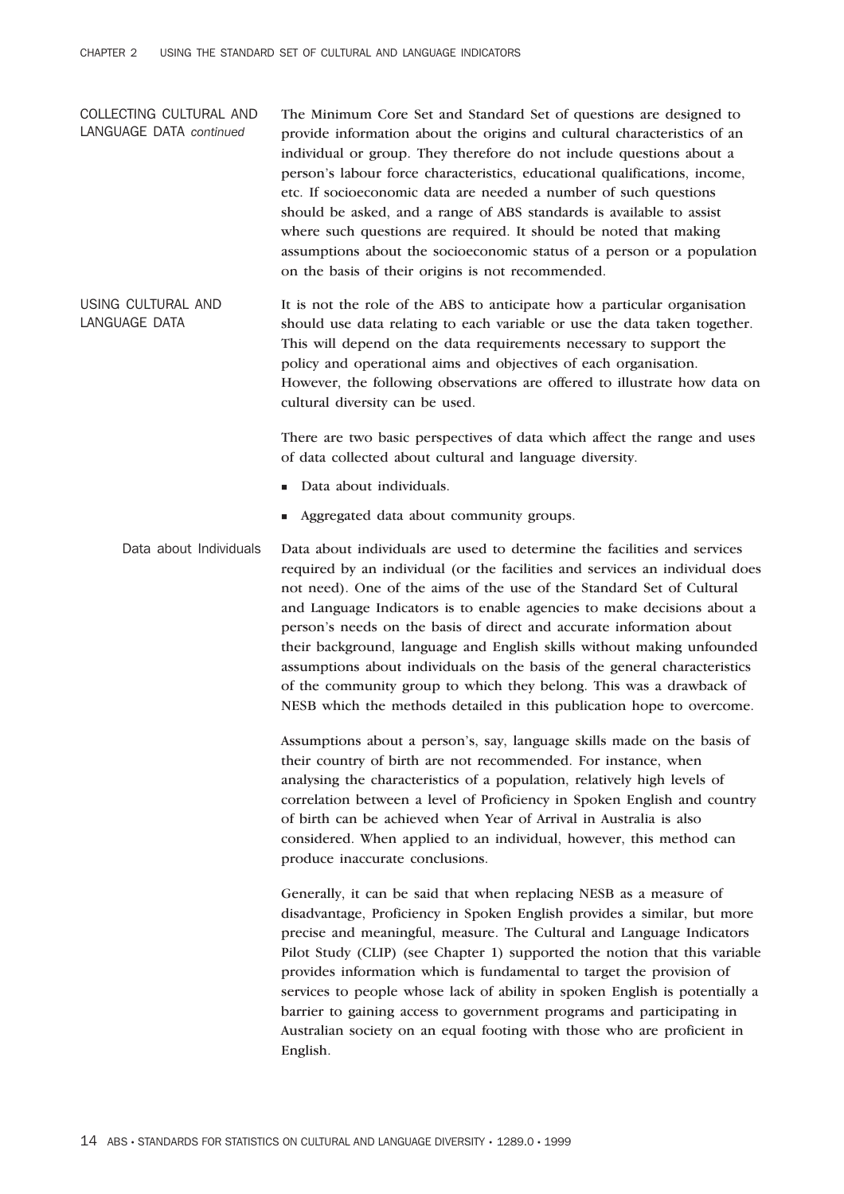## COLLECTING CULTURAL AND LANGUAGE DATA *continued*

The Minimum Core Set and Standard Set of questions are designed to provide information about the origins and cultural characteristics of an individual or group. They therefore do not include questions about a person's labour force characteristics, educational qualifications, income, etc. If socioeconomic data are needed a number of such questions should be asked, and a range of ABS standards is available to assist where such questions are required. It should be noted that making assumptions about the socioeconomic status of a person or a population on the basis of their origins is not recommended.

## USING CULTURAL AND LANGUAGE DATA

It is not the role of the ABS to anticipate how a particular organisation should use data relating to each variable or use the data taken together. This will depend on the data requirements necessary to support the policy and operational aims and objectives of each organisation. However, the following observations are offered to illustrate how data on cultural diversity can be used.

There are two basic perspectives of data which affect the range and uses of data collected about cultural and language diversity.

- Data about individuals.
- Aggregated data about community groups.

### Data about Individuals

Data about individuals are used to determine the facilities and services required by an individual (or the facilities and services an individual does not need). One of the aims of the use of the Standard Set of Cultural and Language Indicators is to enable agencies to make decisions about a person's needs on the basis of direct and accurate information about their background, language and English skills without making unfounded assumptions about individuals on the basis of the general characteristics of the community group to which they belong. This was a drawback of NESB which the methods detailed in this publication hope to overcome.

Assumptions about a person's, say, language skills made on the basis of their country of birth are not recommended. For instance, when analysing the characteristics of a population, relatively high levels of correlation between a level of Proficiency in Spoken English and country of birth can be achieved when Year of Arrival in Australia is also considered. When applied to an individual, however, this method can produce inaccurate conclusions.

Generally, it can be said that when replacing NESB as a measure of disadvantage, Proficiency in Spoken English provides a similar, but more precise and meaningful, measure. The Cultural and Language Indicators Pilot Study (CLIP) (see Chapter 1) supported the notion that this variable provides information which is fundamental to target the provision of services to people whose lack of ability in spoken English is potentially a barrier to gaining access to government programs and participating in Australian society on an equal footing with those who are proficient in English.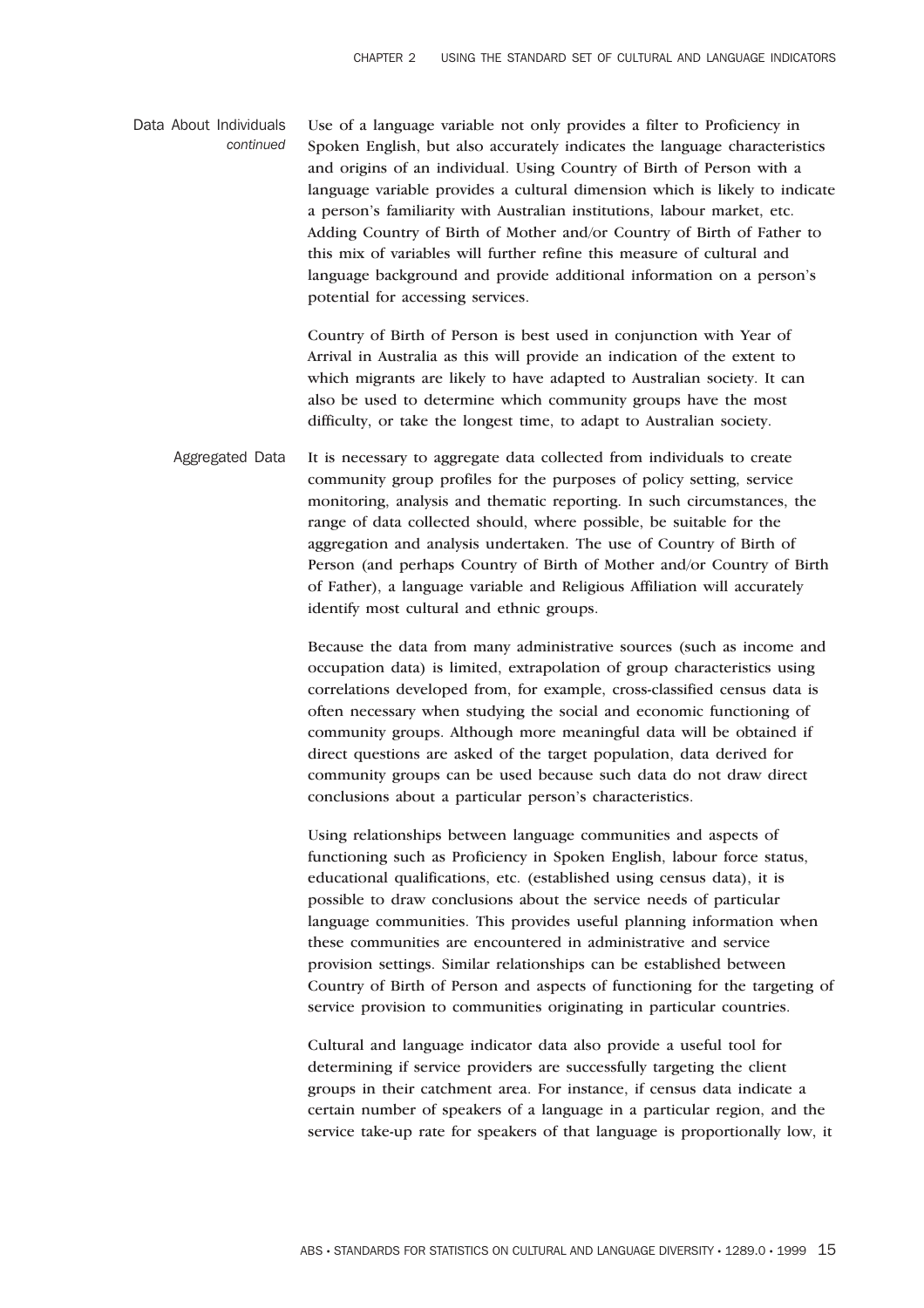## Data About Individuals *continued*

Use of a language variable not only provides a filter to Proficiency in Spoken English, but also accurately indicates the language characteristics and origins of an individual. Using Country of Birth of Person with a language variable provides a cultural dimension which is likely to indicate a person's familiarity with Australian institutions, labour market, etc. Adding Country of Birth of Mother and/or Country of Birth of Father to this mix of variables will further refine this measure of cultural and language background and provide additional information on a person's potential for accessing services.

Country of Birth of Person is best used in conjunction with Year of Arrival in Australia as this will provide an indication of the extent to which migrants are likely to have adapted to Australian society. It can also be used to determine which community groups have the most difficulty, or take the longest time, to adapt to Australian society.

## Aggregated Data

It is necessary to aggregate data collected from individuals to create community group profiles for the purposes of policy setting, service monitoring, analysis and thematic reporting. In such circumstances, the range of data collected should, where possible, be suitable for the aggregation and analysis undertaken. The use of Country of Birth of Person (and perhaps Country of Birth of Mother and/or Country of Birth of Father), a language variable and Religious Affiliation will accurately identify most cultural and ethnic groups.

Because the data from many administrative sources (such as income and occupation data) is limited, extrapolation of group characteristics using correlations developed from, for example, cross-classified census data is often necessary when studying the social and economic functioning of community groups. Although more meaningful data will be obtained if direct questions are asked of the target population, data derived for community groups can be used because such data do not draw direct conclusions about a particular person's characteristics.

Using relationships between language communities and aspects of functioning such as Proficiency in Spoken English, labour force status, educational qualifications, etc. (established using census data), it is possible to draw conclusions about the service needs of particular language communities. This provides useful planning information when these communities are encountered in administrative and service provision settings. Similar relationships can be established between Country of Birth of Person and aspects of functioning for the targeting of service provision to communities originating in particular countries.

Cultural and language indicator data also provide a useful tool for determining if service providers are successfully targeting the client groups in their catchment area. For instance, if census data indicate a certain number of speakers of a language in a particular region, and the service take-up rate for speakers of that language is proportionally low, it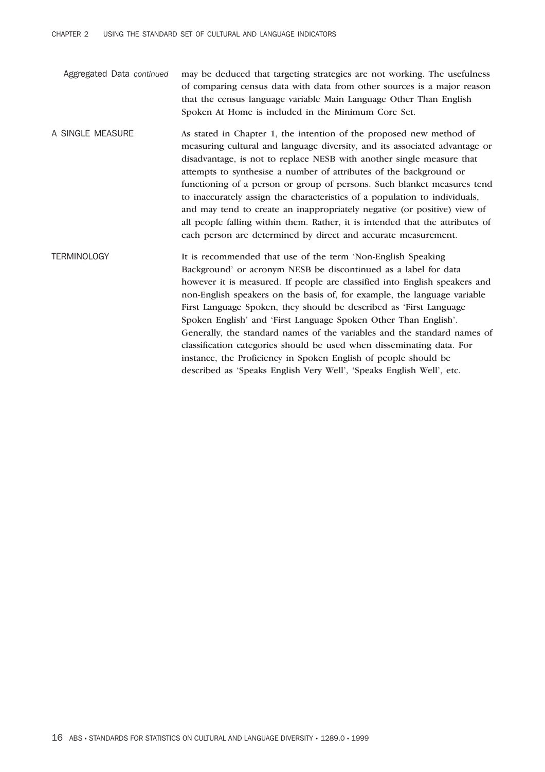### Aggregated Data *continued*

may be deduced that targeting strategies are not working. The usefulness of comparing census data with data from other sources is a major reason that the census language variable Main Language Other Than English Spoken At Home is included in the Minimum Core Set.

## A SINGLE MEASURE

As stated in Chapter 1, the intention of the proposed new method of measuring cultural and language diversity, and its associated advantage or disadvantage, is not to replace NESB with another single measure that attempts to synthesise a number of attributes of the background or functioning of a person or group of persons. Such blanket measures tend to inaccurately assign the characteristics of a population to individuals, and may tend to create an inappropriately negative (or positive) view of all people falling within them. Rather, it is intended that the attributes of each person are determined by direct and accurate measurement.

## TERMINOLOGY

It is recommended that use of the term 'Non-English Speaking Background' or acronym NESB be discontinued as a label for data however it is measured. If people are classified into English speakers and non-English speakers on the basis of, for example, the language variable First Language Spoken, they should be described as 'First Language Spoken English' and 'First Language Spoken Other Than English'. Generally, the standard names of the variables and the standard names of classification categories should be used when disseminating data. For instance, the Proficiency in Spoken English of people should be described as 'Speaks English Very Well', 'Speaks English Well', etc.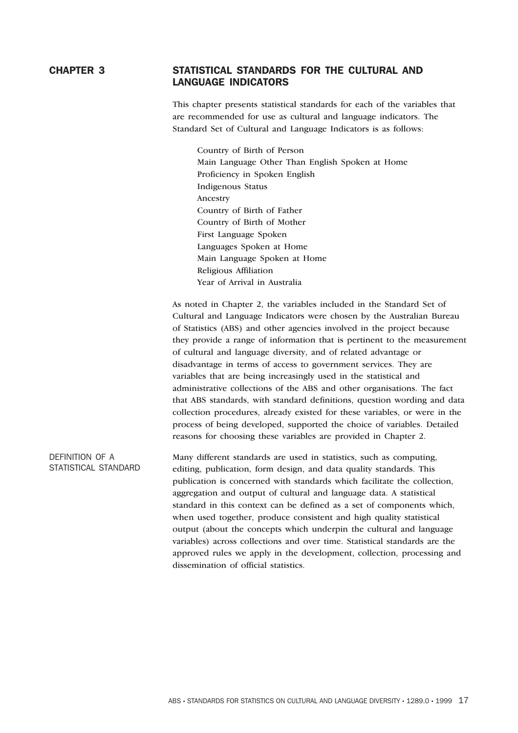# CHAPTER 3 STATISTICAL STANDARDS FOR THE CULTURAL AND LANGUAGE INDICATORS

This chapter presents statistical standards for each of the variables that are recommended for use as cultural and language indicators. The Standard Set of Cultural and Language Indicators is as follows:

- Country of Birth of Person
- Main Language Other Than English Spoken at Home
- Proficiency in Spoken English
- Indigenous Status
- Ancestry
- Country of Birth of Father
- Country of Birth of Mother
- First Language Spoken
- Languages Spoken at Home
- Main Language Spoken at Home
- Religious Affiliation
- Year of Arrival in Australia

As noted in Chapter 2, the variables included in the Standard Set of Cultural and Language Indicators were chosen by the Australian Bureau of Statistics (ABS) and other agencies involved in the project because they provide a range of information that is pertinent to the measurement of cultural and language diversity, and of related advantage or disadvantage in terms of access to government services. They are variables that are being increasingly used in the statistical and administrative collections of the ABS and other organisations. The fact that ABS standards, with standard definitions, question wording and data collection procedures, already existed for these variables, or were in the process of being developed, supported the choice of variables. Detailed reasons for choosing these variables are provided in Chapter 2.

## DEFINITION OF A STATISTICAL STANDARD

Many different standards are used in statistics, such as computing, editing, publication, form design, and data quality standards. This publication is concerned with standards which facilitate the collection, aggregation and output of cultural and language data. A statistical standard in this context can be defined as a set of components which, when used together, produce consistent and high quality statistical output (about the concepts which underpin the cultural and language variables) across collections and over time. Statistical standards are the approved rules we apply in the development, collection, processing and dissemination of official statistics.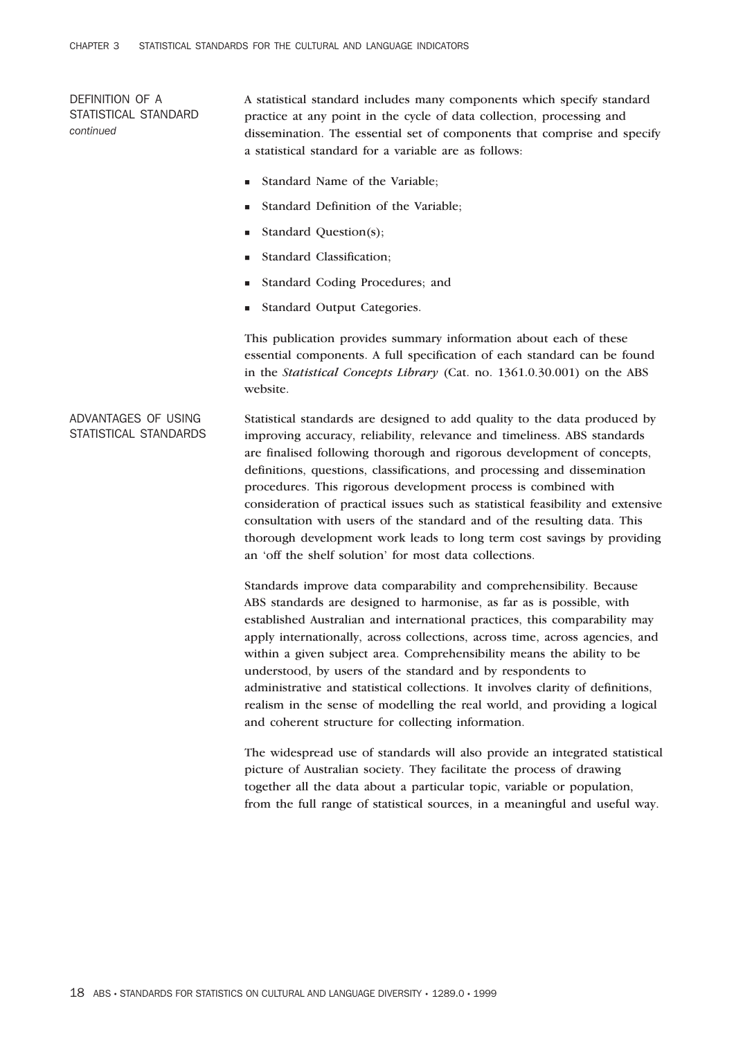## DEFINITION OF A STATISTICAL STANDARD *continued*

A statistical standard includes many components which specify standard practice at any point in the cycle of data collection, processing and dissemination. The essential set of components that comprise and specify a statistical standard for a variable are as follows:

- Standard Name of the Variable;
- Standard Definition of the Variable;
- Standard Question(s);
- Standard Classification;
- Standard Coding Procedures; and
- Standard Output Categories.

This publication provides summary information about each of these essential components. A full specification of each standard can be found in the *Statistical Concepts Library* (Cat. no. 1361.0.30.001) on the ABS website.

## ADVANTAGES OF USING STATISTICAL STANDARDS

Statistical standards are designed to add quality to the data produced by improving accuracy, reliability, relevance and timeliness. ABS standards are finalised following thorough and rigorous development of concepts, definitions, questions, classifications, and processing and dissemination procedures. This rigorous development process is combined with consideration of practical issues such as statistical feasibility and extensive consultation with users of the standard and of the resulting data. This thorough development work leads to long term cost savings by providing an 'off the shelf solution' for most data collections.

Standards improve data comparability and comprehensibility. Because ABS standards are designed to harmonise, as far as is possible, with established Australian and international practices, this comparability may apply internationally, across collections, across time, across agencies, and within a given subject area. Comprehensibility means the ability to be understood, by users of the standard and by respondents to administrative and statistical collections. It involves clarity of definitions, realism in the sense of modelling the real world, and providing a logical and coherent structure for collecting information.

The widespread use of standards will also provide an integrated statistical picture of Australian society. They facilitate the process of drawing together all the data about a particular topic, variable or population, from the full range of statistical sources, in a meaningful and useful way.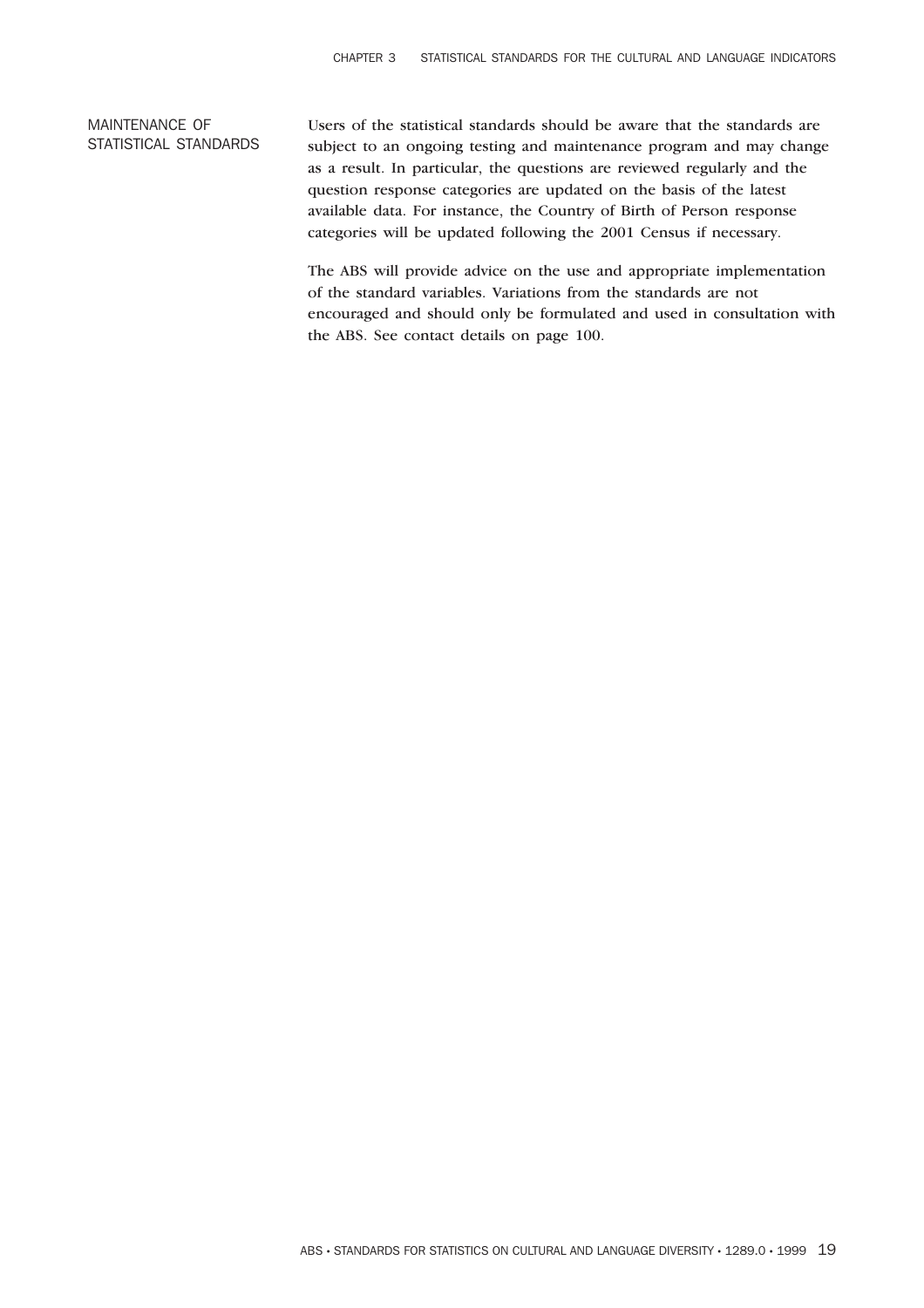## MAINTENANCE OF STATISTICAL STANDARDS

Users of the statistical standards should be aware that the standards are subject to an ongoing testing and maintenance program and may change as a result. In particular, the questions are reviewed regularly and the question response categories are updated on the basis of the latest available data. For instance, the Country of Birth of Person response categories will be updated following the 2001 Census if necessary.

The ABS will provide advice on the use and appropriate implementation of the standard variables. Variations from the standards are not encouraged and should only be formulated and used in consultation with the ABS. See contact details on page 100.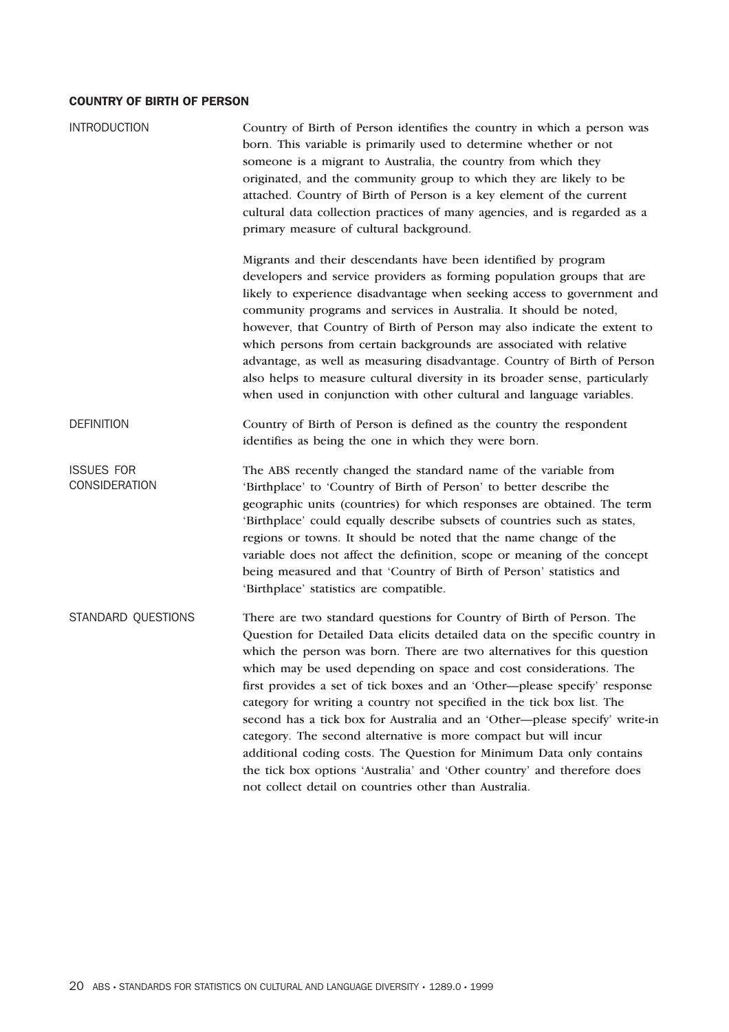## COUNTRY OF BIRTH OF PERSON

### INTRODUCTION

Country of Birth of Person identifies the country in which a person was born. This variable is primarily used to determine whether or not someone is a migrant to Australia, the country from which they originated, and the community group to which they are likely to be attached. Country of Birth of Person is a key element of the current cultural data collection practices of many agencies, and is regarded as a primary measure of cultural background.

Migrants and their descendants have been identified by program developers and service providers as forming population groups that are likely to experience disadvantage when seeking access to government and community programs and services in Australia. It should be noted, however, that Country of Birth of Person may also indicate the extent to which persons from certain backgrounds are associated with relative advantage, as well as measuring disadvantage. Country of Birth of Person also helps to measure cultural diversity in its broader sense, particularly when used in conjunction with other cultural and language variables.

### DEFINITION

Country of Birth of Person is defined as the country the respondent identifies as being the one in which they were born.

### ISSUES FOR CONSIDERATION

The ABS recently changed the standard name of the variable from 'Birthplace' to 'Country of Birth of Person' to better describe the geographic units (countries) for which responses are obtained. The term 'Birthplace' could equally describe subsets of countries such as states, regions or towns. It should be noted that the name change of the variable does not affect the definition, scope or meaning of the concept being measured and that 'Country of Birth of Person' statistics and 'Birthplace' statistics are compatible.

### STANDARD QUESTIONS

There are two standard questions for Country of Birth of Person. The Question for Detailed Data elicits detailed data on the specific country in which the person was born. There are two alternatives for this question which may be used depending on space and cost considerations. The first provides a set of tick boxes and an 'Other—please specify' response category for writing a country not specified in the tick box list. The second has a tick box for Australia and an 'Other—please specify' write-in category. The second alternative is more compact but will incur additional coding costs. The Question for Minimum Data only contains the tick box options 'Australia' and 'Other country' and therefore does not collect detail on countries other than Australia.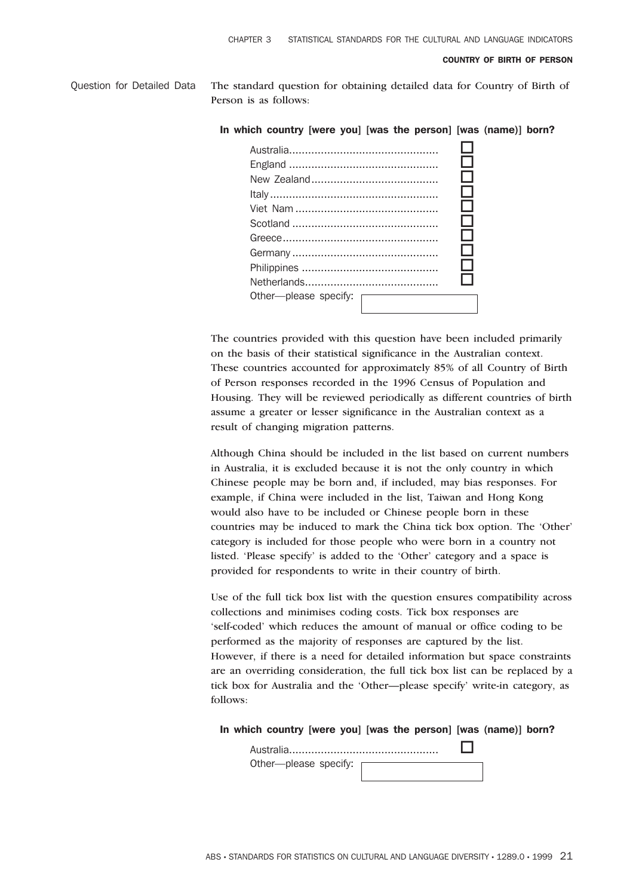## Question for Detailed Data

The standard question for obtaining detailed data for Country of Birth of Person is as follows:

**In which country [were you] [was the person] [was (name)] born?**

- Australia .............................................. ☐
- England .............................................. ☐
- New Zealand ........................................ ☐
- Italy .................................................... ☐
- Viet Nam ............................................ ☐
- Scotland ............................................. ☐
- Greece ................................................ ☐
- Germany ............................................. ☐
- Philippines .......................................... ☐
- Netherlands ......................................... ☐
- Other—please specify: [ ]

The countries provided with this question have been included primarily on the basis of their statistical significance in the Australian context. These countries accounted for approximately 85% of all Country of Birth of Person responses recorded in the 1996 Census of Population and Housing. They will be reviewed periodically as different countries of birth assume a greater or lesser significance in the Australian context as a result of changing migration patterns.

Although China should be included in the list based on current numbers in Australia, it is excluded because it is not the only country in which Chinese people may be born and, if included, may bias responses. For example, if China were included in the list, Taiwan and Hong Kong would also have to be included or Chinese people born in these countries may be induced to mark the China tick box option. The 'Other' category is included for those people who were born in a country not listed. 'Please specify' is added to the 'Other' category and a space is provided for respondents to write in their country of birth.

Use of the full tick box list with the question ensures compatibility across collections and minimises coding costs. Tick box responses are 'self-coded' which reduces the amount of manual or office coding to be performed as the majority of responses are captured by the list. However, if there is a need for detailed information but space constraints are an overriding consideration, the full tick box list can be replaced by a tick box for Australia and the 'Other—please specify' write-in category, as follows:

**In which country [were you] [was the person] [was (name)] born?**

- Australia .............................................. ☐
- Other—please specify: [ ]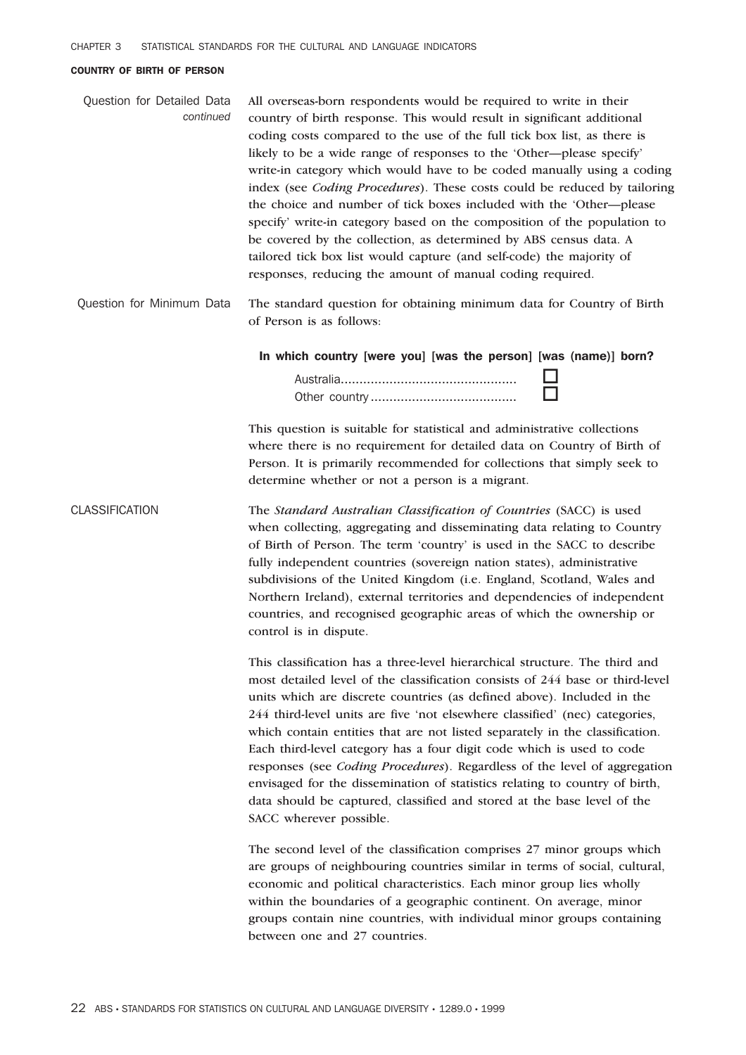#### COUNTRY OF BIRTH OF PERSON

**Question for Detailed Data** *continued*

All overseas-born respondents would be required to write in their country of birth response. This would result in significant additional coding costs compared to the use of the full tick box list, as there is likely to be a wide range of responses to the 'Other—please specify' write-in category which would have to be coded manually using a coding index (see *Coding Procedures*). These costs could be reduced by tailoring the choice and number of tick boxes included with the 'Other—please specify' write-in category based on the composition of the population to be covered by the collection, as determined by ABS census data. A tailored tick box list would capture (and self-code) the majority of responses, reducing the amount of manual coding required.

**Question for Minimum Data**

The standard question for obtaining minimum data for Country of Birth of Person is as follows:

**In which country [were you] [was the person] [was (name)] born?**

- Australia.............................................. ☐
- Other country....................................... ☐

This question is suitable for statistical and administrative collections where there is no requirement for detailed data on Country of Birth of Person. It is primarily recommended for collections that simply seek to determine whether or not a person is a migrant.

**CLASSIFICATION**

The *Standard Australian Classification of Countries* (SACC) is used when collecting, aggregating and disseminating data relating to Country of Birth of Person. The term 'country' is used in the SACC to describe fully independent countries (sovereign nation states), administrative subdivisions of the United Kingdom (i.e. England, Scotland, Wales and Northern Ireland), external territories and dependencies of independent countries, and recognised geographic areas of which the ownership or control is in dispute.

This classification has a three-level hierarchical structure. The third and most detailed level of the classification consists of 244 base or third-level units which are discrete countries (as defined above). Included in the 244 third-level units are five 'not elsewhere classified' (nec) categories, which contain entities that are not listed separately in the classification. Each third-level category has a four digit code which is used to code responses (see *Coding Procedures*). Regardless of the level of aggregation envisaged for the dissemination of statistics relating to country of birth, data should be captured, classified and stored at the base level of the SACC wherever possible.

The second level of the classification comprises 27 minor groups which are groups of neighbouring countries similar in terms of social, cultural, economic and political characteristics. Each minor group lies wholly within the boundaries of a geographic continent. On average, minor groups contain nine countries, with individual minor groups containing between one and 27 countries.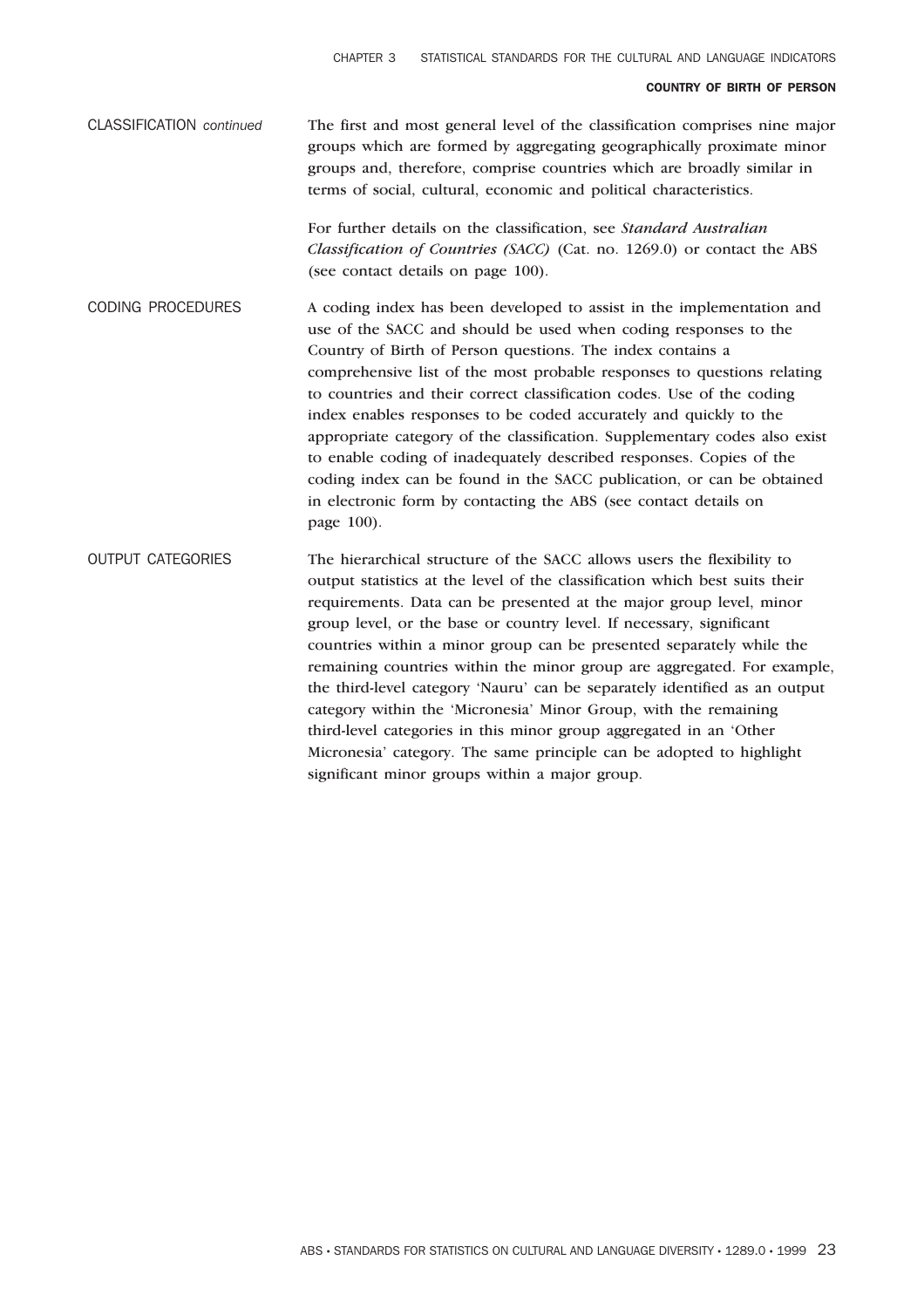#### CLASSIFICATION *continued*

The first and most general level of the classification comprises nine major groups which are formed by aggregating geographically proximate minor groups and, therefore, comprise countries which are broadly similar in terms of social, cultural, economic and political characteristics.

For further details on the classification, see *Standard Australian Classification of Countries (SACC)* (Cat. no. 1269.0) or contact the ABS (see contact details on page 100).

#### CODING PROCEDURES

A coding index has been developed to assist in the implementation and use of the SACC and should be used when coding responses to the Country of Birth of Person questions. The index contains a comprehensive list of the most probable responses to questions relating to countries and their correct classification codes. Use of the coding index enables responses to be coded accurately and quickly to the appropriate category of the classification. Supplementary codes also exist to enable coding of inadequately described responses. Copies of the coding index can be found in the SACC publication, or can be obtained in electronic form by contacting the ABS (see contact details on page 100).

#### OUTPUT CATEGORIES

The hierarchical structure of the SACC allows users the flexibility to output statistics at the level of the classification which best suits their requirements. Data can be presented at the major group level, minor group level, or the base or country level. If necessary, significant countries within a minor group can be presented separately while the remaining countries within the minor group are aggregated. For example, the third-level category 'Nauru' can be separately identified as an output category within the 'Micronesia' Minor Group, with the remaining third-level categories in this minor group aggregated in an 'Other Micronesia' category. The same principle can be adopted to highlight significant minor groups within a major group.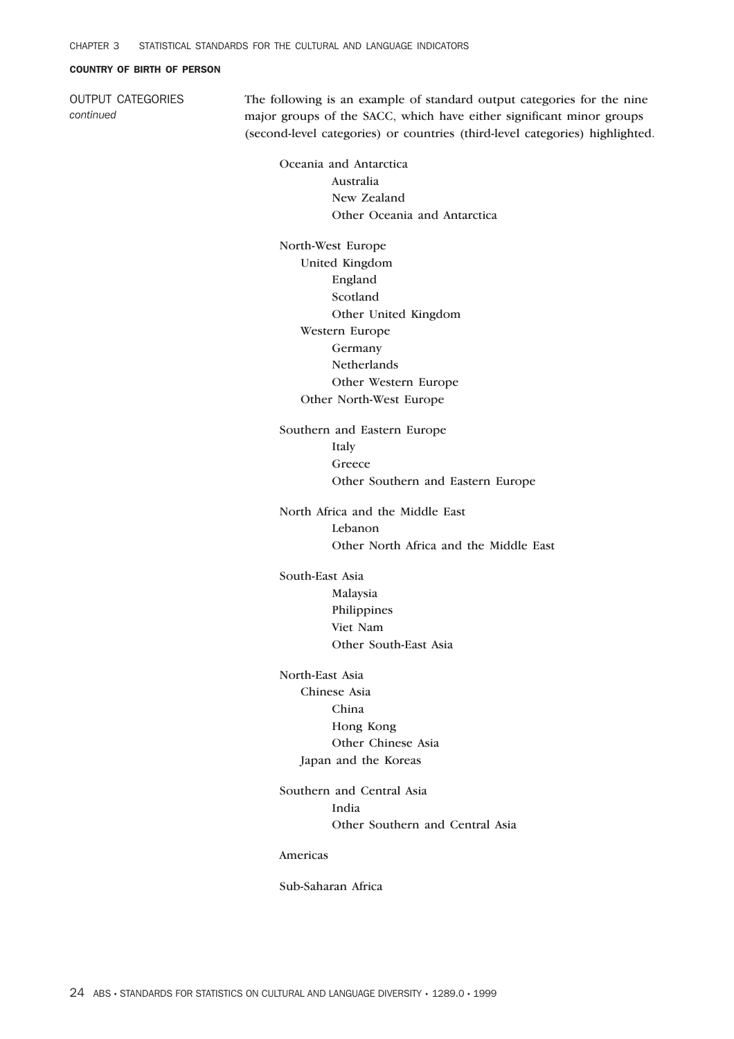## COUNTRY OF BIRTH OF PERSON

OUTPUT CATEGORIES *continued*

The following is an example of standard output categories for the nine major groups of the SACC, which have either significant minor groups (second-level categories) or countries (third-level categories) highlighted.

- Oceania and Antarctica
    - Australia
    - New Zealand
    - Other Oceania and Antarctica

- North-West Europe
    - United Kingdom
        - England
        - Scotland
        - Other United Kingdom
    - Western Europe
        - Germany
        - Netherlands
        - Other Western Europe
    - Other North-West Europe

- Southern and Eastern Europe
    - Italy
    - Greece
    - Other Southern and Eastern Europe

- North Africa and the Middle East
    - Lebanon
    - Other North Africa and the Middle East

- South-East Asia
    - Malaysia
    - Philippines
    - Viet Nam
    - Other South-East Asia

- North-East Asia
    - Chinese Asia
        - China
        - Hong Kong
        - Other Chinese Asia
    - Japan and the Koreas

- Southern and Central Asia
    - India
    - Other Southern and Central Asia

- Americas

- Sub-Saharan Africa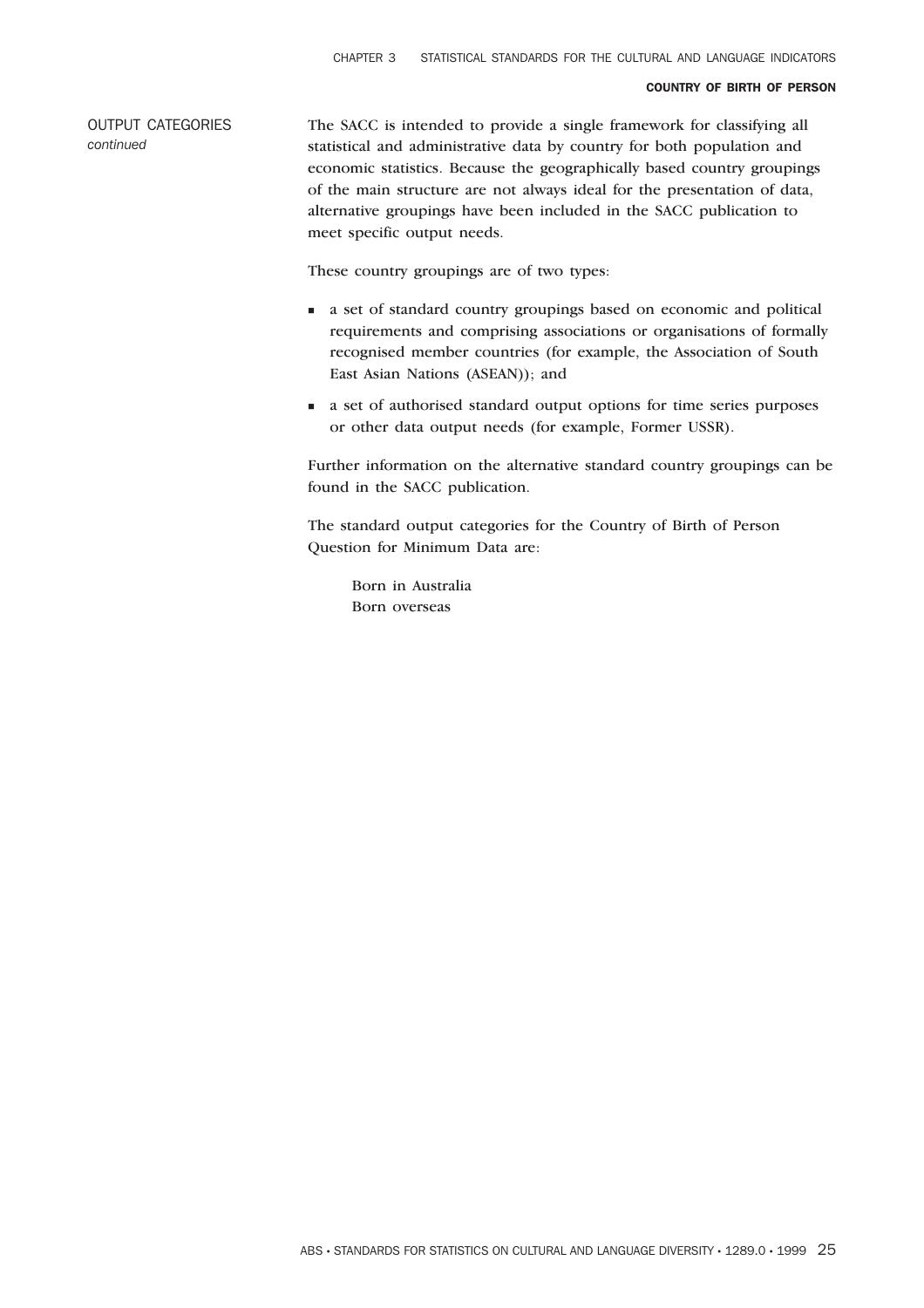OUTPUT CATEGORIES *continued*

The SACC is intended to provide a single framework for classifying all statistical and administrative data by country for both population and economic statistics. Because the geographically based country groupings of the main structure are not always ideal for the presentation of data, alternative groupings have been included in the SACC publication to meet specific output needs.

These country groupings are of two types:

- a set of standard country groupings based on economic and political requirements and comprising associations or organisations of formally recognised member countries (for example, the Association of South East Asian Nations (ASEAN)); and
- a set of authorised standard output options for time series purposes or other data output needs (for example, Former USSR).

Further information on the alternative standard country groupings can be found in the SACC publication.

The standard output categories for the Country of Birth of Person Question for Minimum Data are:

Born in Australia
Born overseas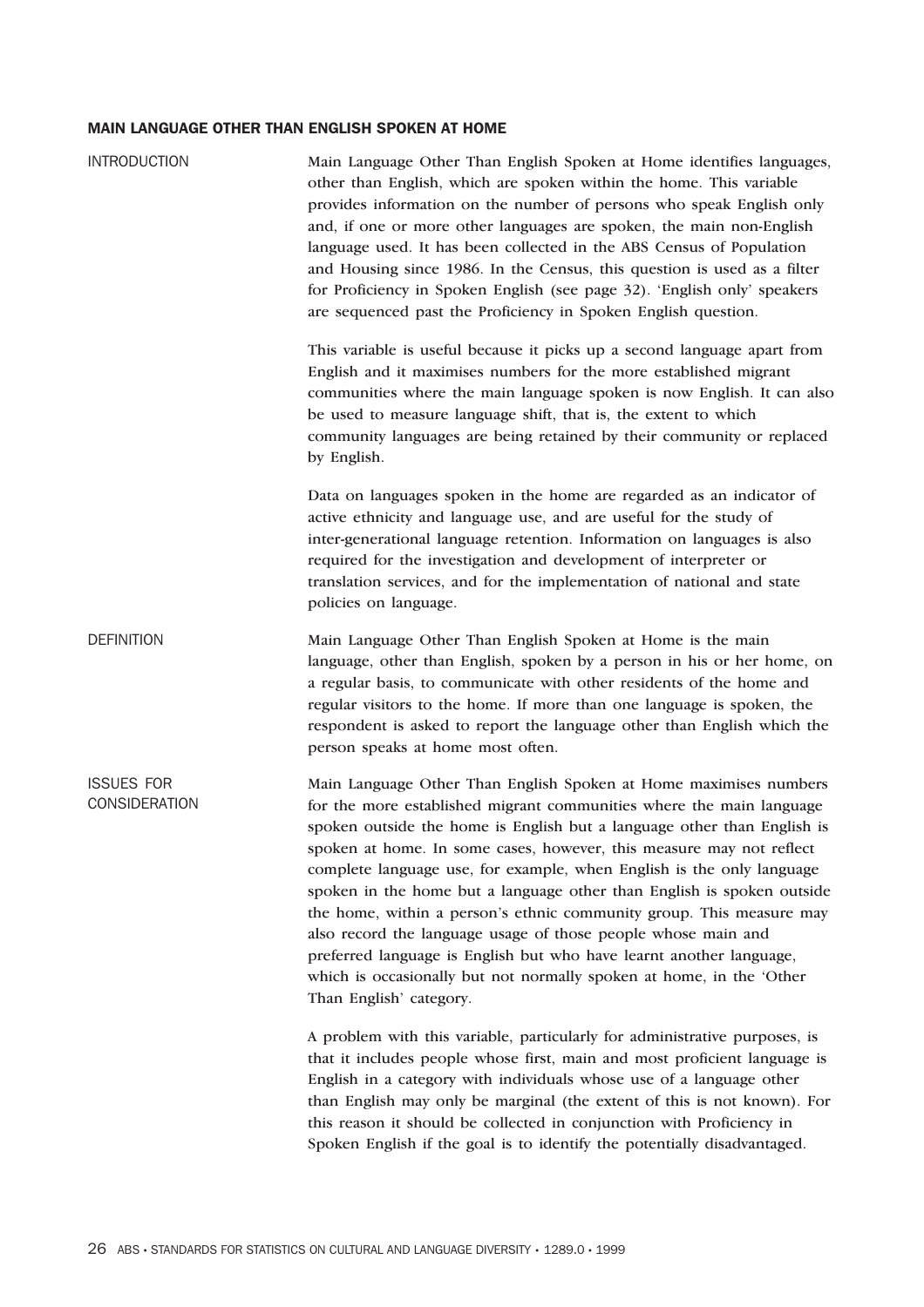## MAIN LANGUAGE OTHER THAN ENGLISH SPOKEN AT HOME

### INTRODUCTION

Main Language Other Than English Spoken at Home identifies languages, other than English, which are spoken within the home. This variable provides information on the number of persons who speak English only and, if one or more other languages are spoken, the main non-English language used. It has been collected in the ABS Census of Population and Housing since 1986. In the Census, this question is used as a filter for Proficiency in Spoken English (see page 32). 'English only' speakers are sequenced past the Proficiency in Spoken English question.

This variable is useful because it picks up a second language apart from English and it maximises numbers for the more established migrant communities where the main language spoken is now English. It can also be used to measure language shift, that is, the extent to which community languages are being retained by their community or replaced by English.

Data on languages spoken in the home are regarded as an indicator of active ethnicity and language use, and are useful for the study of inter-generational language retention. Information on languages is also required for the investigation and development of interpreter or translation services, and for the implementation of national and state policies on language.

### DEFINITION

Main Language Other Than English Spoken at Home is the main language, other than English, spoken by a person in his or her home, on a regular basis, to communicate with other residents of the home and regular visitors to the home. If more than one language is spoken, the respondent is asked to report the language other than English which the person speaks at home most often.

### ISSUES FOR CONSIDERATION

Main Language Other Than English Spoken at Home maximises numbers for the more established migrant communities where the main language spoken outside the home is English but a language other than English is spoken at home. In some cases, however, this measure may not reflect complete language use, for example, when English is the only language spoken in the home but a language other than English is spoken outside the home, within a person's ethnic community group. This measure may also record the language usage of those people whose main and preferred language is English but who have learnt another language, which is occasionally but not normally spoken at home, in the 'Other Than English' category.

A problem with this variable, particularly for administrative purposes, is that it includes people whose first, main and most proficient language is English in a category with individuals whose use of a language other than English may only be marginal (the extent of this is not known). For this reason it should be collected in conjunction with Proficiency in Spoken English if the goal is to identify the potentially disadvantaged.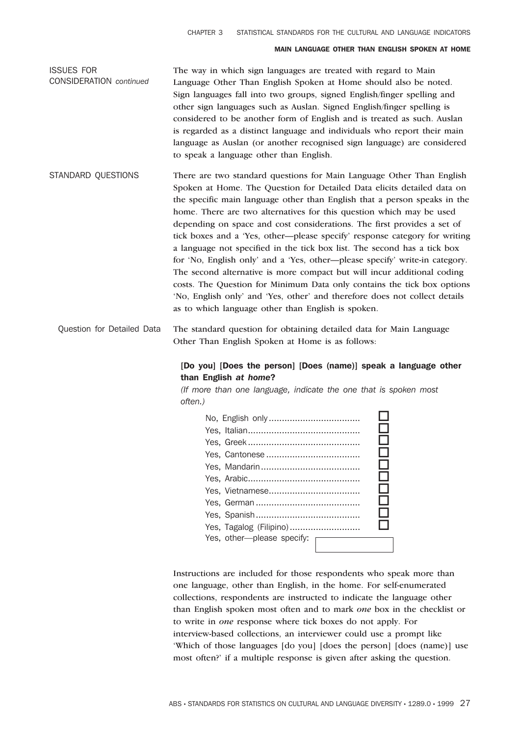**ISSUES FOR CONSIDERATION** *continued*

The way in which sign languages are treated with regard to Main Language Other Than English Spoken at Home should also be noted. Sign languages fall into two groups, signed English/finger spelling and other sign languages such as Auslan. Signed English/finger spelling is considered to be another form of English and is treated as such. Auslan is regarded as a distinct language and individuals who report their main language as Auslan (or another recognised sign language) are considered to speak a language other than English.

## STANDARD QUESTIONS

There are two standard questions for Main Language Other Than English Spoken at Home. The Question for Detailed Data elicits detailed data on the specific main language other than English that a person speaks in the home. There are two alternatives for this question which may be used depending on space and cost considerations. The first provides a set of tick boxes and a 'Yes, other—please specify' response category for writing a language not specified in the tick box list. The second has a tick box for 'No, English only' and a 'Yes, other—please specify' write-in category. The second alternative is more compact but will incur additional coding costs. The Question for Minimum Data only contains the tick box options 'No, English only' and 'Yes, other' and therefore does not collect details as to which language other than English is spoken.

### Question for Detailed Data

The standard question for obtaining detailed data for Main Language Other Than English Spoken at Home is as follows:

**[Do you] [Does the person] [Does (name)] speak a language other than English *at home*?**

*(If more than one language, indicate the one that is spoken most often.)*

- No, English only .................................. ☐
- Yes, Italian .......................................... ☐
- Yes, Greek .......................................... ☐
- Yes, Cantonese ................................... ☐
- Yes, Mandarin ..................................... ☐
- Yes, Arabic.......................................... ☐
- Yes, Vietnamese.................................. ☐
- Yes, German ....................................... ☐
- Yes, Spanish ....................................... ☐
- Yes, Tagalog (Filipino).......................... ☐
- Yes, other—please specify: [ ]

Instructions are included for those respondents who speak more than one language, other than English, in the home. For self-enumerated collections, respondents are instructed to indicate the language other than English spoken most often and to mark *one* box in the checklist or to write in *one* response where tick boxes do not apply. For interview-based collections, an interviewer could use a prompt like 'Which of those languages [do you] [does the person] [does (name)] use most often?' if a multiple response is given after asking the question.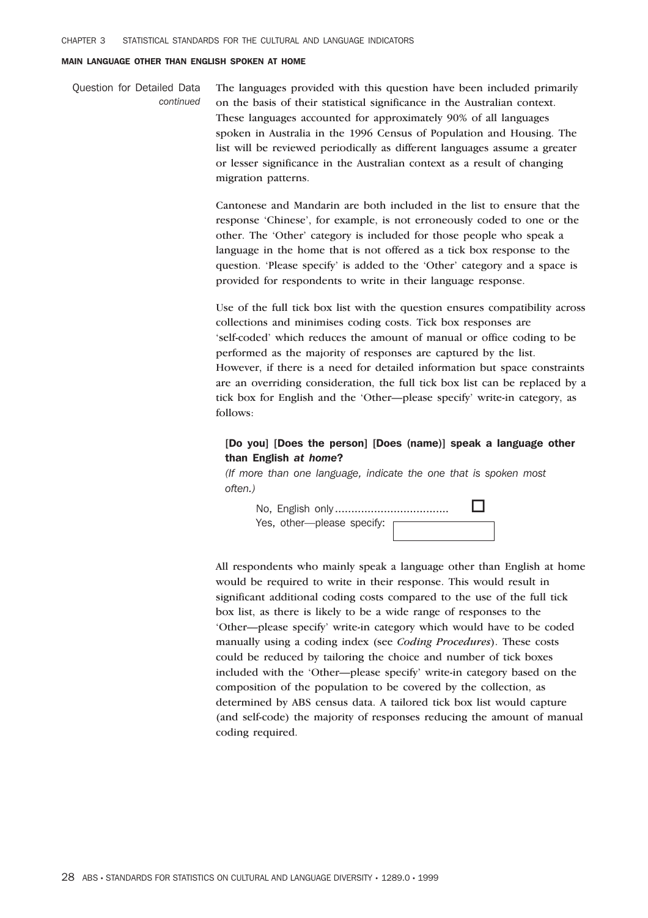## MAIN LANGUAGE OTHER THAN ENGLISH SPOKEN AT HOME

Question for Detailed Data *continued*

The languages provided with this question have been included primarily on the basis of their statistical significance in the Australian context. These languages accounted for approximately 90% of all languages spoken in Australia in the 1996 Census of Population and Housing. The list will be reviewed periodically as different languages assume a greater or lesser significance in the Australian context as a result of changing migration patterns.

Cantonese and Mandarin are both included in the list to ensure that the response 'Chinese', for example, is not erroneously coded to one or the other. The 'Other' category is included for those people who speak a language in the home that is not offered as a tick box response to the question. 'Please specify' is added to the 'Other' category and a space is provided for respondents to write in their language response.

Use of the full tick box list with the question ensures compatibility across collections and minimises coding costs. Tick box responses are 'self-coded' which reduces the amount of manual or office coding to be performed as the majority of responses are captured by the list. However, if there is a need for detailed information but space constraints are an overriding consideration, the full tick box list can be replaced by a tick box for English and the 'Other—please specify' write-in category, as follows:

**[Do you] [Does the person] [Does (name)] speak a language other than English *at home*?**

*(If more than one language, indicate the one that is spoken most often.)*

No, English only.................................. ☐
Yes, other—please specify: ____________

All respondents who mainly speak a language other than English at home would be required to write in their response. This would result in significant additional coding costs compared to the use of the full tick box list, as there is likely to be a wide range of responses to the 'Other—please specify' write-in category which would have to be coded manually using a coding index (see *Coding Procedures*). These costs could be reduced by tailoring the choice and number of tick boxes included with the 'Other—please specify' write-in category based on the composition of the population to be covered by the collection, as determined by ABS census data. A tailored tick box list would capture (and self-code) the majority of responses reducing the amount of manual coding required.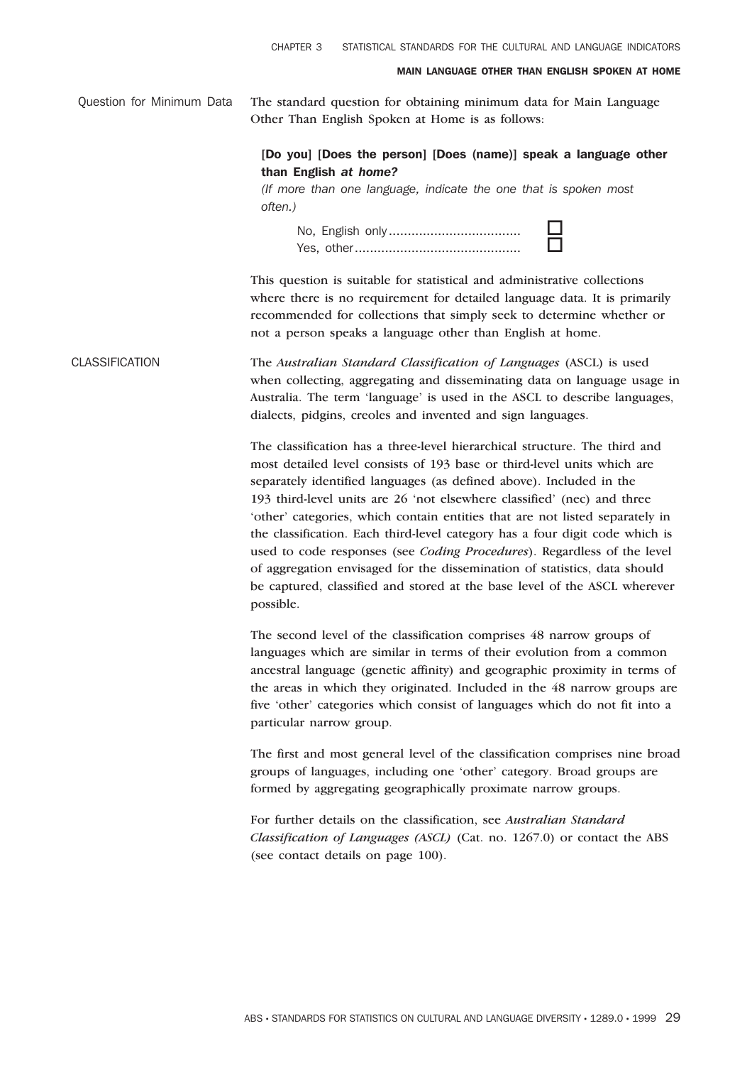## Question for Minimum Data

The standard question for obtaining minimum data for Main Language Other Than English Spoken at Home is as follows:

**[Do you] [Does the person] [Does (name)] speak a language other than English *at home?***

*(If more than one language, indicate the one that is spoken most often.)*

No, English only.................................. ☐
Yes, other........................................... ☐

This question is suitable for statistical and administrative collections where there is no requirement for detailed language data. It is primarily recommended for collections that simply seek to determine whether or not a person speaks a language other than English at home.

## CLASSIFICATION

The *Australian Standard Classification of Languages* (ASCL) is used when collecting, aggregating and disseminating data on language usage in Australia. The term 'language' is used in the ASCL to describe languages, dialects, pidgins, creoles and invented and sign languages.

The classification has a three-level hierarchical structure. The third and most detailed level consists of 193 base or third-level units which are separately identified languages (as defined above). Included in the 193 third-level units are 26 'not elsewhere classified' (nec) and three 'other' categories, which contain entities that are not listed separately in the classification. Each third-level category has a four digit code which is used to code responses (see *Coding Procedures*). Regardless of the level of aggregation envisaged for the dissemination of statistics, data should be captured, classified and stored at the base level of the ASCL wherever possible.

The second level of the classification comprises 48 narrow groups of languages which are similar in terms of their evolution from a common ancestral language (genetic affinity) and geographic proximity in terms of the areas in which they originated. Included in the 48 narrow groups are five 'other' categories which consist of languages which do not fit into a particular narrow group.

The first and most general level of the classification comprises nine broad groups of languages, including one 'other' category. Broad groups are formed by aggregating geographically proximate narrow groups.

For further details on the classification, see *Australian Standard Classification of Languages (ASCL)* (Cat. no. 1267.0) or contact the ABS (see contact details on page 100).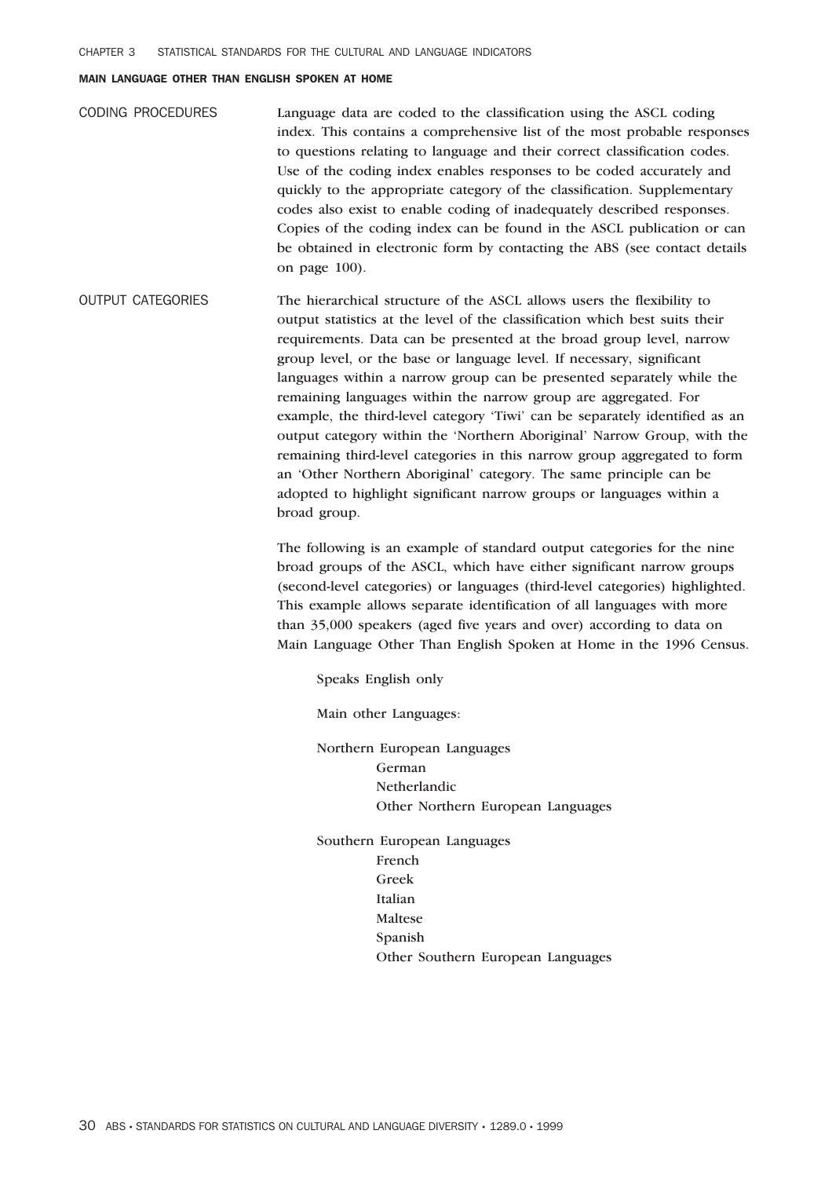## MAIN LANGUAGE OTHER THAN ENGLISH SPOKEN AT HOME

### CODING PROCEDURES

Language data are coded to the classification using the ASCL coding index. This contains a comprehensive list of the most probable responses to questions relating to language and their correct classification codes. Use of the coding index enables responses to be coded accurately and quickly to the appropriate category of the classification. Supplementary codes also exist to enable coding of inadequately described responses. Copies of the coding index can be found in the ASCL publication or can be obtained in electronic form by contacting the ABS (see contact details on page 100).

### OUTPUT CATEGORIES

The hierarchical structure of the ASCL allows users the flexibility to output statistics at the level of the classification which best suits their requirements. Data can be presented at the broad group level, narrow group level, or the base or language level. If necessary, significant languages within a narrow group can be presented separately while the remaining languages within the narrow group are aggregated. For example, the third-level category 'Tiwi' can be separately identified as an output category within the 'Northern Aboriginal' Narrow Group, with the remaining third-level categories in this narrow group aggregated to form an 'Other Northern Aboriginal' category. The same principle can be adopted to highlight significant narrow groups or languages within a broad group.

The following is an example of standard output categories for the nine broad groups of the ASCL, which have either significant narrow groups (second-level categories) or languages (third-level categories) highlighted. This example allows separate identification of all languages with more than 35,000 speakers (aged five years and over) according to data on Main Language Other Than English Spoken at Home in the 1996 Census.

Speaks English only

Main other Languages:

Northern European Languages
- German
- Netherlandic
- Other Northern European Languages

Southern European Languages
- French
- Greek
- Italian
- Maltese
- Spanish
- Other Southern European Languages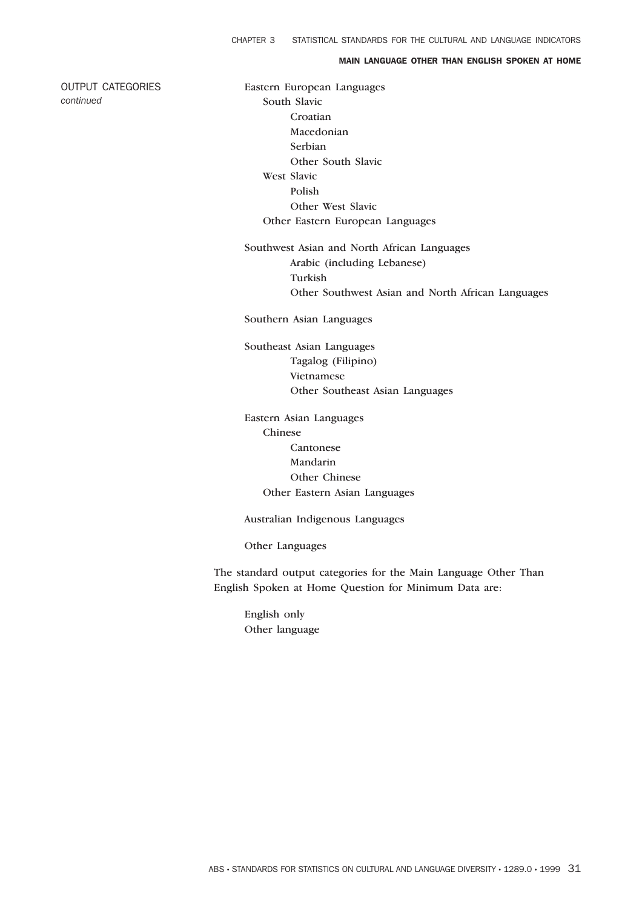OUTPUT CATEGORIES *continued*

- Eastern European Languages
  - South Slavic
    - Croatian
    - Macedonian
    - Serbian
    - Other South Slavic
  - West Slavic
    - Polish
    - Other West Slavic
  - Other Eastern European Languages

- Southwest Asian and North African Languages
    - Arabic (including Lebanese)
    - Turkish
    - Other Southwest Asian and North African Languages

- Southern Asian Languages

- Southeast Asian Languages
    - Tagalog (Filipino)
    - Vietnamese
    - Other Southeast Asian Languages

- Eastern Asian Languages
  - Chinese
    - Cantonese
    - Mandarin
    - Other Chinese
  - Other Eastern Asian Languages

- Australian Indigenous Languages

- Other Languages

The standard output categories for the Main Language Other Than English Spoken at Home Question for Minimum Data are:

- English only
- Other language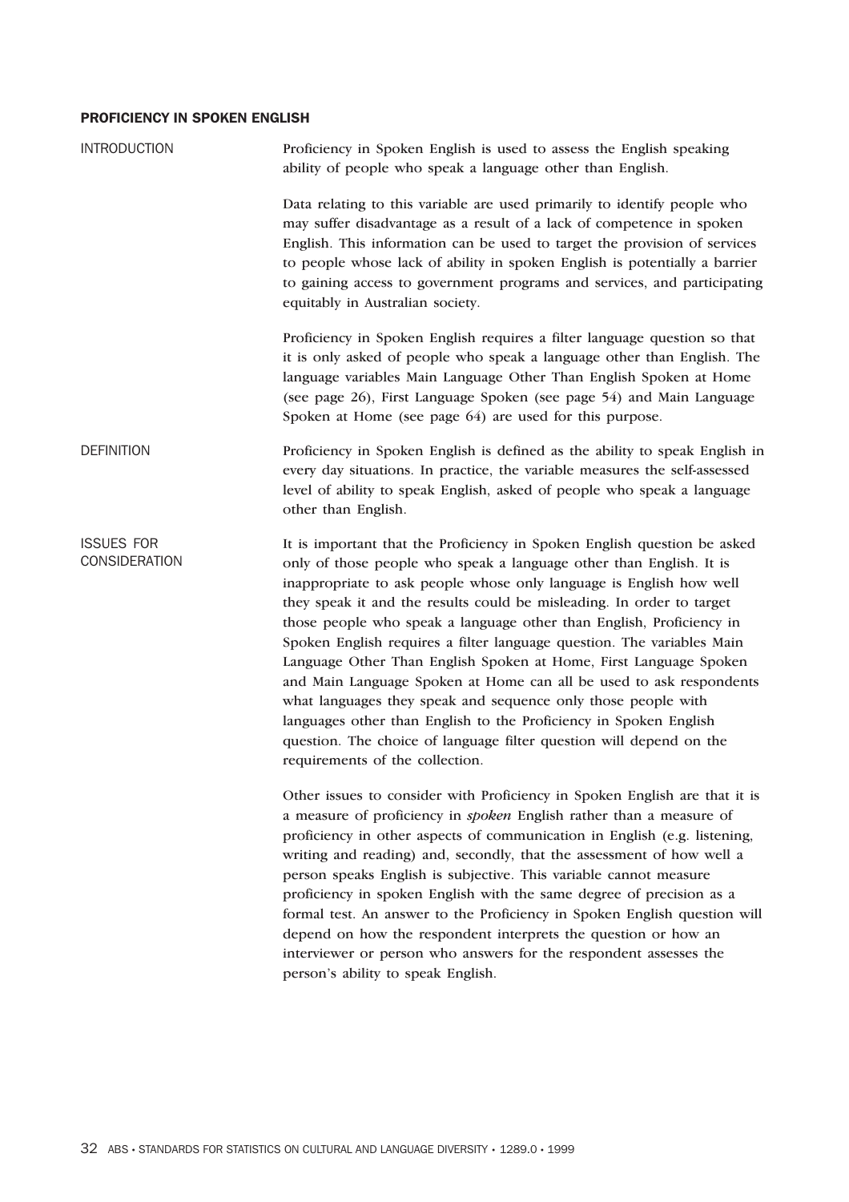## PROFICIENCY IN SPOKEN ENGLISH

### INTRODUCTION

Proficiency in Spoken English is used to assess the English speaking ability of people who speak a language other than English.

Data relating to this variable are used primarily to identify people who may suffer disadvantage as a result of a lack of competence in spoken English. This information can be used to target the provision of services to people whose lack of ability in spoken English is potentially a barrier to gaining access to government programs and services, and participating equitably in Australian society.

Proficiency in Spoken English requires a filter language question so that it is only asked of people who speak a language other than English. The language variables Main Language Other Than English Spoken at Home (see page 26), First Language Spoken (see page 54) and Main Language Spoken at Home (see page 64) are used for this purpose.

### DEFINITION

Proficiency in Spoken English is defined as the ability to speak English in every day situations. In practice, the variable measures the self-assessed level of ability to speak English, asked of people who speak a language other than English.

### ISSUES FOR CONSIDERATION

It is important that the Proficiency in Spoken English question be asked only of those people who speak a language other than English. It is inappropriate to ask people whose only language is English how well they speak it and the results could be misleading. In order to target those people who speak a language other than English, Proficiency in Spoken English requires a filter language question. The variables Main Language Other Than English Spoken at Home, First Language Spoken and Main Language Spoken at Home can all be used to ask respondents what languages they speak and sequence only those people with languages other than English to the Proficiency in Spoken English question. The choice of language filter question will depend on the requirements of the collection.

Other issues to consider with Proficiency in Spoken English are that it is a measure of proficiency in *spoken* English rather than a measure of proficiency in other aspects of communication in English (e.g. listening, writing and reading) and, secondly, that the assessment of how well a person speaks English is subjective. This variable cannot measure proficiency in spoken English with the same degree of precision as a formal test. An answer to the Proficiency in Spoken English question will depend on how the respondent interprets the question or how an interviewer or person who answers for the respondent assesses the person's ability to speak English.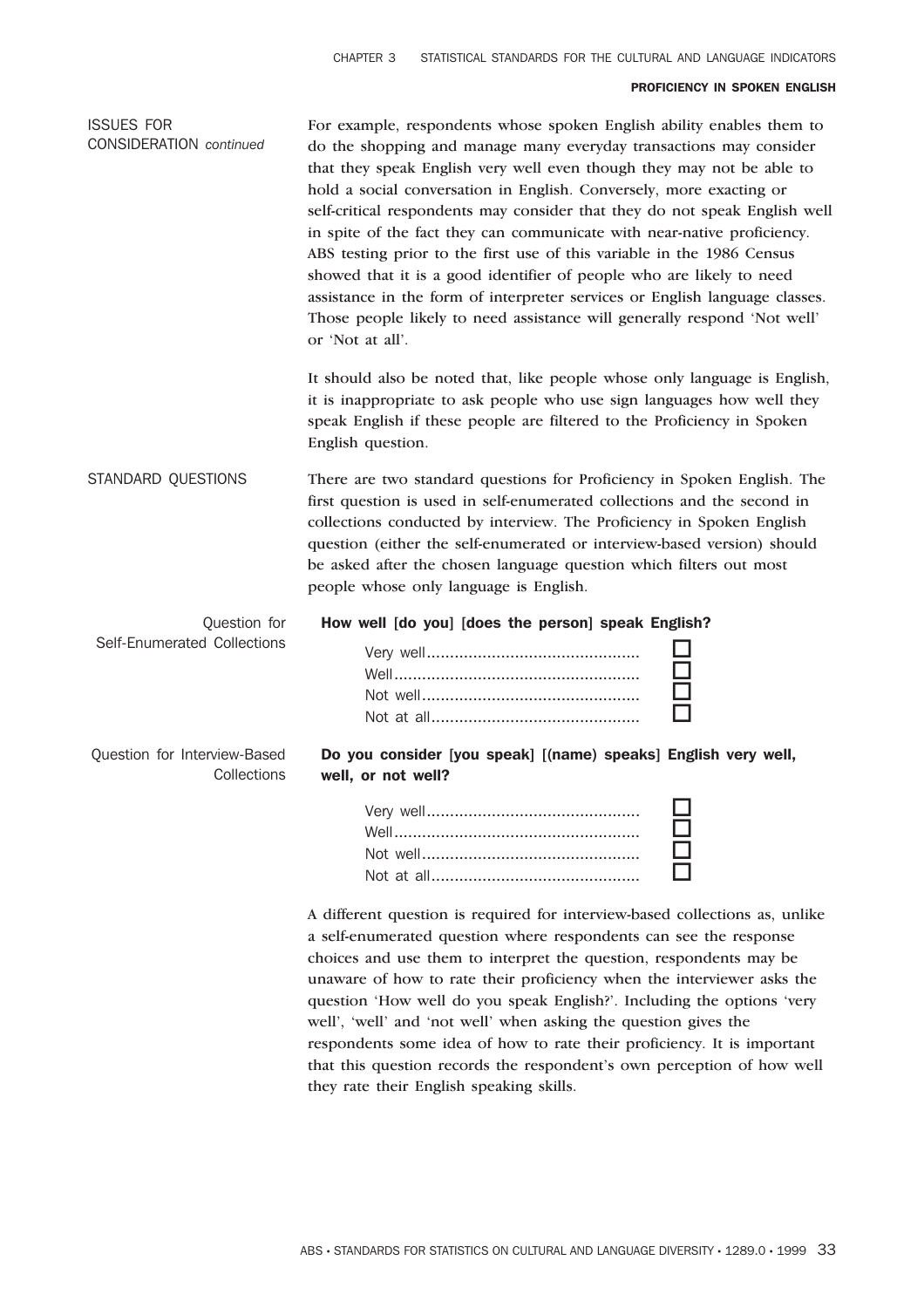#### ISSUES FOR CONSIDERATION *continued*

For example, respondents whose spoken English ability enables them to do the shopping and manage many everyday transactions may consider that they speak English very well even though they may not be able to hold a social conversation in English. Conversely, more exacting or self-critical respondents may consider that they do not speak English well in spite of the fact they can communicate with near-native proficiency. ABS testing prior to the first use of this variable in the 1986 Census showed that it is a good identifier of people who are likely to need assistance in the form of interpreter services or English language classes. Those people likely to need assistance will generally respond 'Not well' or 'Not at all'.

It should also be noted that, like people whose only language is English, it is inappropriate to ask people who use sign languages how well they speak English if these people are filtered to the Proficiency in Spoken English question.

## STANDARD QUESTIONS

There are two standard questions for Proficiency in Spoken English. The first question is used in self-enumerated collections and the second in collections conducted by interview. The Proficiency in Spoken English question (either the self-enumerated or interview-based version) should be asked after the chosen language question which filters out most people whose only language is English.

### Question for Self-Enumerated Collections

**How well [do you] [does the person] speak English?**

- Very well ☐
- Well ☐
- Not well ☐
- Not at all ☐

### Question for Interview-Based Collections

**Do you consider [you speak] [(name) speaks] English very well, well, or not well?**

- Very well ☐
- Well ☐
- Not well ☐
- Not at all ☐

A different question is required for interview-based collections as, unlike a self-enumerated question where respondents can see the response choices and use them to interpret the question, respondents may be unaware of how to rate their proficiency when the interviewer asks the question 'How well do you speak English?'. Including the options 'very well', 'well' and 'not well' when asking the question gives the respondents some idea of how to rate their proficiency. It is important that this question records the respondent's own perception of how well they rate their English speaking skills.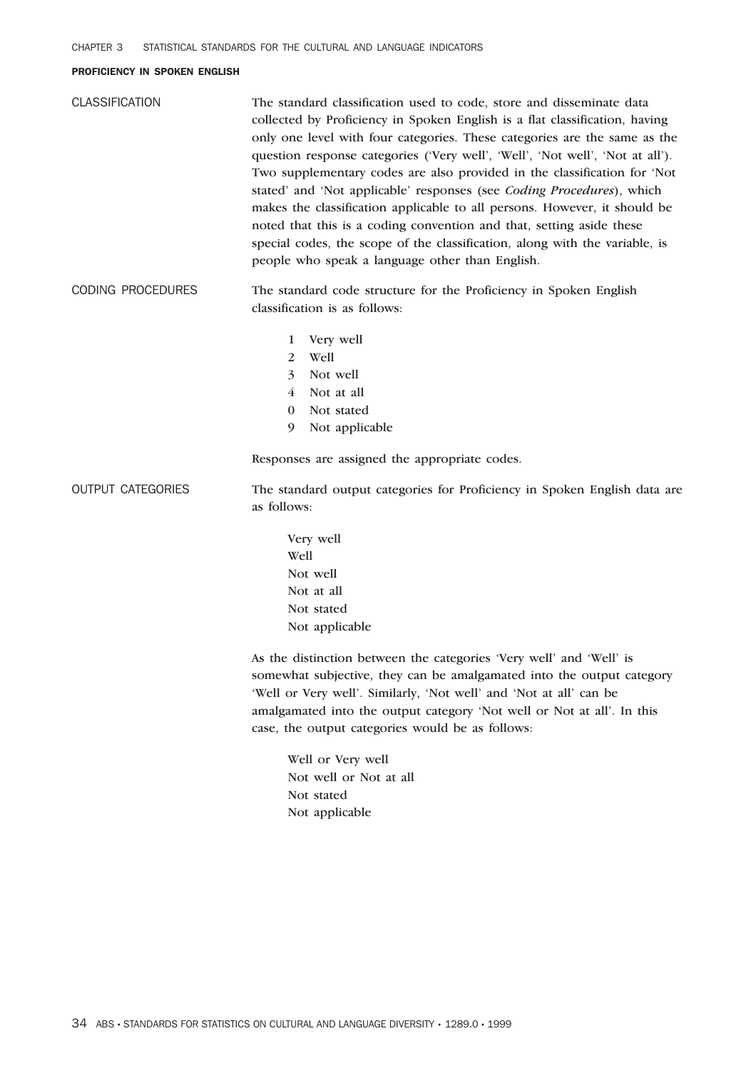## PROFICIENCY IN SPOKEN ENGLISH

### CLASSIFICATION

The standard classification used to code, store and disseminate data collected by Proficiency in Spoken English is a flat classification, having only one level with four categories. These categories are the same as the question response categories ('Very well', 'Well', 'Not well', 'Not at all'). Two supplementary codes are also provided in the classification for 'Not stated' and 'Not applicable' responses (see *Coding Procedures*), which makes the classification applicable to all persons. However, it should be noted that this is a coding convention and that, setting aside these special codes, the scope of the classification, along with the variable, is people who speak a language other than English.

### CODING PROCEDURES

The standard code structure for the Proficiency in Spoken English classification is as follows:

1 Very well
2 Well
3 Not well
4 Not at all
0 Not stated
9 Not applicable

Responses are assigned the appropriate codes.

### OUTPUT CATEGORIES

The standard output categories for Proficiency in Spoken English data are as follows:

Very well
Well
Not well
Not at all
Not stated
Not applicable

As the distinction between the categories 'Very well' and 'Well' is somewhat subjective, they can be amalgamated into the output category 'Well or Very well'. Similarly, 'Not well' and 'Not at all' can be amalgamated into the output category 'Not well or Not at all'. In this case, the output categories would be as follows:

Well or Very well
Not well or Not at all
Not stated
Not applicable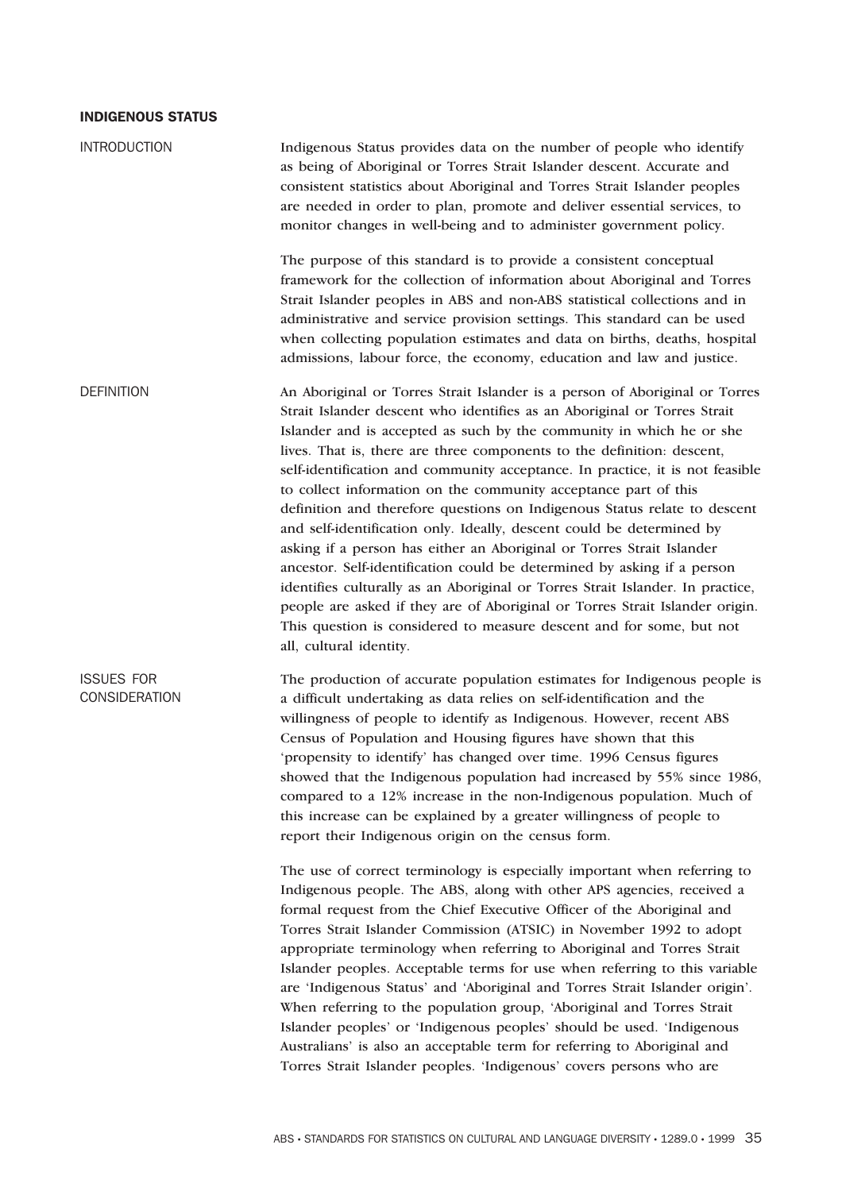## INDIGENOUS STATUS

### INTRODUCTION

Indigenous Status provides data on the number of people who identify as being of Aboriginal or Torres Strait Islander descent. Accurate and consistent statistics about Aboriginal and Torres Strait Islander peoples are needed in order to plan, promote and deliver essential services, to monitor changes in well-being and to administer government policy.

The purpose of this standard is to provide a consistent conceptual framework for the collection of information about Aboriginal and Torres Strait Islander peoples in ABS and non-ABS statistical collections and in administrative and service provision settings. This standard can be used when collecting population estimates and data on births, deaths, hospital admissions, labour force, the economy, education and law and justice.

### DEFINITION

An Aboriginal or Torres Strait Islander is a person of Aboriginal or Torres Strait Islander descent who identifies as an Aboriginal or Torres Strait Islander and is accepted as such by the community in which he or she lives. That is, there are three components to the definition: descent, self-identification and community acceptance. In practice, it is not feasible to collect information on the community acceptance part of this definition and therefore questions on Indigenous Status relate to descent and self-identification only. Ideally, descent could be determined by asking if a person has either an Aboriginal or Torres Strait Islander ancestor. Self-identification could be determined by asking if a person identifies culturally as an Aboriginal or Torres Strait Islander. In practice, people are asked if they are of Aboriginal or Torres Strait Islander origin. This question is considered to measure descent and for some, but not all, cultural identity.

### ISSUES FOR CONSIDERATION

The production of accurate population estimates for Indigenous people is a difficult undertaking as data relies on self-identification and the willingness of people to identify as Indigenous. However, recent ABS Census of Population and Housing figures have shown that this 'propensity to identify' has changed over time. 1996 Census figures showed that the Indigenous population had increased by 55% since 1986, compared to a 12% increase in the non-Indigenous population. Much of this increase can be explained by a greater willingness of people to report their Indigenous origin on the census form.

The use of correct terminology is especially important when referring to Indigenous people. The ABS, along with other APS agencies, received a formal request from the Chief Executive Officer of the Aboriginal and Torres Strait Islander Commission (ATSIC) in November 1992 to adopt appropriate terminology when referring to Aboriginal and Torres Strait Islander peoples. Acceptable terms for use when referring to this variable are 'Indigenous Status' and 'Aboriginal and Torres Strait Islander origin'. When referring to the population group, 'Aboriginal and Torres Strait Islander peoples' or 'Indigenous peoples' should be used. 'Indigenous Australians' is also an acceptable term for referring to Aboriginal and Torres Strait Islander peoples. 'Indigenous' covers persons who are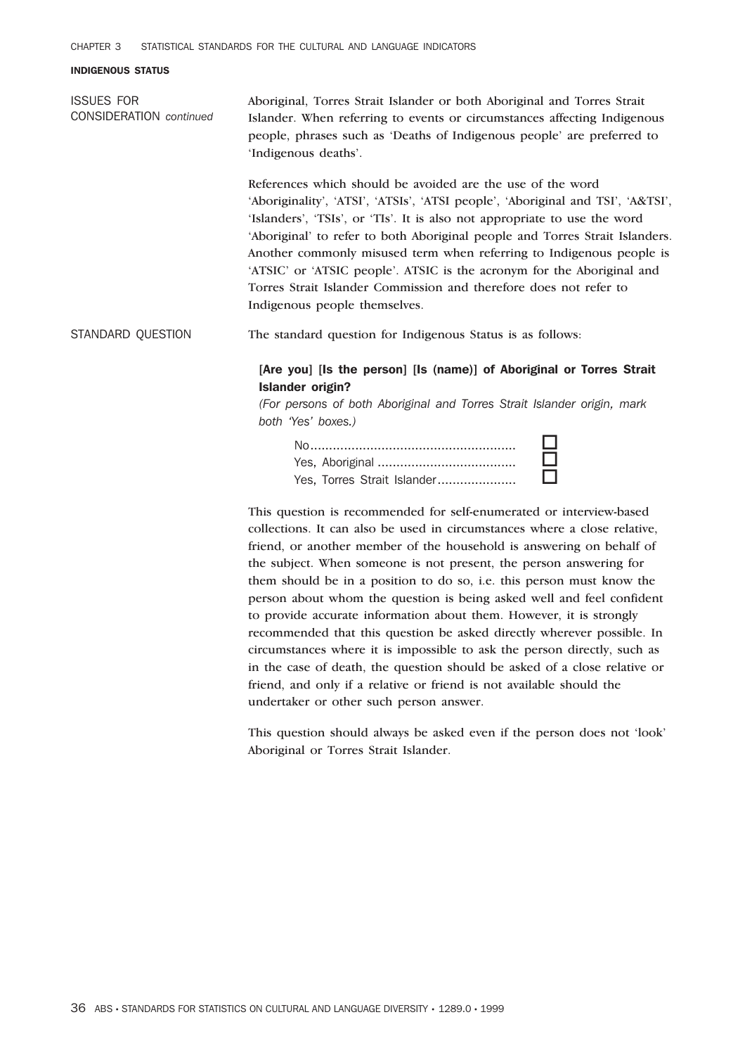## INDIGENOUS STATUS

**ISSUES FOR CONSIDERATION** *continued*

Aboriginal, Torres Strait Islander or both Aboriginal and Torres Strait Islander. When referring to events or circumstances affecting Indigenous people, phrases such as 'Deaths of Indigenous people' are preferred to 'Indigenous deaths'.

References which should be avoided are the use of the word 'Aboriginality', 'ATSI', 'ATSIs', 'ATSI people', 'Aboriginal and TSI', 'A&TSI', 'Islanders', 'TSIs', or 'TIs'. It is also not appropriate to use the word 'Aboriginal' to refer to both Aboriginal people and Torres Strait Islanders. Another commonly misused term when referring to Indigenous people is 'ATSIC' or 'ATSIC people'. ATSIC is the acronym for the Aboriginal and Torres Strait Islander Commission and therefore does not refer to Indigenous people themselves.

**STANDARD QUESTION**

The standard question for Indigenous Status is as follows:

**[Are you] [Is the person] [Is (name)] of Aboriginal or Torres Strait Islander origin?**

*(For persons of both Aboriginal and Torres Strait Islander origin, mark both 'Yes' boxes.)*

- No ☐
- Yes, Aboriginal ☐
- Yes, Torres Strait Islander ☐

This question is recommended for self-enumerated or interview-based collections. It can also be used in circumstances where a close relative, friend, or another member of the household is answering on behalf of the subject. When someone is not present, the person answering for them should be in a position to do so, i.e. this person must know the person about whom the question is being asked well and feel confident to provide accurate information about them. However, it is strongly recommended that this question be asked directly wherever possible. In circumstances where it is impossible to ask the person directly, such as in the case of death, the question should be asked of a close relative or friend, and only if a relative or friend is not available should the undertaker or other such person answer.

This question should always be asked even if the person does not 'look' Aboriginal or Torres Strait Islander.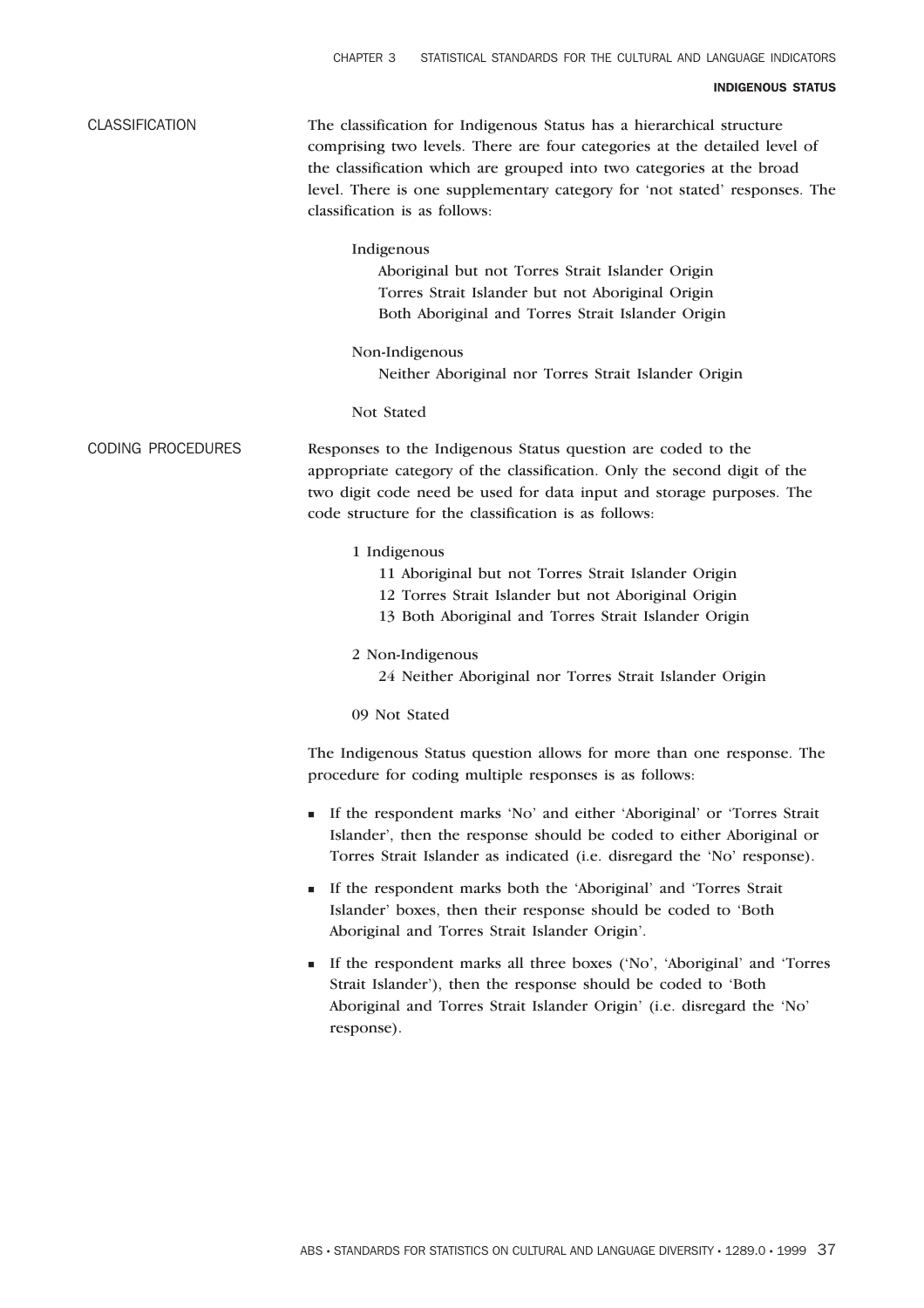## CLASSIFICATION

The classification for Indigenous Status has a hierarchical structure comprising two levels. There are four categories at the detailed level of the classification which are grouped into two categories at the broad level. There is one supplementary category for 'not stated' responses. The classification is as follows:

Indigenous
- Aboriginal but not Torres Strait Islander Origin
- Torres Strait Islander but not Aboriginal Origin
- Both Aboriginal and Torres Strait Islander Origin

Non-Indigenous
- Neither Aboriginal nor Torres Strait Islander Origin

Not Stated

## CODING PROCEDURES

Responses to the Indigenous Status question are coded to the appropriate category of the classification. Only the second digit of the two digit code need be used for data input and storage purposes. The code structure for the classification is as follows:

1 Indigenous
- 11 Aboriginal but not Torres Strait Islander Origin
- 12 Torres Strait Islander but not Aboriginal Origin
- 13 Both Aboriginal and Torres Strait Islander Origin

2 Non-Indigenous
- 24 Neither Aboriginal nor Torres Strait Islander Origin

09 Not Stated

The Indigenous Status question allows for more than one response. The procedure for coding multiple responses is as follows:

- If the respondent marks 'No' and either 'Aboriginal' or 'Torres Strait Islander', then the response should be coded to either Aboriginal or Torres Strait Islander as indicated (i.e. disregard the 'No' response).
- If the respondent marks both the 'Aboriginal' and 'Torres Strait Islander' boxes, then their response should be coded to 'Both Aboriginal and Torres Strait Islander Origin'.
- If the respondent marks all three boxes ('No', 'Aboriginal' and 'Torres Strait Islander'), then the response should be coded to 'Both Aboriginal and Torres Strait Islander Origin' (i.e. disregard the 'No' response).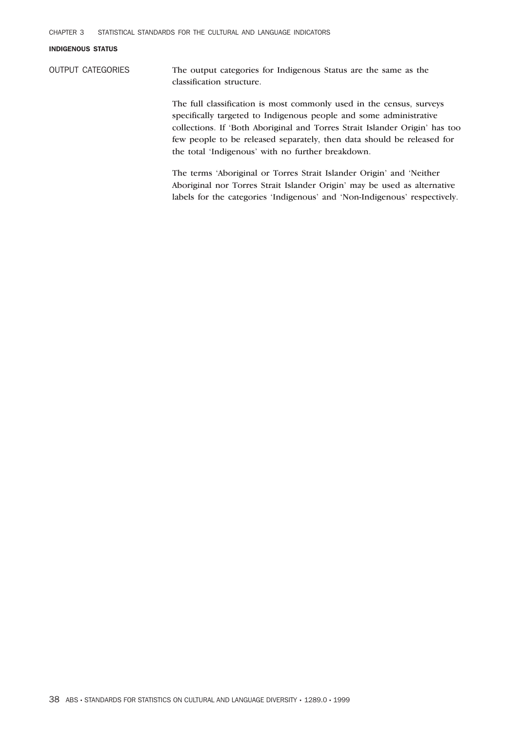## INDIGENOUS STATUS

### OUTPUT CATEGORIES

The output categories for Indigenous Status are the same as the classification structure.

The full classification is most commonly used in the census, surveys specifically targeted to Indigenous people and some administrative collections. If 'Both Aboriginal and Torres Strait Islander Origin' has too few people to be released separately, then data should be released for the total 'Indigenous' with no further breakdown.

The terms 'Aboriginal or Torres Strait Islander Origin' and 'Neither Aboriginal nor Torres Strait Islander Origin' may be used as alternative labels for the categories 'Indigenous' and 'Non-Indigenous' respectively.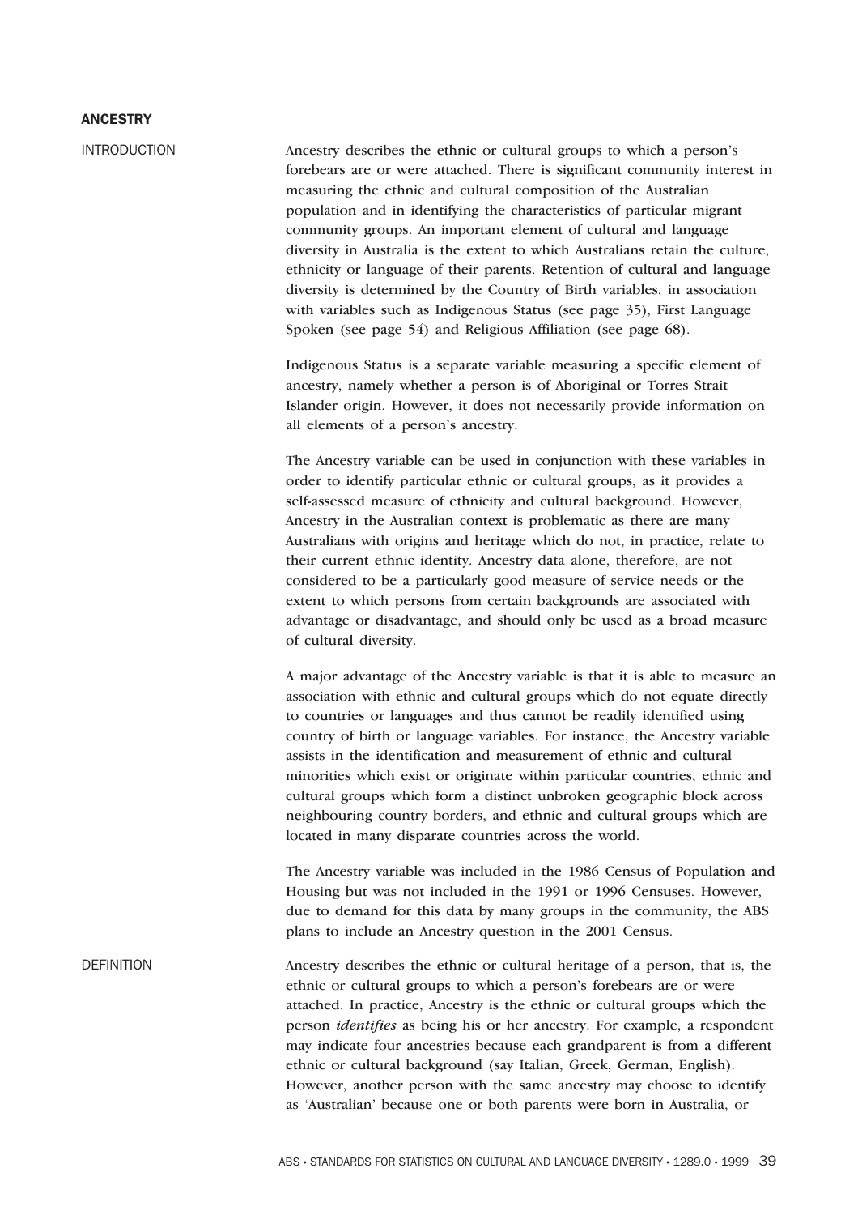## ANCESTRY

### INTRODUCTION

Ancestry describes the ethnic or cultural groups to which a person's forebears are or were attached. There is significant community interest in measuring the ethnic and cultural composition of the Australian population and in identifying the characteristics of particular migrant community groups. An important element of cultural and language diversity in Australia is the extent to which Australians retain the culture, ethnicity or language of their parents. Retention of cultural and language diversity is determined by the Country of Birth variables, in association with variables such as Indigenous Status (see page 35), First Language Spoken (see page 54) and Religious Affiliation (see page 68).

Indigenous Status is a separate variable measuring a specific element of ancestry, namely whether a person is of Aboriginal or Torres Strait Islander origin. However, it does not necessarily provide information on all elements of a person's ancestry.

The Ancestry variable can be used in conjunction with these variables in order to identify particular ethnic or cultural groups, as it provides a self-assessed measure of ethnicity and cultural background. However, Ancestry in the Australian context is problematic as there are many Australians with origins and heritage which do not, in practice, relate to their current ethnic identity. Ancestry data alone, therefore, are not considered to be a particularly good measure of service needs or the extent to which persons from certain backgrounds are associated with advantage or disadvantage, and should only be used as a broad measure of cultural diversity.

A major advantage of the Ancestry variable is that it is able to measure an association with ethnic and cultural groups which do not equate directly to countries or languages and thus cannot be readily identified using country of birth or language variables. For instance, the Ancestry variable assists in the identification and measurement of ethnic and cultural minorities which exist or originate within particular countries, ethnic and cultural groups which form a distinct unbroken geographic block across neighbouring country borders, and ethnic and cultural groups which are located in many disparate countries across the world.

The Ancestry variable was included in the 1986 Census of Population and Housing but was not included in the 1991 or 1996 Censuses. However, due to demand for this data by many groups in the community, the ABS plans to include an Ancestry question in the 2001 Census.

### DEFINITION

Ancestry describes the ethnic or cultural heritage of a person, that is, the ethnic or cultural groups to which a person's forebears are or were attached. In practice, Ancestry is the ethnic or cultural groups which the person *identifies* as being his or her ancestry. For example, a respondent may indicate four ancestries because each grandparent is from a different ethnic or cultural background (say Italian, Greek, German, English). However, another person with the same ancestry may choose to identify as 'Australian' because one or both parents were born in Australia, or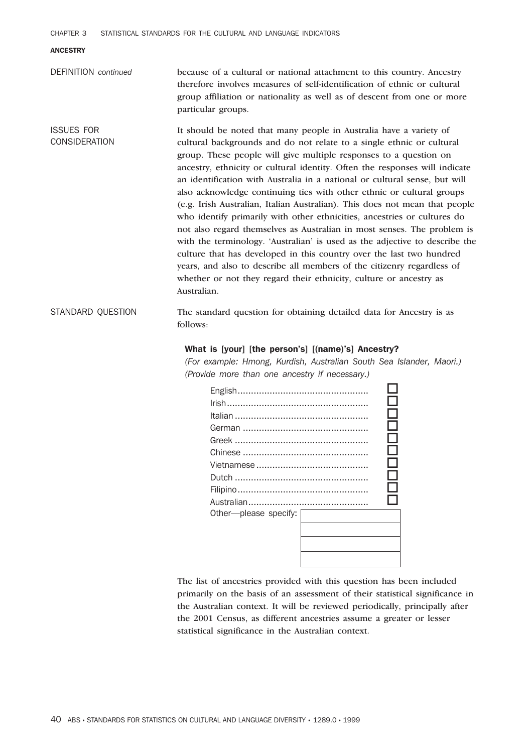**ANCESTRY**

DEFINITION *continued*

because of a cultural or national attachment to this country. Ancestry therefore involves measures of self-identification of ethnic or cultural group affiliation or nationality as well as of descent from one or more particular groups.

ISSUES FOR CONSIDERATION

It should be noted that many people in Australia have a variety of cultural backgrounds and do not relate to a single ethnic or cultural group. These people will give multiple responses to a question on ancestry, ethnicity or cultural identity. Often the responses will indicate an identification with Australia in a national or cultural sense, but will also acknowledge continuing ties with other ethnic or cultural groups (e.g. Irish Australian, Italian Australian). This does not mean that people who identify primarily with other ethnicities, ancestries or cultures do not also regard themselves as Australian in most senses. The problem is with the terminology. 'Australian' is used as the adjective to describe the culture that has developed in this country over the last two hundred years, and also to describe all members of the citizenry regardless of whether or not they regard their ethnicity, culture or ancestry as Australian.

STANDARD QUESTION

The standard question for obtaining detailed data for Ancestry is as follows:

**What is [your] [the person's] [(name)'s] Ancestry?**
*(For example: Hmong, Kurdish, Australian South Sea Islander, Maori.)*
*(Provide more than one ancestry if necessary.)*

- English ☐
- Irish ☐
- Italian ☐
- German ☐
- Greek ☐
- Chinese ☐
- Vietnamese ☐
- Dutch ☐
- Filipino ☐
- Australian ☐
- Other—please specify: ____________

The list of ancestries provided with this question has been included primarily on the basis of an assessment of their statistical significance in the Australian context. It will be reviewed periodically, principally after the 2001 Census, as different ancestries assume a greater or lesser statistical significance in the Australian context.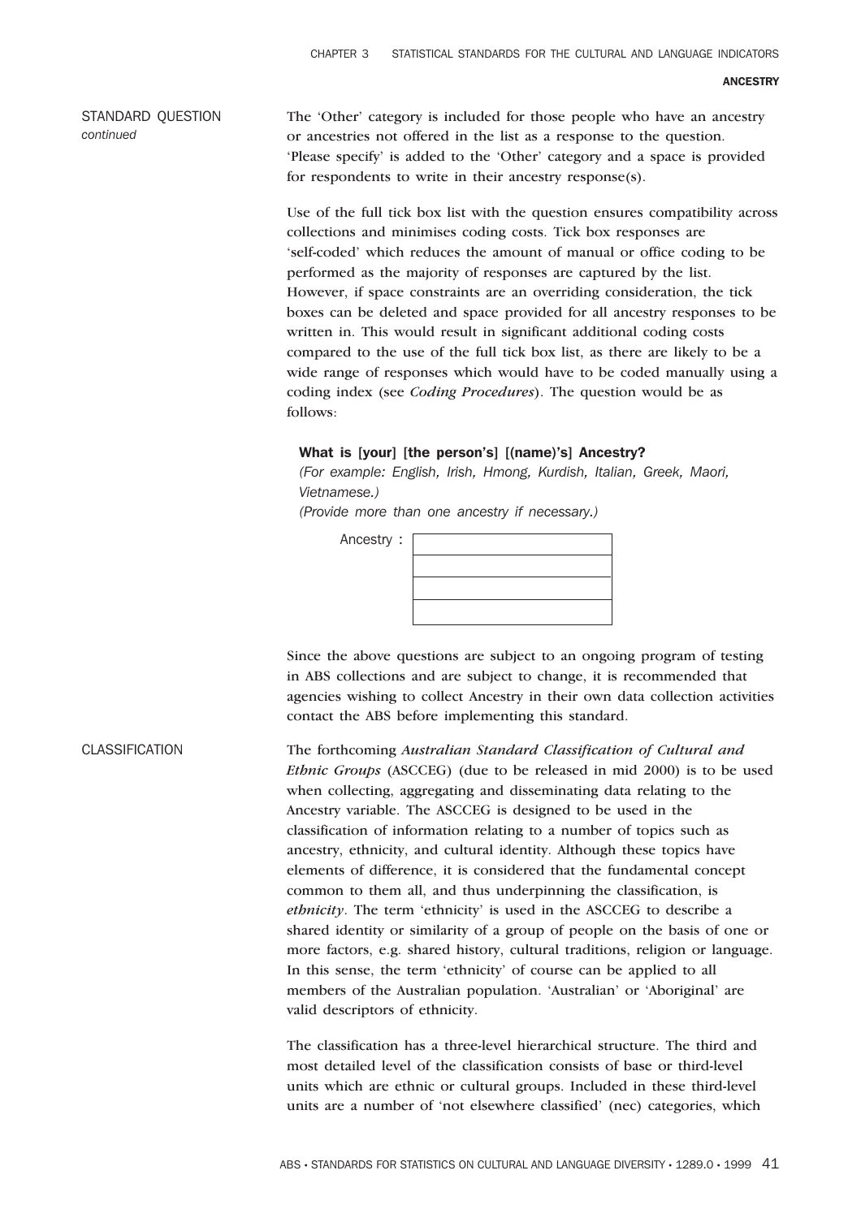STANDARD QUESTION *continued*

The 'Other' category is included for those people who have an ancestry or ancestries not offered in the list as a response to the question. 'Please specify' is added to the 'Other' category and a space is provided for respondents to write in their ancestry response(s).

Use of the full tick box list with the question ensures compatibility across collections and minimises coding costs. Tick box responses are 'self-coded' which reduces the amount of manual or office coding to be performed as the majority of responses are captured by the list. However, if space constraints are an overriding consideration, the tick boxes can be deleted and space provided for all ancestry responses to be written in. This would result in significant additional coding costs compared to the use of the full tick box list, as there are likely to be a wide range of responses which would have to be coded manually using a coding index (see *Coding Procedures*). The question would be as follows:

**What is [your] [the person's] [(name)'s] Ancestry?**
*(For example: English, Irish, Hmong, Kurdish, Italian, Greek, Maori, Vietnamese.)*
*(Provide more than one ancestry if necessary.)*

Ancestry :

| |
|---|
| |
| |
| |
| |

Since the above questions are subject to an ongoing program of testing in ABS collections and are subject to change, it is recommended that agencies wishing to collect Ancestry in their own data collection activities contact the ABS before implementing this standard.

CLASSIFICATION

The forthcoming *Australian Standard Classification of Cultural and Ethnic Groups* (ASCCEG) (due to be released in mid 2000) is to be used when collecting, aggregating and disseminating data relating to the Ancestry variable. The ASCCEG is designed to be used in the classification of information relating to a number of topics such as ancestry, ethnicity, and cultural identity. Although these topics have elements of difference, it is considered that the fundamental concept common to them all, and thus underpinning the classification, is *ethnicity*. The term 'ethnicity' is used in the ASCCEG to describe a shared identity or similarity of a group of people on the basis of one or more factors, e.g. shared history, cultural traditions, religion or language. In this sense, the term 'ethnicity' of course can be applied to all members of the Australian population. 'Australian' or 'Aboriginal' are valid descriptors of ethnicity.

The classification has a three-level hierarchical structure. The third and most detailed level of the classification consists of base or third-level units which are ethnic or cultural groups. Included in these third-level units are a number of 'not elsewhere classified' (nec) categories, which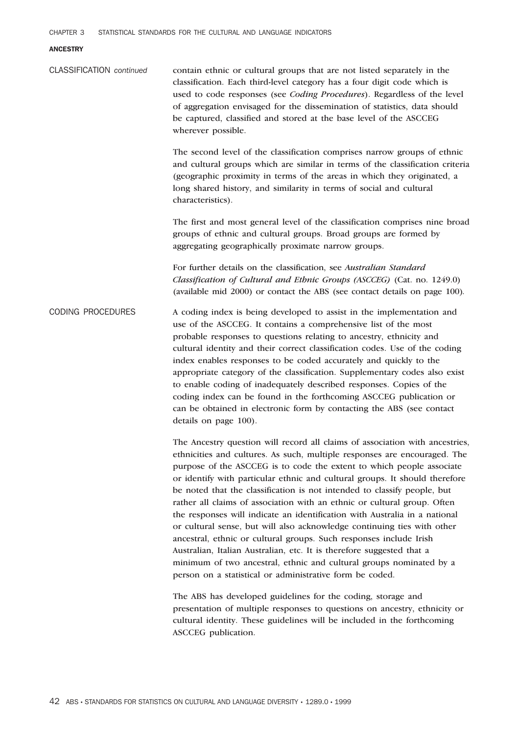## ANCESTRY

**CLASSIFICATION** *continued*

contain ethnic or cultural groups that are not listed separately in the classification. Each third-level category has a four digit code which is used to code responses (see *Coding Procedures*). Regardless of the level of aggregation envisaged for the dissemination of statistics, data should be captured, classified and stored at the base level of the ASCCEG wherever possible.

The second level of the classification comprises narrow groups of ethnic and cultural groups which are similar in terms of the classification criteria (geographic proximity in terms of the areas in which they originated, a long shared history, and similarity in terms of social and cultural characteristics).

The first and most general level of the classification comprises nine broad groups of ethnic and cultural groups. Broad groups are formed by aggregating geographically proximate narrow groups.

For further details on the classification, see *Australian Standard Classification of Cultural and Ethnic Groups (ASCCEG)* (Cat. no. 1249.0) (available mid 2000) or contact the ABS (see contact details on page 100).

**CODING PROCEDURES**

A coding index is being developed to assist in the implementation and use of the ASCCEG. It contains a comprehensive list of the most probable responses to questions relating to ancestry, ethnicity and cultural identity and their correct classification codes. Use of the coding index enables responses to be coded accurately and quickly to the appropriate category of the classification. Supplementary codes also exist to enable coding of inadequately described responses. Copies of the coding index can be found in the forthcoming ASCCEG publication or can be obtained in electronic form by contacting the ABS (see contact details on page 100).

The Ancestry question will record all claims of association with ancestries, ethnicities and cultures. As such, multiple responses are encouraged. The purpose of the ASCCEG is to code the extent to which people associate or identify with particular ethnic and cultural groups. It should therefore be noted that the classification is not intended to classify people, but rather all claims of association with an ethnic or cultural group. Often the responses will indicate an identification with Australia in a national or cultural sense, but will also acknowledge continuing ties with other ancestral, ethnic or cultural groups. Such responses include Irish Australian, Italian Australian, etc. It is therefore suggested that a minimum of two ancestral, ethnic and cultural groups nominated by a person on a statistical or administrative form be coded.

The ABS has developed guidelines for the coding, storage and presentation of multiple responses to questions on ancestry, ethnicity or cultural identity. These guidelines will be included in the forthcoming ASCCEG publication.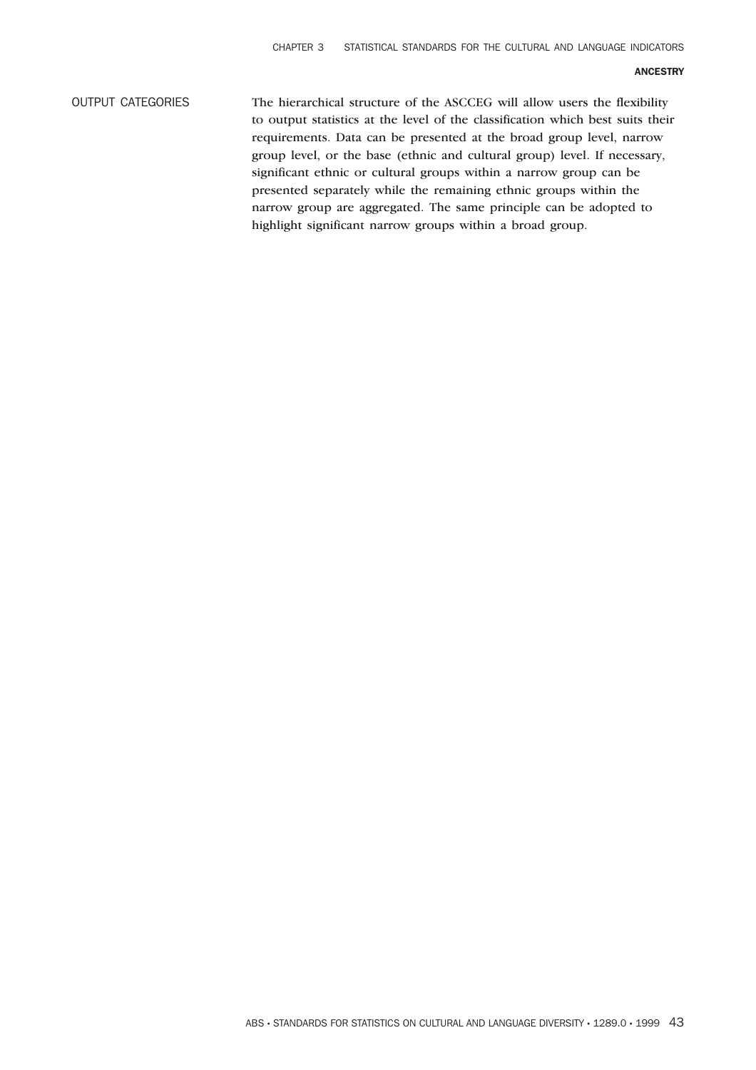## OUTPUT CATEGORIES

The hierarchical structure of the ASCCEG will allow users the flexibility to output statistics at the level of the classification which best suits their requirements. Data can be presented at the broad group level, narrow group level, or the base (ethnic and cultural group) level. If necessary, significant ethnic or cultural groups within a narrow group can be presented separately while the remaining ethnic groups within the narrow group are aggregated. The same principle can be adopted to highlight significant narrow groups within a broad group.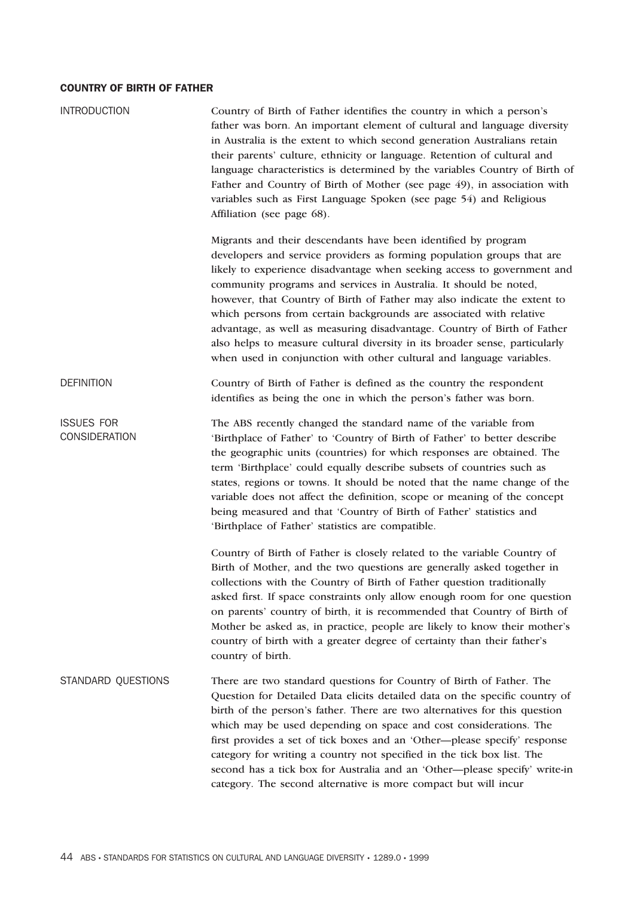## COUNTRY OF BIRTH OF FATHER

### INTRODUCTION

Country of Birth of Father identifies the country in which a person's father was born. An important element of cultural and language diversity in Australia is the extent to which second generation Australians retain their parents' culture, ethnicity or language. Retention of cultural and language characteristics is determined by the variables Country of Birth of Father and Country of Birth of Mother (see page 49), in association with variables such as First Language Spoken (see page 54) and Religious Affiliation (see page 68).

Migrants and their descendants have been identified by program developers and service providers as forming population groups that are likely to experience disadvantage when seeking access to government and community programs and services in Australia. It should be noted, however, that Country of Birth of Father may also indicate the extent to which persons from certain backgrounds are associated with relative advantage, as well as measuring disadvantage. Country of Birth of Father also helps to measure cultural diversity in its broader sense, particularly when used in conjunction with other cultural and language variables.

### DEFINITION

Country of Birth of Father is defined as the country the respondent identifies as being the one in which the person's father was born.

### ISSUES FOR CONSIDERATION

The ABS recently changed the standard name of the variable from 'Birthplace of Father' to 'Country of Birth of Father' to better describe the geographic units (countries) for which responses are obtained. The term 'Birthplace' could equally describe subsets of countries such as states, regions or towns. It should be noted that the name change of the variable does not affect the definition, scope or meaning of the concept being measured and that 'Country of Birth of Father' statistics and 'Birthplace of Father' statistics are compatible.

Country of Birth of Father is closely related to the variable Country of Birth of Mother, and the two questions are generally asked together in collections with the Country of Birth of Father question traditionally asked first. If space constraints only allow enough room for one question on parents' country of birth, it is recommended that Country of Birth of Mother be asked as, in practice, people are likely to know their mother's country of birth with a greater degree of certainty than their father's country of birth.

### STANDARD QUESTIONS

There are two standard questions for Country of Birth of Father. The Question for Detailed Data elicits detailed data on the specific country of birth of the person's father. There are two alternatives for this question which may be used depending on space and cost considerations. The first provides a set of tick boxes and an 'Other—please specify' response category for writing a country not specified in the tick box list. The second has a tick box for Australia and an 'Other—please specify' write-in category. The second alternative is more compact but will incur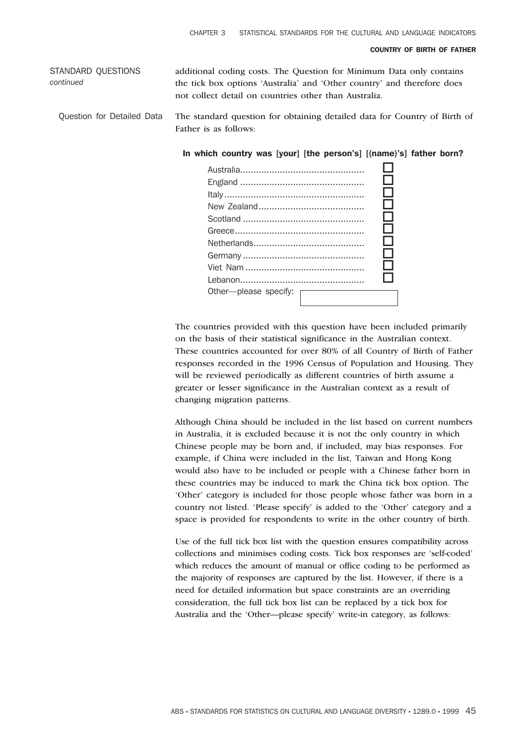STANDARD QUESTIONS *continued*

additional coding costs. The Question for Minimum Data only contains the tick box options 'Australia' and 'Other country' and therefore does not collect detail on countries other than Australia.

Question for Detailed Data

The standard question for obtaining detailed data for Country of Birth of Father is as follows:

**In which country was [your] [the person's] [(name)'s] father born?**

- Australia ☐
- England ☐
- Italy ☐
- New Zealand ☐
- Scotland ☐
- Greece ☐
- Netherlands ☐
- Germany ☐
- Viet Nam ☐
- Lebanon ☐
- Other—please specify: ________

The countries provided with this question have been included primarily on the basis of their statistical significance in the Australian context. These countries accounted for over 80% of all Country of Birth of Father responses recorded in the 1996 Census of Population and Housing. They will be reviewed periodically as different countries of birth assume a greater or lesser significance in the Australian context as a result of changing migration patterns.

Although China should be included in the list based on current numbers in Australia, it is excluded because it is not the only country in which Chinese people may be born and, if included, may bias responses. For example, if China were included in the list, Taiwan and Hong Kong would also have to be included or people with a Chinese father born in these countries may be induced to mark the China tick box option. The 'Other' category is included for those people whose father was born in a country not listed. 'Please specify' is added to the 'Other' category and a space is provided for respondents to write in the other country of birth.

Use of the full tick box list with the question ensures compatibility across collections and minimises coding costs. Tick box responses are 'self-coded' which reduces the amount of manual or office coding to be performed as the majority of responses are captured by the list. However, if there is a need for detailed information but space constraints are an overriding consideration, the full tick box list can be replaced by a tick box for Australia and the 'Other—please specify' write-in category, as follows: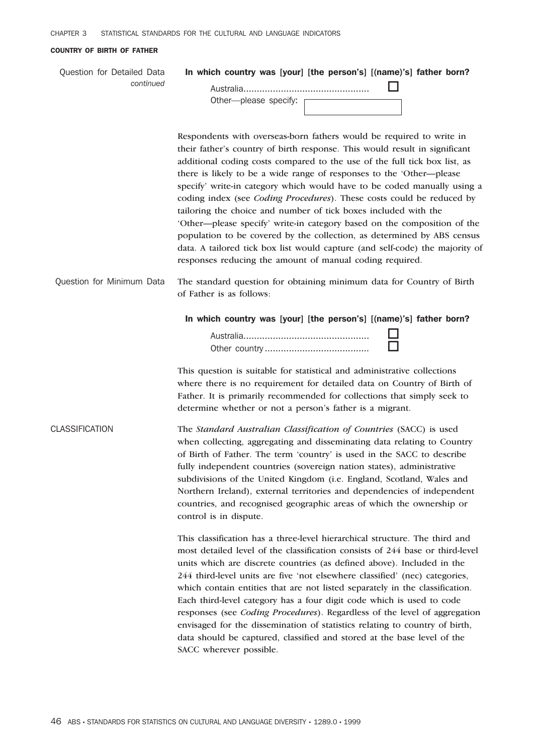## COUNTRY OF BIRTH OF FATHER

**Question for Detailed Data** *continued*

**In which country was [your] [the person's] [(name)'s] father born?**

Australia............................................... ☐
Other—please specify: [ ]

Respondents with overseas-born fathers would be required to write in their father's country of birth response. This would result in significant additional coding costs compared to the use of the full tick box list, as there is likely to be a wide range of responses to the 'Other—please specify' write-in category which would have to be coded manually using a coding index (see *Coding Procedures*). These costs could be reduced by tailoring the choice and number of tick boxes included with the 'Other—please specify' write-in category based on the composition of the population to be covered by the collection, as determined by ABS census data. A tailored tick box list would capture (and self-code) the majority of responses reducing the amount of manual coding required.

**Question for Minimum Data**

The standard question for obtaining minimum data for Country of Birth of Father is as follows:

**In which country was [your] [the person's] [(name)'s] father born?**

Australia............................................... ☐
Other country....................................... ☐

This question is suitable for statistical and administrative collections where there is no requirement for detailed data on Country of Birth of Father. It is primarily recommended for collections that simply seek to determine whether or not a person's father is a migrant.

**CLASSIFICATION**

The *Standard Australian Classification of Countries* (SACC) is used when collecting, aggregating and disseminating data relating to Country of Birth of Father. The term 'country' is used in the SACC to describe fully independent countries (sovereign nation states), administrative subdivisions of the United Kingdom (i.e. England, Scotland, Wales and Northern Ireland), external territories and dependencies of independent countries, and recognised geographic areas of which the ownership or control is in dispute.

This classification has a three-level hierarchical structure. The third and most detailed level of the classification consists of 244 base or third-level units which are discrete countries (as defined above). Included in the 244 third-level units are five 'not elsewhere classified' (nec) categories, which contain entities that are not listed separately in the classification. Each third-level category has a four digit code which is used to code responses (see *Coding Procedures*). Regardless of the level of aggregation envisaged for the dissemination of statistics relating to country of birth, data should be captured, classified and stored at the base level of the SACC wherever possible.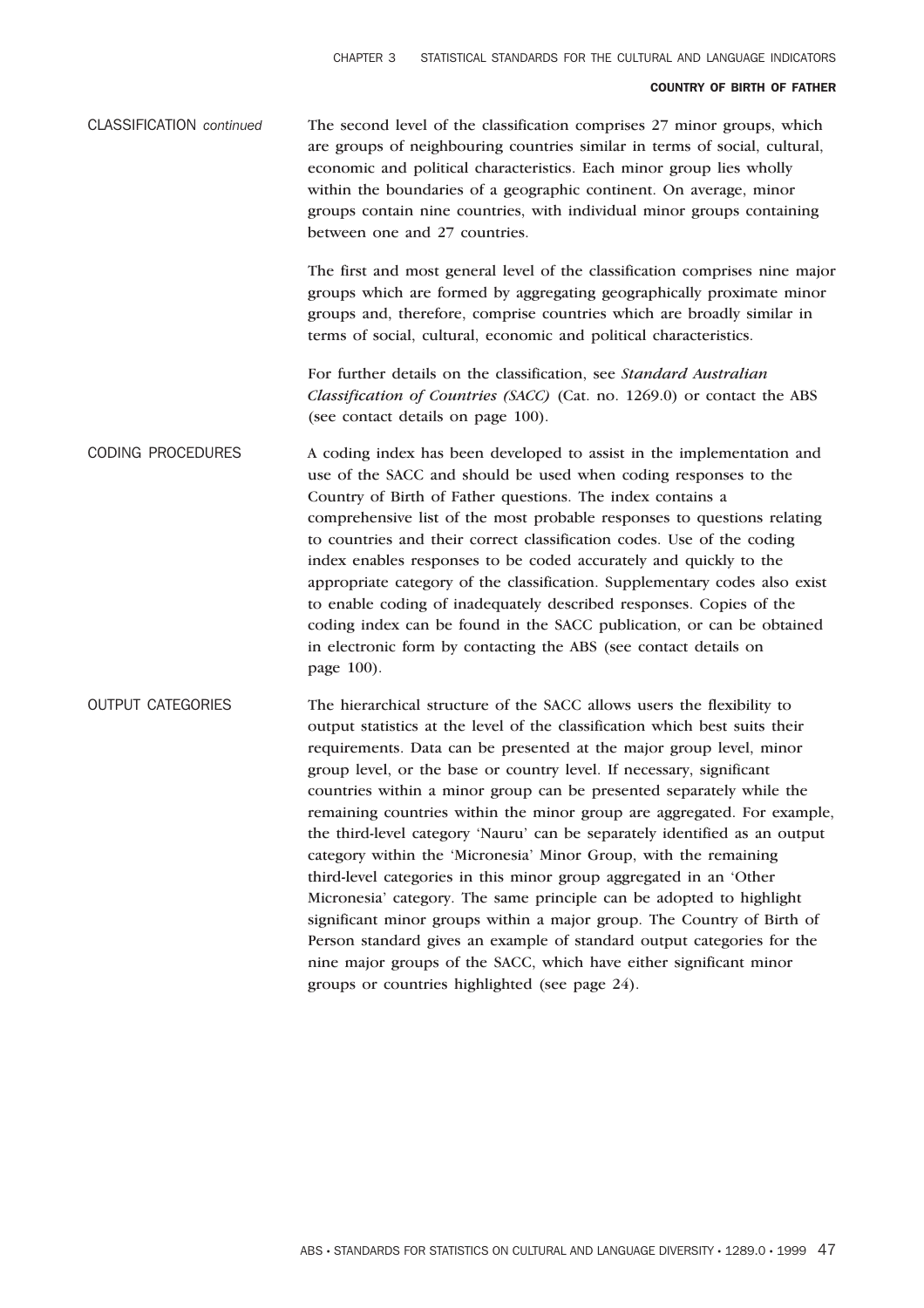## CLASSIFICATION *continued*

The second level of the classification comprises 27 minor groups, which are groups of neighbouring countries similar in terms of social, cultural, economic and political characteristics. Each minor group lies wholly within the boundaries of a geographic continent. On average, minor groups contain nine countries, with individual minor groups containing between one and 27 countries.

The first and most general level of the classification comprises nine major groups which are formed by aggregating geographically proximate minor groups and, therefore, comprise countries which are broadly similar in terms of social, cultural, economic and political characteristics.

For further details on the classification, see *Standard Australian Classification of Countries (SACC)* (Cat. no. 1269.0) or contact the ABS (see contact details on page 100).

## CODING PROCEDURES

A coding index has been developed to assist in the implementation and use of the SACC and should be used when coding responses to the Country of Birth of Father questions. The index contains a comprehensive list of the most probable responses to questions relating to countries and their correct classification codes. Use of the coding index enables responses to be coded accurately and quickly to the appropriate category of the classification. Supplementary codes also exist to enable coding of inadequately described responses. Copies of the coding index can be found in the SACC publication, or can be obtained in electronic form by contacting the ABS (see contact details on page 100).

## OUTPUT CATEGORIES

The hierarchical structure of the SACC allows users the flexibility to output statistics at the level of the classification which best suits their requirements. Data can be presented at the major group level, minor group level, or the base or country level. If necessary, significant countries within a minor group can be presented separately while the remaining countries within the minor group are aggregated. For example, the third-level category 'Nauru' can be separately identified as an output category within the 'Micronesia' Minor Group, with the remaining third-level categories in this minor group aggregated in an 'Other Micronesia' category. The same principle can be adopted to highlight significant minor groups within a major group. The Country of Birth of Person standard gives an example of standard output categories for the nine major groups of the SACC, which have either significant minor groups or countries highlighted (see page 24).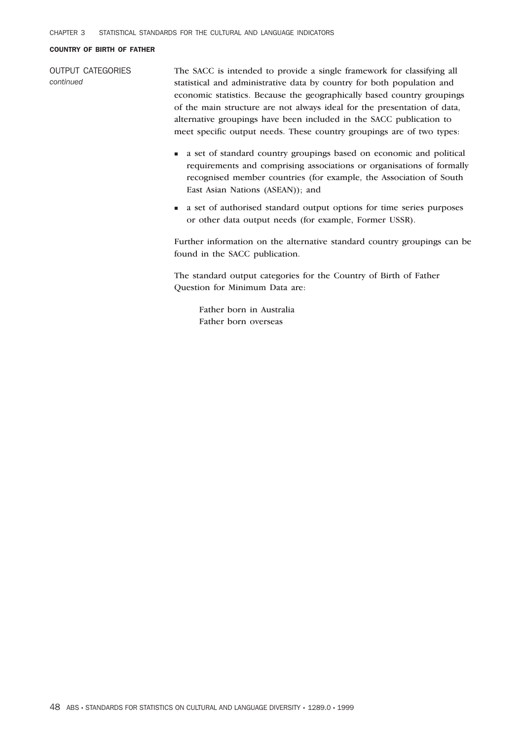## COUNTRY OF BIRTH OF FATHER

OUTPUT CATEGORIES *continued*

The SACC is intended to provide a single framework for classifying all statistical and administrative data by country for both population and economic statistics. Because the geographically based country groupings of the main structure are not always ideal for the presentation of data, alternative groupings have been included in the SACC publication to meet specific output needs. These country groupings are of two types:

- a set of standard country groupings based on economic and political requirements and comprising associations or organisations of formally recognised member countries (for example, the Association of South East Asian Nations (ASEAN)); and
- a set of authorised standard output options for time series purposes or other data output needs (for example, Former USSR).

Further information on the alternative standard country groupings can be found in the SACC publication.

The standard output categories for the Country of Birth of Father Question for Minimum Data are:

Father born in Australia
Father born overseas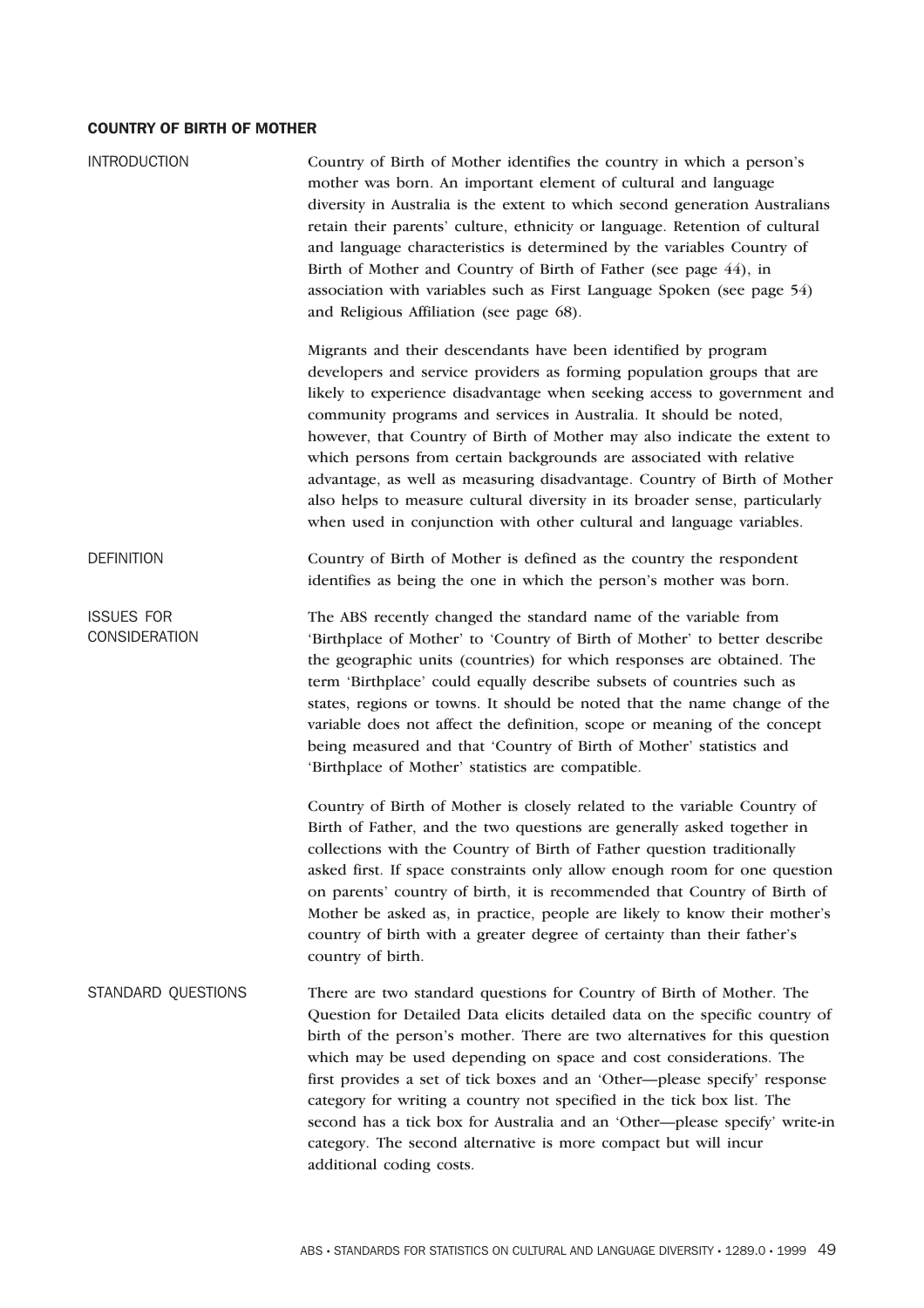## COUNTRY OF BIRTH OF MOTHER

### INTRODUCTION

Country of Birth of Mother identifies the country in which a person's mother was born. An important element of cultural and language diversity in Australia is the extent to which second generation Australians retain their parents' culture, ethnicity or language. Retention of cultural and language characteristics is determined by the variables Country of Birth of Mother and Country of Birth of Father (see page 44), in association with variables such as First Language Spoken (see page 54) and Religious Affiliation (see page 68).

Migrants and their descendants have been identified by program developers and service providers as forming population groups that are likely to experience disadvantage when seeking access to government and community programs and services in Australia. It should be noted, however, that Country of Birth of Mother may also indicate the extent to which persons from certain backgrounds are associated with relative advantage, as well as measuring disadvantage. Country of Birth of Mother also helps to measure cultural diversity in its broader sense, particularly when used in conjunction with other cultural and language variables.

### DEFINITION

Country of Birth of Mother is defined as the country the respondent identifies as being the one in which the person's mother was born.

### ISSUES FOR CONSIDERATION

The ABS recently changed the standard name of the variable from 'Birthplace of Mother' to 'Country of Birth of Mother' to better describe the geographic units (countries) for which responses are obtained. The term 'Birthplace' could equally describe subsets of countries such as states, regions or towns. It should be noted that the name change of the variable does not affect the definition, scope or meaning of the concept being measured and that 'Country of Birth of Mother' statistics and 'Birthplace of Mother' statistics are compatible.

Country of Birth of Mother is closely related to the variable Country of Birth of Father, and the two questions are generally asked together in collections with the Country of Birth of Father question traditionally asked first. If space constraints only allow enough room for one question on parents' country of birth, it is recommended that Country of Birth of Mother be asked as, in practice, people are likely to know their mother's country of birth with a greater degree of certainty than their father's country of birth.

### STANDARD QUESTIONS

There are two standard questions for Country of Birth of Mother. The Question for Detailed Data elicits detailed data on the specific country of birth of the person's mother. There are two alternatives for this question which may be used depending on space and cost considerations. The first provides a set of tick boxes and an 'Other—please specify' response category for writing a country not specified in the tick box list. The second has a tick box for Australia and an 'Other—please specify' write-in category. The second alternative is more compact but will incur additional coding costs.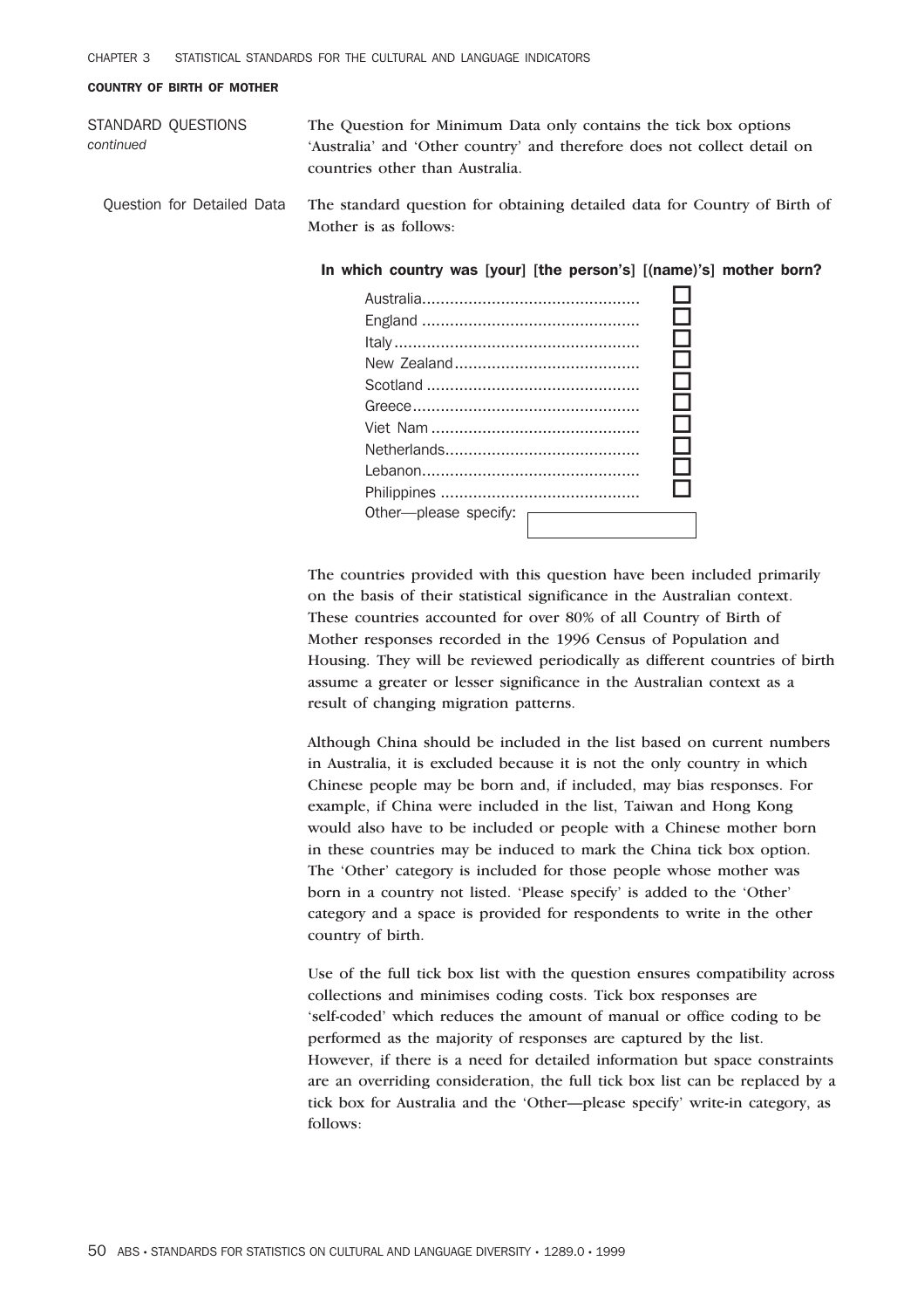## COUNTRY OF BIRTH OF MOTHER

STANDARD QUESTIONS *continued*

The Question for Minimum Data only contains the tick box options 'Australia' and 'Other country' and therefore does not collect detail on countries other than Australia.

### Question for Detailed Data

The standard question for obtaining detailed data for Country of Birth of Mother is as follows:

**In which country was [your] [the person's] [(name)'s] mother born?**

- Australia ☐
- England ☐
- Italy ☐
- New Zealand ☐
- Scotland ☐
- Greece ☐
- Viet Nam ☐
- Netherlands ☐
- Lebanon ☐
- Philippines ☐
- Other—please specify: ______

The countries provided with this question have been included primarily on the basis of their statistical significance in the Australian context. These countries accounted for over 80% of all Country of Birth of Mother responses recorded in the 1996 Census of Population and Housing. They will be reviewed periodically as different countries of birth assume a greater or lesser significance in the Australian context as a result of changing migration patterns.

Although China should be included in the list based on current numbers in Australia, it is excluded because it is not the only country in which Chinese people may be born and, if included, may bias responses. For example, if China were included in the list, Taiwan and Hong Kong would also have to be included or people with a Chinese mother born in these countries may be induced to mark the China tick box option. The 'Other' category is included for those people whose mother was born in a country not listed. 'Please specify' is added to the 'Other' category and a space is provided for respondents to write in the other country of birth.

Use of the full tick box list with the question ensures compatibility across collections and minimises coding costs. Tick box responses are 'self-coded' which reduces the amount of manual or office coding to be performed as the majority of responses are captured by the list. However, if there is a need for detailed information but space constraints are an overriding consideration, the full tick box list can be replaced by a tick box for Australia and the 'Other—please specify' write-in category, as follows: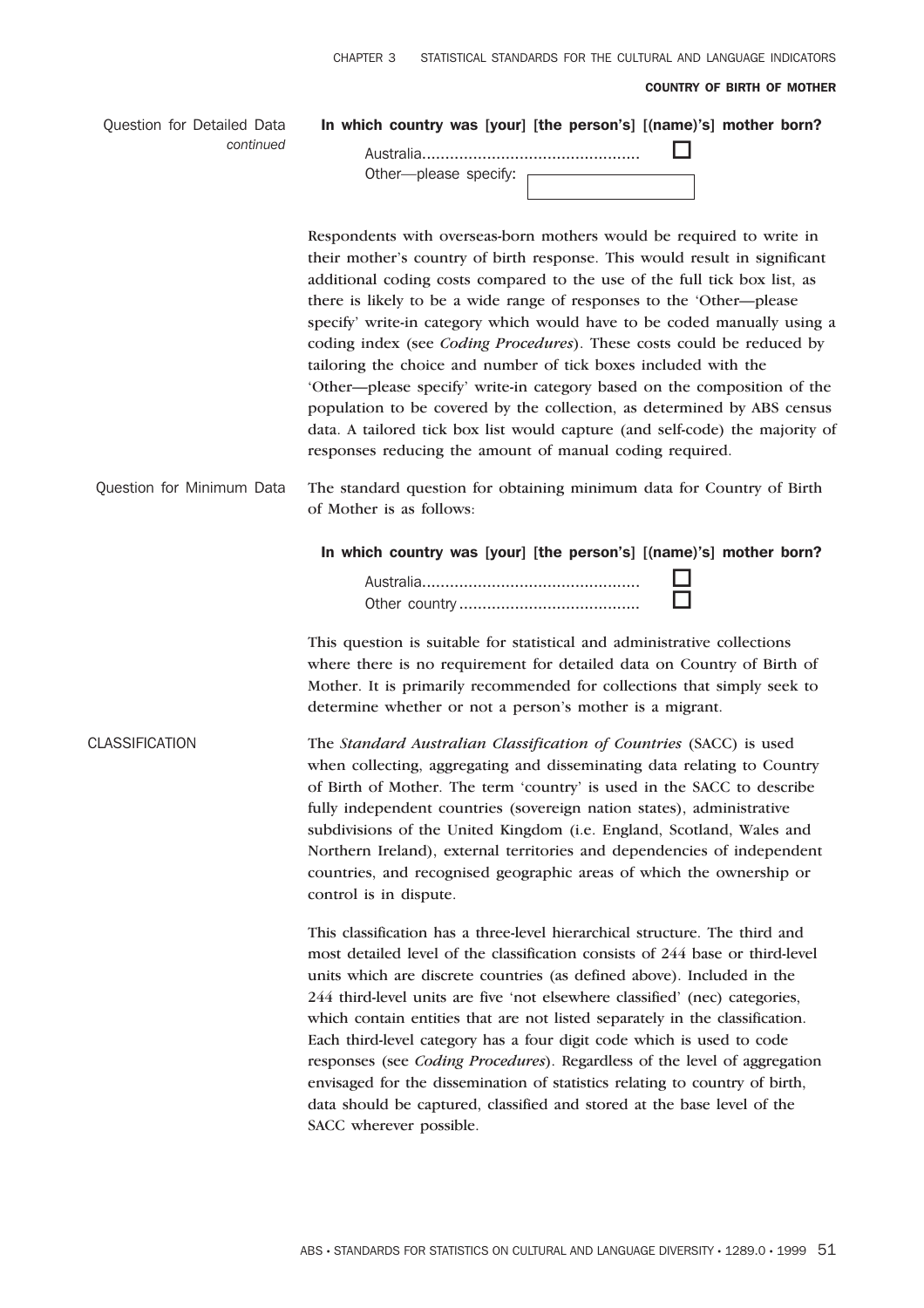Question for Detailed Data *continued*

**In which country was [your] [the person's] [(name)'s] mother born?**

Australia.............................................. ☐
Other—please specify: ☐

Respondents with overseas-born mothers would be required to write in their mother's country of birth response. This would result in significant additional coding costs compared to the use of the full tick box list, as there is likely to be a wide range of responses to the 'Other—please specify' write-in category which would have to be coded manually using a coding index (see *Coding Procedures*). These costs could be reduced by tailoring the choice and number of tick boxes included with the 'Other—please specify' write-in category based on the composition of the population to be covered by the collection, as determined by ABS census data. A tailored tick box list would capture (and self-code) the majority of responses reducing the amount of manual coding required.

Question for Minimum Data

The standard question for obtaining minimum data for Country of Birth of Mother is as follows:

**In which country was [your] [the person's] [(name)'s] mother born?**

Australia.............................................. ☐
Other country....................................... ☐

This question is suitable for statistical and administrative collections where there is no requirement for detailed data on Country of Birth of Mother. It is primarily recommended for collections that simply seek to determine whether or not a person's mother is a migrant.

CLASSIFICATION

The *Standard Australian Classification of Countries* (SACC) is used when collecting, aggregating and disseminating data relating to Country of Birth of Mother. The term 'country' is used in the SACC to describe fully independent countries (sovereign nation states), administrative subdivisions of the United Kingdom (i.e. England, Scotland, Wales and Northern Ireland), external territories and dependencies of independent countries, and recognised geographic areas of which the ownership or control is in dispute.

This classification has a three-level hierarchical structure. The third and most detailed level of the classification consists of 244 base or third-level units which are discrete countries (as defined above). Included in the 244 third-level units are five 'not elsewhere classified' (nec) categories, which contain entities that are not listed separately in the classification. Each third-level category has a four digit code which is used to code responses (see *Coding Procedures*). Regardless of the level of aggregation envisaged for the dissemination of statistics relating to country of birth, data should be captured, classified and stored at the base level of the SACC wherever possible.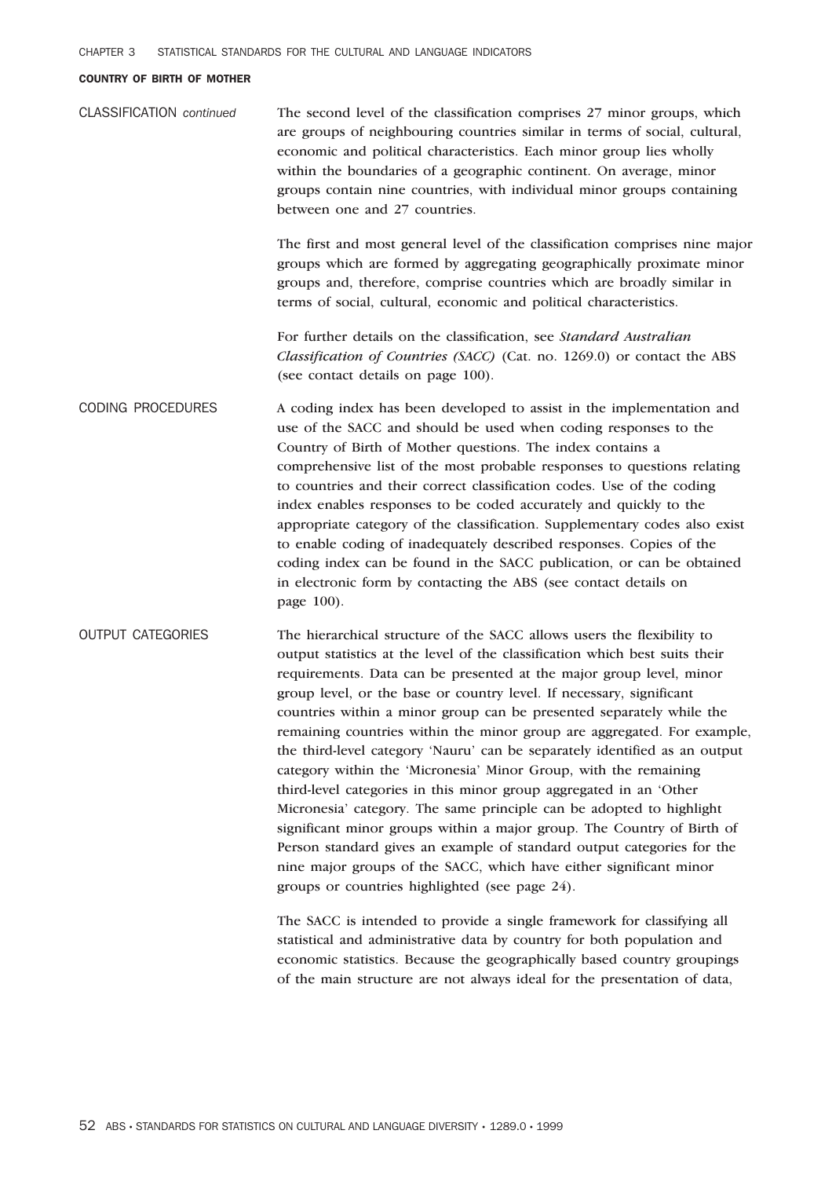#### COUNTRY OF BIRTH OF MOTHER

**CLASSIFICATION** *continued*

The second level of the classification comprises 27 minor groups, which are groups of neighbouring countries similar in terms of social, cultural, economic and political characteristics. Each minor group lies wholly within the boundaries of a geographic continent. On average, minor groups contain nine countries, with individual minor groups containing between one and 27 countries.

The first and most general level of the classification comprises nine major groups which are formed by aggregating geographically proximate minor groups and, therefore, comprise countries which are broadly similar in terms of social, cultural, economic and political characteristics.

For further details on the classification, see *Standard Australian Classification of Countries (SACC)* (Cat. no. 1269.0) or contact the ABS (see contact details on page 100).

**CODING PROCEDURES**

A coding index has been developed to assist in the implementation and use of the SACC and should be used when coding responses to the Country of Birth of Mother questions. The index contains a comprehensive list of the most probable responses to questions relating to countries and their correct classification codes. Use of the coding index enables responses to be coded accurately and quickly to the appropriate category of the classification. Supplementary codes also exist to enable coding of inadequately described responses. Copies of the coding index can be found in the SACC publication, or can be obtained in electronic form by contacting the ABS (see contact details on page 100).

**OUTPUT CATEGORIES**

The hierarchical structure of the SACC allows users the flexibility to output statistics at the level of the classification which best suits their requirements. Data can be presented at the major group level, minor group level, or the base or country level. If necessary, significant countries within a minor group can be presented separately while the remaining countries within the minor group are aggregated. For example, the third-level category 'Nauru' can be separately identified as an output category within the 'Micronesia' Minor Group, with the remaining third-level categories in this minor group aggregated in an 'Other Micronesia' category. The same principle can be adopted to highlight significant minor groups within a major group. The Country of Birth of Person standard gives an example of standard output categories for the nine major groups of the SACC, which have either significant minor groups or countries highlighted (see page 24).

The SACC is intended to provide a single framework for classifying all statistical and administrative data by country for both population and economic statistics. Because the geographically based country groupings of the main structure are not always ideal for the presentation of data,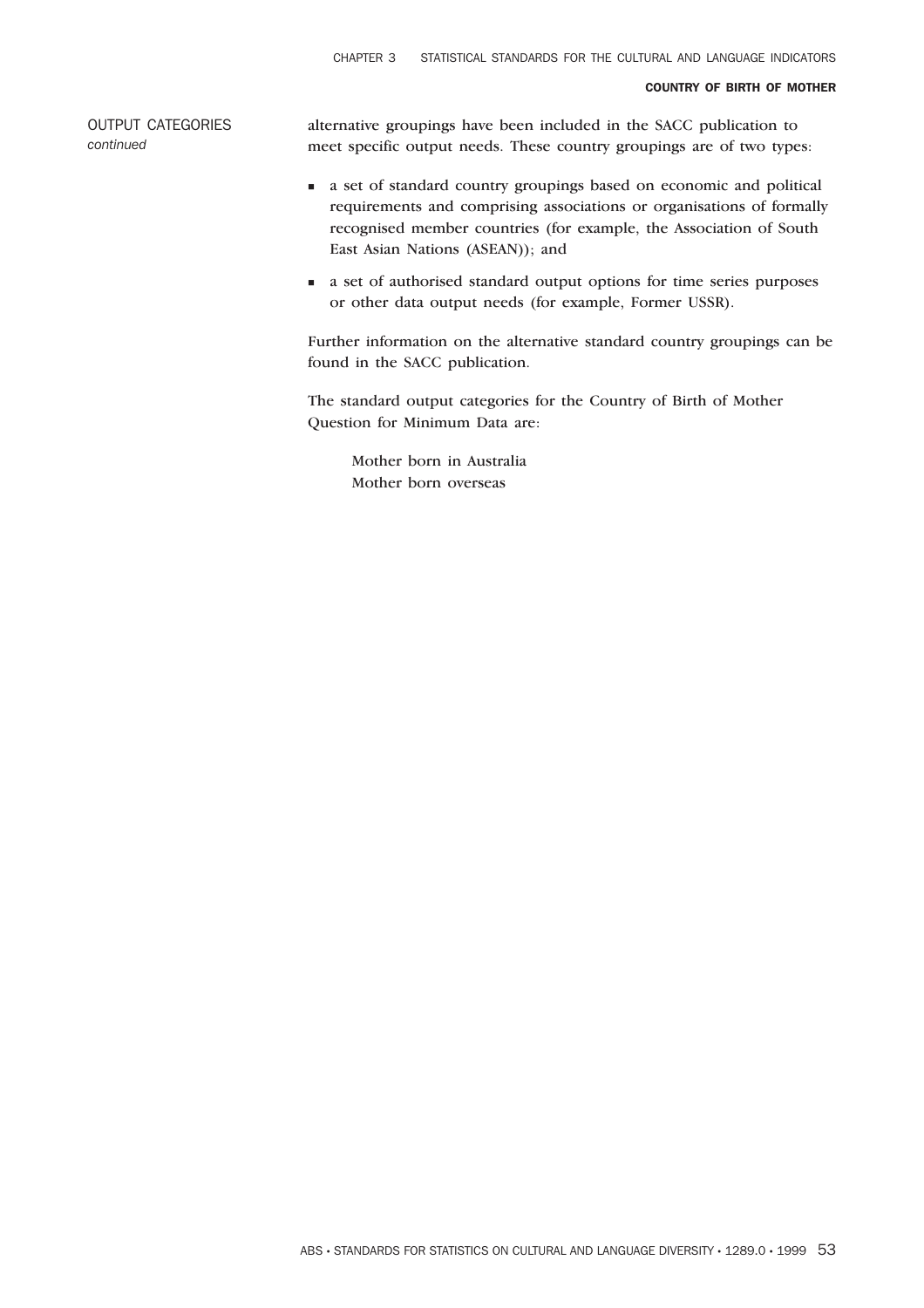OUTPUT CATEGORIES *continued*

alternative groupings have been included in the SACC publication to meet specific output needs. These country groupings are of two types:

- a set of standard country groupings based on economic and political requirements and comprising associations or organisations of formally recognised member countries (for example, the Association of South East Asian Nations (ASEAN)); and
- a set of authorised standard output options for time series purposes or other data output needs (for example, Former USSR).

Further information on the alternative standard country groupings can be found in the SACC publication.

The standard output categories for the Country of Birth of Mother Question for Minimum Data are:

Mother born in Australia
Mother born overseas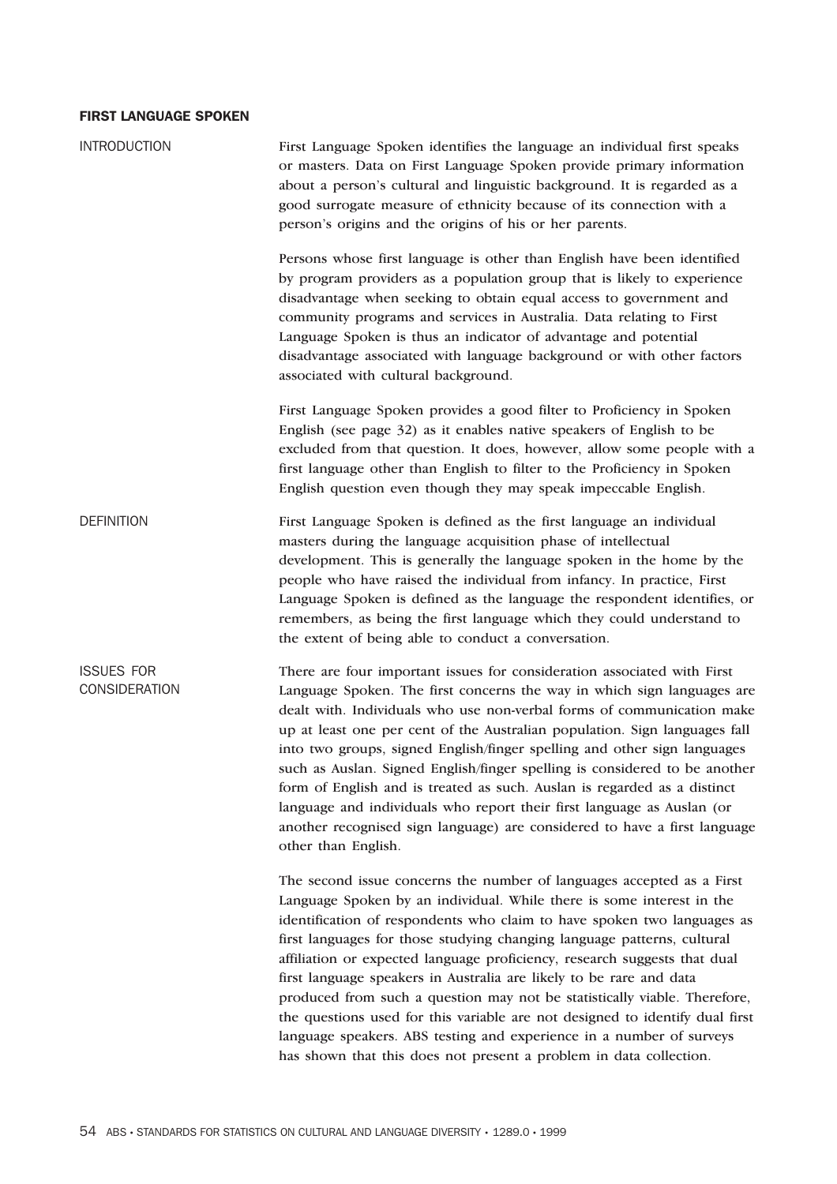## FIRST LANGUAGE SPOKEN

### INTRODUCTION

First Language Spoken identifies the language an individual first speaks or masters. Data on First Language Spoken provide primary information about a person's cultural and linguistic background. It is regarded as a good surrogate measure of ethnicity because of its connection with a person's origins and the origins of his or her parents.

Persons whose first language is other than English have been identified by program providers as a population group that is likely to experience disadvantage when seeking to obtain equal access to government and community programs and services in Australia. Data relating to First Language Spoken is thus an indicator of advantage and potential disadvantage associated with language background or with other factors associated with cultural background.

First Language Spoken provides a good filter to Proficiency in Spoken English (see page 32) as it enables native speakers of English to be excluded from that question. It does, however, allow some people with a first language other than English to filter to the Proficiency in Spoken English question even though they may speak impeccable English.

### DEFINITION

First Language Spoken is defined as the first language an individual masters during the language acquisition phase of intellectual development. This is generally the language spoken in the home by the people who have raised the individual from infancy. In practice, First Language Spoken is defined as the language the respondent identifies, or remembers, as being the first language which they could understand to the extent of being able to conduct a conversation.

### ISSUES FOR CONSIDERATION

There are four important issues for consideration associated with First Language Spoken. The first concerns the way in which sign languages are dealt with. Individuals who use non-verbal forms of communication make up at least one per cent of the Australian population. Sign languages fall into two groups, signed English/finger spelling and other sign languages such as Auslan. Signed English/finger spelling is considered to be another form of English and is treated as such. Auslan is regarded as a distinct language and individuals who report their first language as Auslan (or another recognised sign language) are considered to have a first language other than English.

The second issue concerns the number of languages accepted as a First Language Spoken by an individual. While there is some interest in the identification of respondents who claim to have spoken two languages as first languages for those studying changing language patterns, cultural affiliation or expected language proficiency, research suggests that dual first language speakers in Australia are likely to be rare and data produced from such a question may not be statistically viable. Therefore, the questions used for this variable are not designed to identify dual first language speakers. ABS testing and experience in a number of surveys has shown that this does not present a problem in data collection.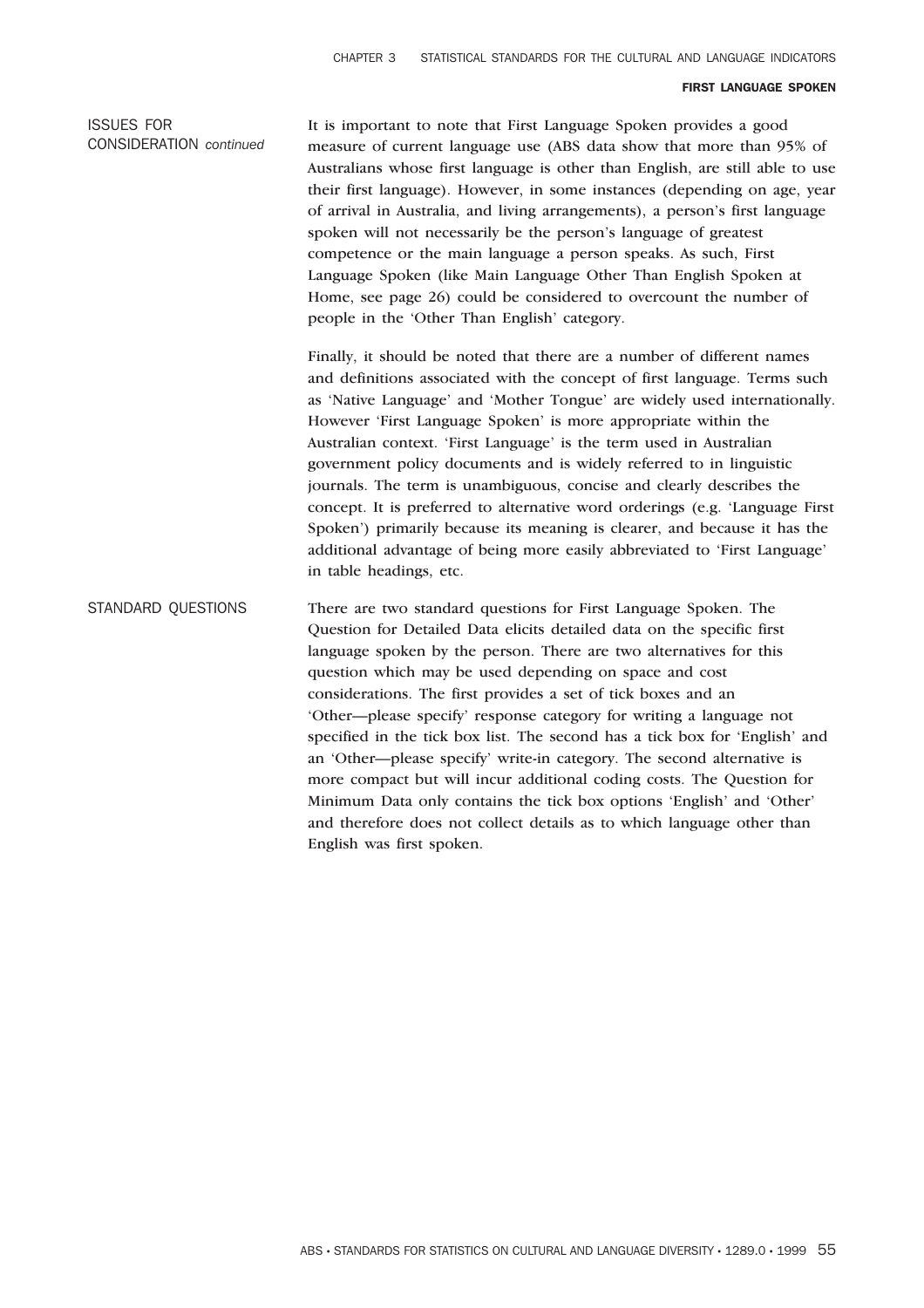## ISSUES FOR CONSIDERATION *continued*

It is important to note that First Language Spoken provides a good measure of current language use (ABS data show that more than 95% of Australians whose first language is other than English, are still able to use their first language). However, in some instances (depending on age, year of arrival in Australia, and living arrangements), a person's first language spoken will not necessarily be the person's language of greatest competence or the main language a person speaks. As such, First Language Spoken (like Main Language Other Than English Spoken at Home, see page 26) could be considered to overcount the number of people in the 'Other Than English' category.

Finally, it should be noted that there are a number of different names and definitions associated with the concept of first language. Terms such as 'Native Language' and 'Mother Tongue' are widely used internationally. However 'First Language Spoken' is more appropriate within the Australian context. 'First Language' is the term used in Australian government policy documents and is widely referred to in linguistic journals. The term is unambiguous, concise and clearly describes the concept. It is preferred to alternative word orderings (e.g. 'Language First Spoken') primarily because its meaning is clearer, and because it has the additional advantage of being more easily abbreviated to 'First Language' in table headings, etc.

## STANDARD QUESTIONS

There are two standard questions for First Language Spoken. The Question for Detailed Data elicits detailed data on the specific first language spoken by the person. There are two alternatives for this question which may be used depending on space and cost considerations. The first provides a set of tick boxes and an 'Other—please specify' response category for writing a language not specified in the tick box list. The second has a tick box for 'English' and an 'Other—please specify' write-in category. The second alternative is more compact but will incur additional coding costs. The Question for Minimum Data only contains the tick box options 'English' and 'Other' and therefore does not collect details as to which language other than English was first spoken.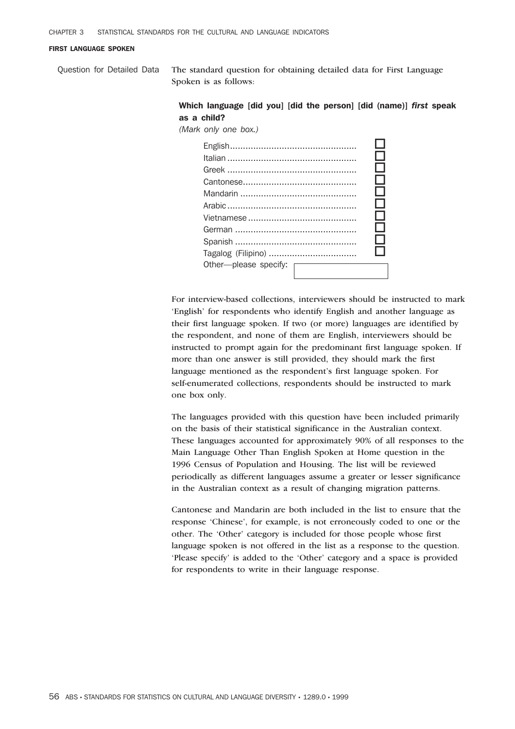#### FIRST LANGUAGE SPOKEN

Question for Detailed Data

The standard question for obtaining detailed data for First Language Spoken is as follows:

**Which language [did you] [did the person] [did (name)] *first* speak as a child?**
*(Mark only one box.)*

- English ☐
- Italian ☐
- Greek ☐
- Cantonese ☐
- Mandarin ☐
- Arabic ☐
- Vietnamese ☐
- German ☐
- Spanish ☐
- Tagalog (Filipino) ☐
- Other—please specify: [ ]

For interview-based collections, interviewers should be instructed to mark 'English' for respondents who identify English and another language as their first language spoken. If two (or more) languages are identified by the respondent, and none of them are English, interviewers should be instructed to prompt again for the predominant first language spoken. If more than one answer is still provided, they should mark the first language mentioned as the respondent's first language spoken. For self-enumerated collections, respondents should be instructed to mark one box only.

The languages provided with this question have been included primarily on the basis of their statistical significance in the Australian context. These languages accounted for approximately 90% of all responses to the Main Language Other Than English Spoken at Home question in the 1996 Census of Population and Housing. The list will be reviewed periodically as different languages assume a greater or lesser significance in the Australian context as a result of changing migration patterns.

Cantonese and Mandarin are both included in the list to ensure that the response 'Chinese', for example, is not erroneously coded to one or the other. The 'Other' category is included for those people whose first language spoken is not offered in the list as a response to the question. 'Please specify' is added to the 'Other' category and a space is provided for respondents to write in their language response.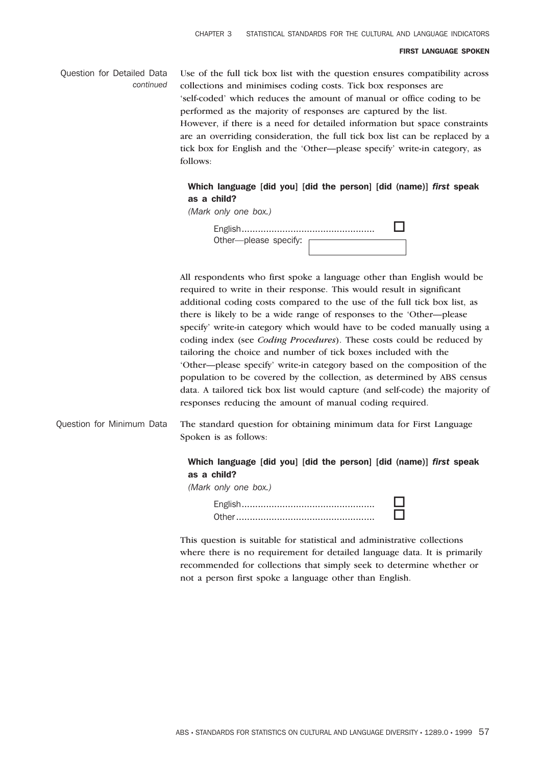## Question for Detailed Data *continued*

Use of the full tick box list with the question ensures compatibility across collections and minimises coding costs. Tick box responses are 'self-coded' which reduces the amount of manual or office coding to be performed as the majority of responses are captured by the list. However, if there is a need for detailed information but space constraints are an overriding consideration, the full tick box list can be replaced by a tick box for English and the 'Other—please specify' write-in category, as follows:

**Which language [did you] [did the person] [did (name)] *first* speak as a child?**
*(Mark only one box.)*

English................................................ ☐
Other—please specify: [ ]

All respondents who first spoke a language other than English would be required to write in their response. This would result in significant additional coding costs compared to the use of the full tick box list, as there is likely to be a wide range of responses to the 'Other—please specify' write-in category which would have to be coded manually using a coding index (see *Coding Procedures*). These costs could be reduced by tailoring the choice and number of tick boxes included with the 'Other—please specify' write-in category based on the composition of the population to be covered by the collection, as determined by ABS census data. A tailored tick box list would capture (and self-code) the majority of responses reducing the amount of manual coding required.

## Question for Minimum Data

The standard question for obtaining minimum data for First Language Spoken is as follows:

**Which language [did you] [did the person] [did (name)] *first* speak as a child?**
*(Mark only one box.)*

English................................................ ☐
Other.................................................. ☐

This question is suitable for statistical and administrative collections where there is no requirement for detailed language data. It is primarily recommended for collections that simply seek to determine whether or not a person first spoke a language other than English.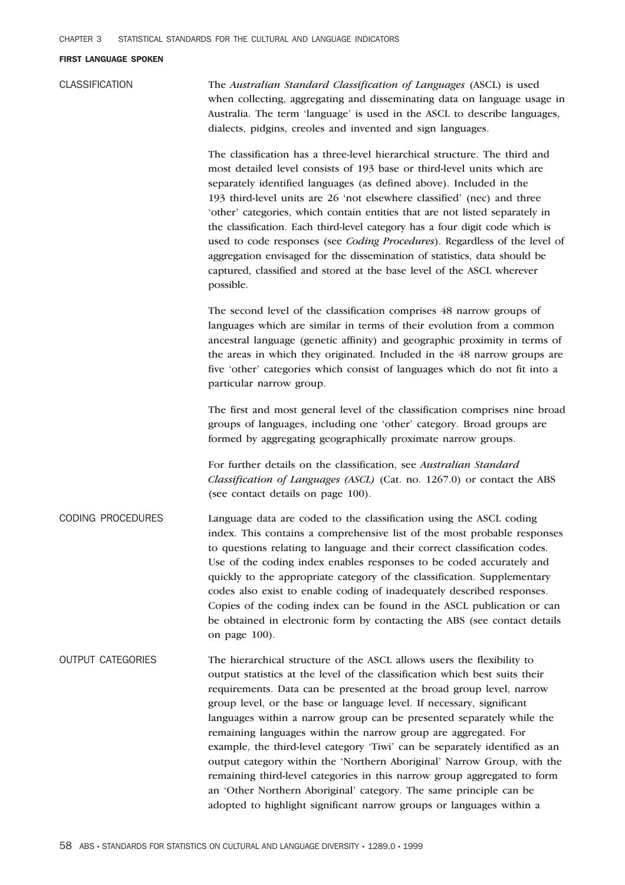## FIRST LANGUAGE SPOKEN

### CLASSIFICATION

The *Australian Standard Classification of Languages* (ASCL) is used when collecting, aggregating and disseminating data on language usage in Australia. The term 'language' is used in the ASCL to describe languages, dialects, pidgins, creoles and invented and sign languages.

The classification has a three-level hierarchical structure. The third and most detailed level consists of 193 base or third-level units which are separately identified languages (as defined above). Included in the 193 third-level units are 26 'not elsewhere classified' (nec) and three 'other' categories, which contain entities that are not listed separately in the classification. Each third-level category has a four digit code which is used to code responses (see *Coding Procedures*). Regardless of the level of aggregation envisaged for the dissemination of statistics, data should be captured, classified and stored at the base level of the ASCL wherever possible.

The second level of the classification comprises 48 narrow groups of languages which are similar in terms of their evolution from a common ancestral language (genetic affinity) and geographic proximity in terms of the areas in which they originated. Included in the 48 narrow groups are five 'other' categories which consist of languages which do not fit into a particular narrow group.

The first and most general level of the classification comprises nine broad groups of languages, including one 'other' category. Broad groups are formed by aggregating geographically proximate narrow groups.

For further details on the classification, see *Australian Standard Classification of Languages (ASCL)* (Cat. no. 1267.0) or contact the ABS (see contact details on page 100).

### CODING PROCEDURES

Language data are coded to the classification using the ASCL coding index. This contains a comprehensive list of the most probable responses to questions relating to language and their correct classification codes. Use of the coding index enables responses to be coded accurately and quickly to the appropriate category of the classification. Supplementary codes also exist to enable coding of inadequately described responses. Copies of the coding index can be found in the ASCL publication or can be obtained in electronic form by contacting the ABS (see contact details on page 100).

### OUTPUT CATEGORIES

The hierarchical structure of the ASCL allows users the flexibility to output statistics at the level of the classification which best suits their requirements. Data can be presented at the broad group level, narrow group level, or the base or language level. If necessary, significant languages within a narrow group can be presented separately while the remaining languages within the narrow group are aggregated. For example, the third-level category 'Tiwi' can be separately identified as an output category within the 'Northern Aboriginal' Narrow Group, with the remaining third-level categories in this narrow group aggregated to form an 'Other Northern Aboriginal' category. The same principle can be adopted to highlight significant narrow groups or languages within a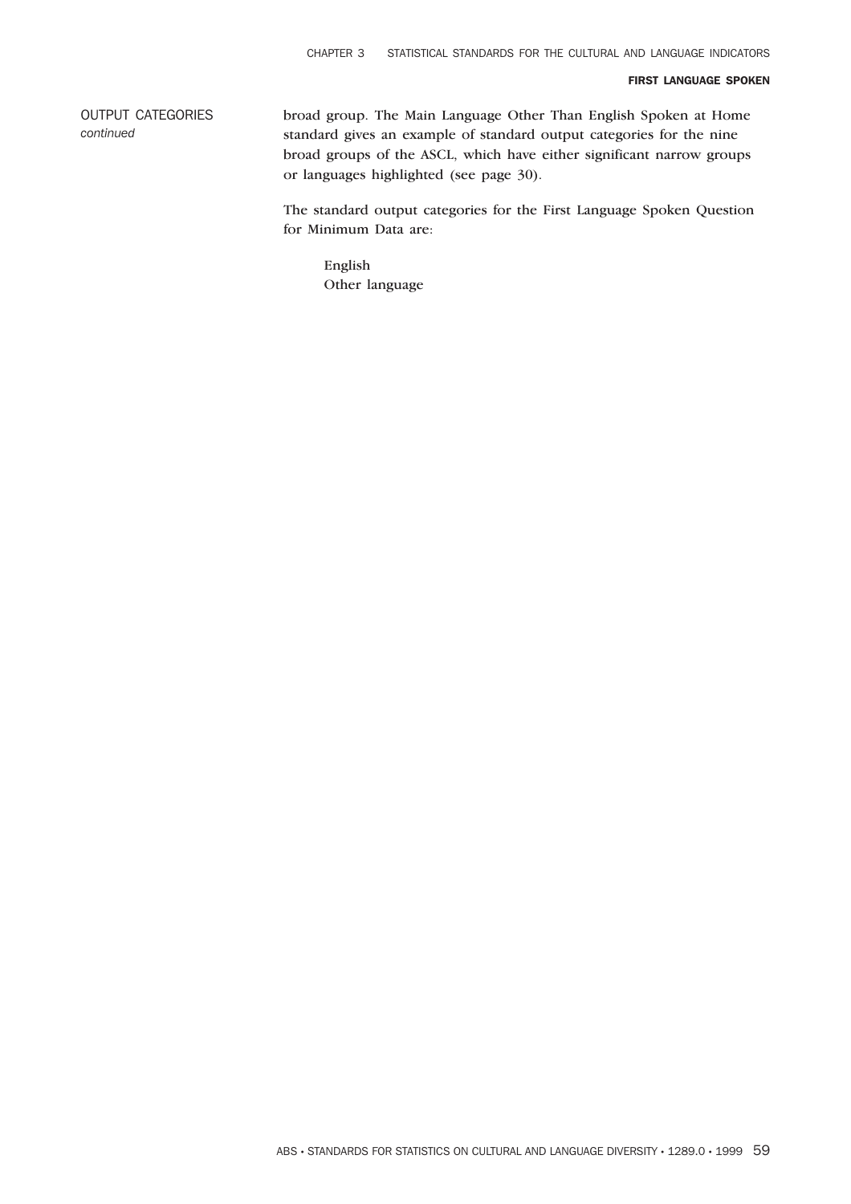OUTPUT CATEGORIES
*continued*

broad group. The Main Language Other Than English Spoken at Home standard gives an example of standard output categories for the nine broad groups of the ASCL, which have either significant narrow groups or languages highlighted (see page 30).

The standard output categories for the First Language Spoken Question for Minimum Data are:

English
Other language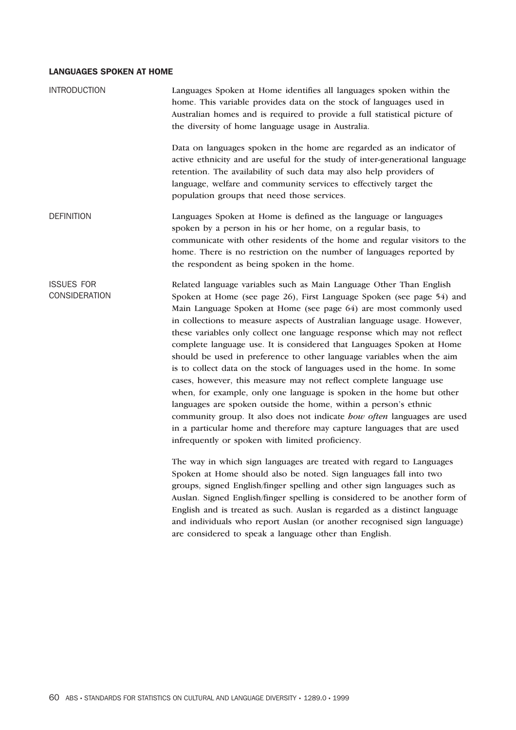## LANGUAGES SPOKEN AT HOME

### INTRODUCTION

Languages Spoken at Home identifies all languages spoken within the home. This variable provides data on the stock of languages used in Australian homes and is required to provide a full statistical picture of the diversity of home language usage in Australia.

Data on languages spoken in the home are regarded as an indicator of active ethnicity and are useful for the study of inter-generational language retention. The availability of such data may also help providers of language, welfare and community services to effectively target the population groups that need those services.

### DEFINITION

Languages Spoken at Home is defined as the language or languages spoken by a person in his or her home, on a regular basis, to communicate with other residents of the home and regular visitors to the home. There is no restriction on the number of languages reported by the respondent as being spoken in the home.

### ISSUES FOR CONSIDERATION

Related language variables such as Main Language Other Than English Spoken at Home (see page 26), First Language Spoken (see page 54) and Main Language Spoken at Home (see page 64) are most commonly used in collections to measure aspects of Australian language usage. However, these variables only collect one language response which may not reflect complete language use. It is considered that Languages Spoken at Home should be used in preference to other language variables when the aim is to collect data on the stock of languages used in the home. In some cases, however, this measure may not reflect complete language use when, for example, only one language is spoken in the home but other languages are spoken outside the home, within a person's ethnic community group. It also does not indicate *how often* languages are used in a particular home and therefore may capture languages that are used infrequently or spoken with limited proficiency.

The way in which sign languages are treated with regard to Languages Spoken at Home should also be noted. Sign languages fall into two groups, signed English/finger spelling and other sign languages such as Auslan. Signed English/finger spelling is considered to be another form of English and is treated as such. Auslan is regarded as a distinct language and individuals who report Auslan (or another recognised sign language) are considered to speak a language other than English.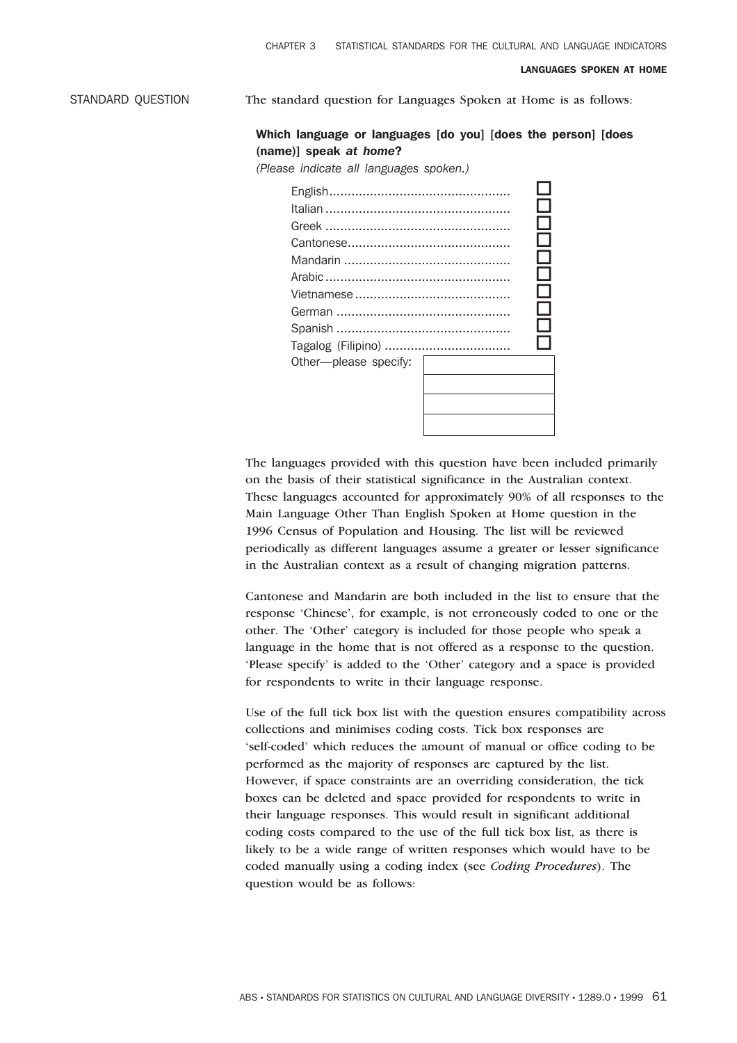## STANDARD QUESTION

The standard question for Languages Spoken at Home is as follows:

**Which language or languages [do you] [does the person] [does (name)] speak *at home*?**

*(Please indicate all languages spoken.)*

- English ☐
- Italian ☐
- Greek ☐
- Cantonese ☐
- Mandarin ☐
- Arabic ☐
- Vietnamese ☐
- German ☐
- Spanish ☐
- Tagalog (Filipino) ☐
- Other—please specify: ____________

The languages provided with this question have been included primarily on the basis of their statistical significance in the Australian context. These languages accounted for approximately 90% of all responses to the Main Language Other Than English Spoken at Home question in the 1996 Census of Population and Housing. The list will be reviewed periodically as different languages assume a greater or lesser significance in the Australian context as a result of changing migration patterns.

Cantonese and Mandarin are both included in the list to ensure that the response 'Chinese', for example, is not erroneously coded to one or the other. The 'Other' category is included for those people who speak a language in the home that is not offered as a response to the question. 'Please specify' is added to the 'Other' category and a space is provided for respondents to write in their language response.

Use of the full tick box list with the question ensures compatibility across collections and minimises coding costs. Tick box responses are 'self-coded' which reduces the amount of manual or office coding to be performed as the majority of responses are captured by the list. However, if space constraints are an overriding consideration, the tick boxes can be deleted and space provided for respondents to write in their language responses. This would result in significant additional coding costs compared to the use of the full tick box list, as there is likely to be a wide range of written responses which would have to be coded manually using a coding index (see *Coding Procedures*). The question would be as follows: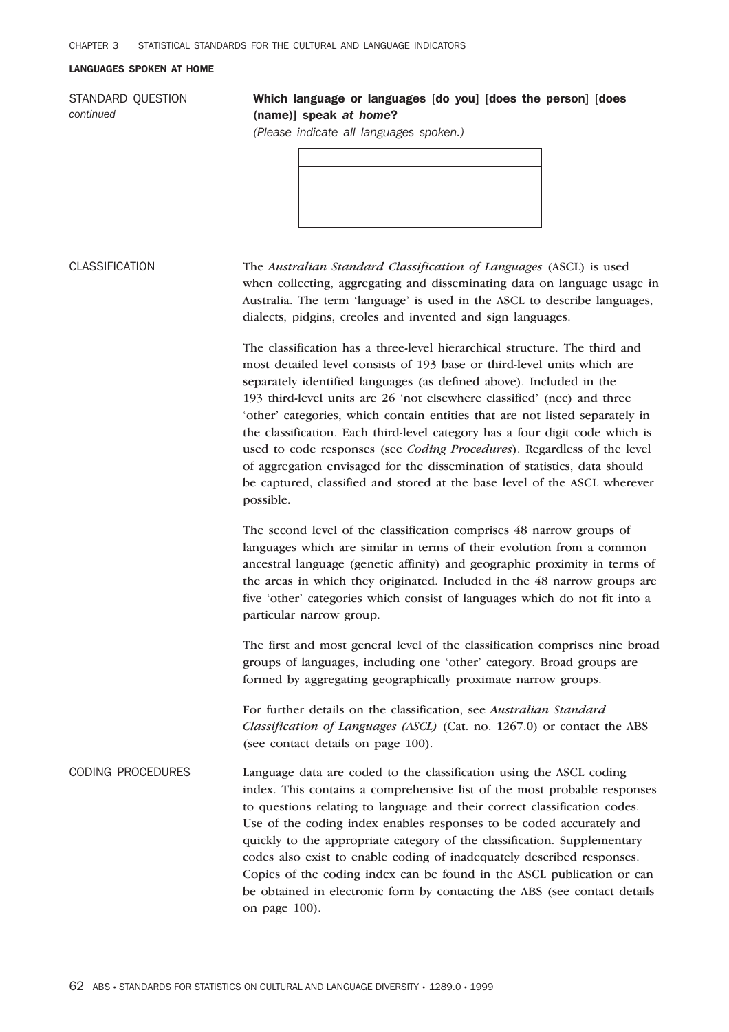## LANGUAGES SPOKEN AT HOME

STANDARD QUESTION *continued*

**Which language or languages [do you] [does the person] [does (name)] speak *at home*?**

*(Please indicate all languages spoken.)*

| |
|---|
| |
| |
| |

CLASSIFICATION

The *Australian Standard Classification of Languages* (ASCL) is used when collecting, aggregating and disseminating data on language usage in Australia. The term 'language' is used in the ASCL to describe languages, dialects, pidgins, creoles and invented and sign languages.

The classification has a three-level hierarchical structure. The third and most detailed level consists of 193 base or third-level units which are separately identified languages (as defined above). Included in the 193 third-level units are 26 'not elsewhere classified' (nec) and three 'other' categories, which contain entities that are not listed separately in the classification. Each third-level category has a four digit code which is used to code responses (see *Coding Procedures*). Regardless of the level of aggregation envisaged for the dissemination of statistics, data should be captured, classified and stored at the base level of the ASCL wherever possible.

The second level of the classification comprises 48 narrow groups of languages which are similar in terms of their evolution from a common ancestral language (genetic affinity) and geographic proximity in terms of the areas in which they originated. Included in the 48 narrow groups are five 'other' categories which consist of languages which do not fit into a particular narrow group.

The first and most general level of the classification comprises nine broad groups of languages, including one 'other' category. Broad groups are formed by aggregating geographically proximate narrow groups.

For further details on the classification, see *Australian Standard Classification of Languages (ASCL)* (Cat. no. 1267.0) or contact the ABS (see contact details on page 100).

CODING PROCEDURES

Language data are coded to the classification using the ASCL coding index. This contains a comprehensive list of the most probable responses to questions relating to language and their correct classification codes. Use of the coding index enables responses to be coded accurately and quickly to the appropriate category of the classification. Supplementary codes also exist to enable coding of inadequately described responses. Copies of the coding index can be found in the ASCL publication or can be obtained in electronic form by contacting the ABS (see contact details on page 100).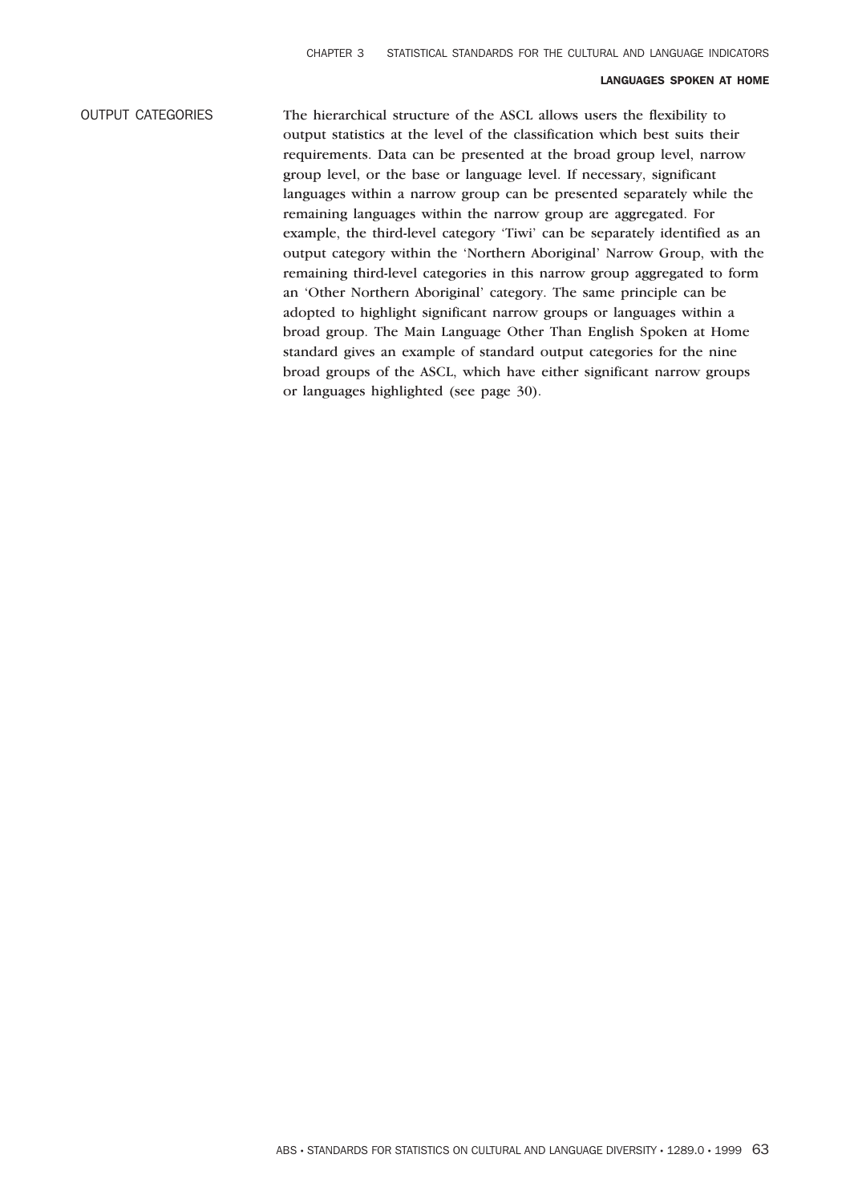## OUTPUT CATEGORIES

The hierarchical structure of the ASCL allows users the flexibility to output statistics at the level of the classification which best suits their requirements. Data can be presented at the broad group level, narrow group level, or the base or language level. If necessary, significant languages within a narrow group can be presented separately while the remaining languages within the narrow group are aggregated. For example, the third-level category 'Tiwi' can be separately identified as an output category within the 'Northern Aboriginal' Narrow Group, with the remaining third-level categories in this narrow group aggregated to form an 'Other Northern Aboriginal' category. The same principle can be adopted to highlight significant narrow groups or languages within a broad group. The Main Language Other Than English Spoken at Home standard gives an example of standard output categories for the nine broad groups of the ASCL, which have either significant narrow groups or languages highlighted (see page 30).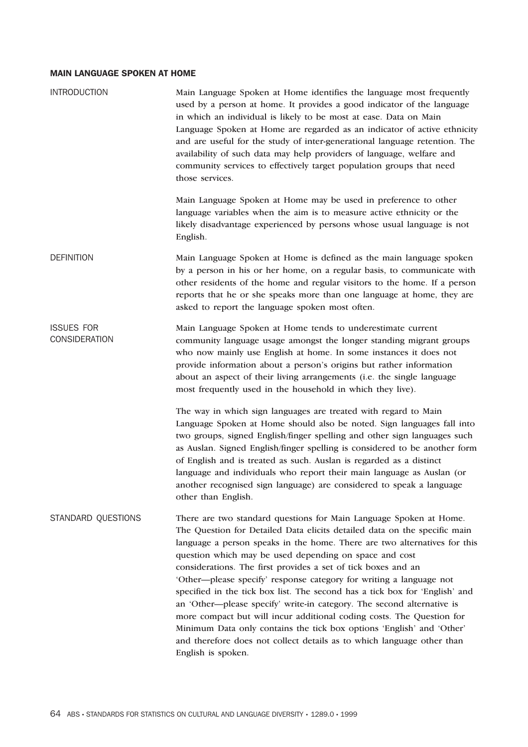## MAIN LANGUAGE SPOKEN AT HOME

### INTRODUCTION

Main Language Spoken at Home identifies the language most frequently used by a person at home. It provides a good indicator of the language in which an individual is likely to be most at ease. Data on Main Language Spoken at Home are regarded as an indicator of active ethnicity and are useful for the study of inter-generational language retention. The availability of such data may help providers of language, welfare and community services to effectively target population groups that need those services.

Main Language Spoken at Home may be used in preference to other language variables when the aim is to measure active ethnicity or the likely disadvantage experienced by persons whose usual language is not English.

### DEFINITION

Main Language Spoken at Home is defined as the main language spoken by a person in his or her home, on a regular basis, to communicate with other residents of the home and regular visitors to the home. If a person reports that he or she speaks more than one language at home, they are asked to report the language spoken most often.

### ISSUES FOR CONSIDERATION

Main Language Spoken at Home tends to underestimate current community language usage amongst the longer standing migrant groups who now mainly use English at home. In some instances it does not provide information about a person's origins but rather information about an aspect of their living arrangements (i.e. the single language most frequently used in the household in which they live).

The way in which sign languages are treated with regard to Main Language Spoken at Home should also be noted. Sign languages fall into two groups, signed English/finger spelling and other sign languages such as Auslan. Signed English/finger spelling is considered to be another form of English and is treated as such. Auslan is regarded as a distinct language and individuals who report their main language as Auslan (or another recognised sign language) are considered to speak a language other than English.

### STANDARD QUESTIONS

There are two standard questions for Main Language Spoken at Home. The Question for Detailed Data elicits detailed data on the specific main language a person speaks in the home. There are two alternatives for this question which may be used depending on space and cost considerations. The first provides a set of tick boxes and an 'Other—please specify' response category for writing a language not specified in the tick box list. The second has a tick box for 'English' and an 'Other—please specify' write-in category. The second alternative is more compact but will incur additional coding costs. The Question for Minimum Data only contains the tick box options 'English' and 'Other' and therefore does not collect details as to which language other than English is spoken.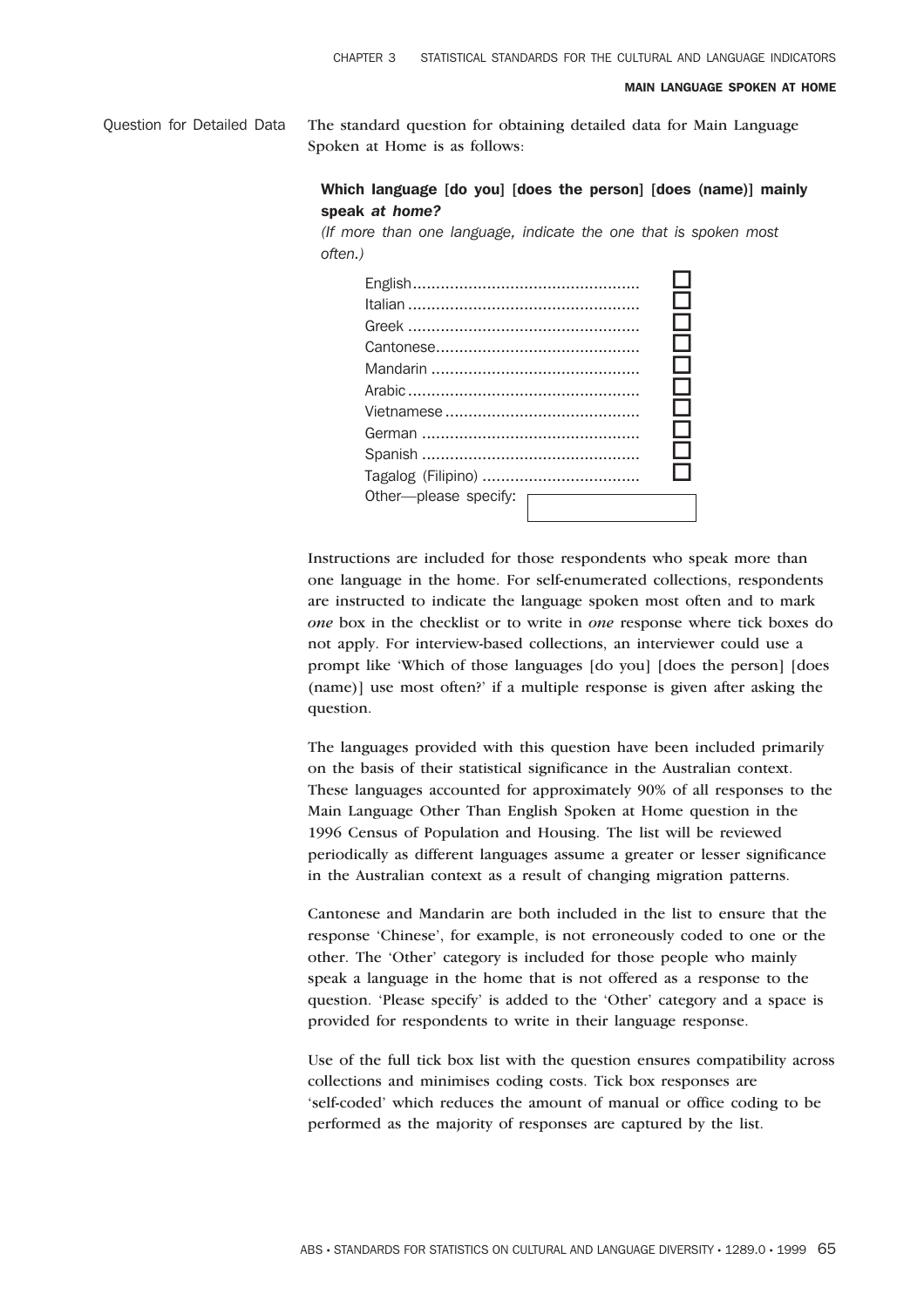Question for Detailed Data

The standard question for obtaining detailed data for Main Language Spoken at Home is as follows:

**Which language [do you] [does the person] [does (name)] mainly speak *at home?***

*(If more than one language, indicate the one that is spoken most often.)*

- English ☐
- Italian ☐
- Greek ☐
- Cantonese ☐
- Mandarin ☐
- Arabic ☐
- Vietnamese ☐
- German ☐
- Spanish ☐
- Tagalog (Filipino) ☐
- Other—please specify: ________

Instructions are included for those respondents who speak more than one language in the home. For self-enumerated collections, respondents are instructed to indicate the language spoken most often and to mark *one* box in the checklist or to write in *one* response where tick boxes do not apply. For interview-based collections, an interviewer could use a prompt like 'Which of those languages [do you] [does the person] [does (name)] use most often?' if a multiple response is given after asking the question.

The languages provided with this question have been included primarily on the basis of their statistical significance in the Australian context. These languages accounted for approximately 90% of all responses to the Main Language Other Than English Spoken at Home question in the 1996 Census of Population and Housing. The list will be reviewed periodically as different languages assume a greater or lesser significance in the Australian context as a result of changing migration patterns.

Cantonese and Mandarin are both included in the list to ensure that the response 'Chinese', for example, is not erroneously coded to one or the other. The 'Other' category is included for those people who mainly speak a language in the home that is not offered as a response to the question. 'Please specify' is added to the 'Other' category and a space is provided for respondents to write in their language response.

Use of the full tick box list with the question ensures compatibility across collections and minimises coding costs. Tick box responses are 'self-coded' which reduces the amount of manual or office coding to be performed as the majority of responses are captured by the list.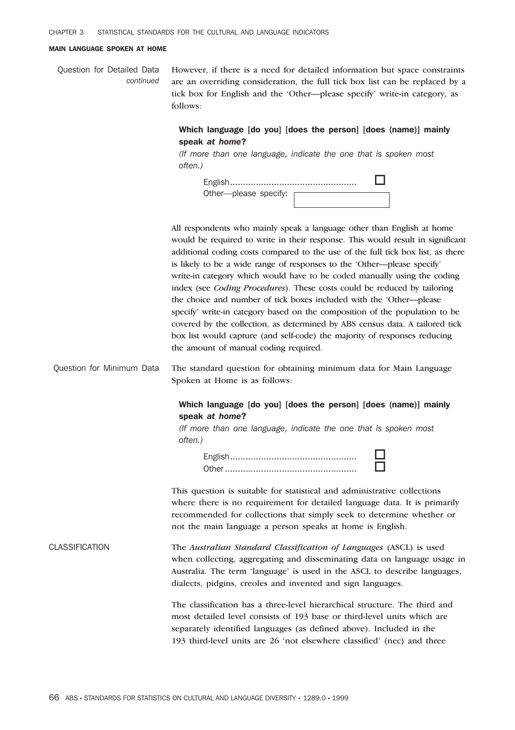## MAIN LANGUAGE SPOKEN AT HOME

**Question for Detailed Data** *continued*

However, if there is a need for detailed information but space constraints are an overriding consideration, the full tick box list can be replaced by a tick box for English and the 'Other—please specify' write-in category, as follows:

> **Which language [do you] [does the person] [does (name)] mainly speak *at home*?**
>
> *(If more than one language, indicate the one that is spoken most often.)*
>
> English................................................ ☐
> Other—please specify: [ ]

All respondents who mainly speak a language other than English at home would be required to write in their response. This would result in significant additional coding costs compared to the use of the full tick box list, as there is likely to be a wide range of responses to the 'Other—please specify' write-in category which would have to be coded manually using the coding index (see *Coding Procedures*). These costs could be reduced by tailoring the choice and number of tick boxes included with the 'Other—please specify' write-in category based on the composition of the population to be covered by the collection, as determined by ABS census data. A tailored tick box list would capture (and self-code) the majority of responses reducing the amount of manual coding required.

**Question for Minimum Data**

The standard question for obtaining minimum data for Main Language Spoken at Home is as follows:

> **Which language [do you] [does the person] [does (name)] mainly speak *at home*?**
>
> *(If more than one language, indicate the one that is spoken most often.)*
>
> English................................................ ☐
> Other.................................................. ☐

This question is suitable for statistical and administrative collections where there is no requirement for detailed language data. It is primarily recommended for collections that simply seek to determine whether or not the main language a person speaks at home is English.

## CLASSIFICATION

The *Australian Standard Classification of Languages* (ASCL) is used when collecting, aggregating and disseminating data on language usage in Australia. The term 'language' is used in the ASCL to describe languages, dialects, pidgins, creoles and invented and sign languages.

The classification has a three-level hierarchical structure. The third and most detailed level consists of 193 base or third-level units which are separately identified languages (as defined above). Included in the 193 third-level units are 26 'not elsewhere classified' (nec) and three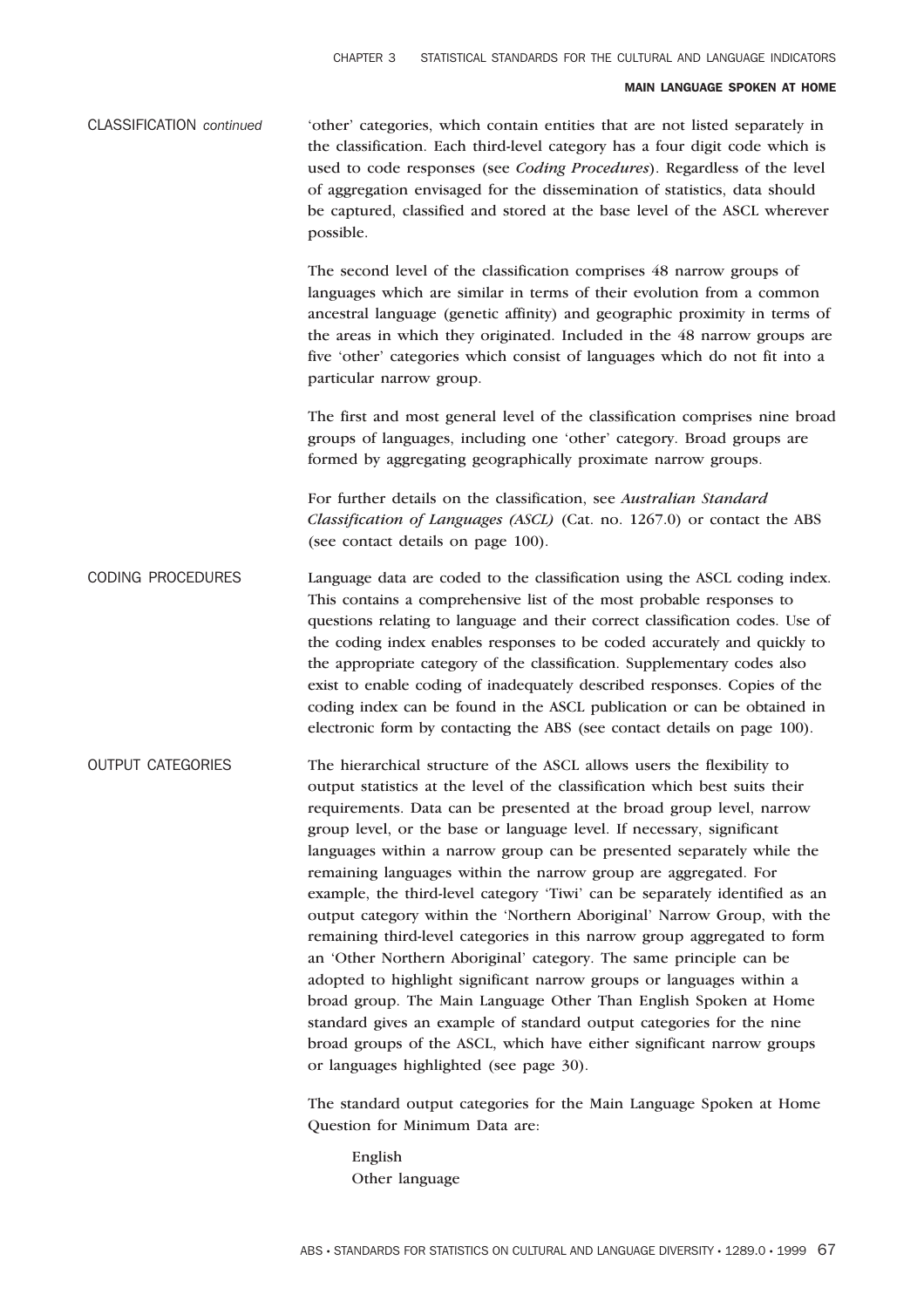CLASSIFICATION *continued*

'other' categories, which contain entities that are not listed separately in the classification. Each third-level category has a four digit code which is used to code responses (see *Coding Procedures*). Regardless of the level of aggregation envisaged for the dissemination of statistics, data should be captured, classified and stored at the base level of the ASCL wherever possible.

The second level of the classification comprises 48 narrow groups of languages which are similar in terms of their evolution from a common ancestral language (genetic affinity) and geographic proximity in terms of the areas in which they originated. Included in the 48 narrow groups are five 'other' categories which consist of languages which do not fit into a particular narrow group.

The first and most general level of the classification comprises nine broad groups of languages, including one 'other' category. Broad groups are formed by aggregating geographically proximate narrow groups.

For further details on the classification, see *Australian Standard Classification of Languages (ASCL)* (Cat. no. 1267.0) or contact the ABS (see contact details on page 100).

CODING PROCEDURES

Language data are coded to the classification using the ASCL coding index. This contains a comprehensive list of the most probable responses to questions relating to language and their correct classification codes. Use of the coding index enables responses to be coded accurately and quickly to the appropriate category of the classification. Supplementary codes also exist to enable coding of inadequately described responses. Copies of the coding index can be found in the ASCL publication or can be obtained in electronic form by contacting the ABS (see contact details on page 100).

OUTPUT CATEGORIES

The hierarchical structure of the ASCL allows users the flexibility to output statistics at the level of the classification which best suits their requirements. Data can be presented at the broad group level, narrow group level, or the base or language level. If necessary, significant languages within a narrow group can be presented separately while the remaining languages within the narrow group are aggregated. For example, the third-level category 'Tiwi' can be separately identified as an output category within the 'Northern Aboriginal' Narrow Group, with the remaining third-level categories in this narrow group aggregated to form an 'Other Northern Aboriginal' category. The same principle can be adopted to highlight significant narrow groups or languages within a broad group. The Main Language Other Than English Spoken at Home standard gives an example of standard output categories for the nine broad groups of the ASCL, which have either significant narrow groups or languages highlighted (see page 30).

The standard output categories for the Main Language Spoken at Home Question for Minimum Data are:

English
Other language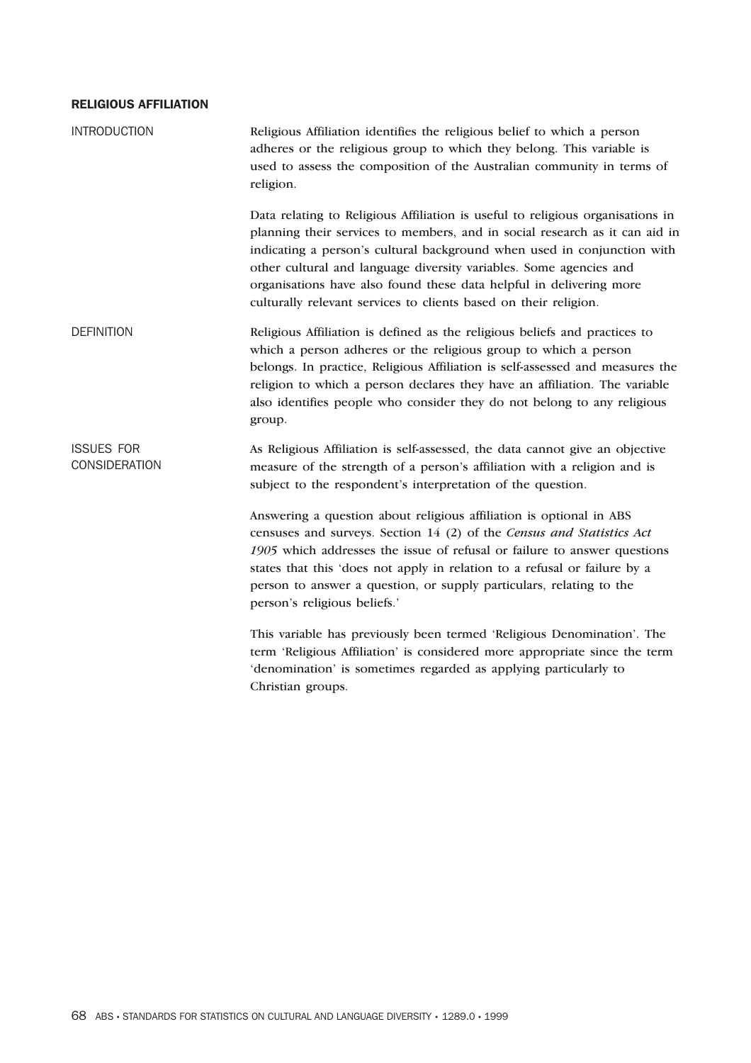## RELIGIOUS AFFILIATION

### INTRODUCTION

Religious Affiliation identifies the religious belief to which a person adheres or the religious group to which they belong. This variable is used to assess the composition of the Australian community in terms of religion.

Data relating to Religious Affiliation is useful to religious organisations in planning their services to members, and in social research as it can aid in indicating a person's cultural background when used in conjunction with other cultural and language diversity variables. Some agencies and organisations have also found these data helpful in delivering more culturally relevant services to clients based on their religion.

### DEFINITION

Religious Affiliation is defined as the religious beliefs and practices to which a person adheres or the religious group to which a person belongs. In practice, Religious Affiliation is self-assessed and measures the religion to which a person declares they have an affiliation. The variable also identifies people who consider they do not belong to any religious group.

### ISSUES FOR CONSIDERATION

As Religious Affiliation is self-assessed, the data cannot give an objective measure of the strength of a person's affiliation with a religion and is subject to the respondent's interpretation of the question.

Answering a question about religious affiliation is optional in ABS censuses and surveys. Section 14 (2) of the *Census and Statistics Act 1905* which addresses the issue of refusal or failure to answer questions states that this 'does not apply in relation to a refusal or failure by a person to answer a question, or supply particulars, relating to the person's religious beliefs.'

This variable has previously been termed 'Religious Denomination'. The term 'Religious Affiliation' is considered more appropriate since the term 'denomination' is sometimes regarded as applying particularly to Christian groups.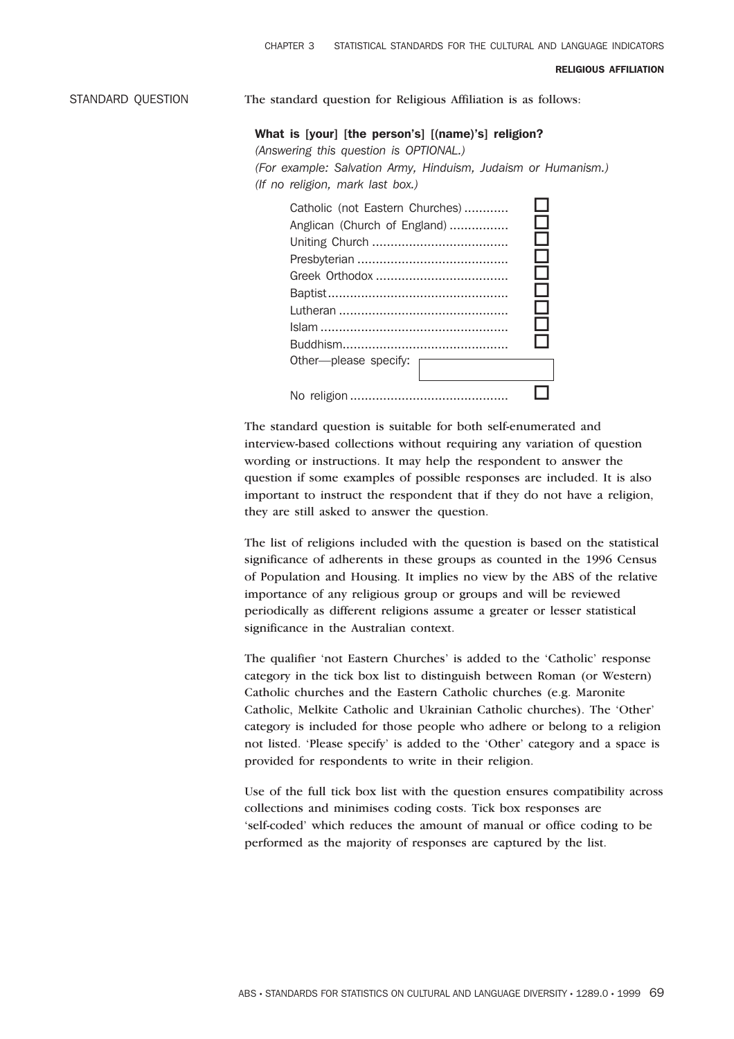## RELIGIOUS AFFILIATION

### STANDARD QUESTION

The standard question for Religious Affiliation is as follows:

**What is [your] [the person's] [(name)'s] religion?**
*(Answering this question is OPTIONAL.)*
*(For example: Salvation Army, Hinduism, Judaism or Humanism.)*
*(If no religion, mark last box.)*

- Catholic (not Eastern Churches) ............ ☐
- Anglican (Church of England) ................ ☐
- Uniting Church ..................................... ☐
- Presbyterian ......................................... ☐
- Greek Orthodox .................................... ☐
- Baptist ................................................. ☐
- Lutheran ............................................... ☐
- Islam .................................................... ☐
- Buddhism ............................................. ☐
- Other—please specify: \_\_\_\_\_\_\_\_\_\_
- No religion ........................................... ☐

The standard question is suitable for both self-enumerated and interview-based collections without requiring any variation of question wording or instructions. It may help the respondent to answer the question if some examples of possible responses are included. It is also important to instruct the respondent that if they do not have a religion, they are still asked to answer the question.

The list of religions included with the question is based on the statistical significance of adherents in these groups as counted in the 1996 Census of Population and Housing. It implies no view by the ABS of the relative importance of any religious group or groups and will be reviewed periodically as different religions assume a greater or lesser statistical significance in the Australian context.

The qualifier 'not Eastern Churches' is added to the 'Catholic' response category in the tick box list to distinguish between Roman (or Western) Catholic churches and the Eastern Catholic churches (e.g. Maronite Catholic, Melkite Catholic and Ukrainian Catholic churches). The 'Other' category is included for those people who adhere or belong to a religion not listed. 'Please specify' is added to the 'Other' category and a space is provided for respondents to write in their religion.

Use of the full tick box list with the question ensures compatibility across collections and minimises coding costs. Tick box responses are 'self-coded' which reduces the amount of manual or office coding to be performed as the majority of responses are captured by the list.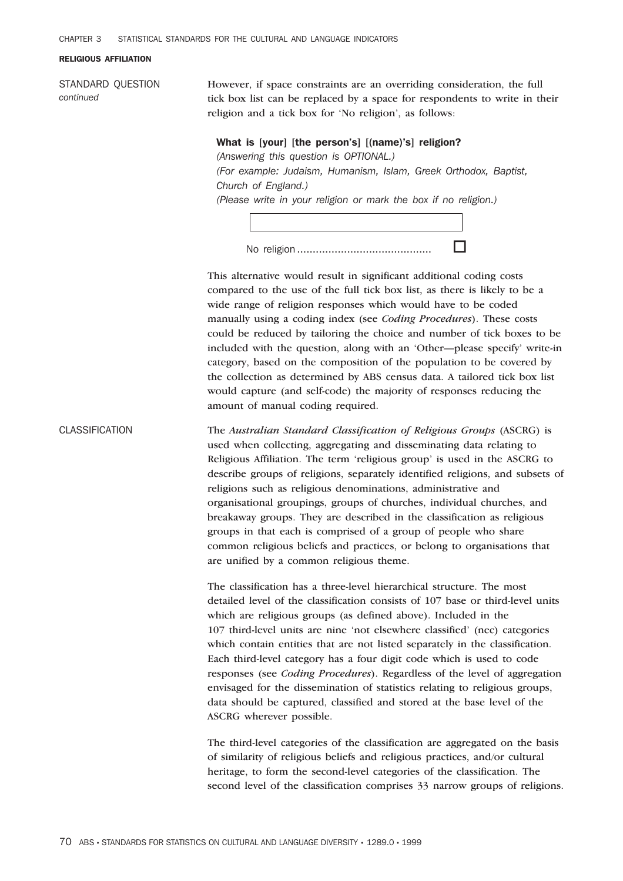### RELIGIOUS AFFILIATION

STANDARD QUESTION *continued*

However, if space constraints are an overriding consideration, the full tick box list can be replaced by a space for respondents to write in their religion and a tick box for 'No religion', as follows:

**What is [your] [the person's] [(name)'s] religion?**
*(Answering this question is OPTIONAL.)*
*(For example: Judaism, Humanism, Islam, Greek Orthodox, Baptist, Church of England.)*
*(Please write in your religion or mark the box if no religion.)*

[ ]

No religion .......................................... ☐

This alternative would result in significant additional coding costs compared to the use of the full tick box list, as there is likely to be a wide range of religion responses which would have to be coded manually using a coding index (see *Coding Procedures*). These costs could be reduced by tailoring the choice and number of tick boxes to be included with the question, along with an 'Other—please specify' write-in category, based on the composition of the population to be covered by the collection as determined by ABS census data. A tailored tick box list would capture (and self-code) the majority of responses reducing the amount of manual coding required.

CLASSIFICATION

The *Australian Standard Classification of Religious Groups* (ASCRG) is used when collecting, aggregating and disseminating data relating to Religious Affiliation. The term 'religious group' is used in the ASCRG to describe groups of religions, separately identified religions, and subsets of religions such as religious denominations, administrative and organisational groupings, groups of churches, individual churches, and breakaway groups. They are described in the classification as religious groups in that each is comprised of a group of people who share common religious beliefs and practices, or belong to organisations that are unified by a common religious theme.

The classification has a three-level hierarchical structure. The most detailed level of the classification consists of 107 base or third-level units which are religious groups (as defined above). Included in the 107 third-level units are nine 'not elsewhere classified' (nec) categories which contain entities that are not listed separately in the classification. Each third-level category has a four digit code which is used to code responses (see *Coding Procedures*). Regardless of the level of aggregation envisaged for the dissemination of statistics relating to religious groups, data should be captured, classified and stored at the base level of the ASCRG wherever possible.

The third-level categories of the classification are aggregated on the basis of similarity of religious beliefs and religious practices, and/or cultural heritage, to form the second-level categories of the classification. The second level of the classification comprises 33 narrow groups of religions.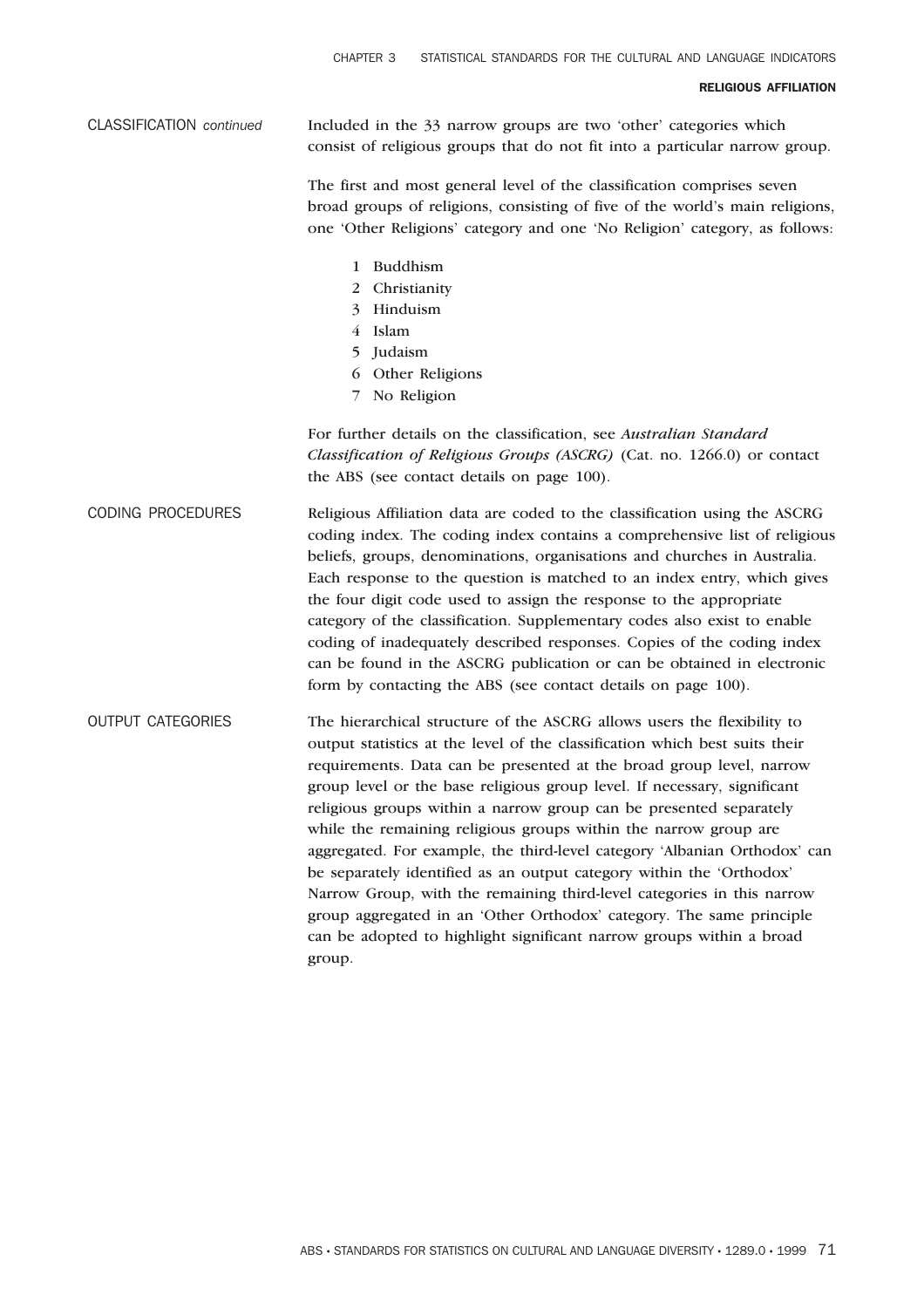## CLASSIFICATION *continued*

Included in the 33 narrow groups are two 'other' categories which consist of religious groups that do not fit into a particular narrow group.

The first and most general level of the classification comprises seven broad groups of religions, consisting of five of the world's main religions, one 'Other Religions' category and one 'No Religion' category, as follows:

1 Buddhism
2 Christianity
3 Hinduism
4 Islam
5 Judaism
6 Other Religions
7 No Religion

For further details on the classification, see *Australian Standard Classification of Religious Groups (ASCRG)* (Cat. no. 1266.0) or contact the ABS (see contact details on page 100).

## CODING PROCEDURES

Religious Affiliation data are coded to the classification using the ASCRG coding index. The coding index contains a comprehensive list of religious beliefs, groups, denominations, organisations and churches in Australia. Each response to the question is matched to an index entry, which gives the four digit code used to assign the response to the appropriate category of the classification. Supplementary codes also exist to enable coding of inadequately described responses. Copies of the coding index can be found in the ASCRG publication or can be obtained in electronic form by contacting the ABS (see contact details on page 100).

## OUTPUT CATEGORIES

The hierarchical structure of the ASCRG allows users the flexibility to output statistics at the level of the classification which best suits their requirements. Data can be presented at the broad group level, narrow group level or the base religious group level. If necessary, significant religious groups within a narrow group can be presented separately while the remaining religious groups within the narrow group are aggregated. For example, the third-level category 'Albanian Orthodox' can be separately identified as an output category within the 'Orthodox' Narrow Group, with the remaining third-level categories in this narrow group aggregated in an 'Other Orthodox' category. The same principle can be adopted to highlight significant narrow groups within a broad group.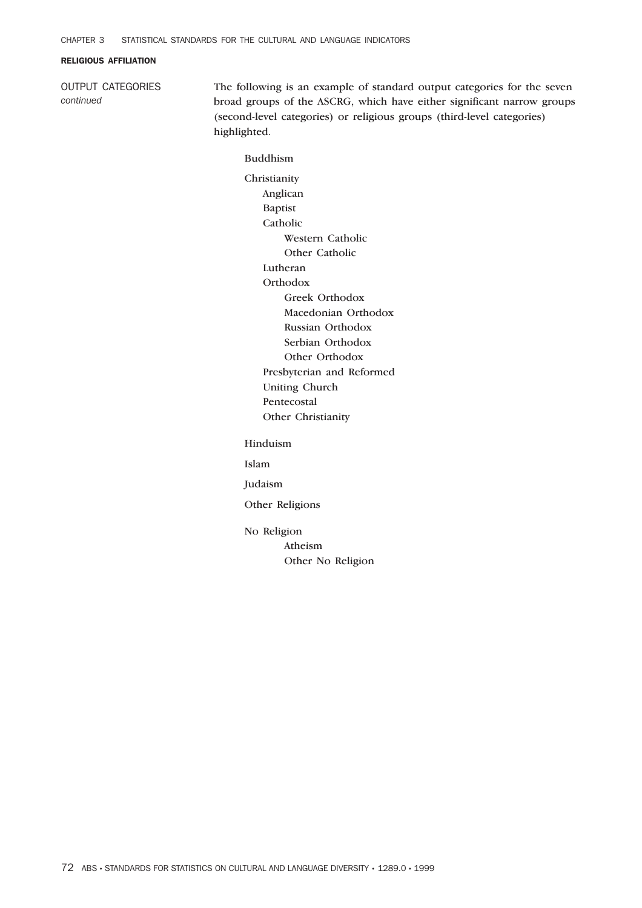### RELIGIOUS AFFILIATION

OUTPUT CATEGORIES *continued*

The following is an example of standard output categories for the seven broad groups of the ASCRG, which have either significant narrow groups (second-level categories) or religious groups (third-level categories) highlighted.

- Buddhism
- Christianity
  - Anglican
  - Baptist
  - Catholic
    - Western Catholic
    - Other Catholic
  - Lutheran
  - Orthodox
    - Greek Orthodox
    - Macedonian Orthodox
    - Russian Orthodox
    - Serbian Orthodox
    - Other Orthodox
  - Presbyterian and Reformed
  - Uniting Church
  - Pentecostal
  - Other Christianity
- Hinduism
- Islam
- Judaism
- Other Religions
- No Religion
  - Atheism
  - Other No Religion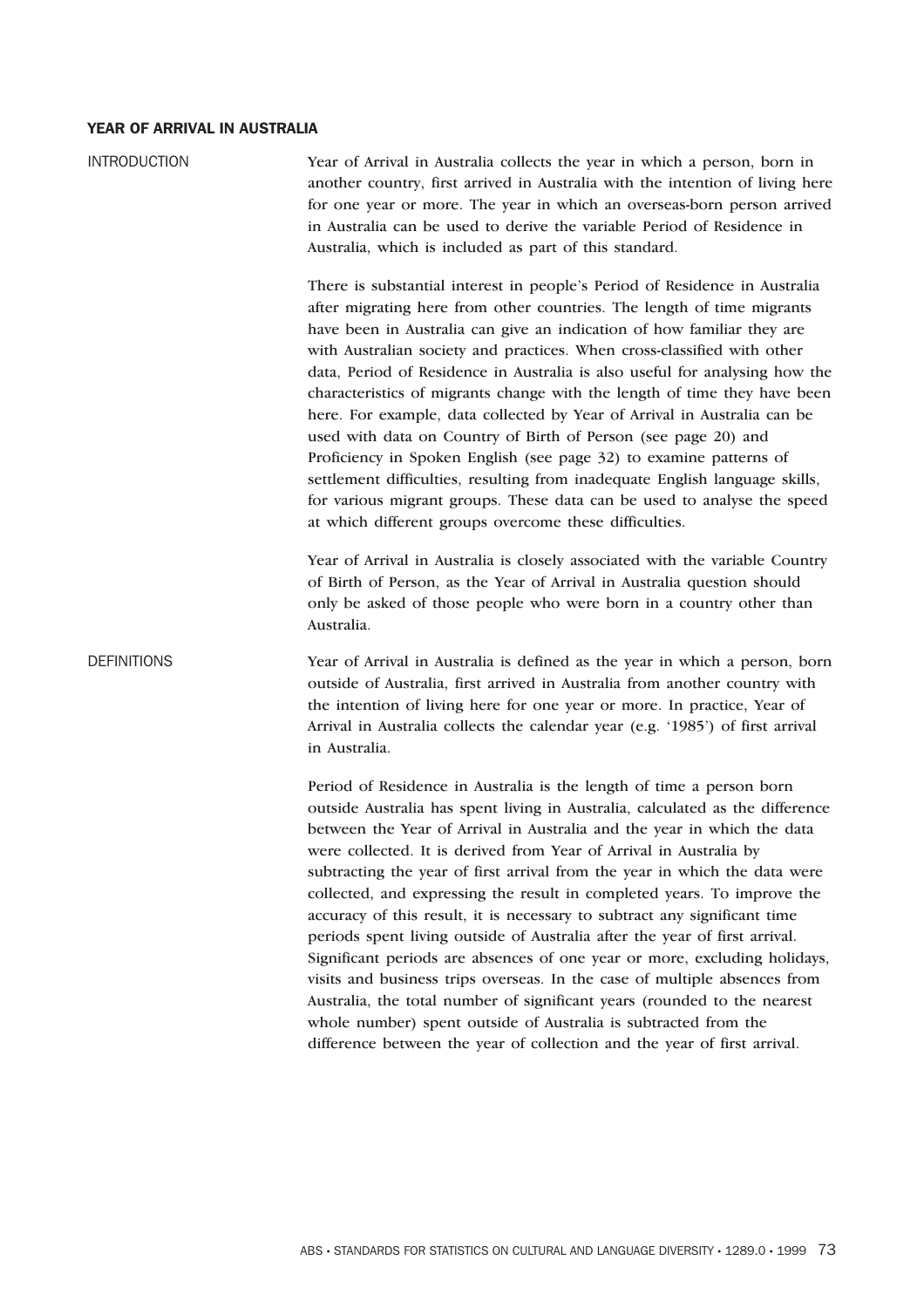## YEAR OF ARRIVAL IN AUSTRALIA

### INTRODUCTION

Year of Arrival in Australia collects the year in which a person, born in another country, first arrived in Australia with the intention of living here for one year or more. The year in which an overseas-born person arrived in Australia can be used to derive the variable Period of Residence in Australia, which is included as part of this standard.

There is substantial interest in people's Period of Residence in Australia after migrating here from other countries. The length of time migrants have been in Australia can give an indication of how familiar they are with Australian society and practices. When cross-classified with other data, Period of Residence in Australia is also useful for analysing how the characteristics of migrants change with the length of time they have been here. For example, data collected by Year of Arrival in Australia can be used with data on Country of Birth of Person (see page 20) and Proficiency in Spoken English (see page 32) to examine patterns of settlement difficulties, resulting from inadequate English language skills, for various migrant groups. These data can be used to analyse the speed at which different groups overcome these difficulties.

Year of Arrival in Australia is closely associated with the variable Country of Birth of Person, as the Year of Arrival in Australia question should only be asked of those people who were born in a country other than Australia.

### DEFINITIONS

Year of Arrival in Australia is defined as the year in which a person, born outside of Australia, first arrived in Australia from another country with the intention of living here for one year or more. In practice, Year of Arrival in Australia collects the calendar year (e.g. '1985') of first arrival in Australia.

Period of Residence in Australia is the length of time a person born outside Australia has spent living in Australia, calculated as the difference between the Year of Arrival in Australia and the year in which the data were collected. It is derived from Year of Arrival in Australia by subtracting the year of first arrival from the year in which the data were collected, and expressing the result in completed years. To improve the accuracy of this result, it is necessary to subtract any significant time periods spent living outside of Australia after the year of first arrival. Significant periods are absences of one year or more, excluding holidays, visits and business trips overseas. In the case of multiple absences from Australia, the total number of significant years (rounded to the nearest whole number) spent outside of Australia is subtracted from the difference between the year of collection and the year of first arrival.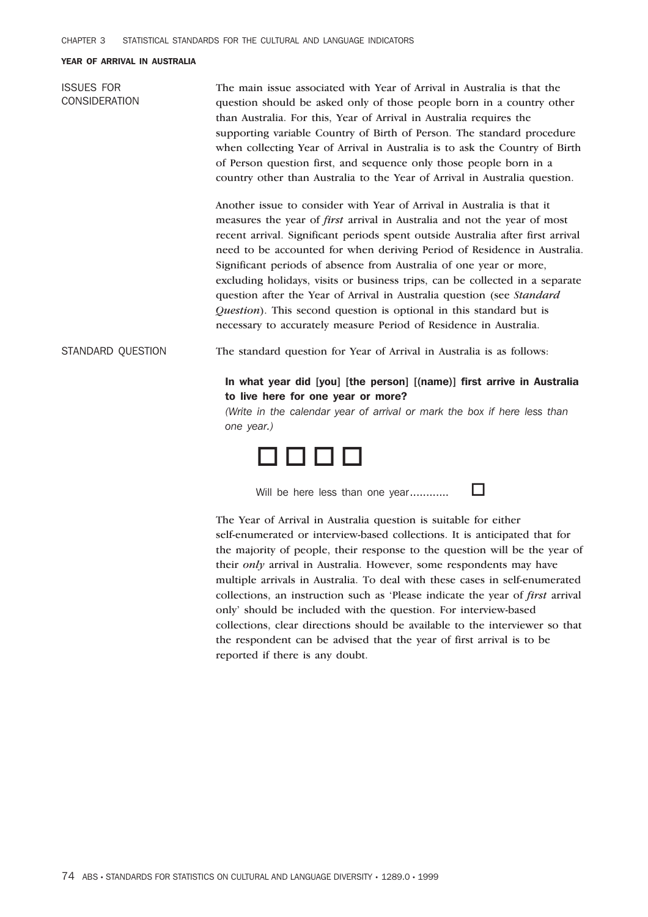#### YEAR OF ARRIVAL IN AUSTRALIA

**ISSUES FOR CONSIDERATION**

The main issue associated with Year of Arrival in Australia is that the question should be asked only of those people born in a country other than Australia. For this, Year of Arrival in Australia requires the supporting variable Country of Birth of Person. The standard procedure when collecting Year of Arrival in Australia is to ask the Country of Birth of Person question first, and sequence only those people born in a country other than Australia to the Year of Arrival in Australia question.

Another issue to consider with Year of Arrival in Australia is that it measures the year of *first* arrival in Australia and not the year of most recent arrival. Significant periods spent outside Australia after first arrival need to be accounted for when deriving Period of Residence in Australia. Significant periods of absence from Australia of one year or more, excluding holidays, visits or business trips, can be collected in a separate question after the Year of Arrival in Australia question (see *Standard Question*). This second question is optional in this standard but is necessary to accurately measure Period of Residence in Australia.

**STANDARD QUESTION**

The standard question for Year of Arrival in Australia is as follows:

> **In what year did [you] [the person] [(name)] first arrive in Australia to live here for one year or more?**
>
> *(Write in the calendar year of arrival or mark the box if here less than one year.)*
>
> ☐☐☐☐
>
> Will be here less than one year............ ☐

The Year of Arrival in Australia question is suitable for either self-enumerated or interview-based collections. It is anticipated that for the majority of people, their response to the question will be the year of their *only* arrival in Australia. However, some respondents may have multiple arrivals in Australia. To deal with these cases in self-enumerated collections, an instruction such as 'Please indicate the year of *first* arrival only' should be included with the question. For interview-based collections, clear directions should be available to the interviewer so that the respondent can be advised that the year of first arrival is to be reported if there is any doubt.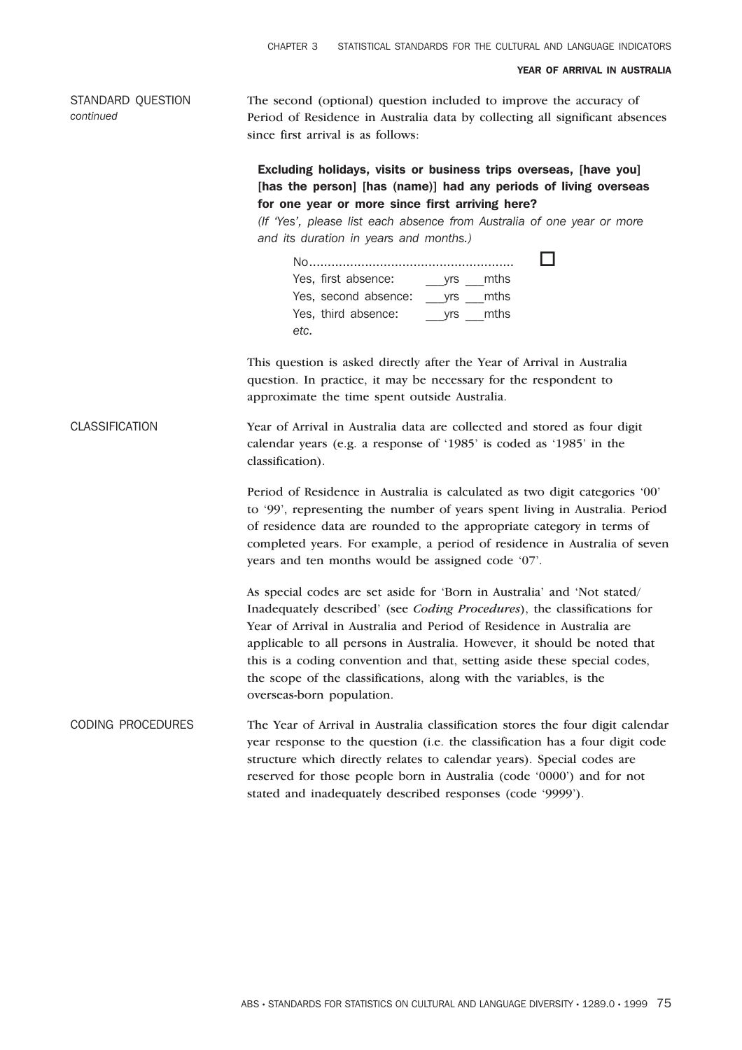## STANDARD QUESTION *continued*

The second (optional) question included to improve the accuracy of Period of Residence in Australia data by collecting all significant absences since first arrival is as follows:

> **Excluding holidays, visits or business trips overseas, [have you] [has the person] [has (name)] had any periods of living overseas for one year or more since first arriving here?**
>
> *(If 'Yes', please list each absence from Australia of one year or more and its duration in years and months.)*
>
> No........................................................ ☐
> Yes, first absence: ___yrs ___mths
> Yes, second absence: ___yrs ___mths
> Yes, third absence: ___yrs ___mths
> *etc.*

This question is asked directly after the Year of Arrival in Australia question. In practice, it may be necessary for the respondent to approximate the time spent outside Australia.

## CLASSIFICATION

Year of Arrival in Australia data are collected and stored as four digit calendar years (e.g. a response of '1985' is coded as '1985' in the classification).

Period of Residence in Australia is calculated as two digit categories '00' to '99', representing the number of years spent living in Australia. Period of residence data are rounded to the appropriate category in terms of completed years. For example, a period of residence in Australia of seven years and ten months would be assigned code '07'.

As special codes are set aside for 'Born in Australia' and 'Not stated/ Inadequately described' (see *Coding Procedures*), the classifications for Year of Arrival in Australia and Period of Residence in Australia are applicable to all persons in Australia. However, it should be noted that this is a coding convention and that, setting aside these special codes, the scope of the classifications, along with the variables, is the overseas-born population.

## CODING PROCEDURES

The Year of Arrival in Australia classification stores the four digit calendar year response to the question (i.e. the classification has a four digit code structure which directly relates to calendar years). Special codes are reserved for those people born in Australia (code '0000') and for not stated and inadequately described responses (code '9999').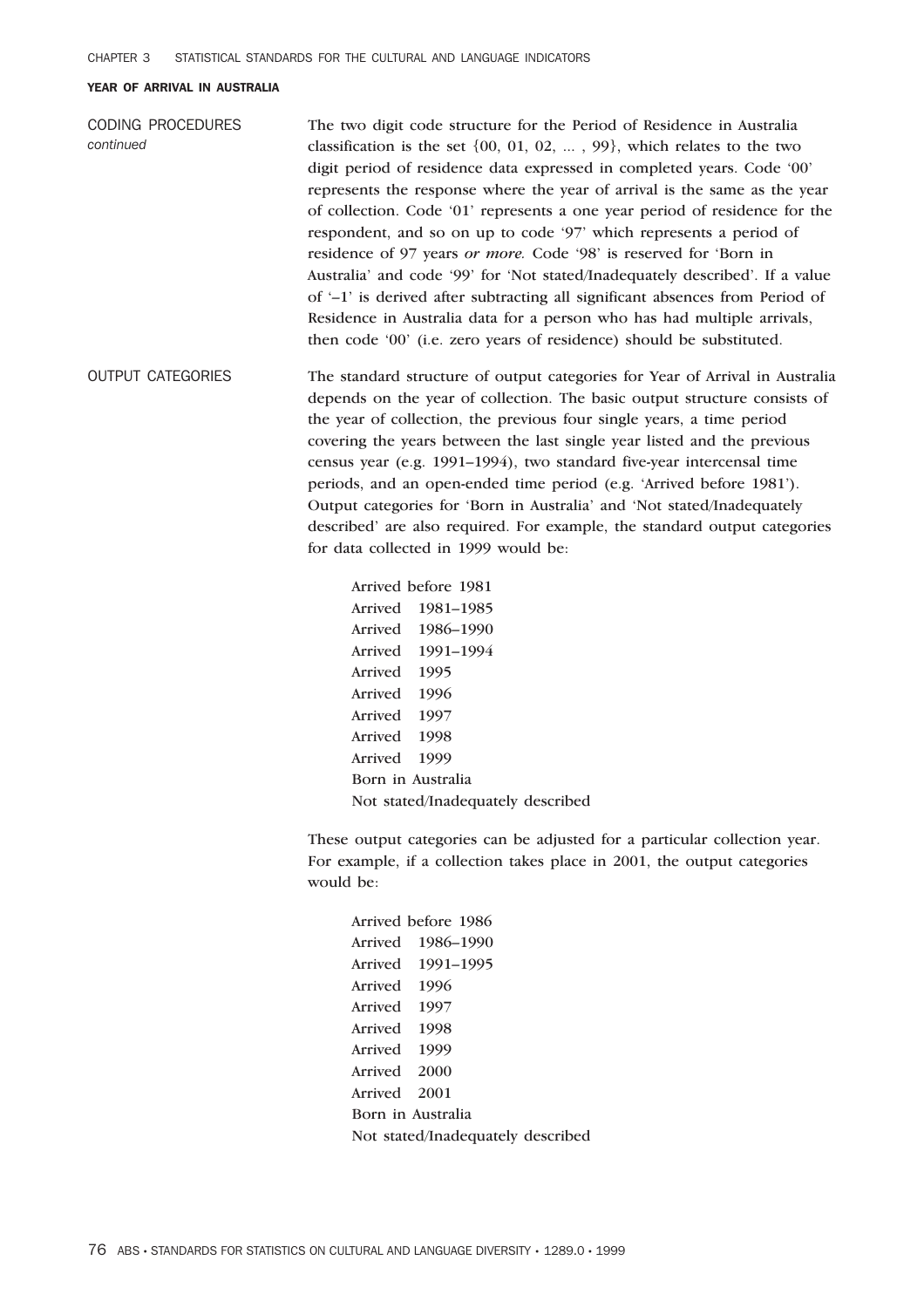### YEAR OF ARRIVAL IN AUSTRALIA

CODING PROCEDURES *continued*

The two digit code structure for the Period of Residence in Australia classification is the set {00, 01, 02, ... , 99}, which relates to the two digit period of residence data expressed in completed years. Code '00' represents the response where the year of arrival is the same as the year of collection. Code '01' represents a one year period of residence for the respondent, and so on up to code '97' which represents a period of residence of 97 years *or more.* Code '98' is reserved for 'Born in Australia' and code '99' for 'Not stated/Inadequately described'. If a value of '–1' is derived after subtracting all significant absences from Period of Residence in Australia data for a person who has had multiple arrivals, then code '00' (i.e. zero years of residence) should be substituted.

OUTPUT CATEGORIES

The standard structure of output categories for Year of Arrival in Australia depends on the year of collection. The basic output structure consists of the year of collection, the previous four single years, a time period covering the years between the last single year listed and the previous census year (e.g. 1991–1994), two standard five-year intercensal time periods, and an open-ended time period (e.g. 'Arrived before 1981'). Output categories for 'Born in Australia' and 'Not stated/Inadequately described' are also required. For example, the standard output categories for data collected in 1999 would be:

Arrived before 1981
Arrived 1981–1985
Arrived 1986–1990
Arrived 1991–1994
Arrived 1995
Arrived 1996
Arrived 1997
Arrived 1998
Arrived 1999
Born in Australia
Not stated/Inadequately described

These output categories can be adjusted for a particular collection year. For example, if a collection takes place in 2001, the output categories would be:

Arrived before 1986
Arrived 1986–1990
Arrived 1991–1995
Arrived 1996
Arrived 1997
Arrived 1998
Arrived 1999
Arrived 2000
Arrived 2001
Born in Australia
Not stated/Inadequately described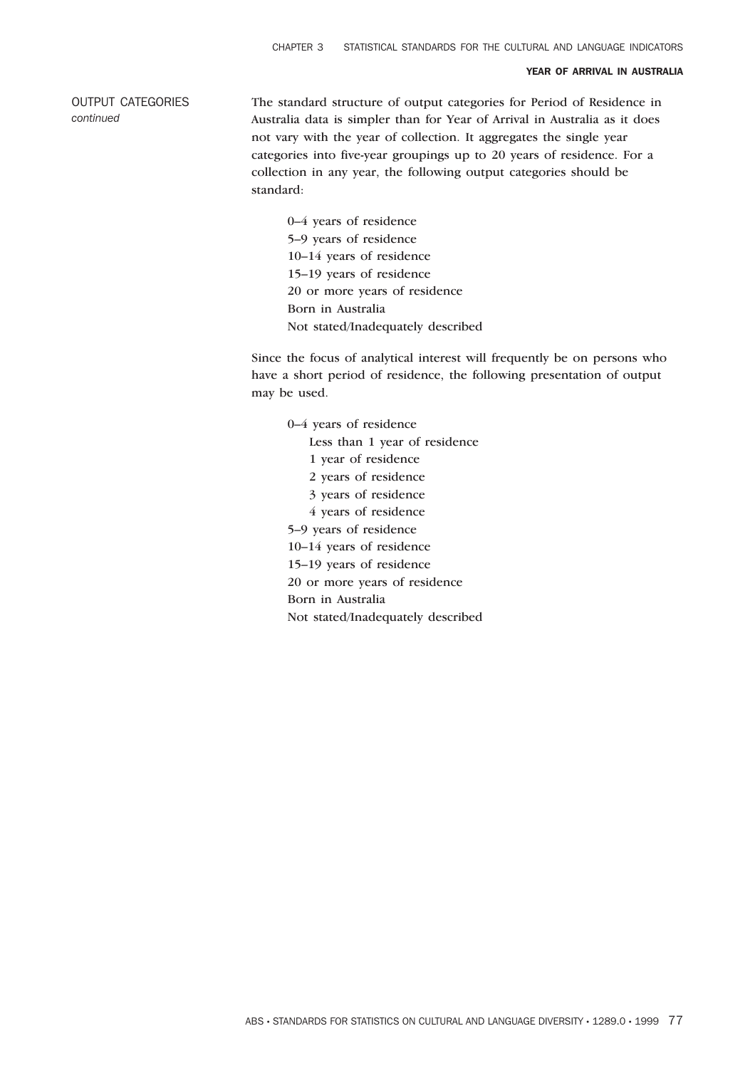OUTPUT CATEGORIES *continued*

The standard structure of output categories for Period of Residence in Australia data is simpler than for Year of Arrival in Australia as it does not vary with the year of collection. It aggregates the single year categories into five-year groupings up to 20 years of residence. For a collection in any year, the following output categories should be standard:

- 0–4 years of residence
- 5–9 years of residence
- 10–14 years of residence
- 15–19 years of residence
- 20 or more years of residence
- Born in Australia
- Not stated/Inadequately described

Since the focus of analytical interest will frequently be on persons who have a short period of residence, the following presentation of output may be used.

- 0–4 years of residence
  - Less than 1 year of residence
  - 1 year of residence
  - 2 years of residence
  - 3 years of residence
  - 4 years of residence
- 5–9 years of residence
- 10–14 years of residence
- 15–19 years of residence
- 20 or more years of residence
- Born in Australia
- Not stated/Inadequately described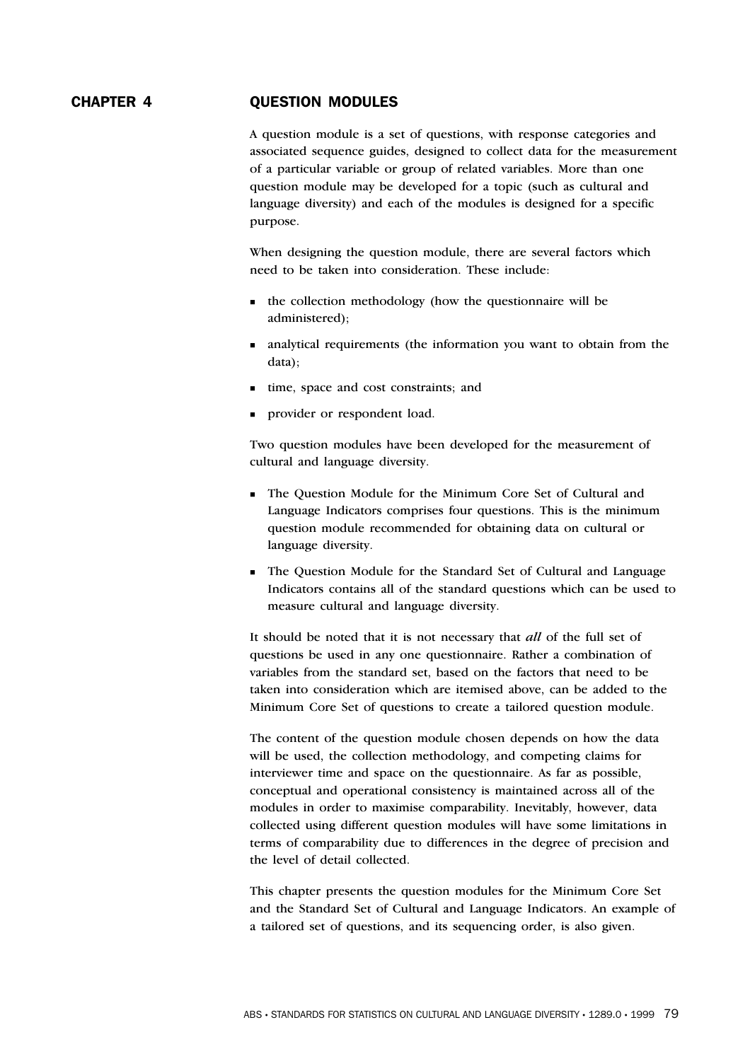# CHAPTER 4 QUESTION MODULES

A question module is a set of questions, with response categories and associated sequence guides, designed to collect data for the measurement of a particular variable or group of related variables. More than one question module may be developed for a topic (such as cultural and language diversity) and each of the modules is designed for a specific purpose.

When designing the question module, there are several factors which need to be taken into consideration. These include:

- the collection methodology (how the questionnaire will be administered);
- analytical requirements (the information you want to obtain from the data);
- time, space and cost constraints; and
- provider or respondent load.

Two question modules have been developed for the measurement of cultural and language diversity.

- The Question Module for the Minimum Core Set of Cultural and Language Indicators comprises four questions. This is the minimum question module recommended for obtaining data on cultural or language diversity.
- The Question Module for the Standard Set of Cultural and Language Indicators contains all of the standard questions which can be used to measure cultural and language diversity.

It should be noted that it is not necessary that *all* of the full set of questions be used in any one questionnaire. Rather a combination of variables from the standard set, based on the factors that need to be taken into consideration which are itemised above, can be added to the Minimum Core Set of questions to create a tailored question module.

The content of the question module chosen depends on how the data will be used, the collection methodology, and competing claims for interviewer time and space on the questionnaire. As far as possible, conceptual and operational consistency is maintained across all of the modules in order to maximise comparability. Inevitably, however, data collected using different question modules will have some limitations in terms of comparability due to differences in the degree of precision and the level of detail collected.

This chapter presents the question modules for the Minimum Core Set and the Standard Set of Cultural and Language Indicators. An example of a tailored set of questions, and its sequencing order, is also given.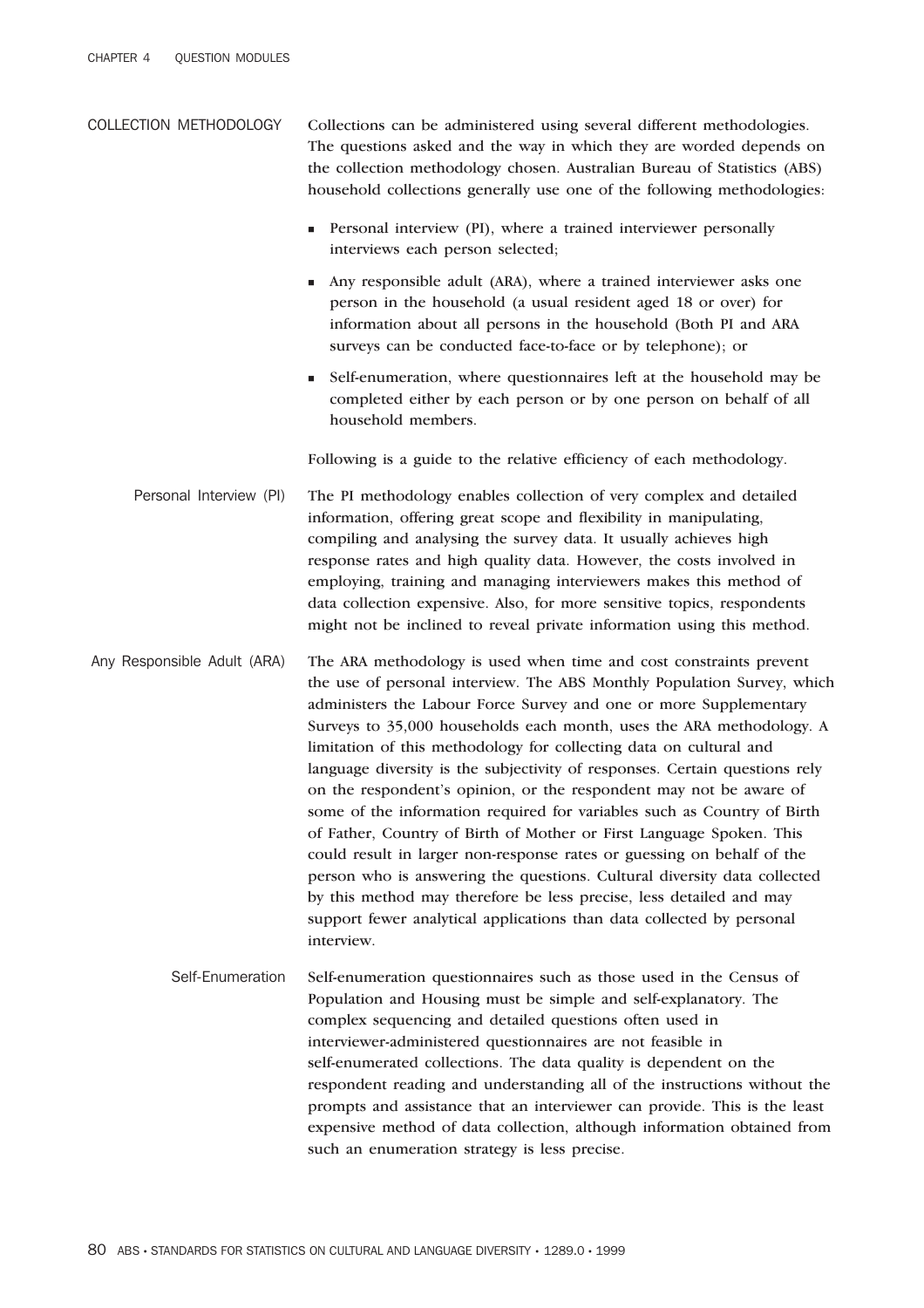## COLLECTION METHODOLOGY

Collections can be administered using several different methodologies. The questions asked and the way in which they are worded depends on the collection methodology chosen. Australian Bureau of Statistics (ABS) household collections generally use one of the following methodologies:

- Personal interview (PI), where a trained interviewer personally interviews each person selected;
- Any responsible adult (ARA), where a trained interviewer asks one person in the household (a usual resident aged 18 or over) for information about all persons in the household (Both PI and ARA surveys can be conducted face-to-face or by telephone); or
- Self-enumeration, where questionnaires left at the household may be completed either by each person or by one person on behalf of all household members.

Following is a guide to the relative efficiency of each methodology.

### Personal Interview (PI)

The PI methodology enables collection of very complex and detailed information, offering great scope and flexibility in manipulating, compiling and analysing the survey data. It usually achieves high response rates and high quality data. However, the costs involved in employing, training and managing interviewers makes this method of data collection expensive. Also, for more sensitive topics, respondents might not be inclined to reveal private information using this method.

### Any Responsible Adult (ARA)

The ARA methodology is used when time and cost constraints prevent the use of personal interview. The ABS Monthly Population Survey, which administers the Labour Force Survey and one or more Supplementary Surveys to 35,000 households each month, uses the ARA methodology. A limitation of this methodology for collecting data on cultural and language diversity is the subjectivity of responses. Certain questions rely on the respondent's opinion, or the respondent may not be aware of some of the information required for variables such as Country of Birth of Father, Country of Birth of Mother or First Language Spoken. This could result in larger non-response rates or guessing on behalf of the person who is answering the questions. Cultural diversity data collected by this method may therefore be less precise, less detailed and may support fewer analytical applications than data collected by personal interview.

### Self-Enumeration

Self-enumeration questionnaires such as those used in the Census of Population and Housing must be simple and self-explanatory. The complex sequencing and detailed questions often used in interviewer-administered questionnaires are not feasible in self-enumerated collections. The data quality is dependent on the respondent reading and understanding all of the instructions without the prompts and assistance that an interviewer can provide. This is the least expensive method of data collection, although information obtained from such an enumeration strategy is less precise.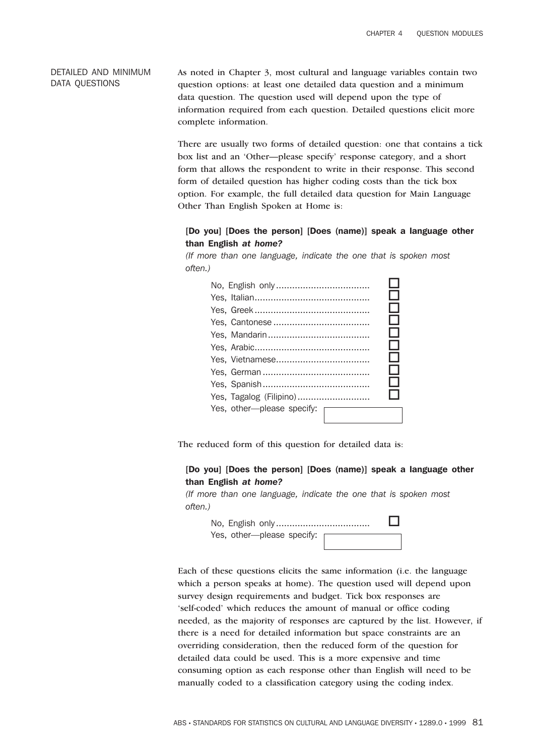## DETAILED AND MINIMUM DATA QUESTIONS

As noted in Chapter 3, most cultural and language variables contain two question options: at least one detailed data question and a minimum data question. The question used will depend upon the type of information required from each question. Detailed questions elicit more complete information.

There are usually two forms of detailed question: one that contains a tick box list and an 'Other—please specify' response category, and a short form that allows the respondent to write in their response. This second form of detailed question has higher coding costs than the tick box option. For example, the full detailed data question for Main Language Other Than English Spoken at Home is:

> **[Do you] [Does the person] [Does (name)] speak a language other than English *at home?***
>
> *(If more than one language, indicate the one that is spoken most often.)*
>
> No, English only .................................. ☐
> Yes, Italian.......................................... ☐
> Yes, Greek .......................................... ☐
> Yes, Cantonese ................................... ☐
> Yes, Mandarin..................................... ☐
> Yes, Arabic.......................................... ☐
> Yes, Vietnamese.................................. ☐
> Yes, German ....................................... ☐
> Yes, Spanish ....................................... ☐
> Yes, Tagalog (Filipino).......................... ☐
> Yes, other—please specify: [ ]

The reduced form of this question for detailed data is:

> **[Do you] [Does the person] [Does (name)] speak a language other than English *at home?***
>
> *(If more than one language, indicate the one that is spoken most often.)*
>
> No, English only .................................. ☐
> Yes, other—please specify: [ ]

Each of these questions elicits the same information (i.e. the language which a person speaks at home). The question used will depend upon survey design requirements and budget. Tick box responses are 'self-coded' which reduces the amount of manual or office coding needed, as the majority of responses are captured by the list. However, if there is a need for detailed information but space constraints are an overriding consideration, then the reduced form of the question for detailed data could be used. This is a more expensive and time consuming option as each response other than English will need to be manually coded to a classification category using the coding index.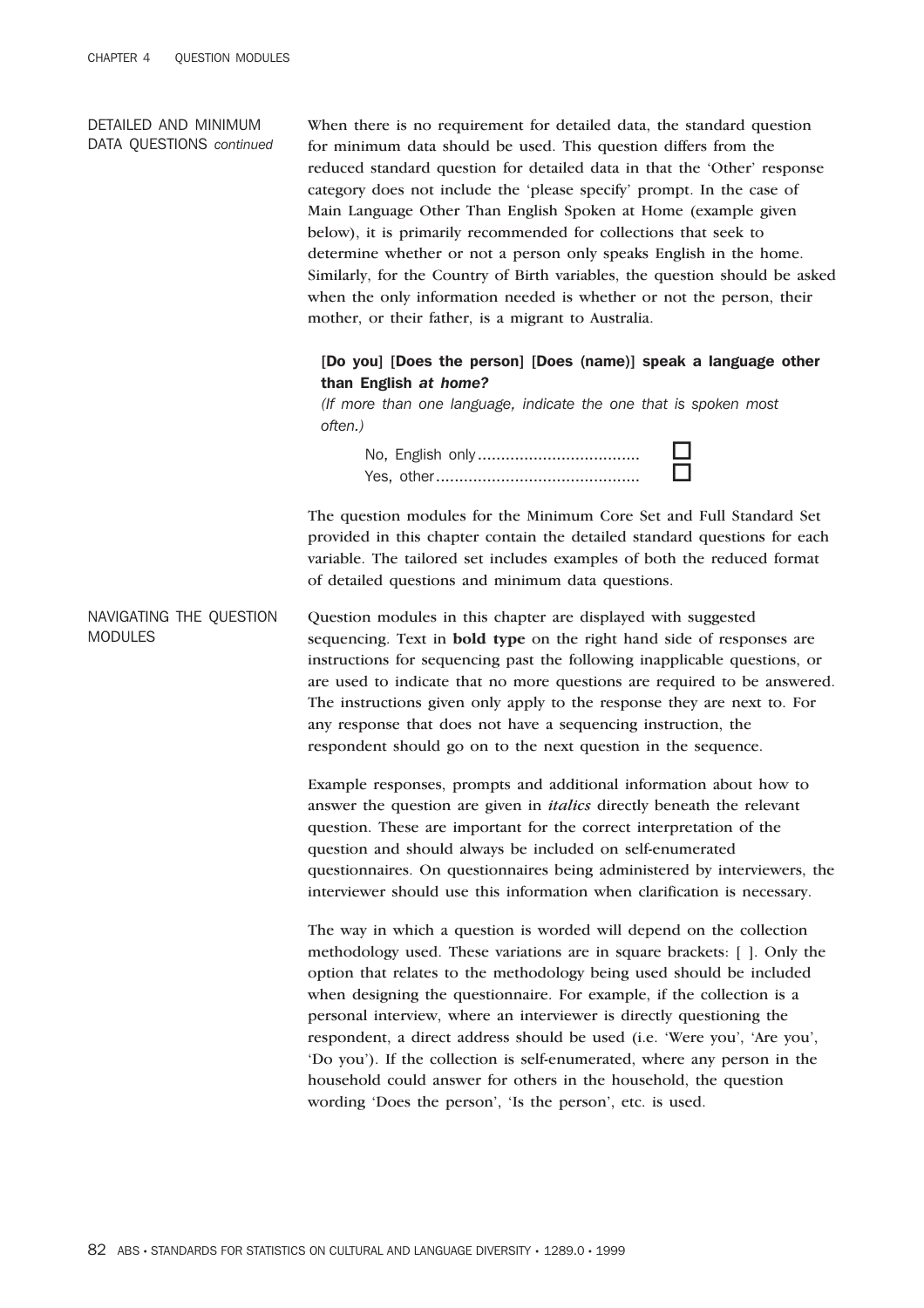## DETAILED AND MINIMUM DATA QUESTIONS *continued*

When there is no requirement for detailed data, the standard question for minimum data should be used. This question differs from the reduced standard question for detailed data in that the 'Other' response category does not include the 'please specify' prompt. In the case of Main Language Other Than English Spoken at Home (example given below), it is primarily recommended for collections that seek to determine whether or not a person only speaks English in the home. Similarly, for the Country of Birth variables, the question should be asked when the only information needed is whether or not the person, their mother, or their father, is a migrant to Australia.

**[Do you] [Does the person] [Does (name)] speak a language other than English *at home?***

*(If more than one language, indicate the one that is spoken most often.)*

No, English only.................................. ☐
Yes, other........................................... ☐

The question modules for the Minimum Core Set and Full Standard Set provided in this chapter contain the detailed standard questions for each variable. The tailored set includes examples of both the reduced format of detailed questions and minimum data questions.

## NAVIGATING THE QUESTION MODULES

Question modules in this chapter are displayed with suggested sequencing. Text in **bold type** on the right hand side of responses are instructions for sequencing past the following inapplicable questions, or are used to indicate that no more questions are required to be answered. The instructions given only apply to the response they are next to. For any response that does not have a sequencing instruction, the respondent should go on to the next question in the sequence.

Example responses, prompts and additional information about how to answer the question are given in *italics* directly beneath the relevant question. These are important for the correct interpretation of the question and should always be included on self-enumerated questionnaires. On questionnaires being administered by interviewers, the interviewer should use this information when clarification is necessary.

The way in which a question is worded will depend on the collection methodology used. These variations are in square brackets: [ ]. Only the option that relates to the methodology being used should be included when designing the questionnaire. For example, if the collection is a personal interview, where an interviewer is directly questioning the respondent, a direct address should be used (i.e. 'Were you', 'Are you', 'Do you'). If the collection is self-enumerated, where any person in the household could answer for others in the household, the question wording 'Does the person', 'Is the person', etc. is used.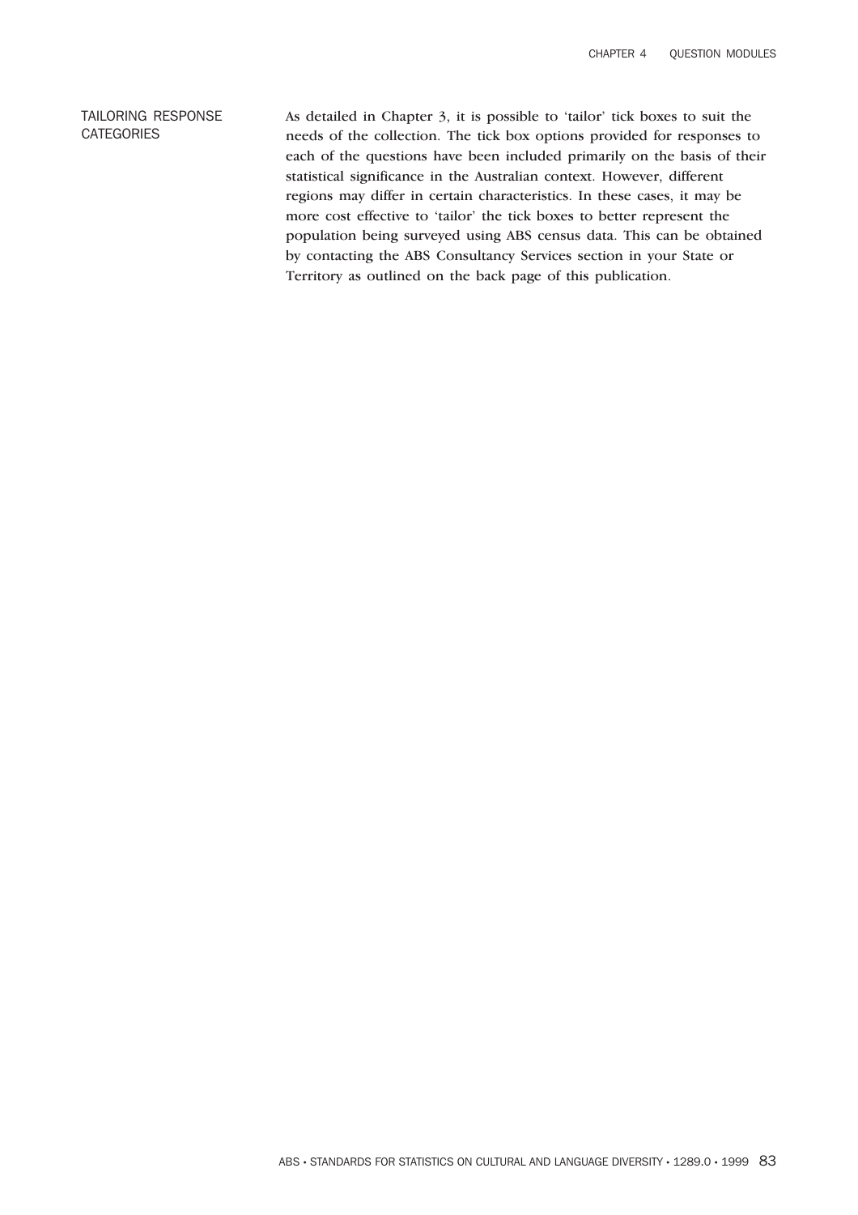## TAILORING RESPONSE CATEGORIES

As detailed in Chapter 3, it is possible to 'tailor' tick boxes to suit the needs of the collection. The tick box options provided for responses to each of the questions have been included primarily on the basis of their statistical significance in the Australian context. However, different regions may differ in certain characteristics. In these cases, it may be more cost effective to 'tailor' the tick boxes to better represent the population being surveyed using ABS census data. This can be obtained by contacting the ABS Consultancy Services section in your State or Territory as outlined on the back page of this publication.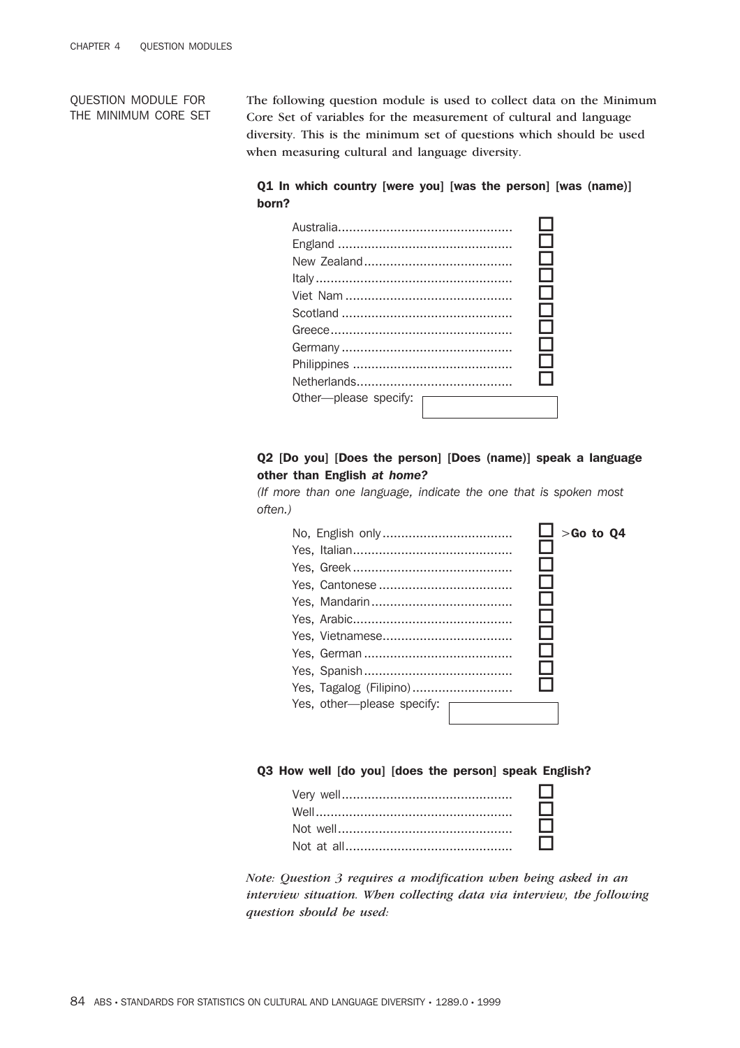## QUESTION MODULE FOR THE MINIMUM CORE SET

The following question module is used to collect data on the Minimum Core Set of variables for the measurement of cultural and language diversity. This is the minimum set of questions which should be used when measuring cultural and language diversity.

**Q1 In which country [were you] [was the person] [was (name)] born?**

- Australia ☐
- England ☐
- New Zealand ☐
- Italy ☐
- Viet Nam ☐
- Scotland ☐
- Greece ☐
- Germany ☐
- Philippines ☐
- Netherlands ☐
- Other—please specify: \_\_\_\_\_\_\_\_\_\_

**Q2 [Do you] [Does the person] [Does (name)] speak a language other than English *at home?***

*(If more than one language, indicate the one that is spoken most often.)*

- No, English only ☐ >**Go to Q4**
- Yes, Italian ☐
- Yes, Greek ☐
- Yes, Cantonese ☐
- Yes, Mandarin ☐
- Yes, Arabic ☐
- Yes, Vietnamese ☐
- Yes, German ☐
- Yes, Spanish ☐
- Yes, Tagalog (Filipino) ☐
- Yes, other—please specify: \_\_\_\_\_\_\_\_\_\_

**Q3 How well [do you] [does the person] speak English?**

- Very well ☐
- Well ☐
- Not well ☐
- Not at all ☐

*Note: Question 3 requires a modification when being asked in an interview situation. When collecting data via interview, the following question should be used:*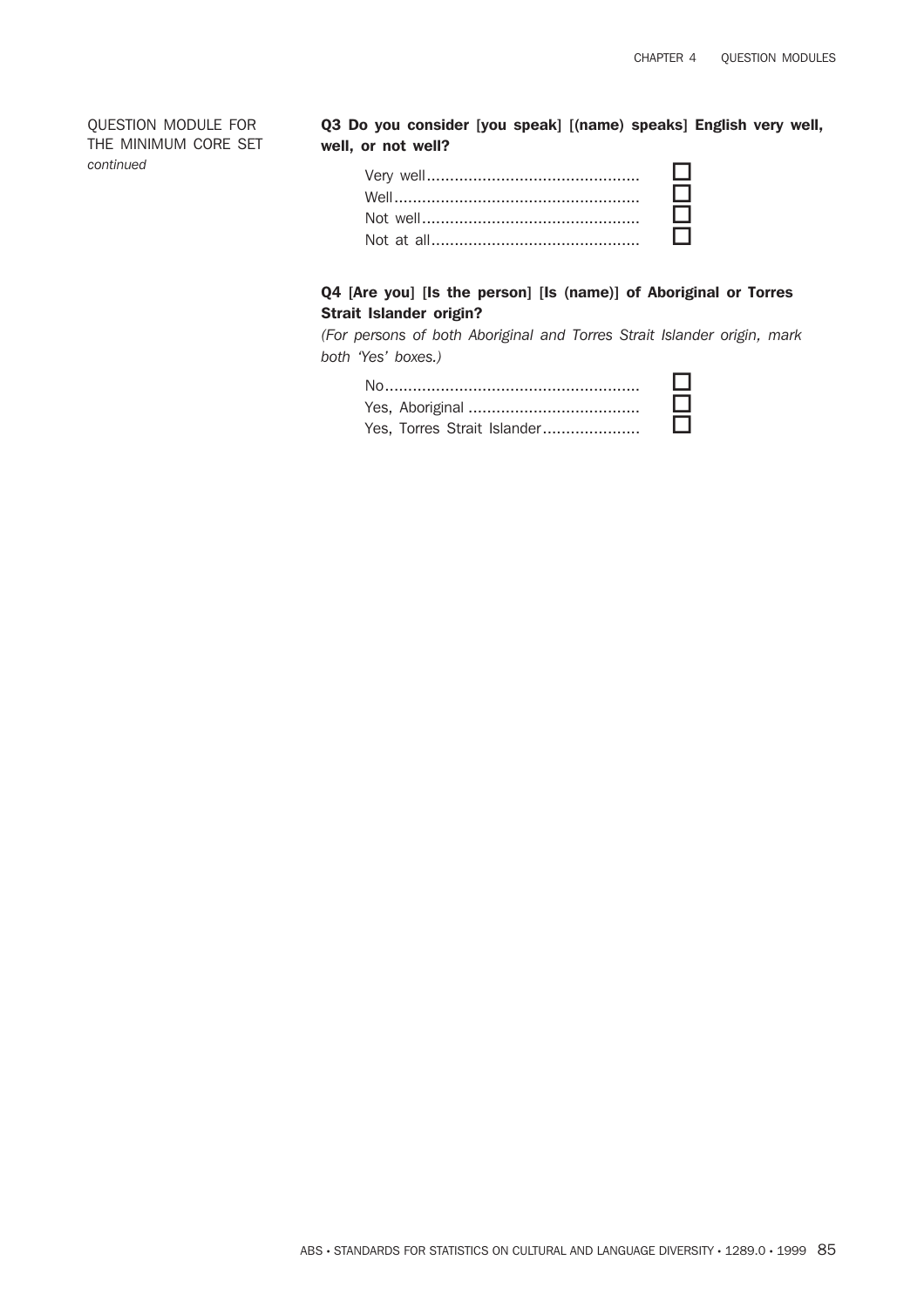QUESTION MODULE FOR THE MINIMUM CORE SET *continued*

**Q3 Do you consider [you speak] [(name) speaks] English very well, well, or not well?**

- Very well .............................................. ☐
- Well ..................................................... ☐
- Not well ............................................... ☐
- Not at all ............................................. ☐

**Q4 [Are you] [Is the person] [Is (name)] of Aboriginal or Torres Strait Islander origin?**

*(For persons of both Aboriginal and Torres Strait Islander origin, mark both 'Yes' boxes.)*

- No ....................................................... ☐
- Yes, Aboriginal ..................................... ☐
- Yes, Torres Strait Islander ..................... ☐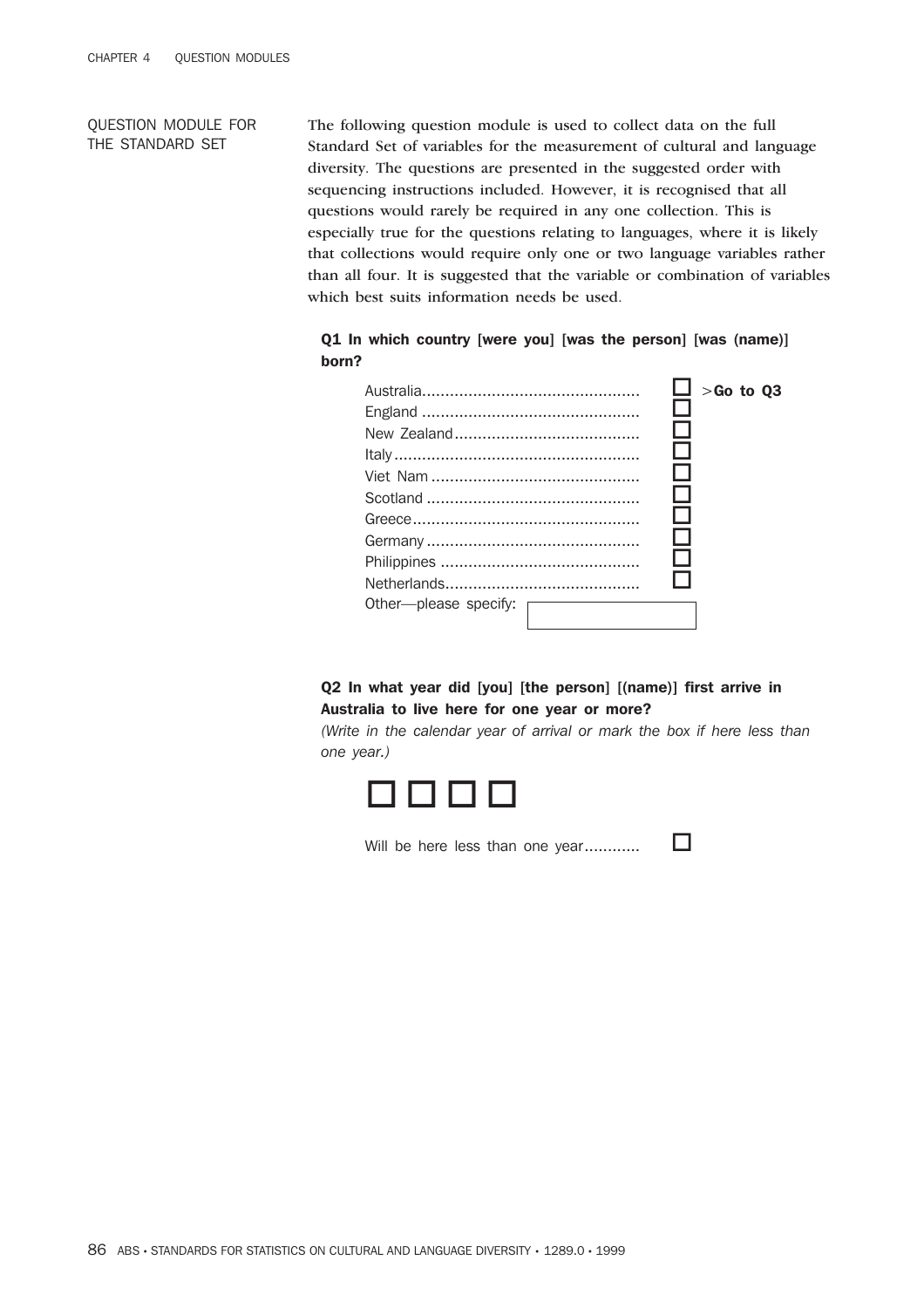## QUESTION MODULE FOR THE STANDARD SET

The following question module is used to collect data on the full Standard Set of variables for the measurement of cultural and language diversity. The questions are presented in the suggested order with sequencing instructions included. However, it is recognised that all questions would rarely be required in any one collection. This is especially true for the questions relating to languages, where it is likely that collections would require only one or two language variables rather than all four. It is suggested that the variable or combination of variables which best suits information needs be used.

**Q1 In which country [were you] [was the person] [was (name)] born?**

- Australia .............................................. ☐ >**Go to Q3**
- England .............................................. ☐
- New Zealand ........................................ ☐
- Italy .................................................... ☐
- Viet Nam ............................................ ☐
- Scotland ............................................. ☐
- Greece ................................................ ☐
- Germany ............................................. ☐
- Philippines ........................................... ☐
- Netherlands .......................................... ☐
- Other—please specify: [ ]

**Q2 In what year did [you] [the person] [(name)] first arrive in Australia to live here for one year or more?**

*(Write in the calendar year of arrival or mark the box if here less than one year.)*

☐ ☐ ☐ ☐

Will be here less than one year............ ☐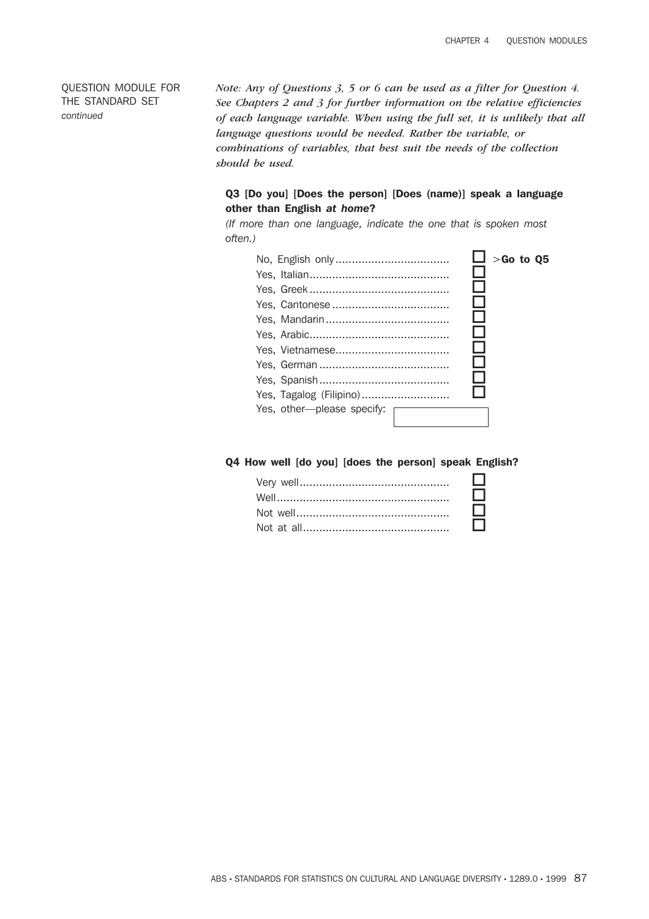QUESTION MODULE FOR THE STANDARD SET *continued*

*Note: Any of Questions 3, 5 or 6 can be used as a filter for Question 4. See Chapters 2 and 3 for further information on the relative efficiencies of each language variable. When using the full set, it is unlikely that all language questions would be needed. Rather the variable, or combinations of variables, that best suit the needs of the collection should be used.*

**Q3 [Do you] [Does the person] [Does (name)] speak a language other than English *at home*?**

*(If more than one language, indicate the one that is spoken most often.)*

- No, English only .................................. ☐ >**Go to Q5**
- Yes, Italian .................................. ☐
- Yes, Greek .................................. ☐
- Yes, Cantonese .................................. ☐
- Yes, Mandarin .................................. ☐
- Yes, Arabic .................................. ☐
- Yes, Vietnamese .................................. ☐
- Yes, German .................................. ☐
- Yes, Spanish .................................. ☐
- Yes, Tagalog (Filipino) .................................. ☐
- Yes, other—please specify: ______________

**Q4 How well [do you] [does the person] speak English?**

- Very well .................................. ☐
- Well .................................. ☐
- Not well .................................. ☐
- Not at all .................................. ☐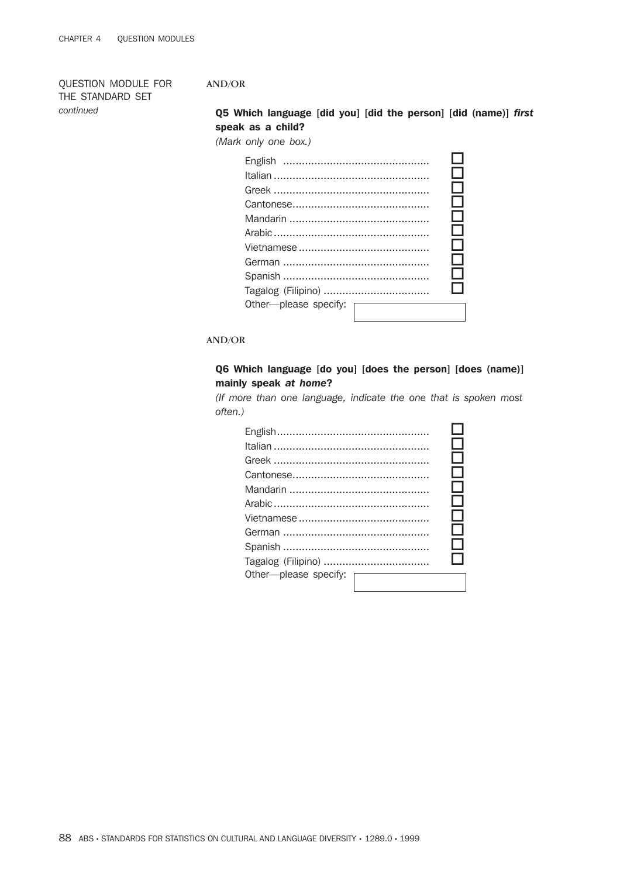QUESTION MODULE FOR THE STANDARD SET *continued*

**AND/OR**

**Q5 Which language [did you] [did the person] [did (name)] *first* speak as a child?**

*(Mark only one box.)*

- English ☐
- Italian ☐
- Greek ☐
- Cantonese ☐
- Mandarin ☐
- Arabic ☐
- Vietnamese ☐
- German ☐
- Spanish ☐
- Tagalog (Filipino) ☐
- Other—please specify: ________

**AND/OR**

**Q6 Which language [do you] [does the person] [does (name)] mainly speak *at home*?**

*(If more than one language, indicate the one that is spoken most often.)*

- English ☐
- Italian ☐
- Greek ☐
- Cantonese ☐
- Mandarin ☐
- Arabic ☐
- Vietnamese ☐
- German ☐
- Spanish ☐
- Tagalog (Filipino) ☐
- Other—please specify: ________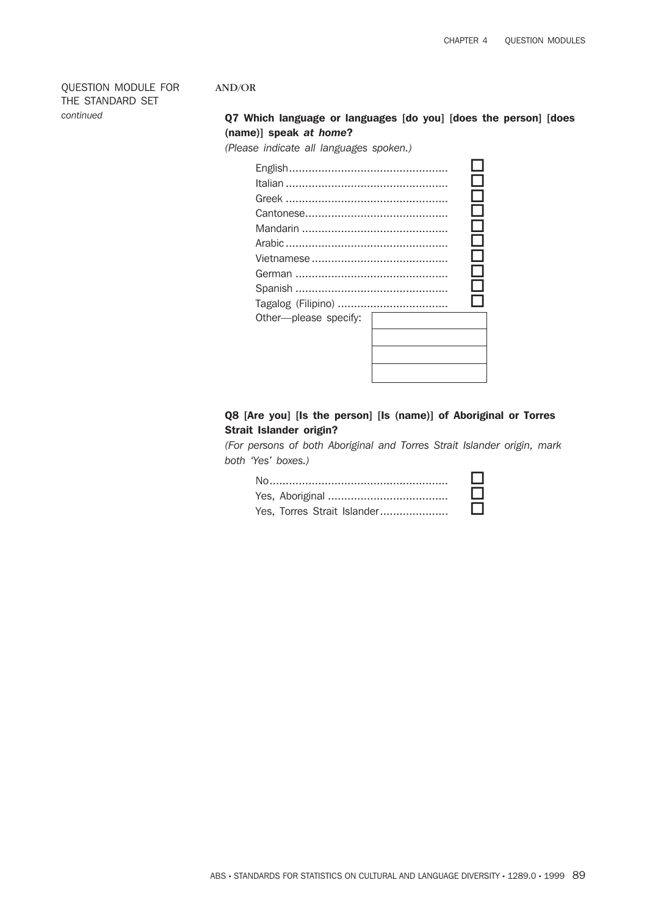QUESTION MODULE FOR THE STANDARD SET *continued*

**AND/OR**

**Q7 Which language or languages [do you] [does the person] [does (name)] speak *at home*?**

*(Please indicate all languages spoken.)*

- English ☐
- Italian ☐
- Greek ☐
- Cantonese ☐
- Mandarin ☐
- Arabic ☐
- Vietnamese ☐
- German ☐
- Spanish ☐
- Tagalog (Filipino) ☐
- Other—please specify: ____________

**Q8 [Are you] [Is the person] [Is (name)] of Aboriginal or Torres Strait Islander origin?**

*(For persons of both Aboriginal and Torres Strait Islander origin, mark both 'Yes' boxes.)*

- No ☐
- Yes, Aboriginal ☐
- Yes, Torres Strait Islander ☐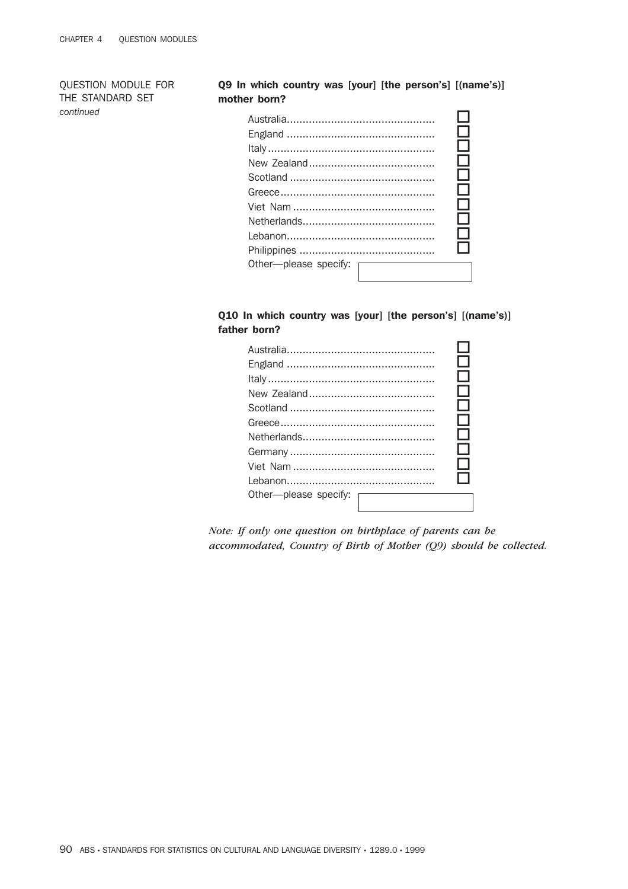QUESTION MODULE FOR THE STANDARD SET *continued*

**Q9 In which country was [your] [the person's] [(name's)] mother born?**

- Australia ☐
- England ☐
- Italy ☐
- New Zealand ☐
- Scotland ☐
- Greece ☐
- Viet Nam ☐
- Netherlands ☐
- Lebanon ☐
- Philippines ☐
- Other—please specify: ____________

**Q10 In which country was [your] [the person's] [(name's)] father born?**

- Australia ☐
- England ☐
- Italy ☐
- New Zealand ☐
- Scotland ☐
- Greece ☐
- Netherlands ☐
- Germany ☐
- Viet Nam ☐
- Lebanon ☐
- Other—please specify: ____________

*Note: If only one question on birthplace of parents can be accommodated, Country of Birth of Mother (Q9) should be collected.*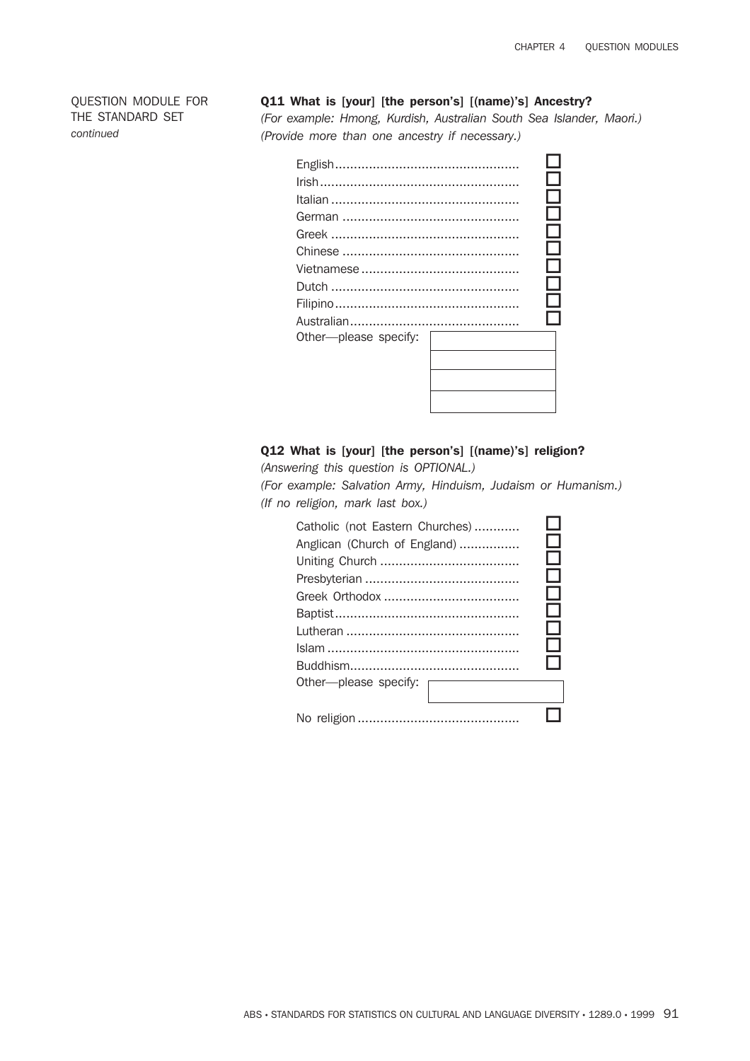QUESTION MODULE FOR THE STANDARD SET *continued*

**Q11 What is [your] [the person's] [(name)'s] Ancestry?**

*(For example: Hmong, Kurdish, Australian South Sea Islander, Maori.)*
*(Provide more than one ancestry if necessary.)*

- English ☐
- Irish ☐
- Italian ☐
- German ☐
- Greek ☐
- Chinese ☐
- Vietnamese ☐
- Dutch ☐
- Filipino ☐
- Australian ☐
- Other—please specify: ____________

**Q12 What is [your] [the person's] [(name)'s] religion?**

*(Answering this question is OPTIONAL.)*
*(For example: Salvation Army, Hinduism, Judaism or Humanism.)*
*(If no religion, mark last box.)*

- Catholic (not Eastern Churches) ☐
- Anglican (Church of England) ☐
- Uniting Church ☐
- Presbyterian ☐
- Greek Orthodox ☐
- Baptist ☐
- Lutheran ☐
- Islam ☐
- Buddhism ☐
- Other—please specify: ____________
- No religion ☐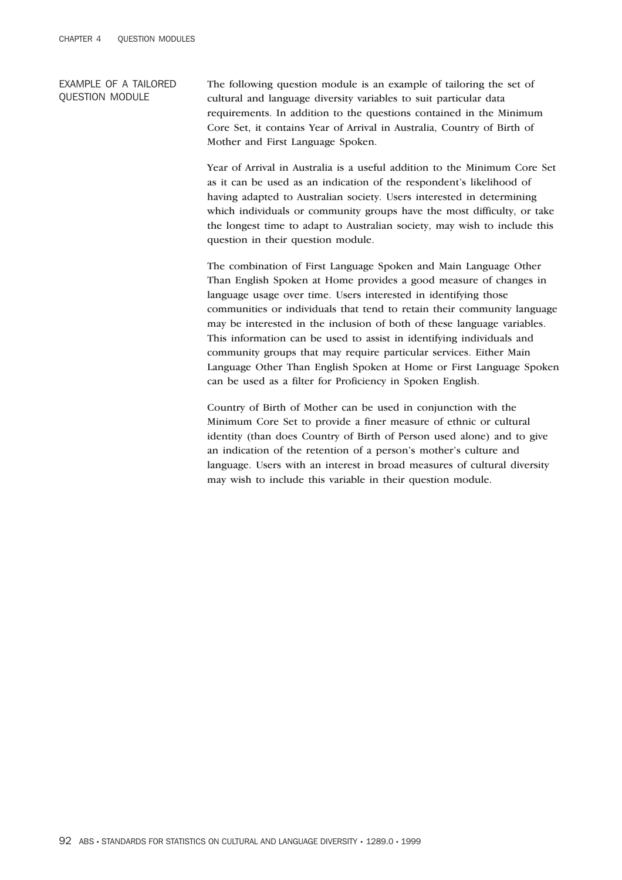## EXAMPLE OF A TAILORED QUESTION MODULE

The following question module is an example of tailoring the set of cultural and language diversity variables to suit particular data requirements. In addition to the questions contained in the Minimum Core Set, it contains Year of Arrival in Australia, Country of Birth of Mother and First Language Spoken.

Year of Arrival in Australia is a useful addition to the Minimum Core Set as it can be used as an indication of the respondent's likelihood of having adapted to Australian society. Users interested in determining which individuals or community groups have the most difficulty, or take the longest time to adapt to Australian society, may wish to include this question in their question module.

The combination of First Language Spoken and Main Language Other Than English Spoken at Home provides a good measure of changes in language usage over time. Users interested in identifying those communities or individuals that tend to retain their community language may be interested in the inclusion of both of these language variables. This information can be used to assist in identifying individuals and community groups that may require particular services. Either Main Language Other Than English Spoken at Home or First Language Spoken can be used as a filter for Proficiency in Spoken English.

Country of Birth of Mother can be used in conjunction with the Minimum Core Set to provide a finer measure of ethnic or cultural identity (than does Country of Birth of Person used alone) and to give an indication of the retention of a person's mother's culture and language. Users with an interest in broad measures of cultural diversity may wish to include this variable in their question module.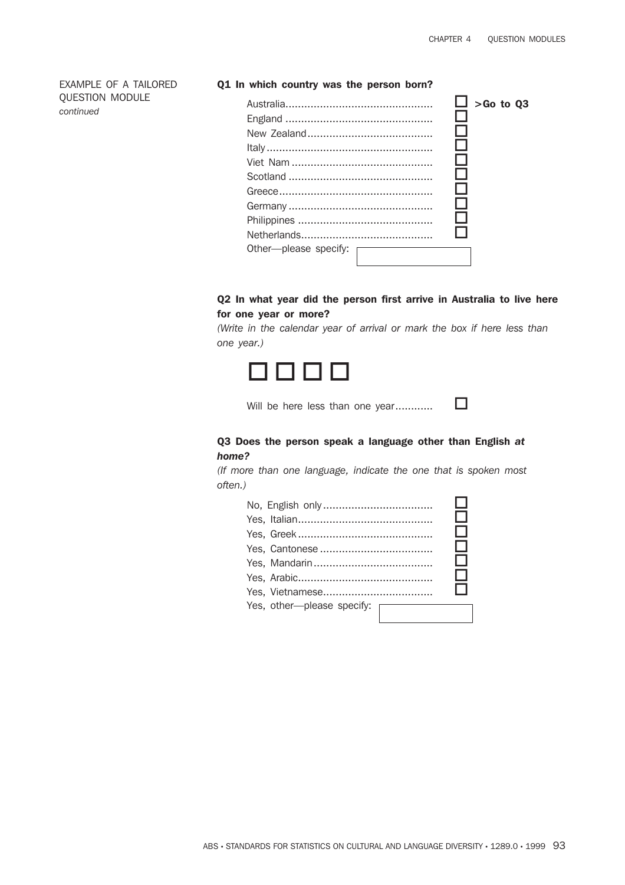EXAMPLE OF A TAILORED QUESTION MODULE *continued*

**Q1 In which country was the person born?**

- Australia ☐ **>Go to Q3**
- England ☐
- New Zealand ☐
- Italy ☐
- Viet Nam ☐
- Scotland ☐
- Greece ☐
- Germany ☐
- Philippines ☐
- Netherlands ☐
- Other—please specify: ________

**Q2 In what year did the person first arrive in Australia to live here for one year or more?**

*(Write in the calendar year of arrival or mark the box if here less than one year.)*

☐☐☐☐

Will be here less than one year ☐

**Q3 Does the person speak a language other than English *at home?***

*(If more than one language, indicate the one that is spoken most often.)*

- No, English only ☐
- Yes, Italian ☐
- Yes, Greek ☐
- Yes, Cantonese ☐
- Yes, Mandarin ☐
- Yes, Arabic ☐
- Yes, Vietnamese ☐
- Yes, other—please specify: ________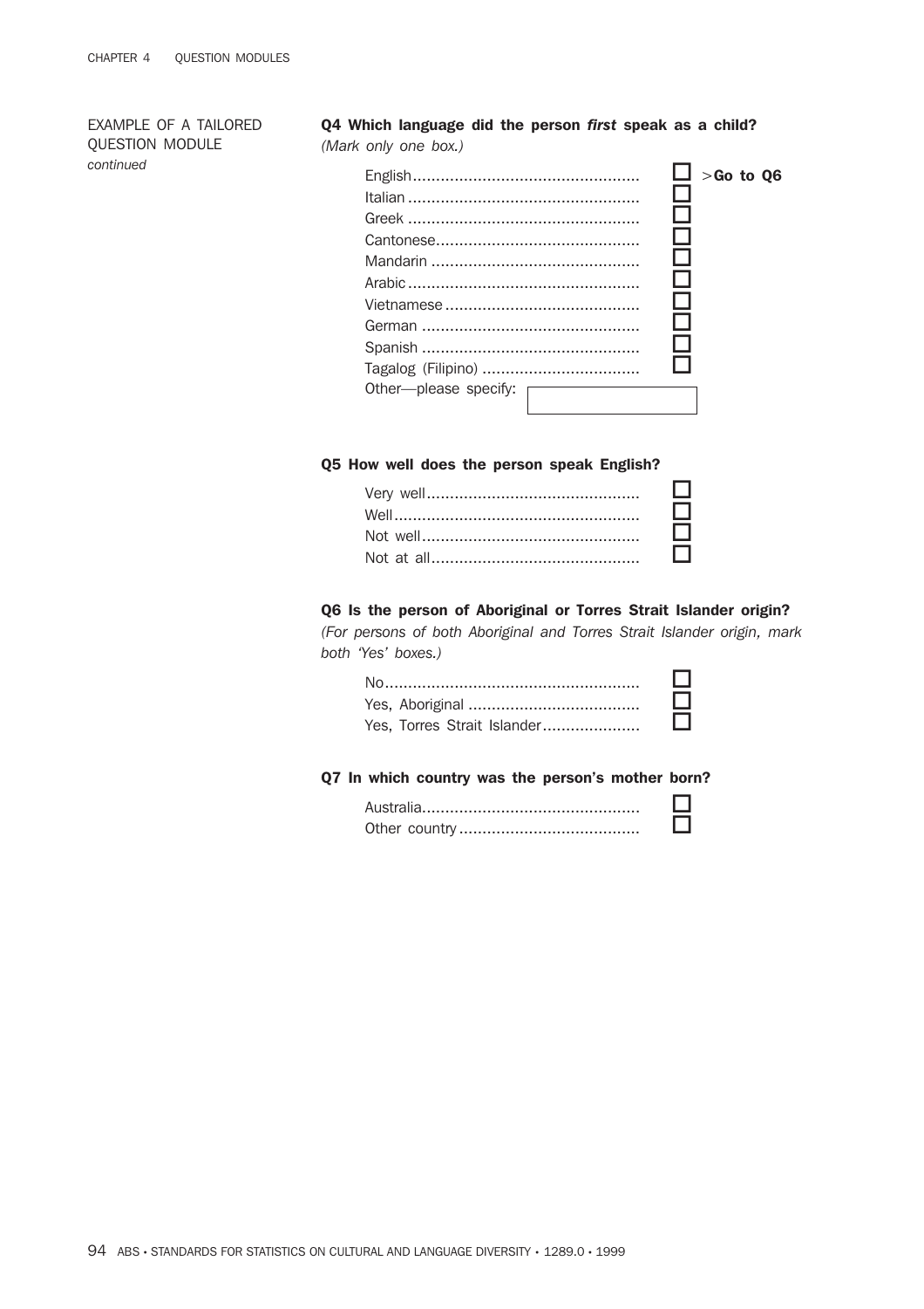EXAMPLE OF A TAILORED QUESTION MODULE *continued*

**Q4 Which language did the person *first* speak as a child?**
*(Mark only one box.)*

- English ☐ > **Go to Q6**
- Italian ☐
- Greek ☐
- Cantonese ☐
- Mandarin ☐
- Arabic ☐
- Vietnamese ☐
- German ☐
- Spanish ☐
- Tagalog (Filipino) ☐
- Other—please specify: [ ]

**Q5 How well does the person speak English?**

- Very well ☐
- Well ☐
- Not well ☐
- Not at all ☐

**Q6 Is the person of Aboriginal or Torres Strait Islander origin?**
*(For persons of both Aboriginal and Torres Strait Islander origin, mark both 'Yes' boxes.)*

- No ☐
- Yes, Aboriginal ☐
- Yes, Torres Strait Islander ☐

**Q7 In which country was the person's mother born?**

- Australia ☐
- Other country ☐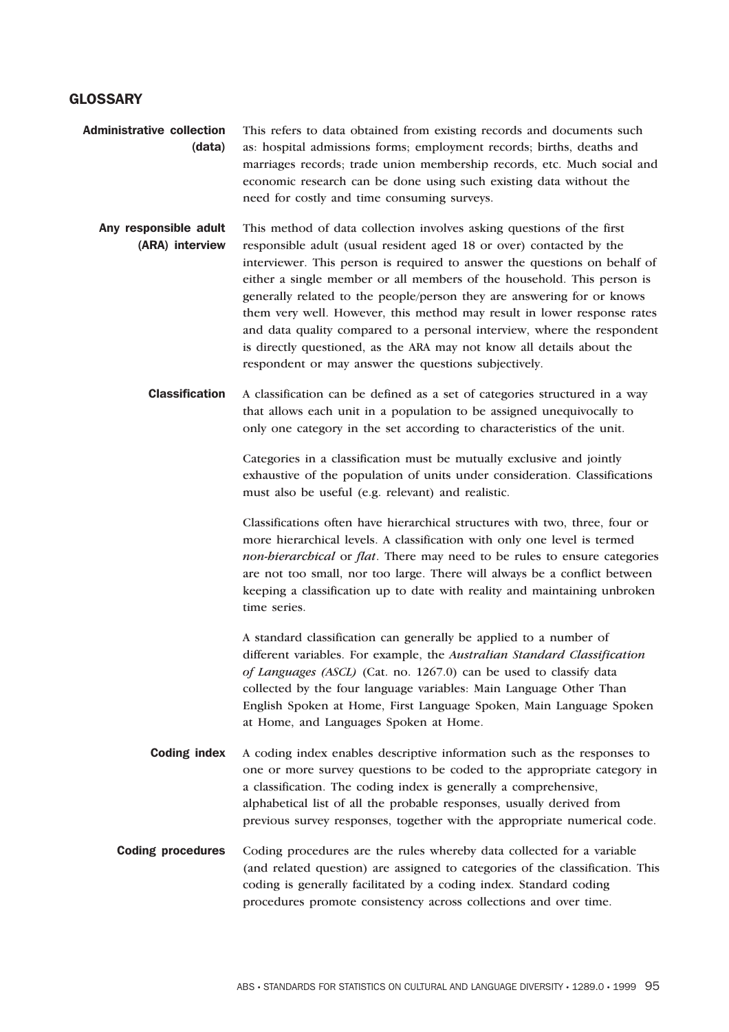## GLOSSARY

**Administrative collection (data)**

This refers to data obtained from existing records and documents such as: hospital admissions forms; employment records; births, deaths and marriages records; trade union membership records, etc. Much social and economic research can be done using such existing data without the need for costly and time consuming surveys.

**Any responsible adult (ARA) interview**

This method of data collection involves asking questions of the first responsible adult (usual resident aged 18 or over) contacted by the interviewer. This person is required to answer the questions on behalf of either a single member or all members of the household. This person is generally related to the people/person they are answering for or knows them very well. However, this method may result in lower response rates and data quality compared to a personal interview, where the respondent is directly questioned, as the ARA may not know all details about the respondent or may answer the questions subjectively.

**Classification**

A classification can be defined as a set of categories structured in a way that allows each unit in a population to be assigned unequivocally to only one category in the set according to characteristics of the unit.

Categories in a classification must be mutually exclusive and jointly exhaustive of the population of units under consideration. Classifications must also be useful (e.g. relevant) and realistic.

Classifications often have hierarchical structures with two, three, four or more hierarchical levels. A classification with only one level is termed *non-hierarchical* or *flat*. There may need to be rules to ensure categories are not too small, nor too large. There will always be a conflict between keeping a classification up to date with reality and maintaining unbroken time series.

A standard classification can generally be applied to a number of different variables. For example, the *Australian Standard Classification of Languages (ASCL)* (Cat. no. 1267.0) can be used to classify data collected by the four language variables: Main Language Other Than English Spoken at Home, First Language Spoken, Main Language Spoken at Home, and Languages Spoken at Home.

**Coding index**

A coding index enables descriptive information such as the responses to one or more survey questions to be coded to the appropriate category in a classification. The coding index is generally a comprehensive, alphabetical list of all the probable responses, usually derived from previous survey responses, together with the appropriate numerical code.

**Coding procedures**

Coding procedures are the rules whereby data collected for a variable (and related question) are assigned to categories of the classification. This coding is generally facilitated by a coding index. Standard coding procedures promote consistency across collections and over time.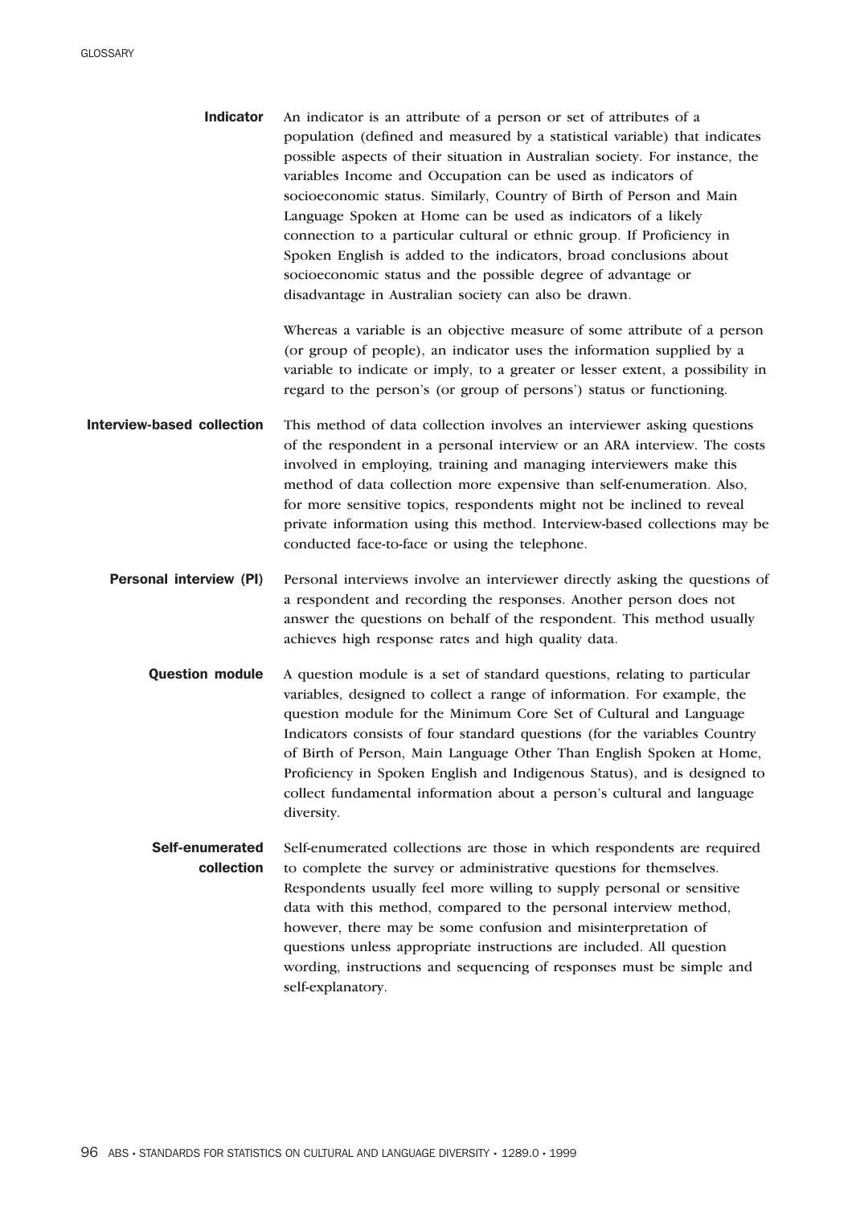**Indicator**

An indicator is an attribute of a person or set of attributes of a population (defined and measured by a statistical variable) that indicates possible aspects of their situation in Australian society. For instance, the variables Income and Occupation can be used as indicators of socioeconomic status. Similarly, Country of Birth of Person and Main Language Spoken at Home can be used as indicators of a likely connection to a particular cultural or ethnic group. If Proficiency in Spoken English is added to the indicators, broad conclusions about socioeconomic status and the possible degree of advantage or disadvantage in Australian society can also be drawn.

Whereas a variable is an objective measure of some attribute of a person (or group of people), an indicator uses the information supplied by a variable to indicate or imply, to a greater or lesser extent, a possibility in regard to the person's (or group of persons') status or functioning.

**Interview-based collection**

This method of data collection involves an interviewer asking questions of the respondent in a personal interview or an ARA interview. The costs involved in employing, training and managing interviewers make this method of data collection more expensive than self-enumeration. Also, for more sensitive topics, respondents might not be inclined to reveal private information using this method. Interview-based collections may be conducted face-to-face or using the telephone.

**Personal interview (PI)**

Personal interviews involve an interviewer directly asking the questions of a respondent and recording the responses. Another person does not answer the questions on behalf of the respondent. This method usually achieves high response rates and high quality data.

**Question module**

A question module is a set of standard questions, relating to particular variables, designed to collect a range of information. For example, the question module for the Minimum Core Set of Cultural and Language Indicators consists of four standard questions (for the variables Country of Birth of Person, Main Language Other Than English Spoken at Home, Proficiency in Spoken English and Indigenous Status), and is designed to collect fundamental information about a person's cultural and language diversity.

**Self-enumerated collection**

Self-enumerated collections are those in which respondents are required to complete the survey or administrative questions for themselves. Respondents usually feel more willing to supply personal or sensitive data with this method, compared to the personal interview method, however, there may be some confusion and misinterpretation of questions unless appropriate instructions are included. All question wording, instructions and sequencing of responses must be simple and self-explanatory.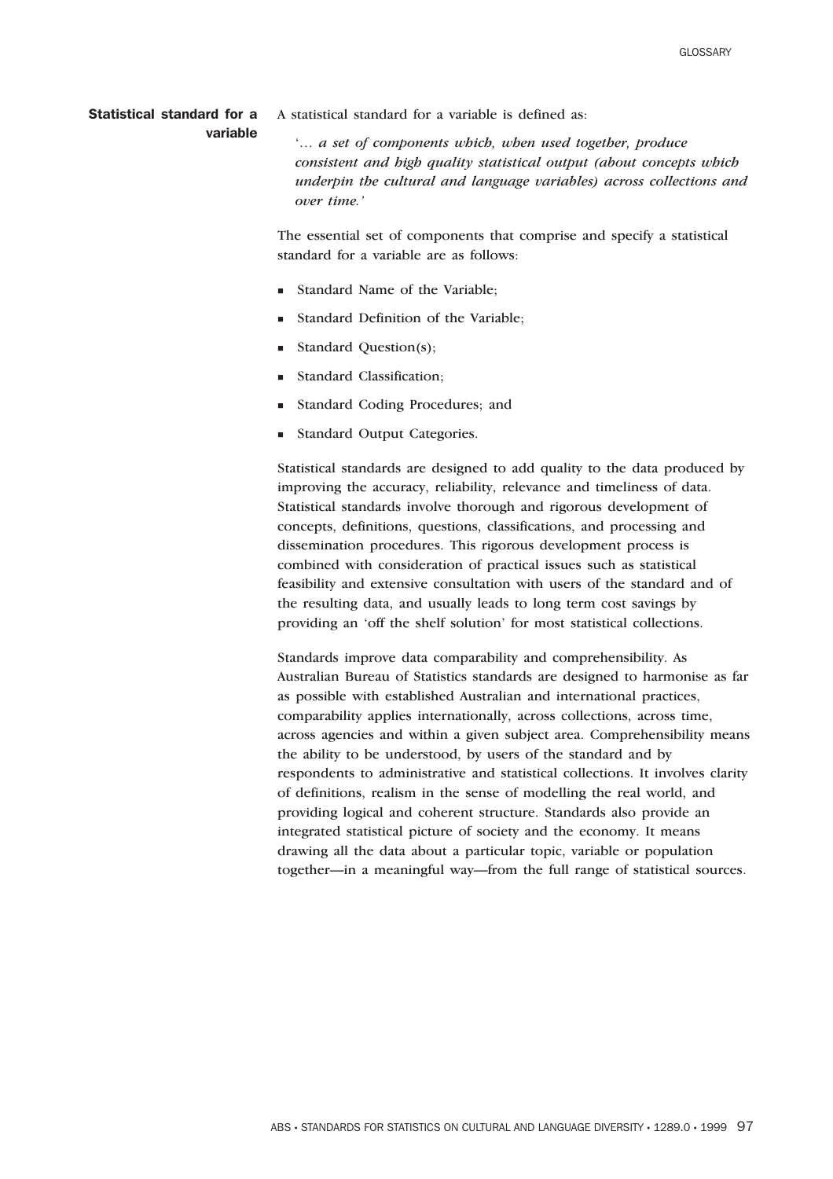**Statistical standard for a variable**

A statistical standard for a variable is defined as:

> '… ***a set of components which, when used together, produce consistent and high quality statistical output (about concepts which underpin the cultural and language variables) across collections and over time.***'

The essential set of components that comprise and specify a statistical standard for a variable are as follows:

- Standard Name of the Variable;
- Standard Definition of the Variable;
- Standard Question(s);
- Standard Classification;
- Standard Coding Procedures; and
- Standard Output Categories.

Statistical standards are designed to add quality to the data produced by improving the accuracy, reliability, relevance and timeliness of data. Statistical standards involve thorough and rigorous development of concepts, definitions, questions, classifications, and processing and dissemination procedures. This rigorous development process is combined with consideration of practical issues such as statistical feasibility and extensive consultation with users of the standard and of the resulting data, and usually leads to long term cost savings by providing an 'off the shelf solution' for most statistical collections.

Standards improve data comparability and comprehensibility. As Australian Bureau of Statistics standards are designed to harmonise as far as possible with established Australian and international practices, comparability applies internationally, across collections, across time, across agencies and within a given subject area. Comprehensibility means the ability to be understood, by users of the standard and by respondents to administrative and statistical collections. It involves clarity of definitions, realism in the sense of modelling the real world, and providing logical and coherent structure. Standards also provide an integrated statistical picture of society and the economy. It means drawing all the data about a particular topic, variable or population together—in a meaningful way—from the full range of statistical sources.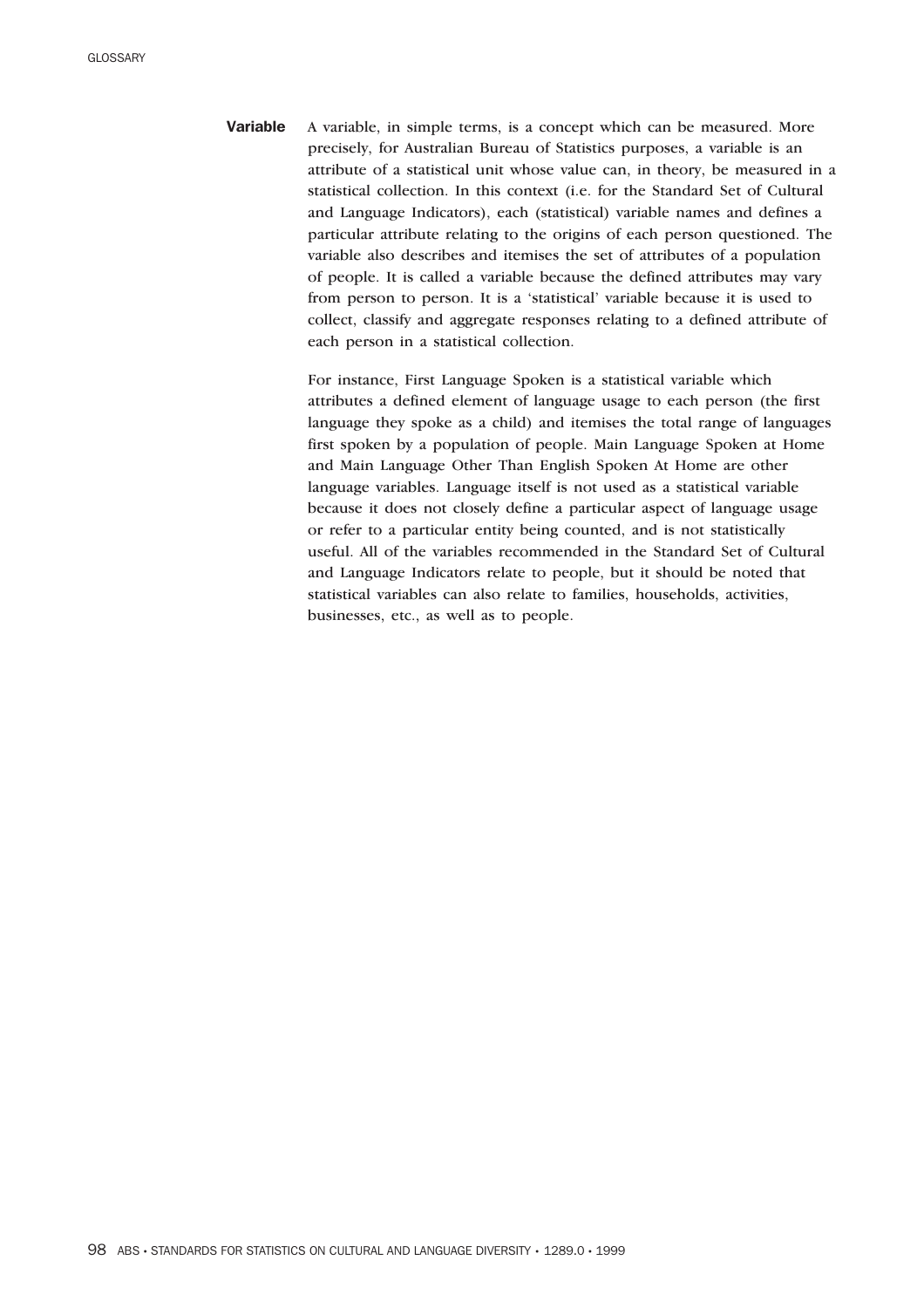**Variable** A variable, in simple terms, is a concept which can be measured. More precisely, for Australian Bureau of Statistics purposes, a variable is an attribute of a statistical unit whose value can, in theory, be measured in a statistical collection. In this context (i.e. for the Standard Set of Cultural and Language Indicators), each (statistical) variable names and defines a particular attribute relating to the origins of each person questioned. The variable also describes and itemises the set of attributes of a population of people. It is called a variable because the defined attributes may vary from person to person. It is a 'statistical' variable because it is used to collect, classify and aggregate responses relating to a defined attribute of each person in a statistical collection.

For instance, First Language Spoken is a statistical variable which attributes a defined element of language usage to each person (the first language they spoke as a child) and itemises the total range of languages first spoken by a population of people. Main Language Spoken at Home and Main Language Other Than English Spoken At Home are other language variables. Language itself is not used as a statistical variable because it does not closely define a particular aspect of language usage or refer to a particular entity being counted, and is not statistically useful. All of the variables recommended in the Standard Set of Cultural and Language Indicators relate to people, but it should be noted that statistical variables can also relate to families, households, activities, businesses, etc., as well as to people.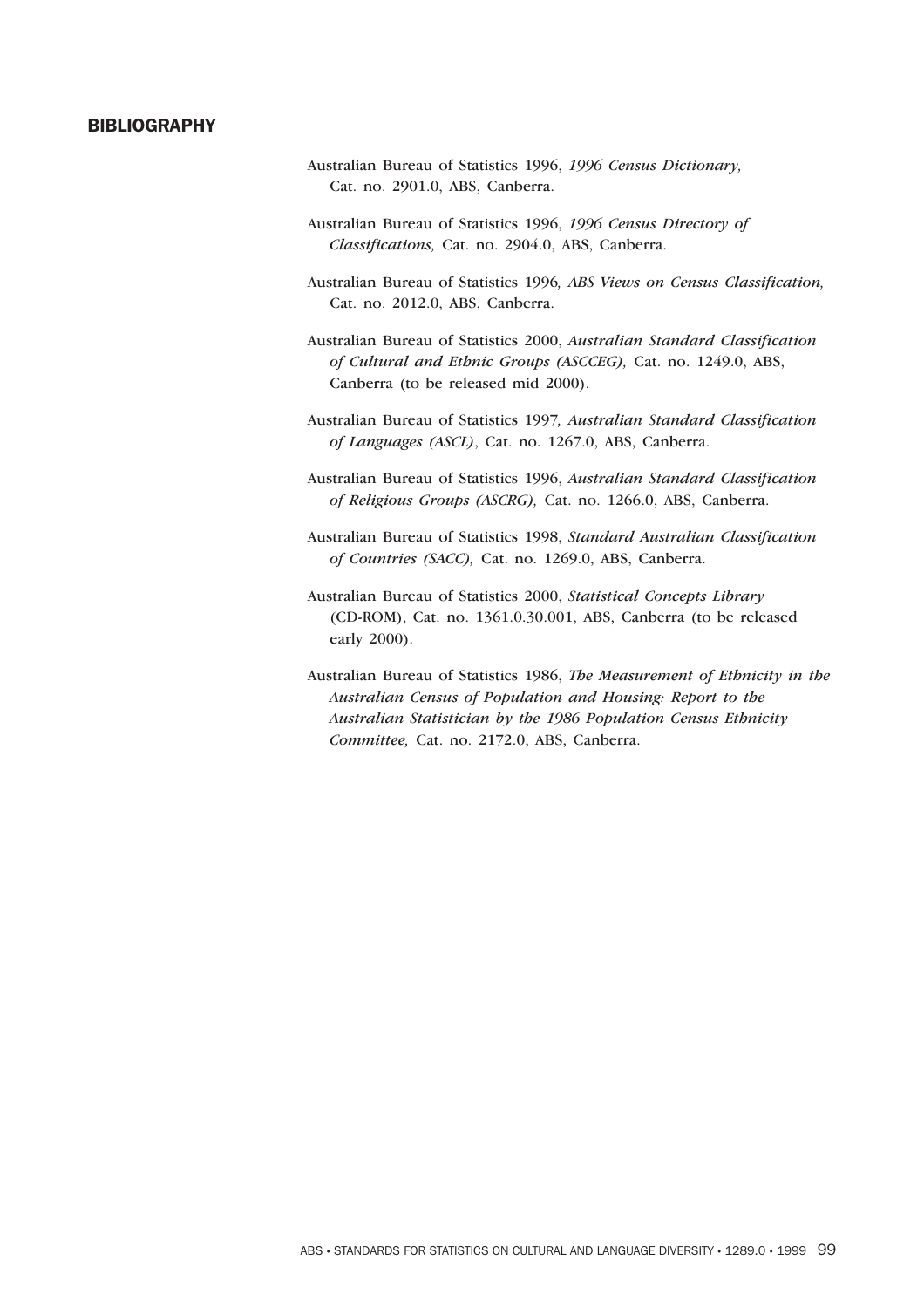## BIBLIOGRAPHY

Australian Bureau of Statistics 1996, *1996 Census Dictionary,* Cat. no. 2901.0, ABS, Canberra.

Australian Bureau of Statistics 1996, *1996 Census Directory of Classifications,* Cat. no. 2904.0, ABS, Canberra.

Australian Bureau of Statistics 1996*, ABS Views on Census Classification,* Cat. no. 2012.0, ABS, Canberra.

Australian Bureau of Statistics 2000, *Australian Standard Classification of Cultural and Ethnic Groups (ASCCEG),* Cat. no. 1249.0, ABS, Canberra (to be released mid 2000).

Australian Bureau of Statistics 1997*, Australian Standard Classification of Languages (ASCL)*, Cat. no. 1267.0, ABS, Canberra.

Australian Bureau of Statistics 1996, *Australian Standard Classification of Religious Groups (ASCRG),* Cat. no. 1266.0, ABS, Canberra.

Australian Bureau of Statistics 1998, *Standard Australian Classification of Countries (SACC),* Cat. no. 1269.0, ABS, Canberra.

Australian Bureau of Statistics 2000, *Statistical Concepts Library* (CD-ROM), Cat. no. 1361.0.30.001, ABS, Canberra (to be released early 2000).

Australian Bureau of Statistics 1986, *The Measurement of Ethnicity in the Australian Census of Population and Housing: Report to the Australian Statistician by the 1986 Population Census Ethnicity Committee,* Cat. no. 2172.0, ABS, Canberra.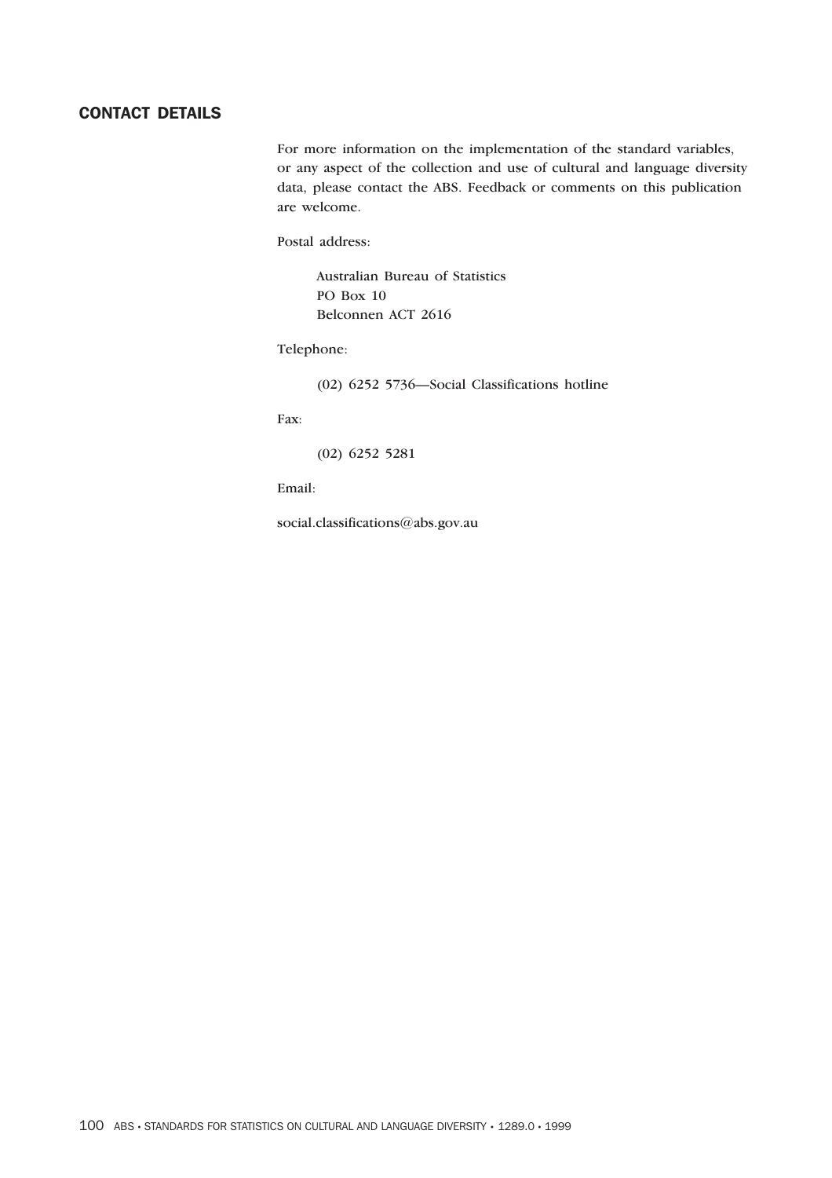## CONTACT DETAILS

For more information on the implementation of the standard variables, or any aspect of the collection and use of cultural and language diversity data, please contact the ABS. Feedback or comments on this publication are welcome.

Postal address:

Australian Bureau of Statistics
PO Box 10
Belconnen ACT 2616

Telephone:

(02) 6252 5736—Social Classifications hotline

Fax:

(02) 6252 5281

Email:

social.classifications@abs.gov.au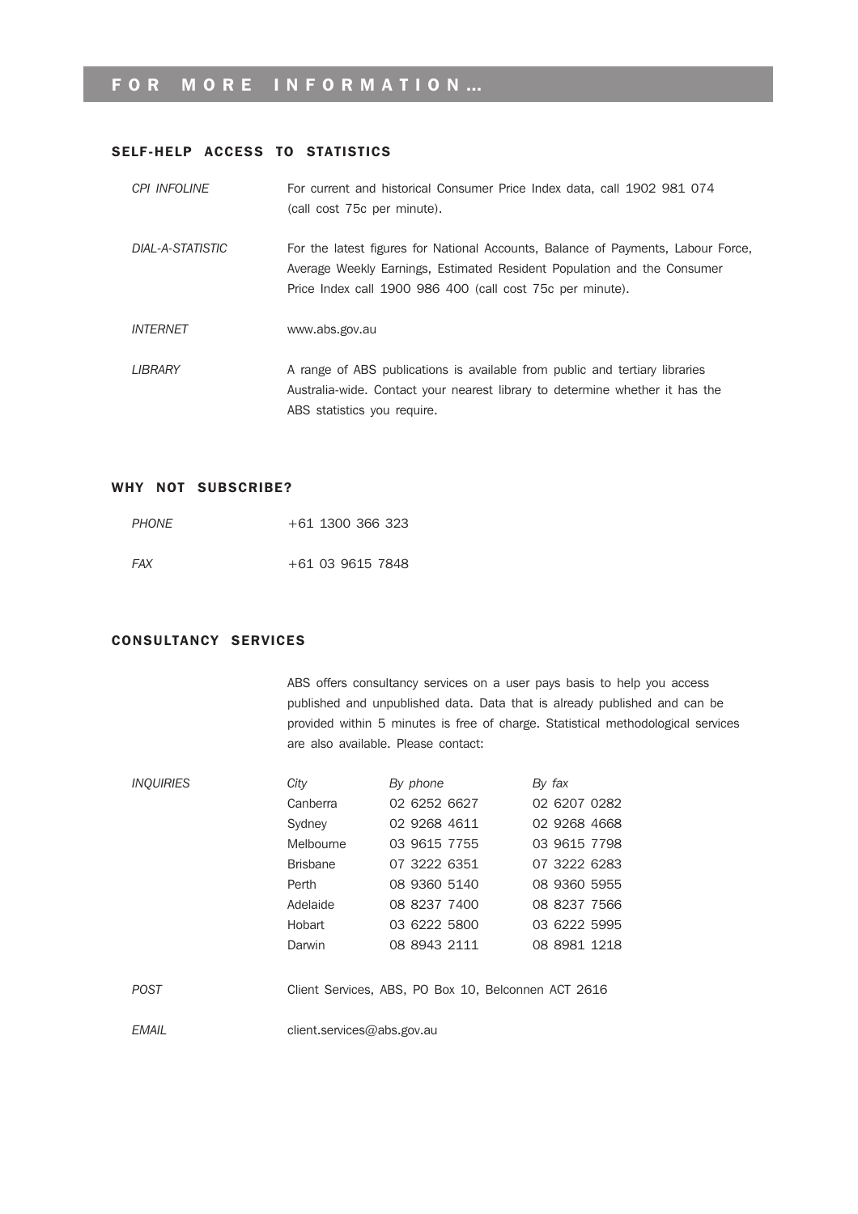# FOR MORE INFORMATION...

## SELF-HELP ACCESS TO STATISTICS

| | |
|---|---|
| *CPI INFOLINE* | For current and historical Consumer Price Index data, call 1902 981 074 (call cost 75c per minute). |
| *DIAL-A-STATISTIC* | For the latest figures for National Accounts, Balance of Payments, Labour Force, Average Weekly Earnings, Estimated Resident Population and the Consumer Price Index call 1900 986 400 (call cost 75c per minute). |
| *INTERNET* | www.abs.gov.au |
| *LIBRARY* | A range of ABS publications is available from public and tertiary libraries Australia-wide. Contact your nearest library to determine whether it has the ABS statistics you require. |

## WHY NOT SUBSCRIBE?

| | |
|---|---|
| *PHONE* | +61 1300 366 323 |
| *FAX* | +61 03 9615 7848 |

## CONSULTANCY SERVICES

ABS offers consultancy services on a user pays basis to help you access published and unpublished data. Data that is already published and can be provided within 5 minutes is free of charge. Statistical methodological services are also available. Please contact:

*INQUIRIES*

| *City* | *By phone* | *By fax* |
|---|---|---|
| Canberra | 02 6252 6627 | 02 6207 0282 |
| Sydney | 02 9268 4611 | 02 9268 4668 |
| Melbourne | 03 9615 7755 | 03 9615 7798 |
| Brisbane | 07 3222 6351 | 07 3222 6283 |
| Perth | 08 9360 5140 | 08 9360 5955 |
| Adelaide | 08 8237 7400 | 08 8237 7566 |
| Hobart | 03 6222 5800 | 03 6222 5995 |
| Darwin | 08 8943 2111 | 08 8981 1218 |

| | |
|---|---|
| *POST* | Client Services, ABS, PO Box 10, Belconnen ACT 2616 |
| *EMAIL* | client.services@abs.gov.au |